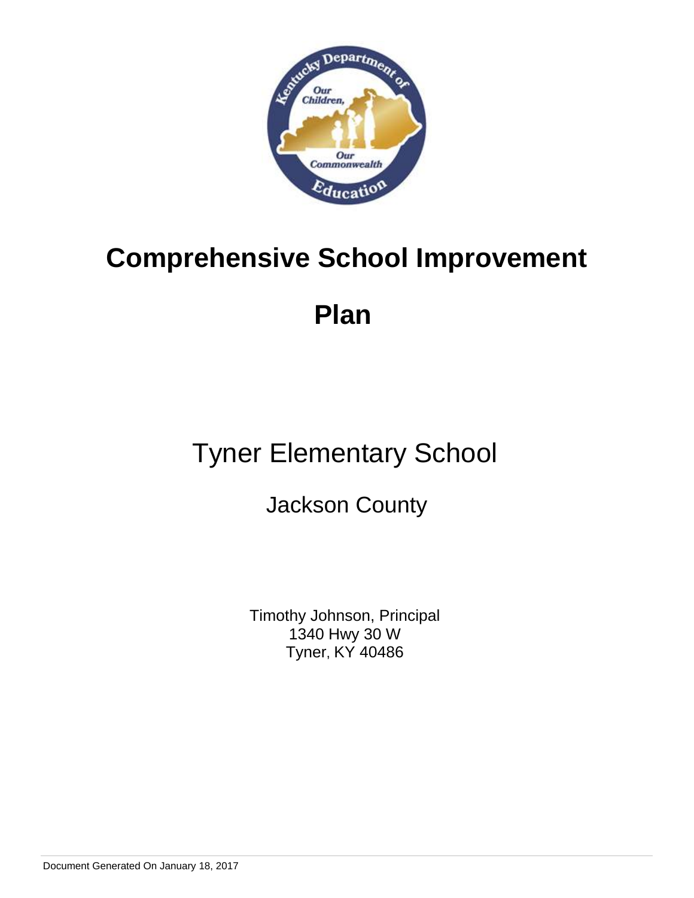# Comprehensive School Improvement Plan

## Tyner Elementary School

Jackson County

Timothy Johnson, Principal
1340 Hwy 30 W
Tyner, KY 40486

Document Generated On January 18, 2017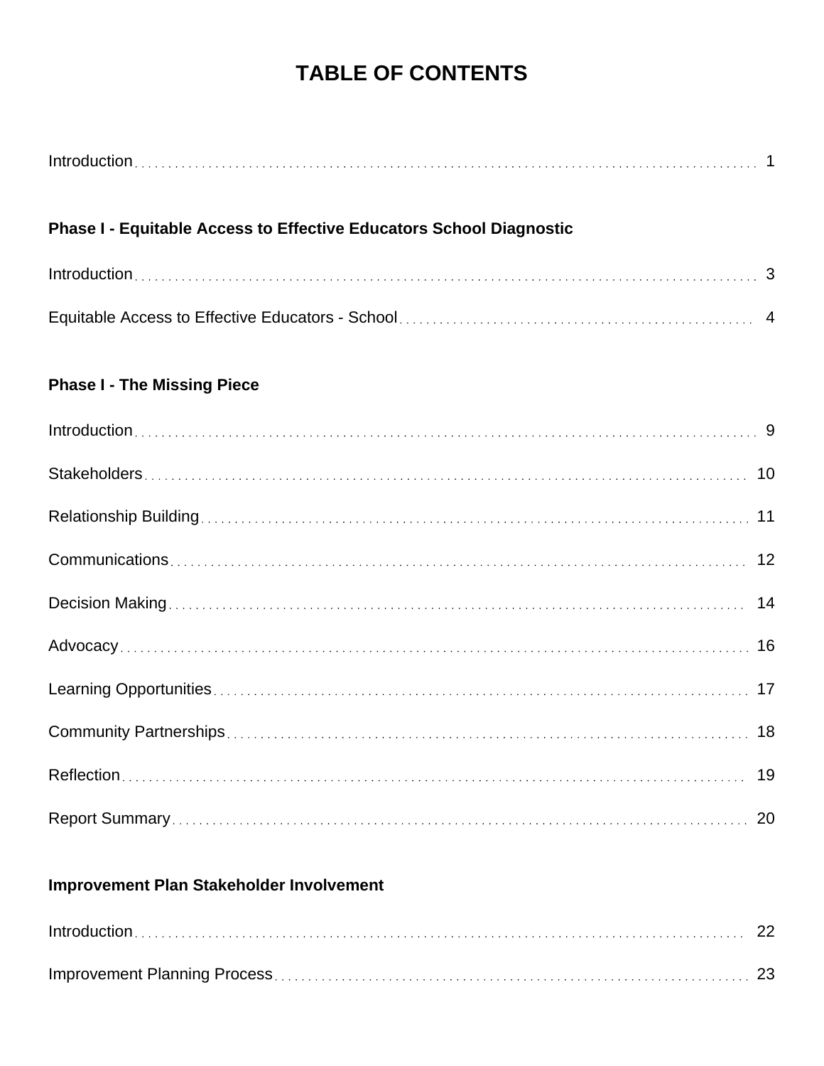# TABLE OF CONTENTS

Introduction . . . . . . . . . . 1

**Phase I - Equitable Access to Effective Educators School Diagnostic**

Introduction . . . . . . . . . . 3

Equitable Access to Effective Educators - School . . . . . . . . . . 4

**Phase I - The Missing Piece**

Introduction . . . . . . . . . . 9

Stakeholders . . . . . . . . . . 10

Relationship Building . . . . . . . . . . 11

Communications . . . . . . . . . . 12

Decision Making . . . . . . . . . . 14

Advocacy . . . . . . . . . . 16

Learning Opportunities . . . . . . . . . . 17

Community Partnerships . . . . . . . . . . 18

Reflection . . . . . . . . . . 19

Report Summary . . . . . . . . . . 20

**Improvement Plan Stakeholder Involvement**

Introduction . . . . . . . . . . 22

Improvement Planning Process . . . . . . . . . . 23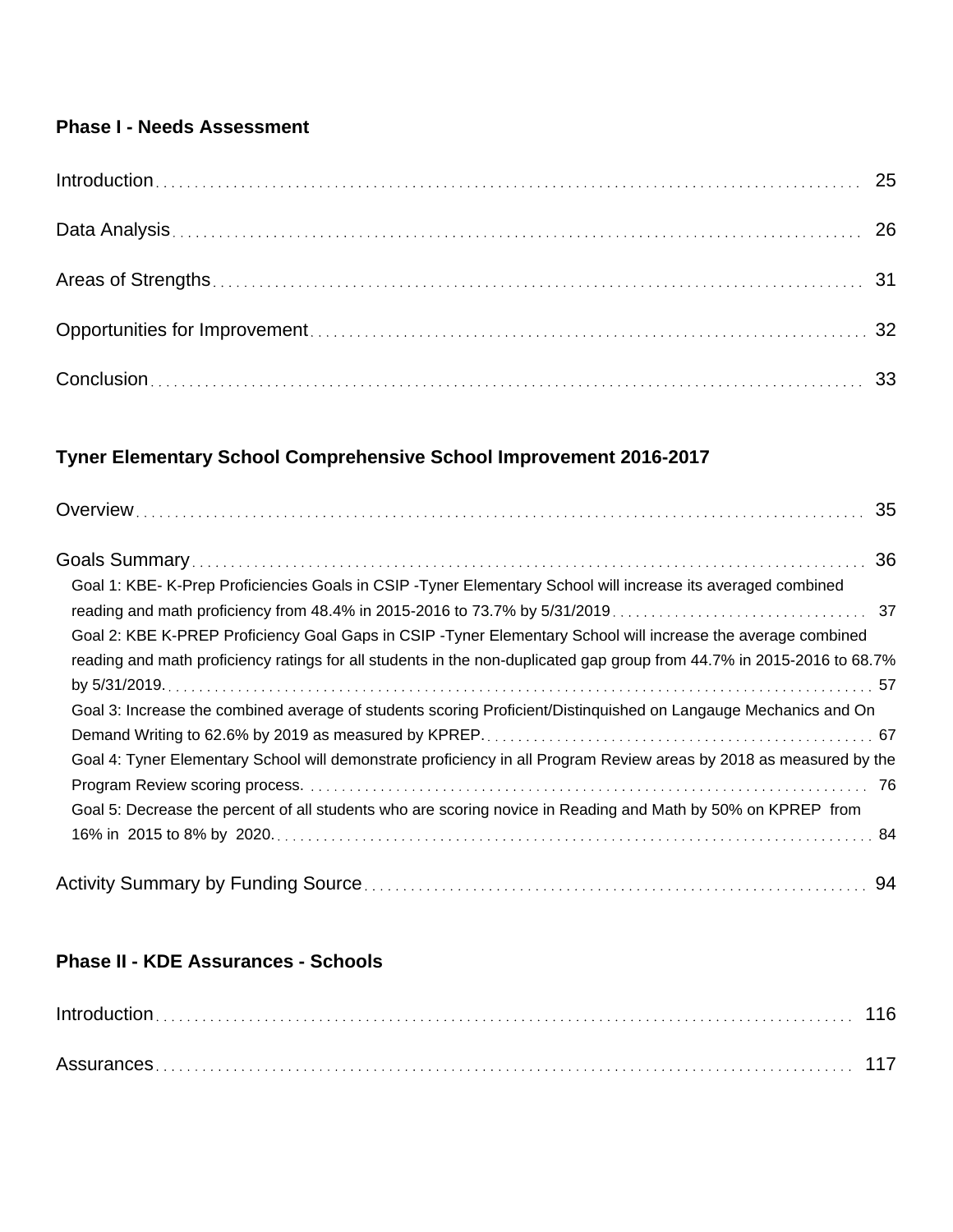**Phase I - Needs Assessment**

Introduction ........ 25

Data Analysis ........ 26

Areas of Strengths ........ 31

Opportunities for Improvement ........ 32

Conclusion ........ 33

**Tyner Elementary School Comprehensive School Improvement 2016-2017**

Overview ........ 35

Goals Summary ........ 36

- Goal 1: KBE- K-Prep Proficiencies Goals in CSIP -Tyner Elementary School will increase its averaged combined reading and math proficiency from 48.4% in 2015-2016 to 73.7% by 5/31/2019 ........ 37
- Goal 2: KBE K-PREP Proficiency Goal Gaps in CSIP -Tyner Elementary School will increase the average combined reading and math proficiency ratings for all students in the non-duplicated gap group from 44.7% in 2015-2016 to 68.7% by 5/31/2019. ........ 57
- Goal 3: Increase the combined average of students scoring Proficient/Distinquished on Langauge Mechanics and On Demand Writing to 62.6% by 2019 as measured by KPREP. ........ 67
- Goal 4: Tyner Elementary School will demonstrate proficiency in all Program Review areas by 2018 as measured by the Program Review scoring process. ........ 76
- Goal 5: Decrease the percent of all students who are scoring novice in Reading and Math by 50% on KPREP from 16% in 2015 to 8% by 2020. ........ 84

Activity Summary by Funding Source ........ 94

**Phase II - KDE Assurances - Schools**

Introduction ........ 116

Assurances ........ 117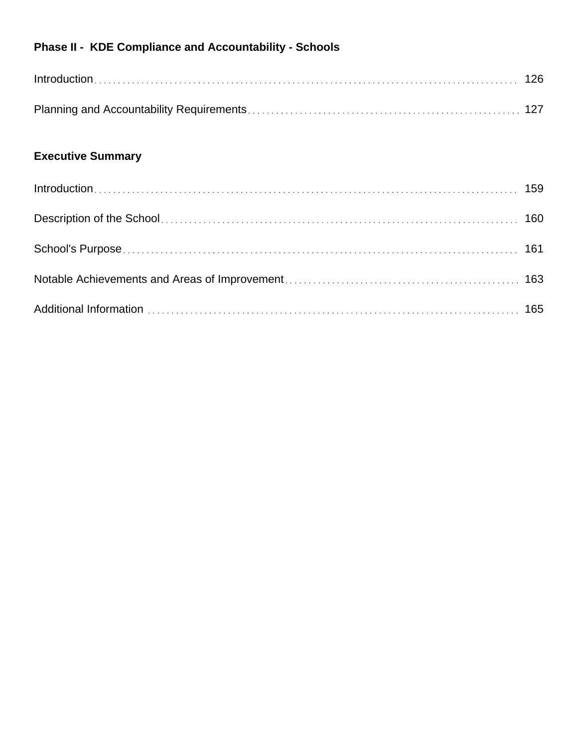**Phase II - KDE Compliance and Accountability - Schools**

Introduction . . . . . . . . . . 126

Planning and Accountability Requirements . . . . . . . . . . 127

**Executive Summary**

Introduction . . . . . . . . . . 159

Description of the School . . . . . . . . . . 160

School's Purpose . . . . . . . . . . 161

Notable Achievements and Areas of Improvement . . . . . . . . . . 163

Additional Information . . . . . . . . . . 165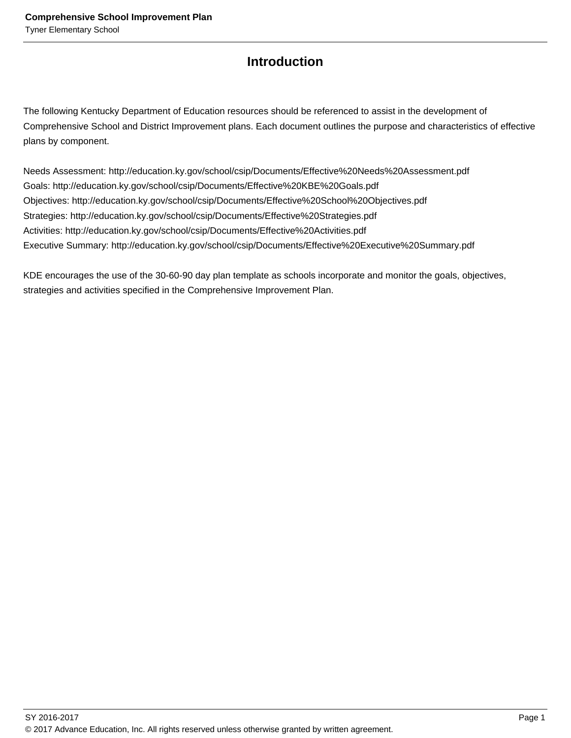# Introduction

The following Kentucky Department of Education resources should be referenced to assist in the development of Comprehensive School and District Improvement plans. Each document outlines the purpose and characteristics of effective plans by component.

Needs Assessment: http://education.ky.gov/school/csip/Documents/Effective%20Needs%20Assessment.pdf
Goals: http://education.ky.gov/school/csip/Documents/Effective%20KBE%20Goals.pdf
Objectives: http://education.ky.gov/school/csip/Documents/Effective%20School%20Objectives.pdf
Strategies: http://education.ky.gov/school/csip/Documents/Effective%20Strategies.pdf
Activities: http://education.ky.gov/school/csip/Documents/Effective%20Activities.pdf
Executive Summary: http://education.ky.gov/school/csip/Documents/Effective%20Executive%20Summary.pdf

KDE encourages the use of the 30-60-90 day plan template as schools incorporate and monitor the goals, objectives, strategies and activities specified in the Comprehensive Improvement Plan.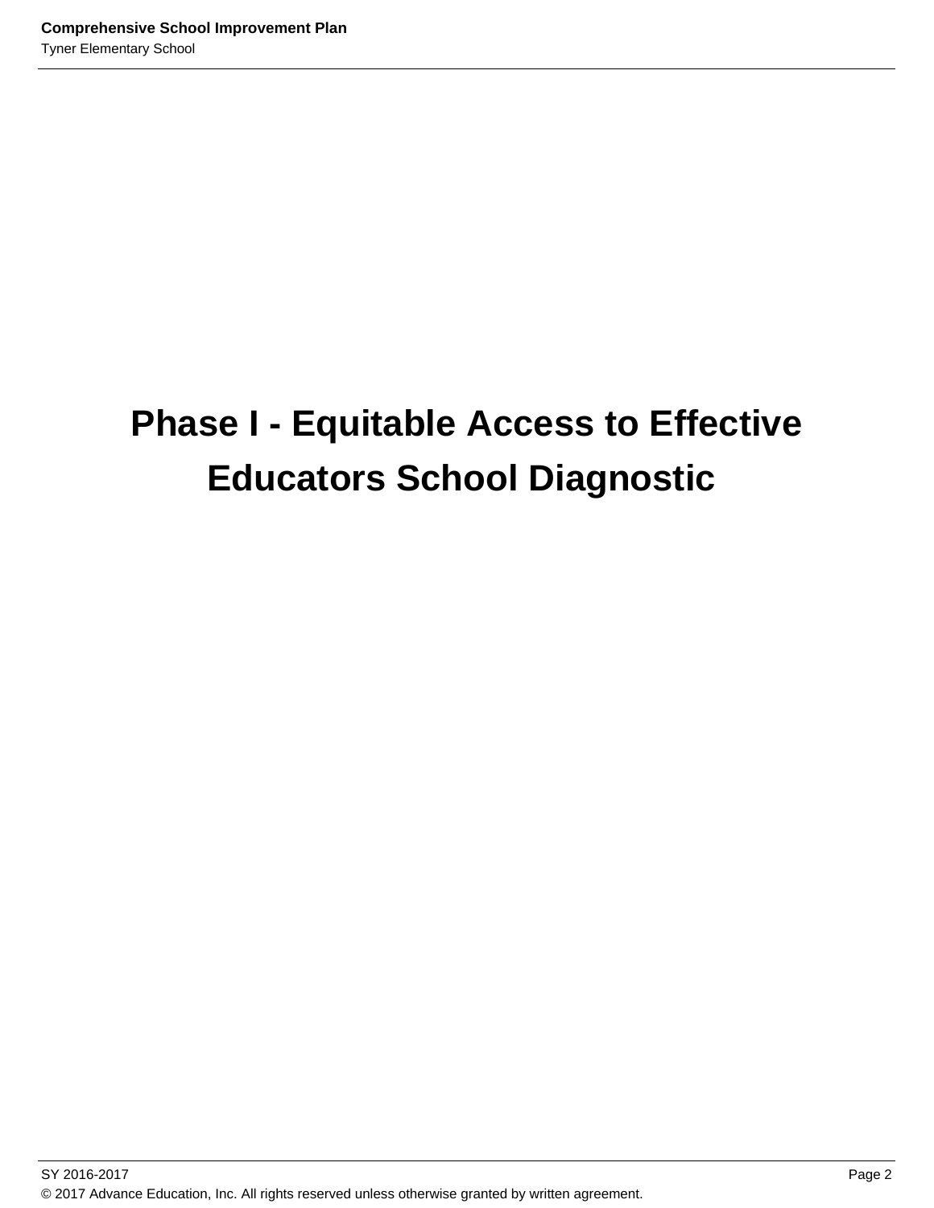# Phase I - Equitable Access to Effective Educators School Diagnostic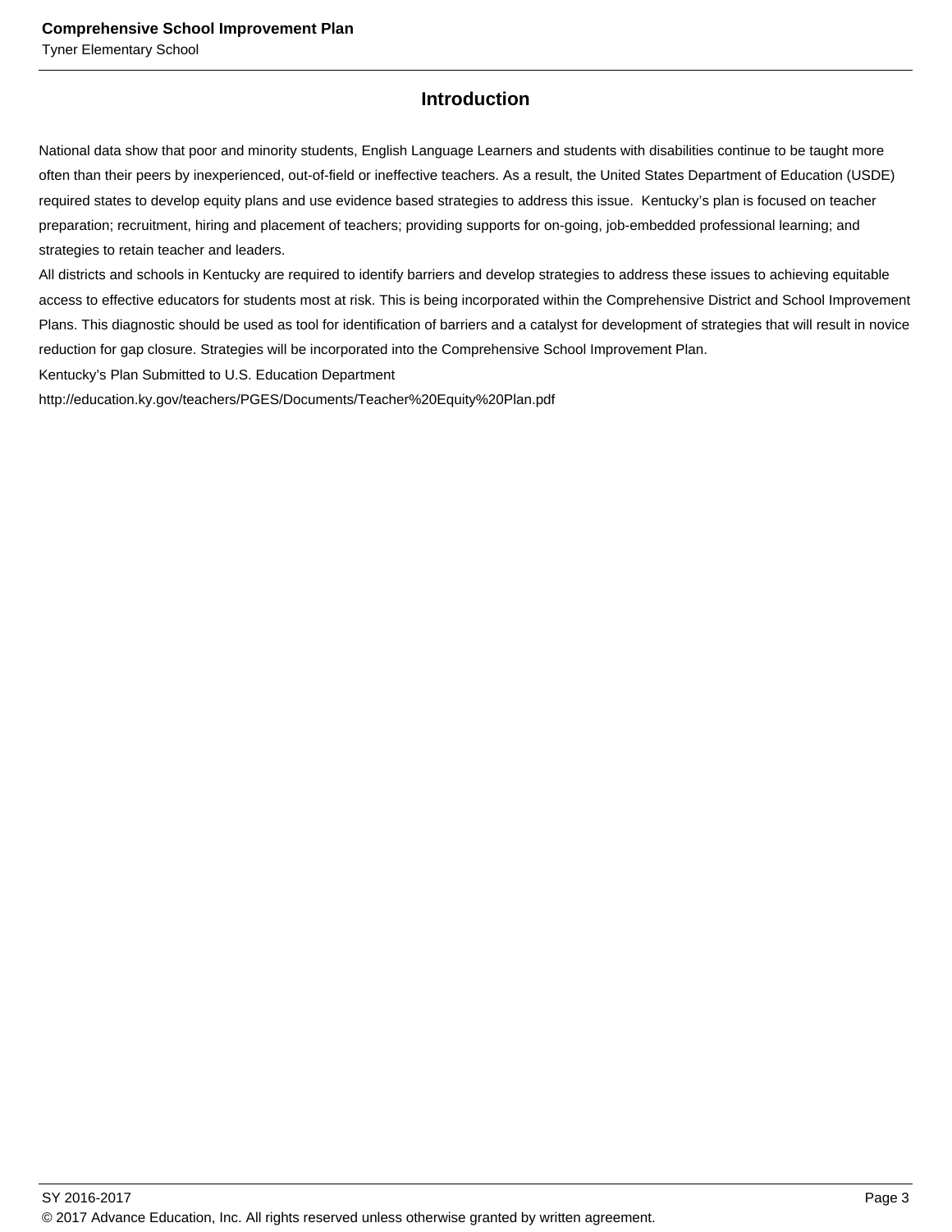## Introduction

National data show that poor and minority students, English Language Learners and students with disabilities continue to be taught more often than their peers by inexperienced, out-of-field or ineffective teachers. As a result, the United States Department of Education (USDE) required states to develop equity plans and use evidence based strategies to address this issue.  Kentucky's plan is focused on teacher preparation; recruitment, hiring and placement of teachers; providing supports for on-going, job-embedded professional learning; and strategies to retain teacher and leaders.

All districts and schools in Kentucky are required to identify barriers and develop strategies to address these issues to achieving equitable access to effective educators for students most at risk. This is being incorporated within the Comprehensive District and School Improvement Plans. This diagnostic should be used as tool for identification of barriers and a catalyst for development of strategies that will result in novice reduction for gap closure. Strategies will be incorporated into the Comprehensive School Improvement Plan.

Kentucky's Plan Submitted to U.S. Education Department

http://education.ky.gov/teachers/PGES/Documents/Teacher%20Equity%20Plan.pdf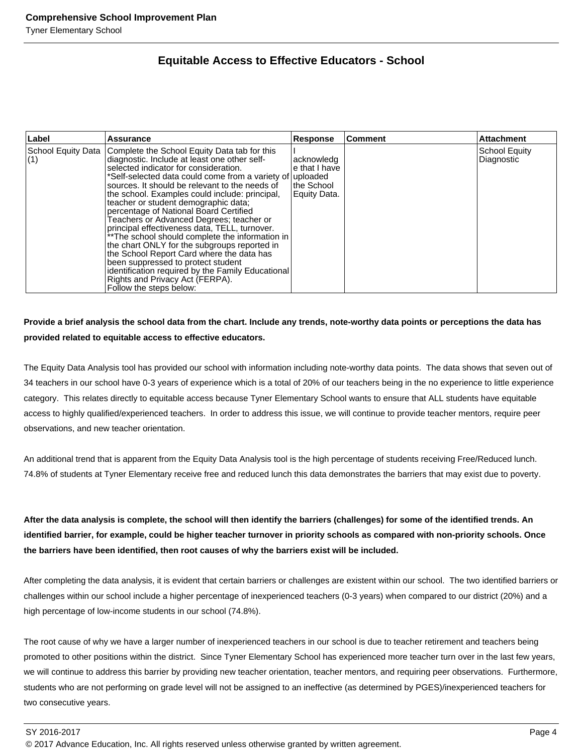## Equitable Access to Effective Educators - School

| Label | Assurance | Response | Comment | Attachment |
| --- | --- | --- | --- | --- |
| School Equity Data (1) | Complete the School Equity Data tab for this diagnostic. Include at least one other self-selected indicator for consideration. *Self-selected data could come from a variety of sources. It should be relevant to the needs of the school. Examples could include: principal, teacher or student demographic data; percentage of National Board Certified Teachers or Advanced Degrees; teacher or principal effectiveness data, TELL, turnover. **The school should complete the information in the chart ONLY for the subgroups reported in the School Report Card where the data has been suppressed to protect student identification required by the Family Educational Rights and Privacy Act (FERPA). Follow the steps below: | I acknowledge that I have uploaded the School Equity Data. | | School Equity Diagnostic |

**Provide a brief analysis the school data from the chart. Include any trends, note-worthy data points or perceptions the data has provided related to equitable access to effective educators.**

The Equity Data Analysis tool has provided our school with information including note-worthy data points. The data shows that seven out of 34 teachers in our school have 0-3 years of experience which is a total of 20% of our teachers being in the no experience to little experience category. This relates directly to equitable access because Tyner Elementary School wants to ensure that ALL students have equitable access to highly qualified/experienced teachers. In order to address this issue, we will continue to provide teacher mentors, require peer observations, and new teacher orientation.

An additional trend that is apparent from the Equity Data Analysis tool is the high percentage of students receiving Free/Reduced lunch. 74.8% of students at Tyner Elementary receive free and reduced lunch this data demonstrates the barriers that may exist due to poverty.

**After the data analysis is complete, the school will then identify the barriers (challenges) for some of the identified trends. An identified barrier, for example, could be higher teacher turnover in priority schools as compared with non-priority schools. Once the barriers have been identified, then root causes of why the barriers exist will be included.**

After completing the data analysis, it is evident that certain barriers or challenges are existent within our school. The two identified barriers or challenges within our school include a higher percentage of inexperienced teachers (0-3 years) when compared to our district (20%) and a high percentage of low-income students in our school (74.8%).

The root cause of why we have a larger number of inexperienced teachers in our school is due to teacher retirement and teachers being promoted to other positions within the district. Since Tyner Elementary School has experienced more teacher turn over in the last few years, we will continue to address this barrier by providing new teacher orientation, teacher mentors, and requiring peer observations. Furthermore, students who are not performing on grade level will not be assigned to an ineffective (as determined by PGES)/inexperienced teachers for two consecutive years.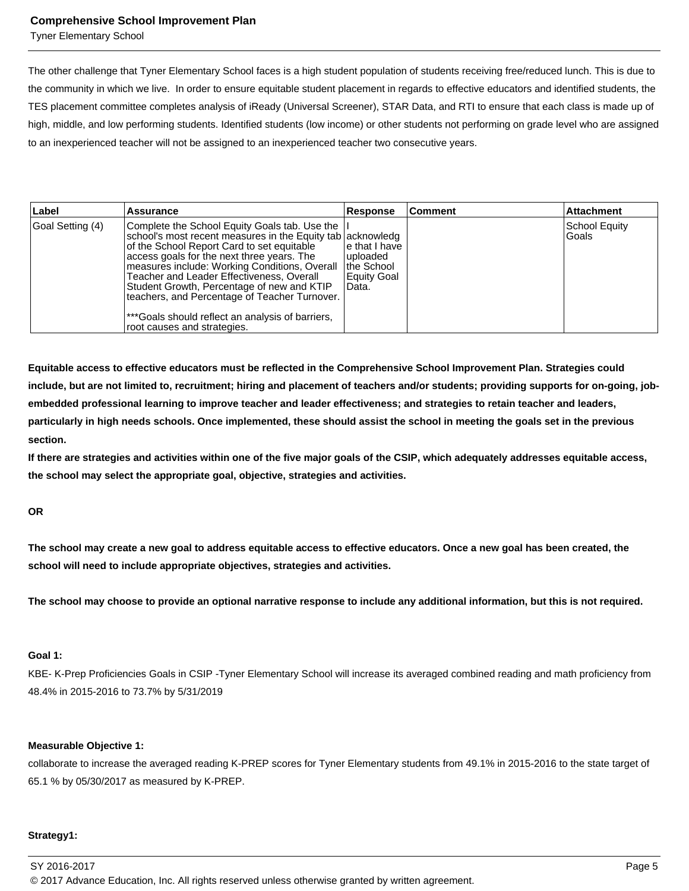The other challenge that Tyner Elementary School faces is a high student population of students receiving free/reduced lunch. This is due to the community in which we live. In order to ensure equitable student placement in regards to effective educators and identified students, the TES placement committee completes analysis of iReady (Universal Screener), STAR Data, and RTI to ensure that each class is made up of high, middle, and low performing students. Identified students (low income) or other students not performing on grade level who are assigned to an inexperienced teacher will not be assigned to an inexperienced teacher two consecutive years.

| Label | Assurance | Response | Comment | Attachment |
|---|---|---|---|---|
| Goal Setting (4) | Complete the School Equity Goals tab. Use the school's most recent measures in the Equity tab of the School Report Card to set equitable access goals for the next three years. The measures include: Working Conditions, Overall Teacher and Leader Effectiveness, Overall Student Growth, Percentage of new and KTIP teachers, and Percentage of Teacher Turnover.<br><br>***Goals should reflect an analysis of barriers, root causes and strategies. | I acknowledge that I have uploaded the School Equity Goal Data. | | School Equity Goals |

**Equitable access to effective educators must be reflected in the Comprehensive School Improvement Plan. Strategies could include, but are not limited to, recruitment; hiring and placement of teachers and/or students; providing supports for on-going, job-embedded professional learning to improve teacher and leader effectiveness; and strategies to retain teacher and leaders, particularly in high needs schools. Once implemented, these should assist the school in meeting the goals set in the previous section.**

**If there are strategies and activities within one of the five major goals of the CSIP, which adequately addresses equitable access, the school may select the appropriate goal, objective, strategies and activities.**

**OR**

**The school may create a new goal to address equitable access to effective educators. Once a new goal has been created, the school will need to include appropriate objectives, strategies and activities.**

**The school may choose to provide an optional narrative response to include any additional information, but this is not required.**

**Goal 1:**

KBE- K-Prep Proficiencies Goals in CSIP -Tyner Elementary School will increase its averaged combined reading and math proficiency from 48.4% in 2015-2016 to 73.7% by 5/31/2019

**Measurable Objective 1:**

collaborate to increase the averaged reading K-PREP scores for Tyner Elementary students from 49.1% in 2015-2016 to the state target of 65.1 % by 05/30/2017 as measured by K-PREP.

**Strategy1:**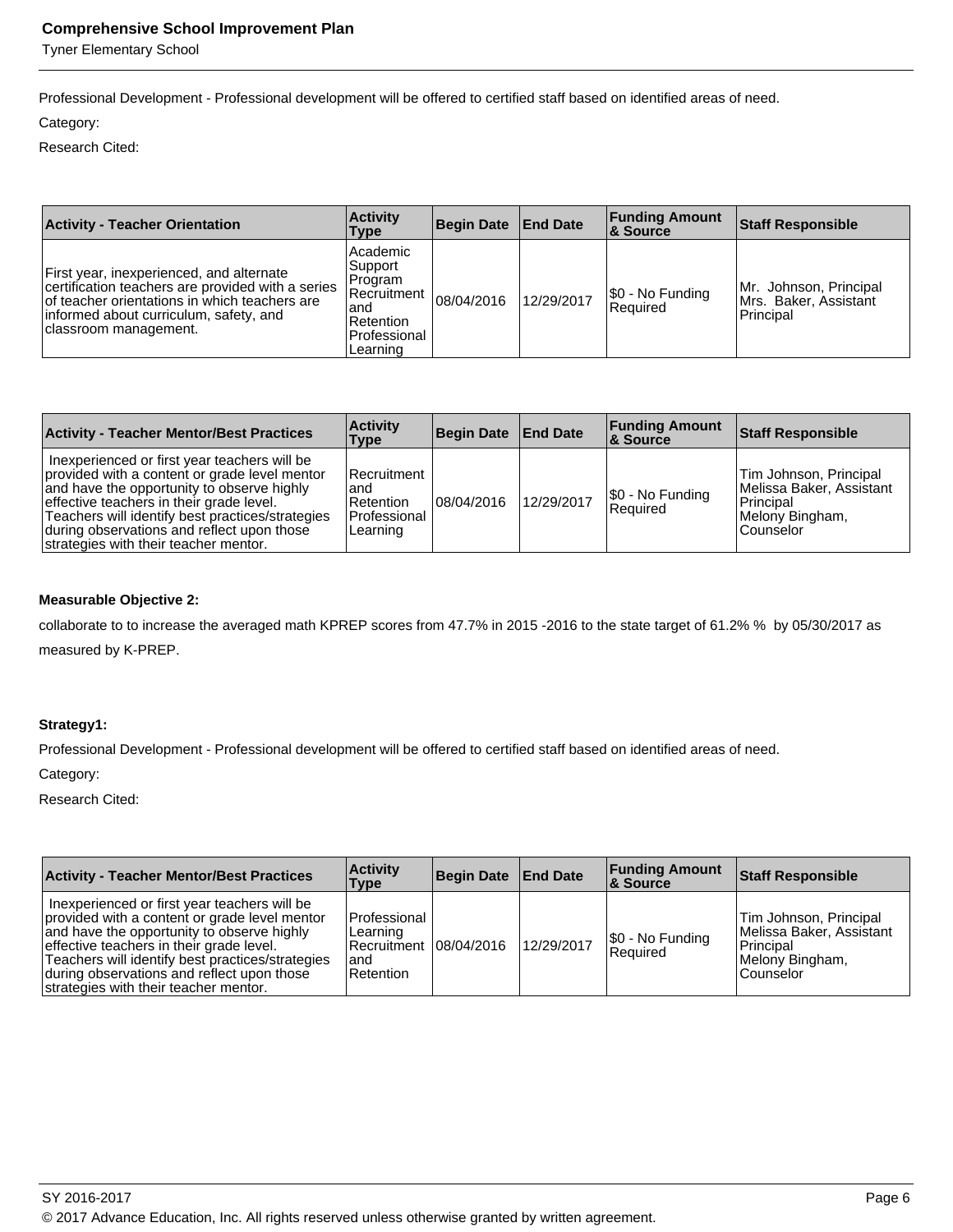Professional Development - Professional development will be offered to certified staff based on identified areas of need.

Category:

Research Cited:

| Activity - Teacher Orientation | Activity Type | Begin Date | End Date | Funding Amount & Source | Staff Responsible |
|---|---|---|---|---|---|
| First year, inexperienced, and alternate certification teachers are provided with a series of teacher orientations in which teachers are informed about curriculum, safety, and classroom management. | Academic Support Program Recruitment and Retention Professional Learning | 08/04/2016 | 12/29/2017 | $0 - No Funding Required | Mr. Johnson, Principal Mrs. Baker, Assistant Principal |

| Activity - Teacher Mentor/Best Practices | Activity Type | Begin Date | End Date | Funding Amount & Source | Staff Responsible |
|---|---|---|---|---|---|
| Inexperienced or first year teachers will be provided with a content or grade level mentor and have the opportunity to observe highly effective teachers in their grade level. Teachers will identify best practices/strategies during observations and reflect upon those strategies with their teacher mentor. | Recruitment and Retention Professional Learning | 08/04/2016 | 12/29/2017 | $0 - No Funding Required | Tim Johnson, Principal Melissa Baker, Assistant Principal Melony Bingham, Counselor |

**Measurable Objective 2:**

collaborate to to increase the averaged math KPREP scores from 47.7% in 2015 -2016 to the state target of 61.2% % by 05/30/2017 as measured by K-PREP.

**Strategy1:**

Professional Development - Professional development will be offered to certified staff based on identified areas of need.

Category:

Research Cited:

| Activity - Teacher Mentor/Best Practices | Activity Type | Begin Date | End Date | Funding Amount & Source | Staff Responsible |
|---|---|---|---|---|---|
| Inexperienced or first year teachers will be provided with a content or grade level mentor and have the opportunity to observe highly effective teachers in their grade level. Teachers will identify best practices/strategies during observations and reflect upon those strategies with their teacher mentor. | Professional Learning Recruitment and Retention | 08/04/2016 | 12/29/2017 | $0 - No Funding Required | Tim Johnson, Principal Melissa Baker, Assistant Principal Melony Bingham, Counselor |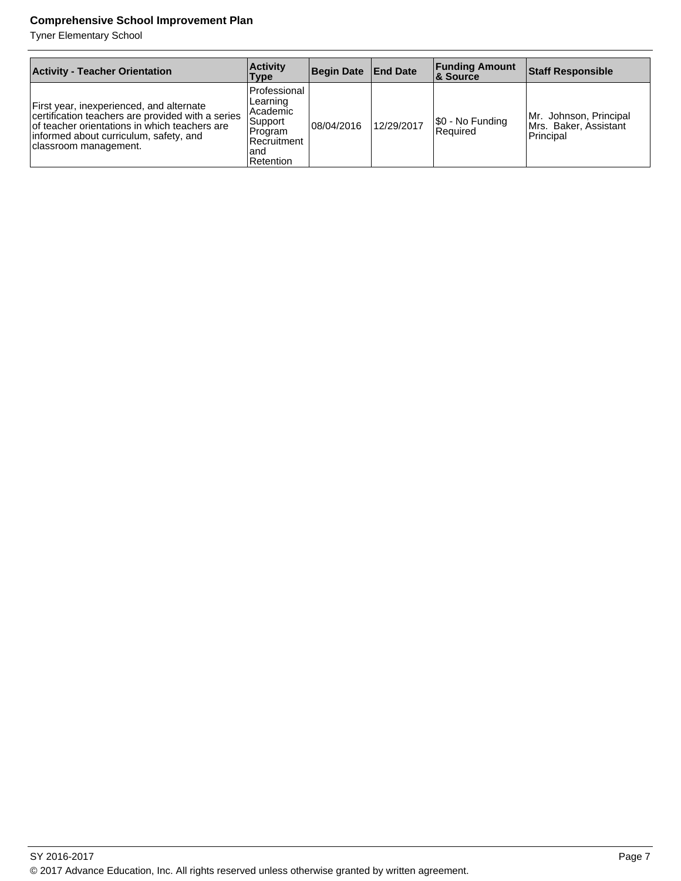| Activity - Teacher Orientation | Activity Type | Begin Date | End Date | Funding Amount & Source | Staff Responsible |
|---|---|---|---|---|---|
| First year, inexperienced, and alternate certification teachers are provided with a series of teacher orientations in which teachers are informed about curriculum, safety, and classroom management. | Professional Learning Academic Support Program Recruitment and Retention | 08/04/2016 | 12/29/2017 | $0 - No Funding Required | Mr. Johnson, Principal Mrs. Baker, Assistant Principal |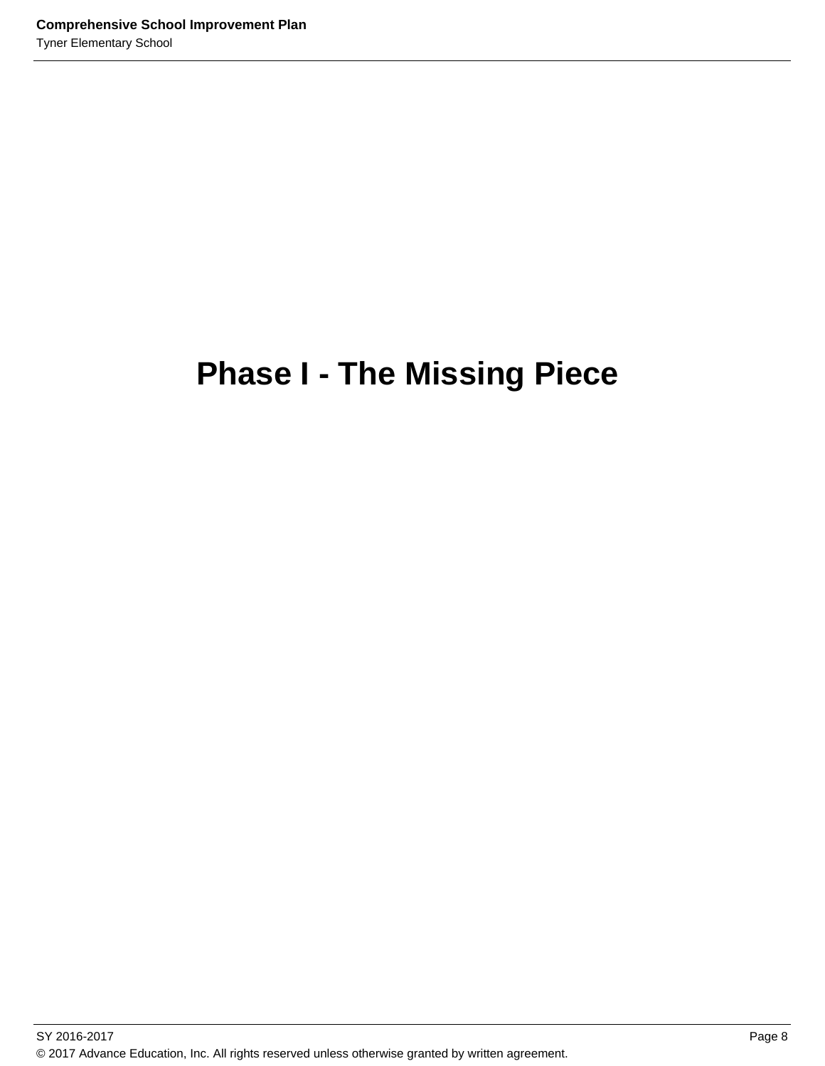# Phase I - The Missing Piece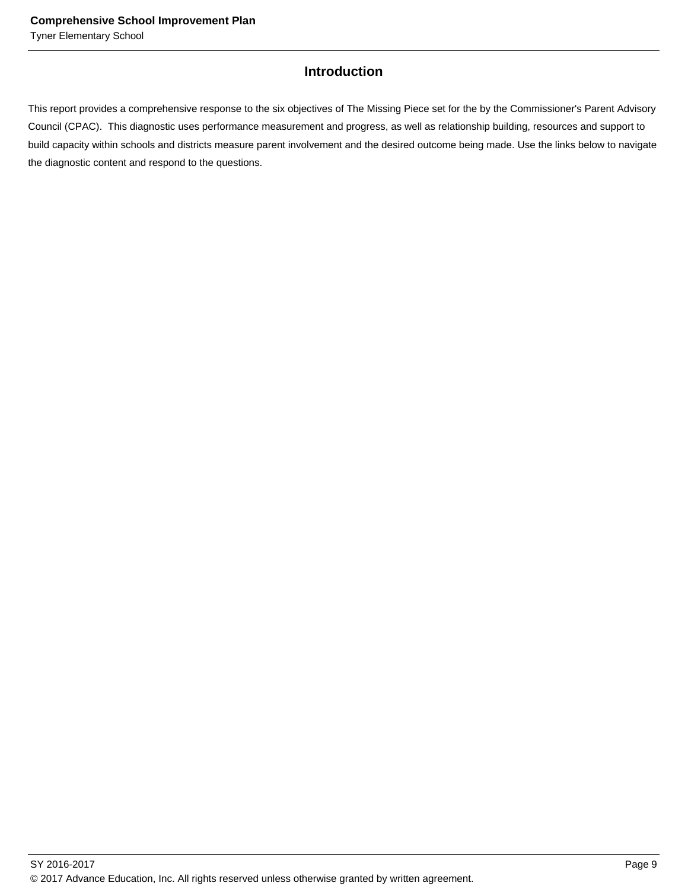## Introduction

This report provides a comprehensive response to the six objectives of The Missing Piece set for the by the Commissioner's Parent Advisory Council (CPAC).  This diagnostic uses performance measurement and progress, as well as relationship building, resources and support to build capacity within schools and districts measure parent involvement and the desired outcome being made. Use the links below to navigate the diagnostic content and respond to the questions.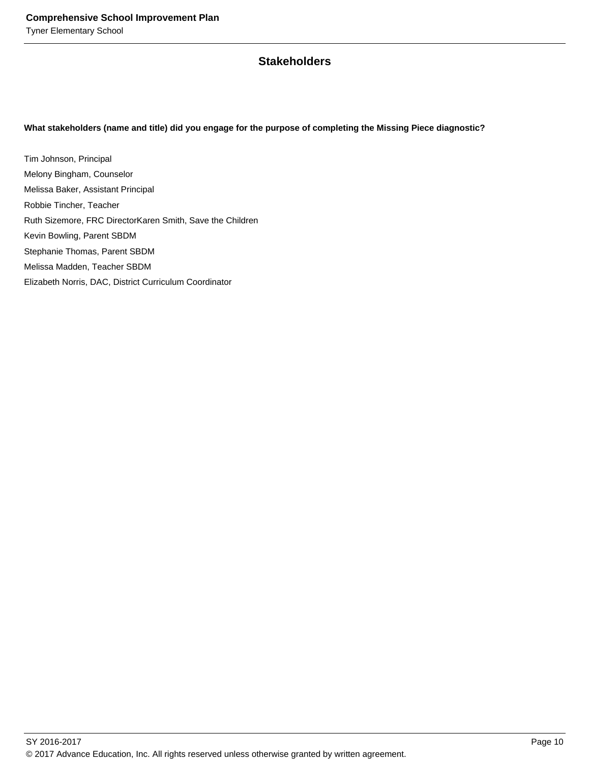## Stakeholders

**What stakeholders (name and title) did you engage for the purpose of completing the Missing Piece diagnostic?**

Tim Johnson, Principal

Melony Bingham, Counselor

Melissa Baker, Assistant Principal

Robbie Tincher, Teacher

Ruth Sizemore, FRC DirectorKaren Smith, Save the Children

Kevin Bowling, Parent SBDM

Stephanie Thomas, Parent SBDM

Melissa Madden, Teacher SBDM

Elizabeth Norris, DAC, District Curriculum Coordinator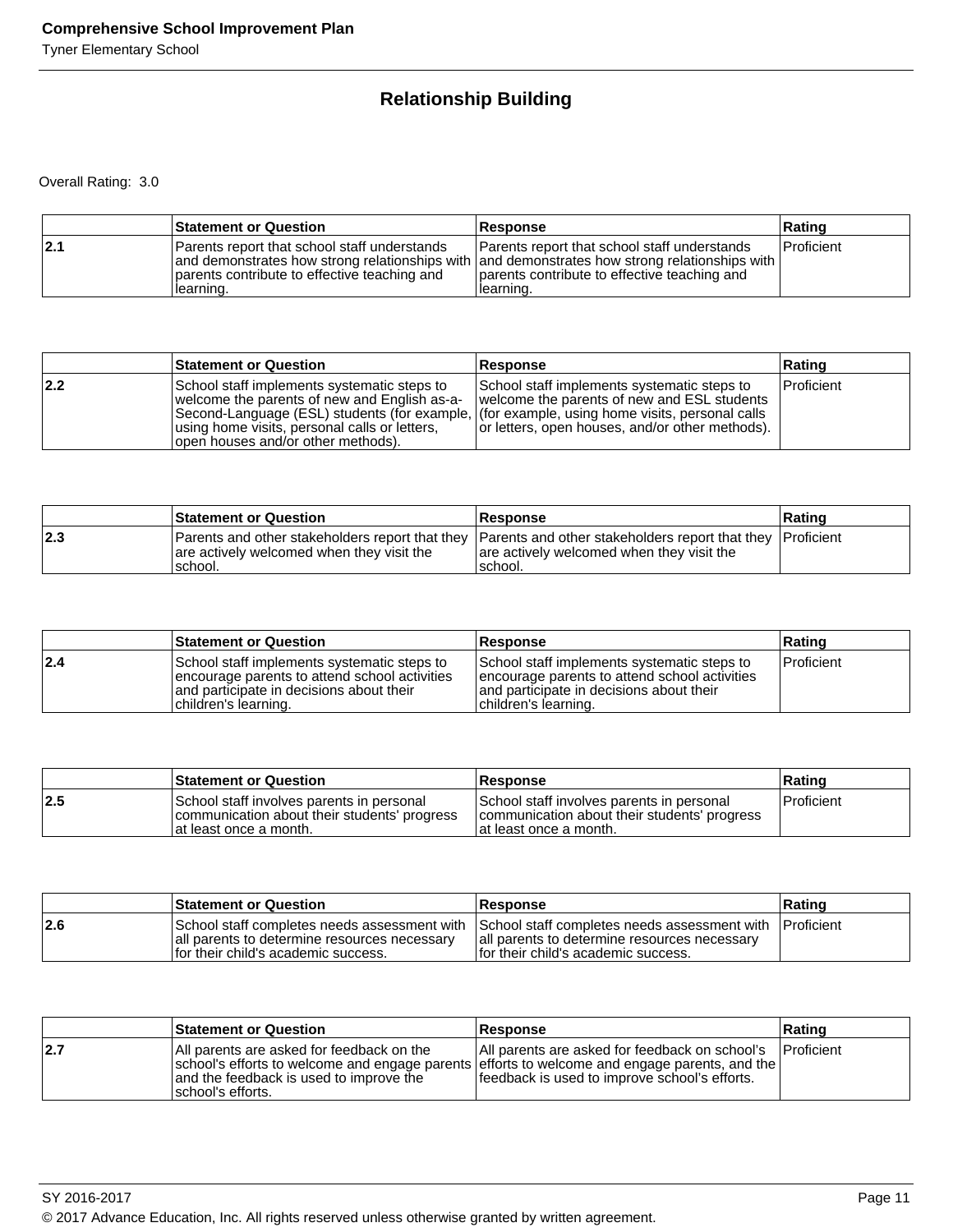## Relationship Building

Overall Rating: 3.0

| | Statement or Question | Response | Rating |
|---|---|---|---|
| 2.1 | Parents report that school staff understands and demonstrates how strong relationships with parents contribute to effective teaching and learning. | Parents report that school staff understands and demonstrates how strong relationships with parents contribute to effective teaching and learning. | Proficient |

| | Statement or Question | Response | Rating |
|---|---|---|---|
| 2.2 | School staff implements systematic steps to welcome the parents of new and English as-a-Second-Language (ESL) students (for example, using home visits, personal calls or letters, open houses and/or other methods). | School staff implements systematic steps to welcome the parents of new and ESL students (for example, using home visits, personal calls or letters, open houses, and/or other methods). | Proficient |

| | Statement or Question | Response | Rating |
|---|---|---|---|
| 2.3 | Parents and other stakeholders report that they are actively welcomed when they visit the school. | Parents and other stakeholders report that they are actively welcomed when they visit the school. | Proficient |

| | Statement or Question | Response | Rating |
|---|---|---|---|
| 2.4 | School staff implements systematic steps to encourage parents to attend school activities and participate in decisions about their children's learning. | School staff implements systematic steps to encourage parents to attend school activities and participate in decisions about their children's learning. | Proficient |

| | Statement or Question | Response | Rating |
|---|---|---|---|
| 2.5 | School staff involves parents in personal communication about their students' progress at least once a month. | School staff involves parents in personal communication about their students' progress at least once a month. | Proficient |

| | Statement or Question | Response | Rating |
|---|---|---|---|
| 2.6 | School staff completes needs assessment with all parents to determine resources necessary for their child's academic success. | School staff completes needs assessment with all parents to determine resources necessary for their child's academic success. | Proficient |

| | Statement or Question | Response | Rating |
|---|---|---|---|
| 2.7 | All parents are asked for feedback on the school's efforts to welcome and engage parents and the feedback is used to improve the school's efforts. | All parents are asked for feedback on school's efforts to welcome and engage parents, and the feedback is used to improve school's efforts. | Proficient |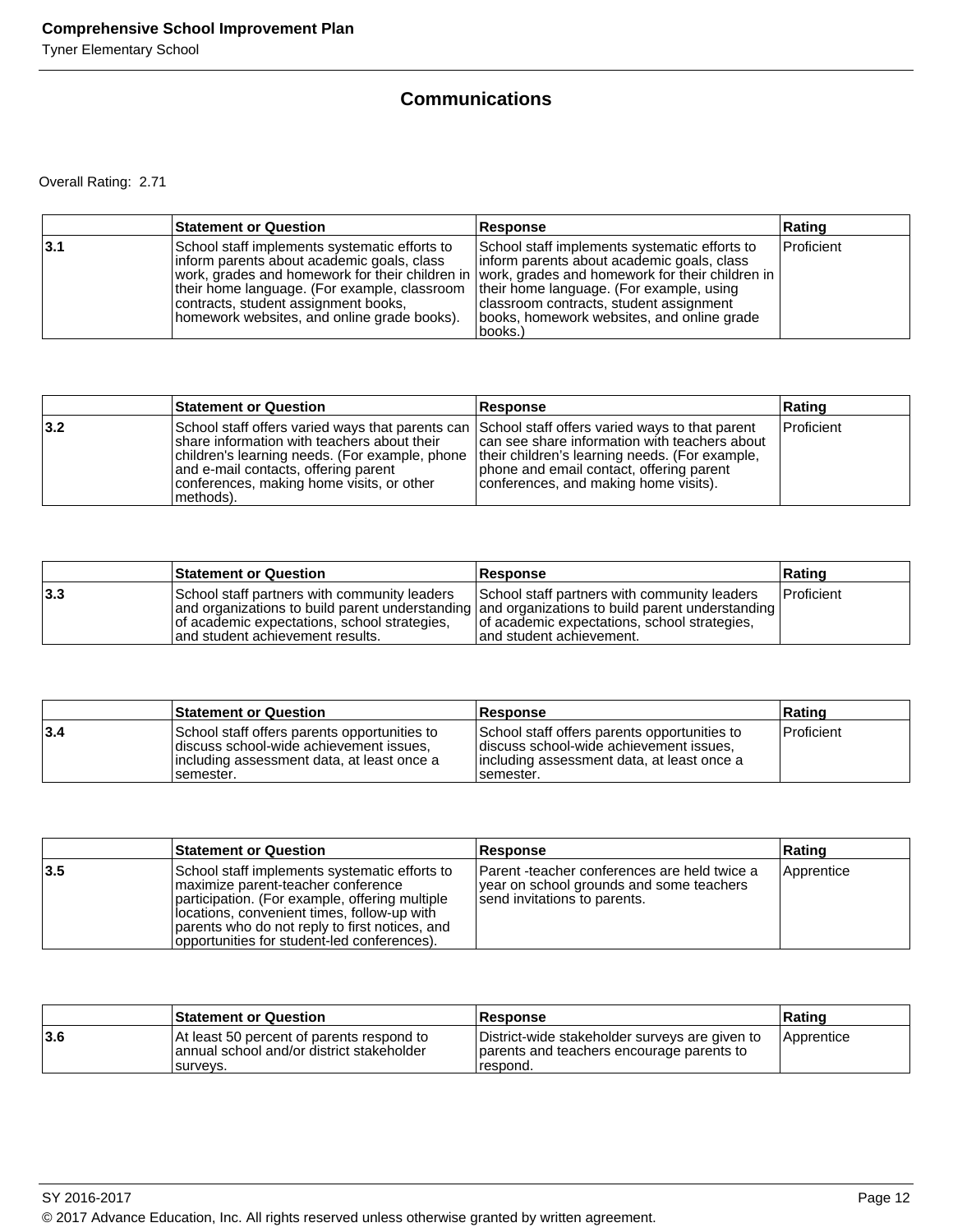## Communications

Overall Rating: 2.71

| | Statement or Question | Response | Rating |
|---|---|---|---|
| 3.1 | School staff implements systematic efforts to inform parents about academic goals, class work, grades and homework for their children in their home language. (For example, classroom contracts, student assignment books, homework websites, and online grade books). | School staff implements systematic efforts to inform parents about academic goals, class work, grades and homework for their children in their home language. (For example, using classroom contracts, student assignment books, homework websites, and online grade books.) | Proficient |

| | Statement or Question | Response | Rating |
|---|---|---|---|
| 3.2 | School staff offers varied ways that parents can share information with teachers about their children's learning needs. (For example, phone and e-mail contacts, offering parent conferences, making home visits, or other methods). | School staff offers varied ways to that parent can see share information with teachers about their children's learning needs. (For example, phone and email contact, offering parent conferences, and making home visits). | Proficient |

| | Statement or Question | Response | Rating |
|---|---|---|---|
| 3.3 | School staff partners with community leaders and organizations to build parent understanding of academic expectations, school strategies, and student achievement results. | School staff partners with community leaders and organizations to build parent understanding of academic expectations, school strategies, and student achievement. | Proficient |

| | Statement or Question | Response | Rating |
|---|---|---|---|
| 3.4 | School staff offers parents opportunities to discuss school-wide achievement issues, including assessment data, at least once a semester. | School staff offers parents opportunities to discuss school-wide achievement issues, including assessment data, at least once a semester. | Proficient |

| | Statement or Question | Response | Rating |
|---|---|---|---|
| 3.5 | School staff implements systematic efforts to maximize parent-teacher conference participation. (For example, offering multiple locations, convenient times, follow-up with parents who do not reply to first notices, and opportunities for student-led conferences). | Parent -teacher conferences are held twice a year on school grounds and some teachers send invitations to parents. | Apprentice |

| | Statement or Question | Response | Rating |
|---|---|---|---|
| 3.6 | At least 50 percent of parents respond to annual school and/or district stakeholder surveys. | District-wide stakeholder surveys are given to parents and teachers encourage parents to respond. | Apprentice |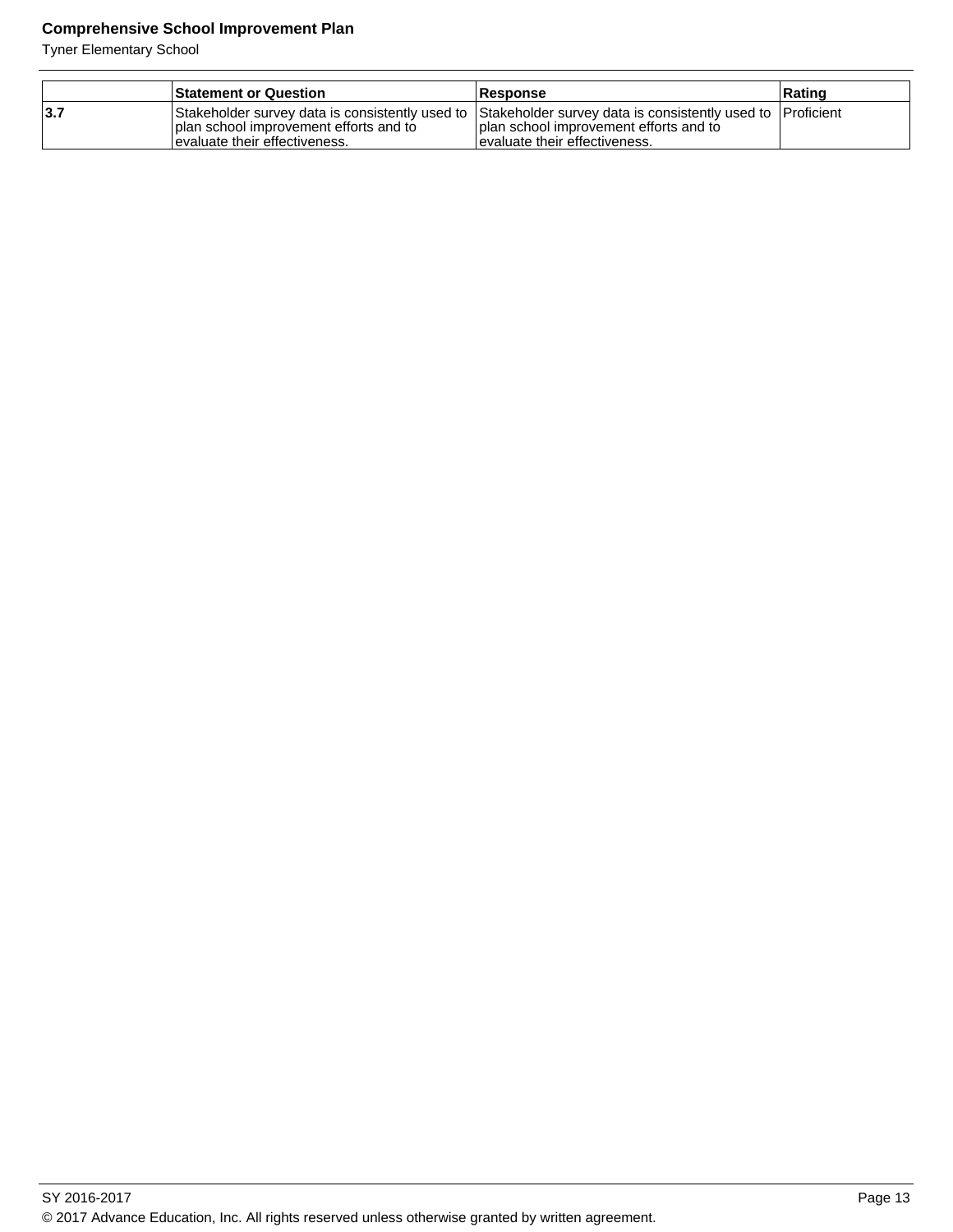| | Statement or Question | Response | Rating |
|---|---|---|---|
| **3.7** | Stakeholder survey data is consistently used to plan school improvement efforts and to evaluate their effectiveness. | Stakeholder survey data is consistently used to plan school improvement efforts and to evaluate their effectiveness. | Proficient |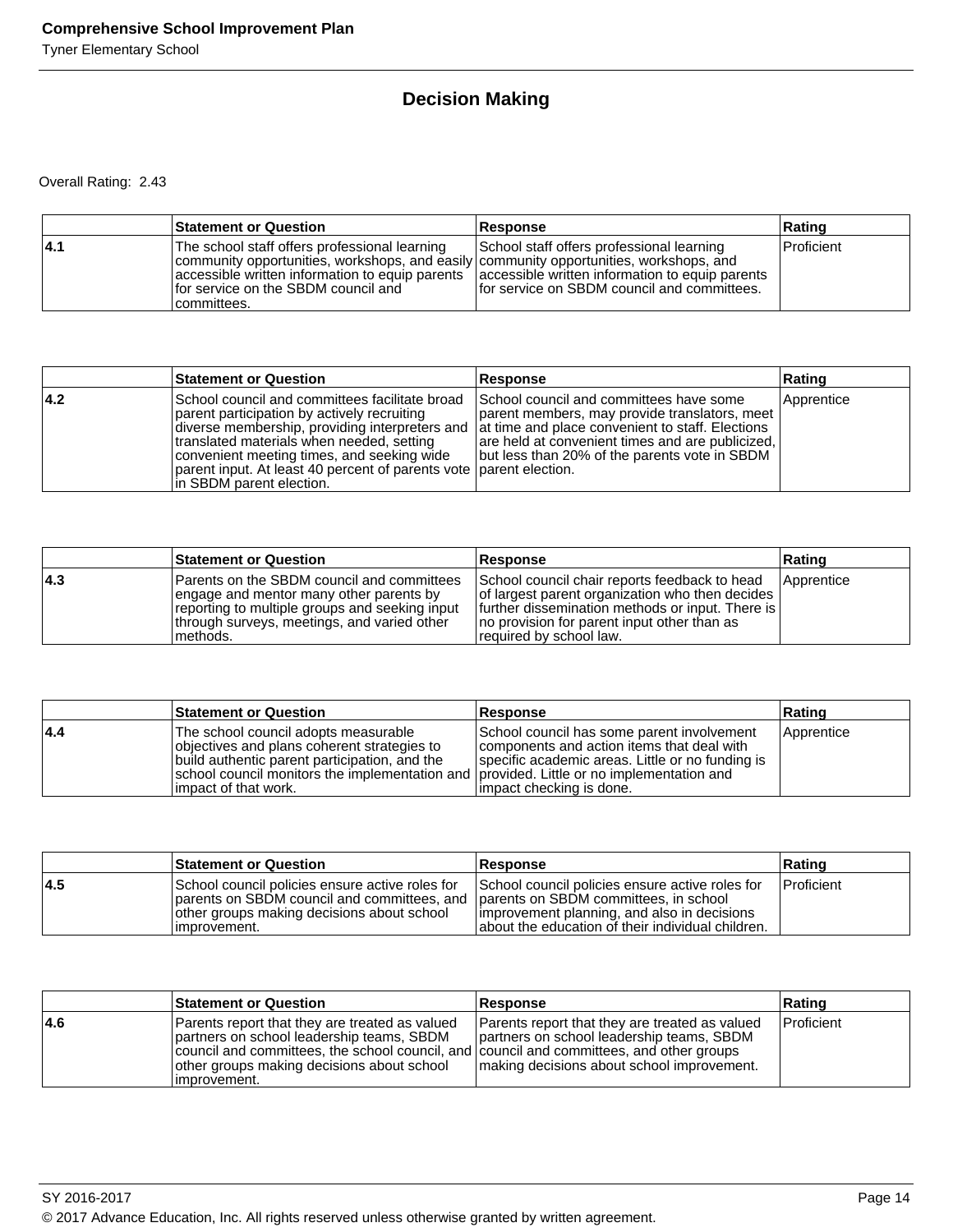# Decision Making

Overall Rating: 2.43

| | Statement or Question | Response | Rating |
|---|---|---|---|
| **4.1** | The school staff offers professional learning community opportunities, workshops, and easily accessible written information to equip parents for service on the SBDM council and committees. | School staff offers professional learning community opportunities, workshops, and accessible written information to equip parents for service on SBDM council and committees. | Proficient |

| | Statement or Question | Response | Rating |
|---|---|---|---|
| **4.2** | School council and committees facilitate broad parent participation by actively recruiting diverse membership, providing interpreters and translated materials when needed, setting convenient meeting times, and seeking wide parent input. At least 40 percent of parents vote in SBDM parent election. | School council and committees have some parent members, may provide translators, meet at time and place convenient to staff. Elections are held at convenient times and are publicized, but less than 20% of the parents vote in SBDM parent election. | Apprentice |

| | Statement or Question | Response | Rating |
|---|---|---|---|
| **4.3** | Parents on the SBDM council and committees engage and mentor many other parents by reporting to multiple groups and seeking input through surveys, meetings, and varied other methods. | School council chair reports feedback to head of largest parent organization who then decides further dissemination methods or input. There is no provision for parent input other than as required by school law. | Apprentice |

| | Statement or Question | Response | Rating |
|---|---|---|---|
| **4.4** | The school council adopts measurable objectives and plans coherent strategies to build authentic parent participation, and the school council monitors the implementation and impact of that work. | School council has some parent involvement components and action items that deal with specific academic areas. Little or no funding is provided. Little or no implementation and impact checking is done. | Apprentice |

| | Statement or Question | Response | Rating |
|---|---|---|---|
| **4.5** | School council policies ensure active roles for parents on SBDM council and committees, and other groups making decisions about school improvement. | School council policies ensure active roles for parents on SBDM committees, in school improvement planning, and also in decisions about the education of their individual children. | Proficient |

| | Statement or Question | Response | Rating |
|---|---|---|---|
| **4.6** | Parents report that they are treated as valued partners on school leadership teams, SBDM council and committees, the school council, and other groups making decisions about school improvement. | Parents report that they are treated as valued partners on school leadership teams, SBDM council and committees, and other groups making decisions about school improvement. | Proficient |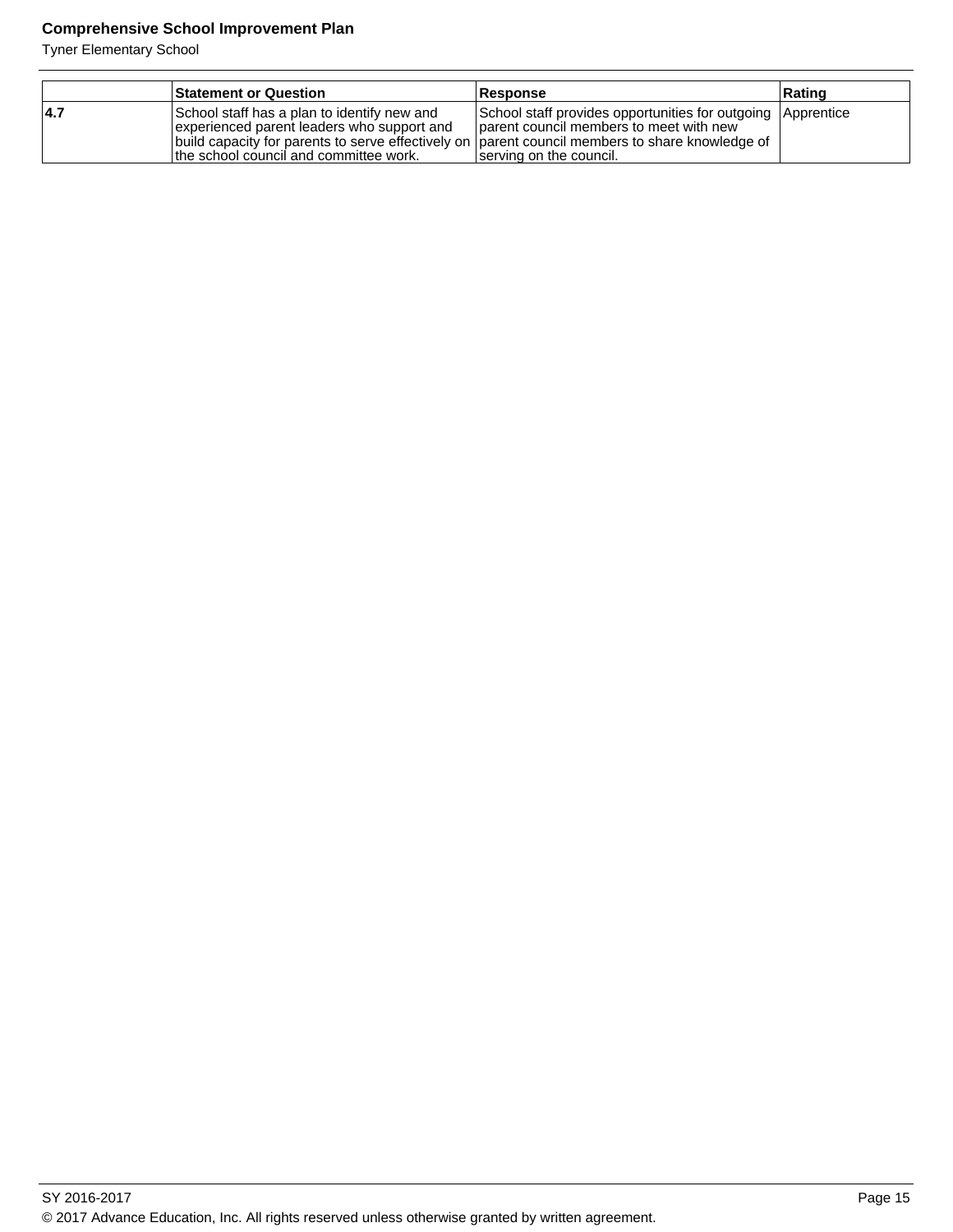|  | Statement or Question | Response | Rating |
|---|---|---|---|
| **4.7** | School staff has a plan to identify new and experienced parent leaders who support and build capacity for parents to serve effectively on the school council and committee work. | School staff provides opportunities for outgoing parent council members to meet with new parent council members to share knowledge of serving on the council. | Apprentice |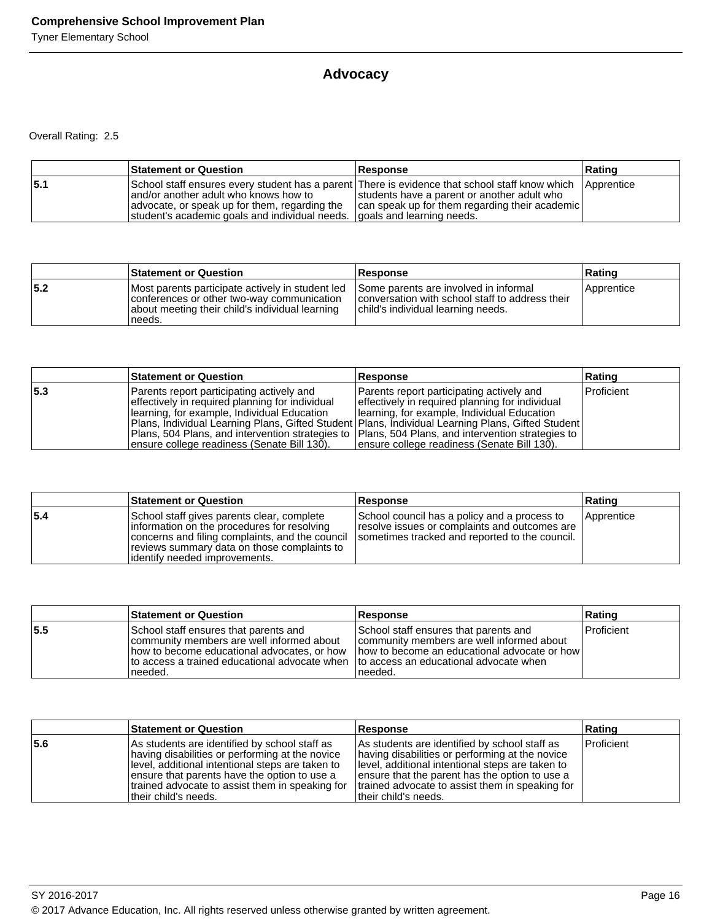## Advocacy

Overall Rating: 2.5

| | Statement or Question | Response | Rating |
|---|---|---|---|
| **5.1** | School staff ensures every student has a parent and/or another adult who knows how to advocate, or speak up for them, regarding the student's academic goals and individual needs. | There is evidence that school staff know which students have a parent or another adult who can speak up for them regarding their academic goals and learning needs. | Apprentice |

| | Statement or Question | Response | Rating |
|---|---|---|---|
| **5.2** | Most parents participate actively in student led conferences or other two-way communication about meeting their child's individual learning needs. | Some parents are involved in informal conversation with school staff to address their child's individual learning needs. | Apprentice |

| | Statement or Question | Response | Rating |
|---|---|---|---|
| **5.3** | Parents report participating actively and effectively in required planning for individual learning, for example, Individual Education Plans, Individual Learning Plans, Gifted Student Plans, 504 Plans, and intervention strategies to ensure college readiness (Senate Bill 130). | Parents report participating actively and effectively in required planning for individual learning, for example, Individual Education Plans, Individual Learning Plans, Gifted Student Plans, 504 Plans, and intervention strategies to ensure college readiness (Senate Bill 130). | Proficient |

| | Statement or Question | Response | Rating |
|---|---|---|---|
| **5.4** | School staff gives parents clear, complete information on the procedures for resolving concerns and filing complaints, and the council reviews summary data on those complaints to identify needed improvements. | School council has a policy and a process to resolve issues or complaints and outcomes are sometimes tracked and reported to the council. | Apprentice |

| | Statement or Question | Response | Rating |
|---|---|---|---|
| **5.5** | School staff ensures that parents and community members are well informed about how to become educational advocates, or how to access a trained educational advocate when needed. | School staff ensures that parents and community members are well informed about how to become an educational advocate or how to access an educational advocate when needed. | Proficient |

| | Statement or Question | Response | Rating |
|---|---|---|---|
| **5.6** | As students are identified by school staff as having disabilities or performing at the novice level, additional intentional steps are taken to ensure that parents have the option to use a trained advocate to assist them in speaking for their child's needs. | As students are identified by school staff as having disabilities or performing at the novice level, additional intentional steps are taken to ensure that the parent has the option to use a trained advocate to assist them in speaking for their child's needs. | Proficient |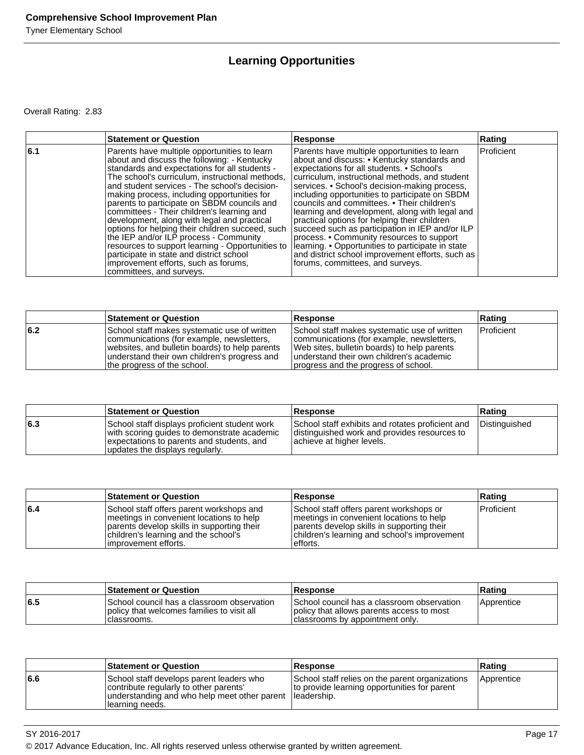## Learning Opportunities

Overall Rating: 2.83

| | Statement or Question | Response | Rating |
|---|---|---|---|
| 6.1 | Parents have multiple opportunities to learn about and discuss the following: - Kentucky standards and expectations for all students - The school's curriculum, instructional methods, and student services - The school's decision-making process, including opportunities for parents to participate on SBDM councils and committees - Their children's learning and development, along with legal and practical options for helping their children succeed, such the IEP and/or ILP process - Community resources to support learning - Opportunities to participate in state and district school improvement efforts, such as forums, committees, and surveys. | Parents have multiple opportunities to learn about and discuss: • Kentucky standards and expectations for all students. • School's curriculum, instructional methods, and student services. • School's decision-making process, including opportunities to participate on SBDM councils and committees. • Their children's learning and development, along with legal and practical options for helping their children succeed such as participation in IEP and/or ILP process. • Community resources to support learning. • Opportunities to participate in state and district school improvement efforts, such as forums, committees, and surveys. | Proficient |

| | Statement or Question | Response | Rating |
|---|---|---|---|
| 6.2 | School staff makes systematic use of written communications (for example, newsletters, websites, and bulletin boards) to help parents understand their own children's progress and the progress of the school. | School staff makes systematic use of written communications (for example, newsletters, Web sites, bulletin boards) to help parents understand their own children's academic progress and the progress of school. | Proficient |

| | Statement or Question | Response | Rating |
|---|---|---|---|
| 6.3 | School staff displays proficient student work with scoring guides to demonstrate academic expectations to parents and students, and updates the displays regularly. | School staff exhibits and rotates proficient and distinguished work and provides resources to achieve at higher levels. | Distinguished |

| | Statement or Question | Response | Rating |
|---|---|---|---|
| 6.4 | School staff offers parent workshops and meetings in convenient locations to help parents develop skills in supporting their children's learning and the school's improvement efforts. | School staff offers parent workshops or meetings in convenient locations to help parents develop skills in supporting their children's learning and school's improvement efforts. | Proficient |

| | Statement or Question | Response | Rating |
|---|---|---|---|
| 6.5 | School council has a classroom observation policy that welcomes families to visit all classrooms. | School council has a classroom observation policy that allows parents access to most classrooms by appointment only. | Apprentice |

| | Statement or Question | Response | Rating |
|---|---|---|---|
| 6.6 | School staff develops parent leaders who contribute regularly to other parents' understanding and who help meet other parent learning needs. | School staff relies on the parent organizations to provide learning opportunities for parent leadership. | Apprentice |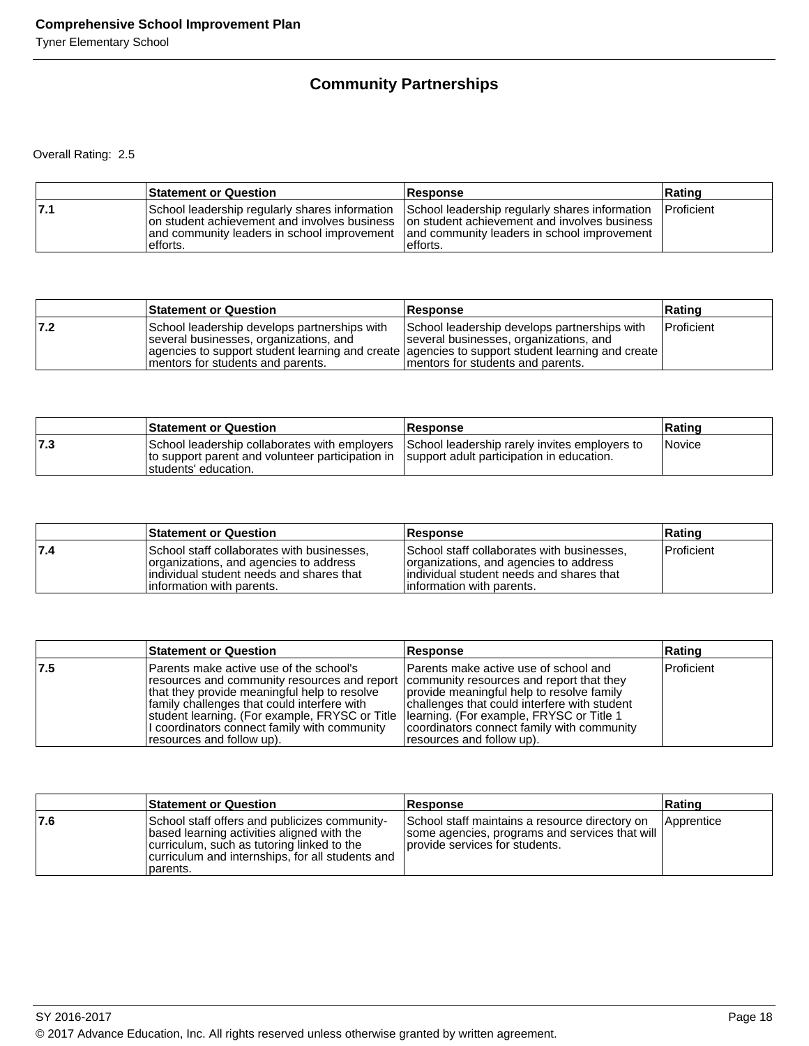## Community Partnerships

Overall Rating: 2.5

| | Statement or Question | Response | Rating |
|---|---|---|---|
| **7.1** | School leadership regularly shares information on student achievement and involves business and community leaders in school improvement efforts. | School leadership regularly shares information on student achievement and involves business and community leaders in school improvement efforts. | Proficient |

| | Statement or Question | Response | Rating |
|---|---|---|---|
| **7.2** | School leadership develops partnerships with several businesses, organizations, and agencies to support student learning and create mentors for students and parents. | School leadership develops partnerships with several businesses, organizations, and agencies to support student learning and create mentors for students and parents. | Proficient |

| | Statement or Question | Response | Rating |
|---|---|---|---|
| **7.3** | School leadership collaborates with employers to support parent and volunteer participation in students' education. | School leadership rarely invites employers to support adult participation in education. | Novice |

| | Statement or Question | Response | Rating |
|---|---|---|---|
| **7.4** | School staff collaborates with businesses, organizations, and agencies to address individual student needs and shares that information with parents. | School staff collaborates with businesses, organizations, and agencies to address individual student needs and shares that information with parents. | Proficient |

| | Statement or Question | Response | Rating |
|---|---|---|---|
| **7.5** | Parents make active use of the school's resources and community resources and report that they provide meaningful help to resolve family challenges that could interfere with student learning. (For example, FRYSC or Title I coordinators connect family with community resources and follow up). | Parents make active use of school and community resources and report that they provide meaningful help to resolve family challenges that could interfere with student learning. (For example, FRYSC or Title 1 coordinators connect family with community resources and follow up). | Proficient |

| | Statement or Question | Response | Rating |
|---|---|---|---|
| **7.6** | School staff offers and publicizes community-based learning activities aligned with the curriculum, such as tutoring linked to the curriculum and internships, for all students and parents. | School staff maintains a resource directory on some agencies, programs and services that will provide services for students. | Apprentice |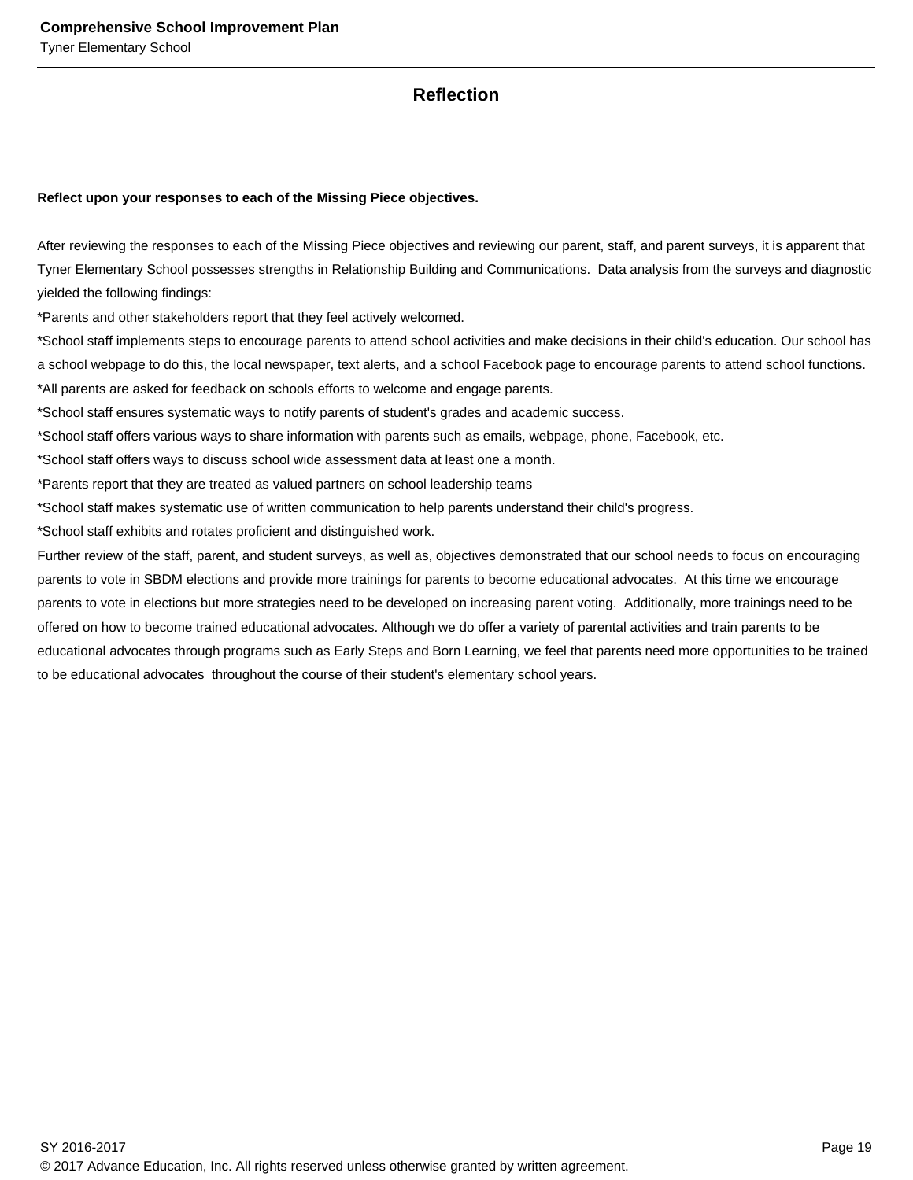## Reflection

**Reflect upon your responses to each of the Missing Piece objectives.**

After reviewing the responses to each of the Missing Piece objectives and reviewing our parent, staff, and parent surveys, it is apparent that Tyner Elementary School possesses strengths in Relationship Building and Communications. Data analysis from the surveys and diagnostic yielded the following findings:
*Parents and other stakeholders report that they feel actively welcomed.
*School staff implements steps to encourage parents to attend school activities and make decisions in their child's education. Our school has a school webpage to do this, the local newspaper, text alerts, and a school Facebook page to encourage parents to attend school functions.
*All parents are asked for feedback on schools efforts to welcome and engage parents.
*School staff ensures systematic ways to notify parents of student's grades and academic success.
*School staff offers various ways to share information with parents such as emails, webpage, phone, Facebook, etc.
*School staff offers ways to discuss school wide assessment data at least one a month.
*Parents report that they are treated as valued partners on school leadership teams
*School staff makes systematic use of written communication to help parents understand their child's progress.
*School staff exhibits and rotates proficient and distinguished work.
Further review of the staff, parent, and student surveys, as well as, objectives demonstrated that our school needs to focus on encouraging parents to vote in SBDM elections and provide more trainings for parents to become educational advocates. At this time we encourage parents to vote in elections but more strategies need to be developed on increasing parent voting. Additionally, more trainings need to be offered on how to become trained educational advocates. Although we do offer a variety of parental activities and train parents to be educational advocates through programs such as Early Steps and Born Learning, we feel that parents need more opportunities to be trained to be educational advocates throughout the course of their student's elementary school years.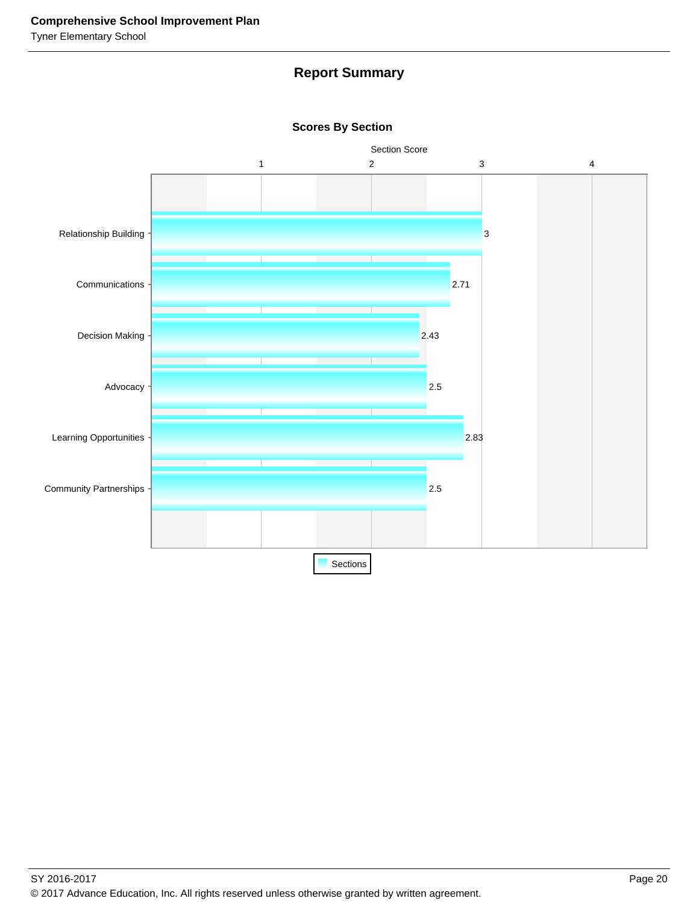## Report Summary

### Scores By Section

| Section | Section Score |
|---|---|
| Relationship Building | 3 |
| Communications | 2.71 |
| Decision Making | 2.43 |
| Advocacy | 2.5 |
| Learning Opportunities | 2.83 |
| Community Partnerships | 2.5 |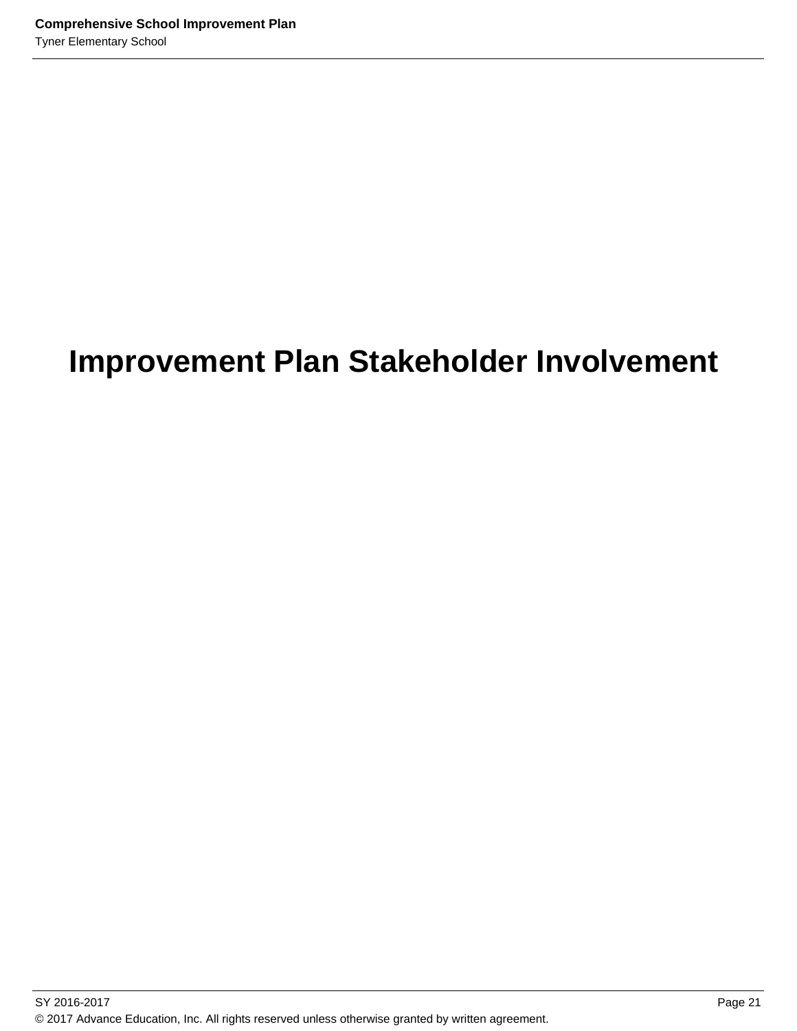# Improvement Plan Stakeholder Involvement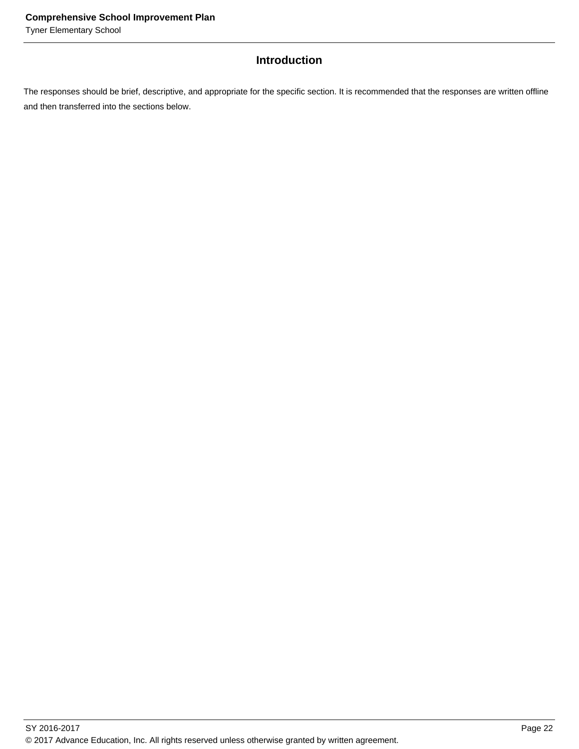## Introduction

The responses should be brief, descriptive, and appropriate for the specific section. It is recommended that the responses are written offline and then transferred into the sections below.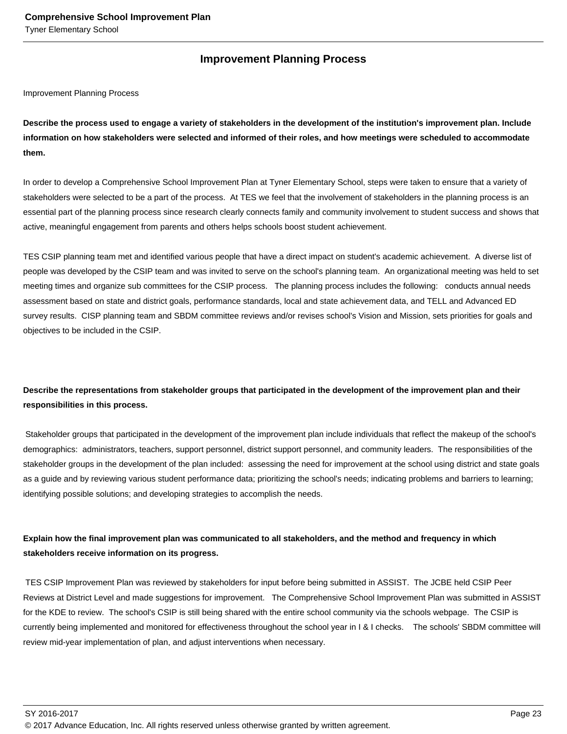## Improvement Planning Process

Improvement Planning Process

**Describe the process used to engage a variety of stakeholders in the development of the institution's improvement plan. Include information on how stakeholders were selected and informed of their roles, and how meetings were scheduled to accommodate them.**

In order to develop a Comprehensive School Improvement Plan at Tyner Elementary School, steps were taken to ensure that a variety of stakeholders were selected to be a part of the process. At TES we feel that the involvement of stakeholders in the planning process is an essential part of the planning process since research clearly connects family and community involvement to student success and shows that active, meaningful engagement from parents and others helps schools boost student achievement.

TES CSIP planning team met and identified various people that have a direct impact on student's academic achievement. A diverse list of people was developed by the CSIP team and was invited to serve on the school's planning team. An organizational meeting was held to set meeting times and organize sub committees for the CSIP process. The planning process includes the following: conducts annual needs assessment based on state and district goals, performance standards, local and state achievement data, and TELL and Advanced ED survey results. CISP planning team and SBDM committee reviews and/or revises school's Vision and Mission, sets priorities for goals and objectives to be included in the CSIP.

**Describe the representations from stakeholder groups that participated in the development of the improvement plan and their responsibilities in this process.**

Stakeholder groups that participated in the development of the improvement plan include individuals that reflect the makeup of the school's demographics: administrators, teachers, support personnel, district support personnel, and community leaders. The responsibilities of the stakeholder groups in the development of the plan included: assessing the need for improvement at the school using district and state goals as a guide and by reviewing various student performance data; prioritizing the school's needs; indicating problems and barriers to learning; identifying possible solutions; and developing strategies to accomplish the needs.

**Explain how the final improvement plan was communicated to all stakeholders, and the method and frequency in which stakeholders receive information on its progress.**

TES CSIP Improvement Plan was reviewed by stakeholders for input before being submitted in ASSIST. The JCBE held CSIP Peer Reviews at District Level and made suggestions for improvement. The Comprehensive School Improvement Plan was submitted in ASSIST for the KDE to review. The school's CSIP is still being shared with the entire school community via the schools webpage. The CSIP is currently being implemented and monitored for effectiveness throughout the school year in I & I checks. The schools' SBDM committee will review mid-year implementation of plan, and adjust interventions when necessary.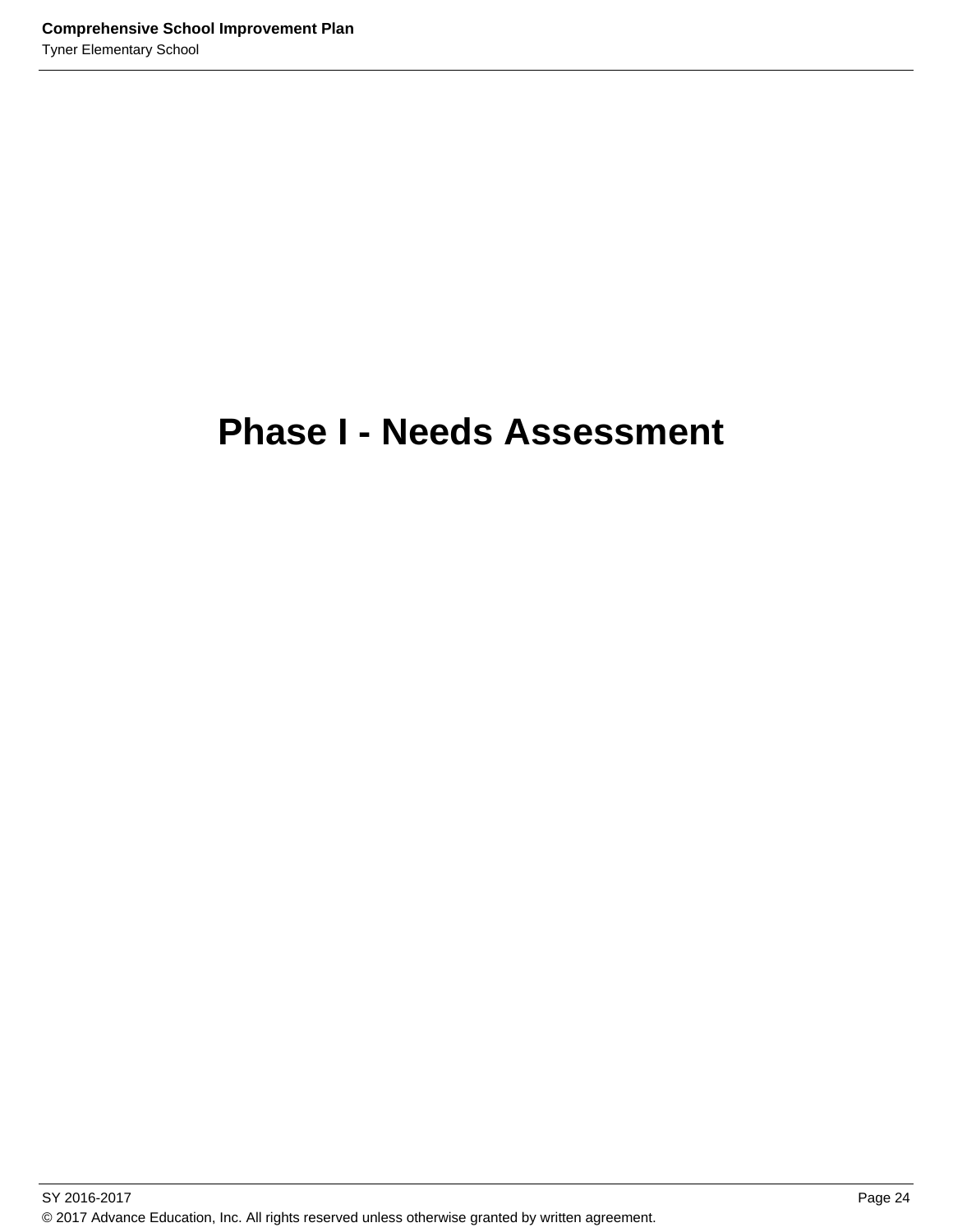# Phase I - Needs Assessment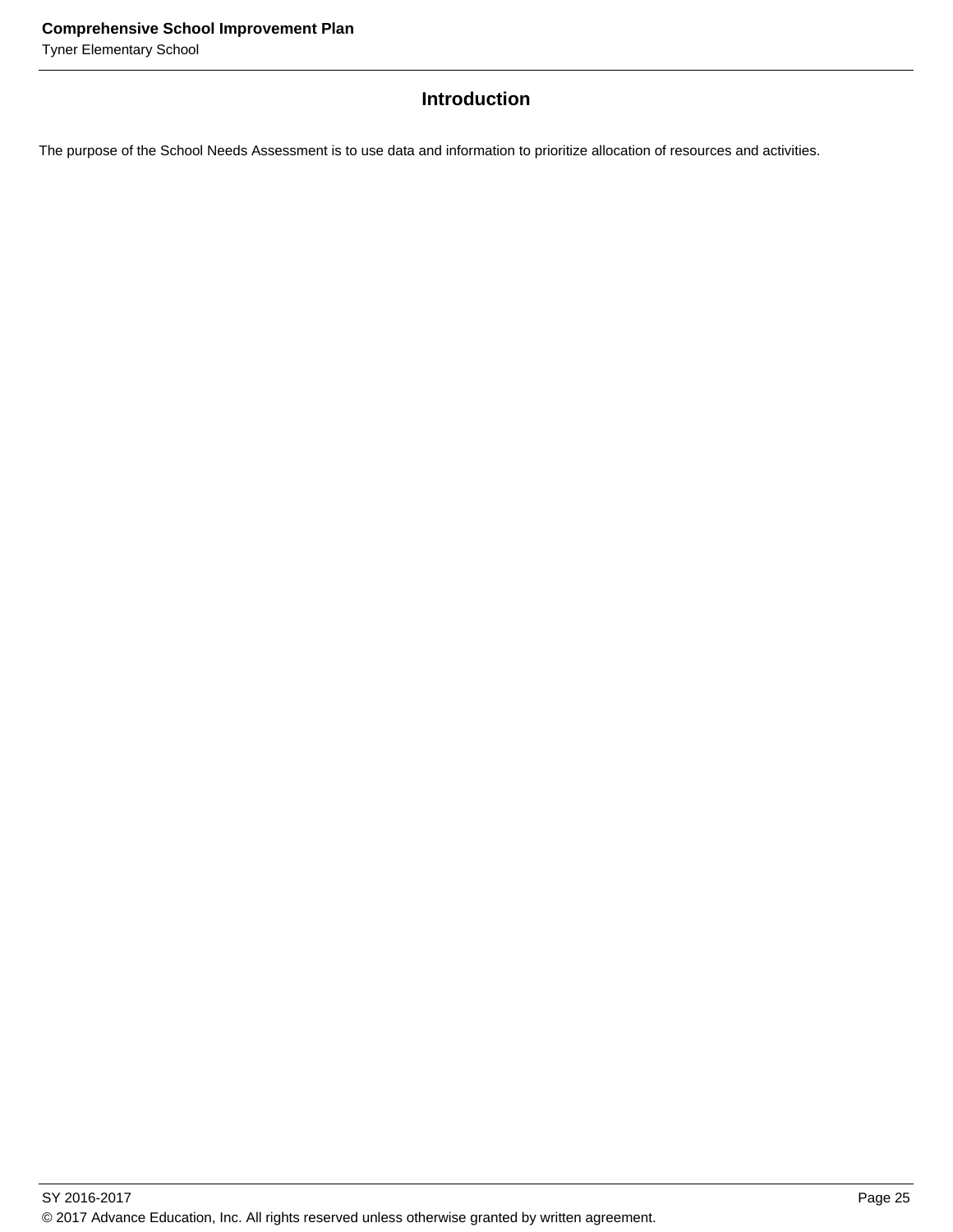## Introduction

The purpose of the School Needs Assessment is to use data and information to prioritize allocation of resources and activities.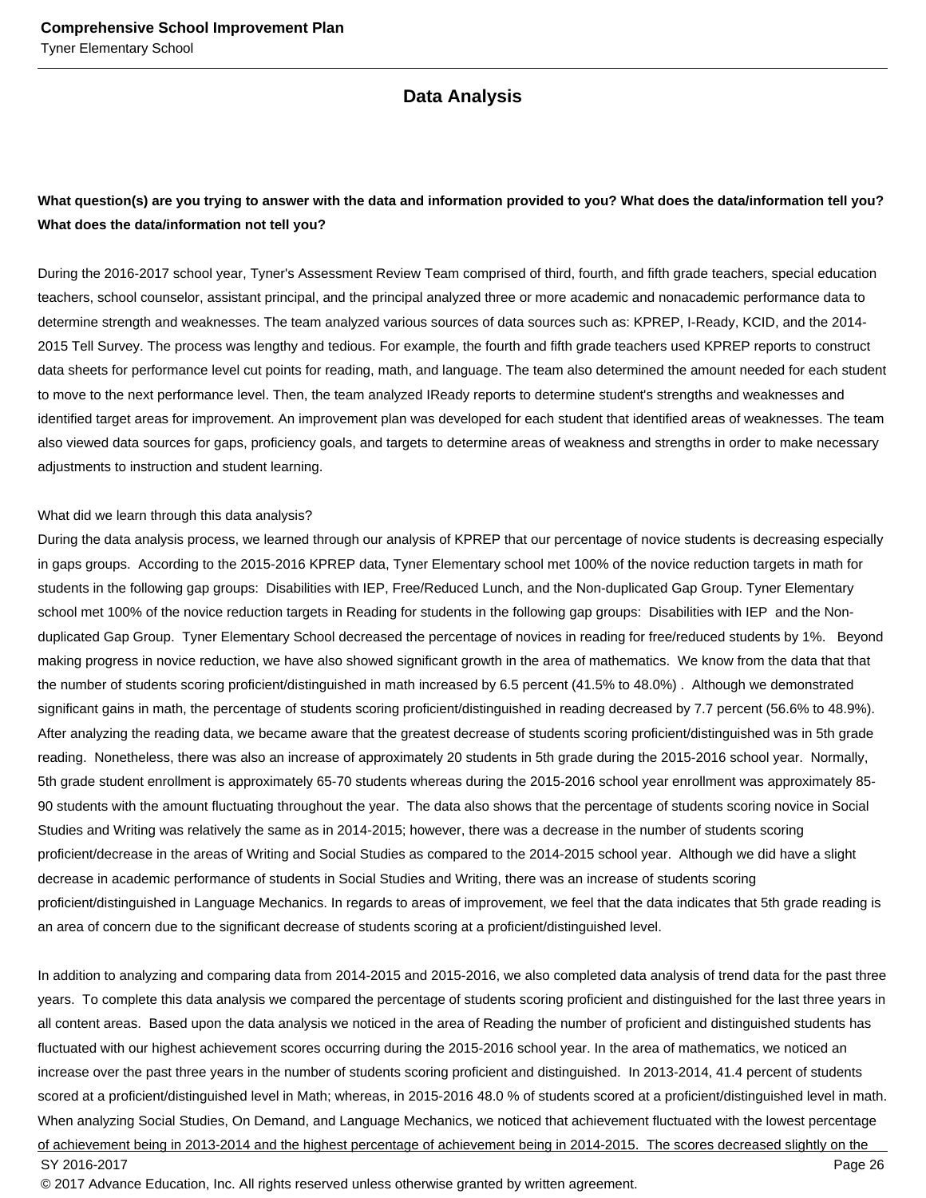## Data Analysis

**What question(s) are you trying to answer with the data and information provided to you? What does the data/information tell you? What does the data/information not tell you?**

During the 2016-2017 school year, Tyner's Assessment Review Team comprised of third, fourth, and fifth grade teachers, special education teachers, school counselor, assistant principal, and the principal analyzed three or more academic and nonacademic performance data to determine strength and weaknesses. The team analyzed various sources of data sources such as: KPREP, I-Ready, KCID, and the 2014-2015 Tell Survey. The process was lengthy and tedious. For example, the fourth and fifth grade teachers used KPREP reports to construct data sheets for performance level cut points for reading, math, and language. The team also determined the amount needed for each student to move to the next performance level. Then, the team analyzed IReady reports to determine student's strengths and weaknesses and identified target areas for improvement. An improvement plan was developed for each student that identified areas of weaknesses. The team also viewed data sources for gaps, proficiency goals, and targets to determine areas of weakness and strengths in order to make necessary adjustments to instruction and student learning.

What did we learn through this data analysis?
During the data analysis process, we learned through our analysis of KPREP that our percentage of novice students is decreasing especially in gaps groups. According to the 2015-2016 KPREP data, Tyner Elementary school met 100% of the novice reduction targets in math for students in the following gap groups: Disabilities with IEP, Free/Reduced Lunch, and the Non-duplicated Gap Group. Tyner Elementary school met 100% of the novice reduction targets in Reading for students in the following gap groups: Disabilities with IEP and the Non-duplicated Gap Group. Tyner Elementary School decreased the percentage of novices in reading for free/reduced students by 1%. Beyond making progress in novice reduction, we have also showed significant growth in the area of mathematics. We know from the data that that the number of students scoring proficient/distinguished in math increased by 6.5 percent (41.5% to 48.0%) . Although we demonstrated significant gains in math, the percentage of students scoring proficient/distinguished in reading decreased by 7.7 percent (56.6% to 48.9%). After analyzing the reading data, we became aware that the greatest decrease of students scoring proficient/distinguished was in 5th grade reading. Nonetheless, there was also an increase of approximately 20 students in 5th grade during the 2015-2016 school year. Normally, 5th grade student enrollment is approximately 65-70 students whereas during the 2015-2016 school year enrollment was approximately 85-90 students with the amount fluctuating throughout the year. The data also shows that the percentage of students scoring novice in Social Studies and Writing was relatively the same as in 2014-2015; however, there was a decrease in the number of students scoring proficient/decrease in the areas of Writing and Social Studies as compared to the 2014-2015 school year. Although we did have a slight decrease in academic performance of students in Social Studies and Writing, there was an increase of students scoring proficient/distinguished in Language Mechanics. In regards to areas of improvement, we feel that the data indicates that 5th grade reading is an area of concern due to the significant decrease of students scoring at a proficient/distinguished level.

In addition to analyzing and comparing data from 2014-2015 and 2015-2016, we also completed data analysis of trend data for the past three years. To complete this data analysis we compared the percentage of students scoring proficient and distinguished for the last three years in all content areas. Based upon the data analysis we noticed in the area of Reading the number of proficient and distinguished students has fluctuated with our highest achievement scores occurring during the 2015-2016 school year. In the area of mathematics, we noticed an increase over the past three years in the number of students scoring proficient and distinguished. In 2013-2014, 41.4 percent of students scored at a proficient/distinguished level in Math; whereas, in 2015-2016 48.0 % of students scored at a proficient/distinguished level in math. When analyzing Social Studies, On Demand, and Language Mechanics, we noticed that achievement fluctuated with the lowest percentage of achievement being in 2013-2014 and the highest percentage of achievement being in 2014-2015. The scores decreased slightly on the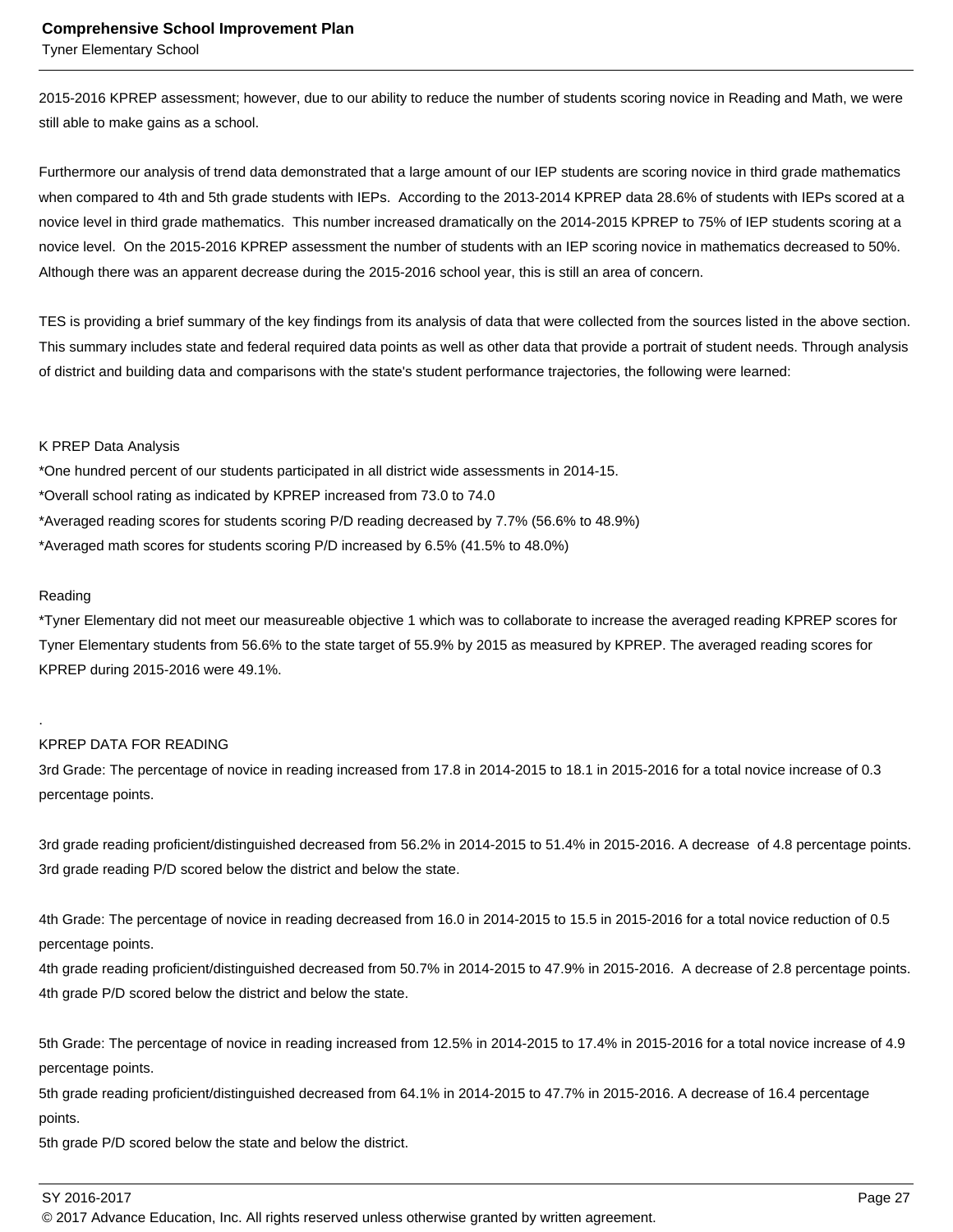2015-2016 KPREP assessment; however, due to our ability to reduce the number of students scoring novice in Reading and Math, we were still able to make gains as a school.

Furthermore our analysis of trend data demonstrated that a large amount of our IEP students are scoring novice in third grade mathematics when compared to 4th and 5th grade students with IEPs. According to the 2013-2014 KPREP data 28.6% of students with IEPs scored at a novice level in third grade mathematics. This number increased dramatically on the 2014-2015 KPREP to 75% of IEP students scoring at a novice level. On the 2015-2016 KPREP assessment the number of students with an IEP scoring novice in mathematics decreased to 50%. Although there was an apparent decrease during the 2015-2016 school year, this is still an area of concern.

TES is providing a brief summary of the key findings from its analysis of data that were collected from the sources listed in the above section. This summary includes state and federal required data points as well as other data that provide a portrait of student needs. Through analysis of district and building data and comparisons with the state's student performance trajectories, the following were learned:

K PREP Data Analysis
*One hundred percent of our students participated in all district wide assessments in 2014-15.
*Overall school rating as indicated by KPREP increased from 73.0 to 74.0
*Averaged reading scores for students scoring P/D reading decreased by 7.7% (56.6% to 48.9%)
*Averaged math scores for students scoring P/D increased by 6.5% (41.5% to 48.0%)

Reading
*Tyner Elementary did not meet our measureable objective 1 which was to collaborate to increase the averaged reading KPREP scores for Tyner Elementary students from 56.6% to the state target of 55.9% by 2015 as measured by KPREP. The averaged reading scores for KPREP during 2015-2016 were 49.1%.

.
KPREP DATA FOR READING
3rd Grade: The percentage of novice in reading increased from 17.8 in 2014-2015 to 18.1 in 2015-2016 for a total novice increase of 0.3 percentage points.

3rd grade reading proficient/distinguished decreased from 56.2% in 2014-2015 to 51.4% in 2015-2016. A decrease of 4.8 percentage points.
3rd grade reading P/D scored below the district and below the state.

4th Grade: The percentage of novice in reading decreased from 16.0 in 2014-2015 to 15.5 in 2015-2016 for a total novice reduction of 0.5 percentage points.
4th grade reading proficient/distinguished decreased from 50.7% in 2014-2015 to 47.9% in 2015-2016. A decrease of 2.8 percentage points.
4th grade P/D scored below the district and below the state.

5th Grade: The percentage of novice in reading increased from 12.5% in 2014-2015 to 17.4% in 2015-2016 for a total novice increase of 4.9 percentage points.
5th grade reading proficient/distinguished decreased from 64.1% in 2014-2015 to 47.7% in 2015-2016. A decrease of 16.4 percentage points.
5th grade P/D scored below the state and below the district.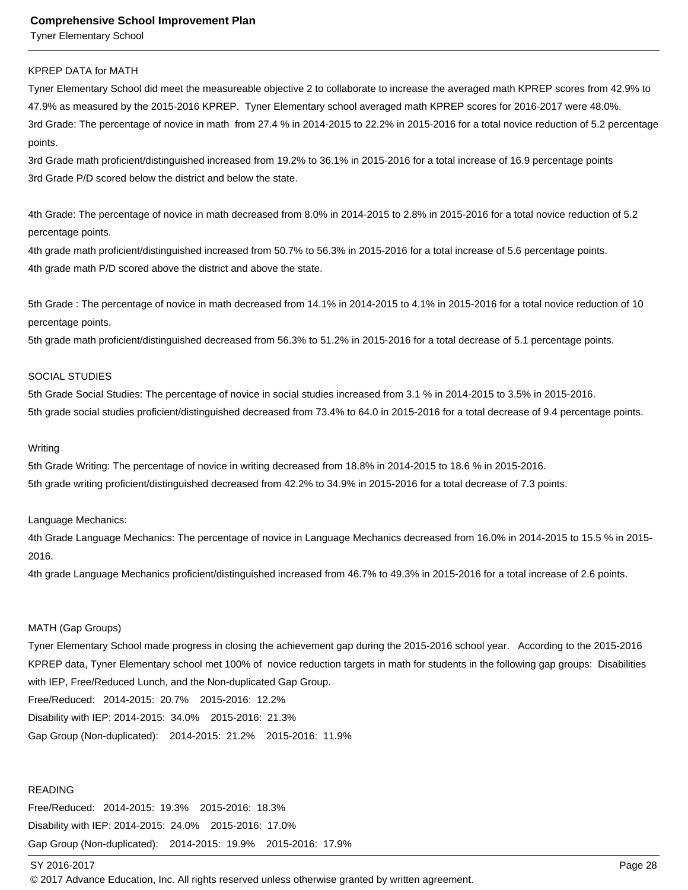KPREP DATA for MATH

Tyner Elementary School did meet the measureable objective 2 to collaborate to increase the averaged math KPREP scores from 42.9% to 47.9% as measured by the 2015-2016 KPREP. Tyner Elementary school averaged math KPREP scores for 2016-2017 were 48.0%.

3rd Grade: The percentage of novice in math from 27.4 % in 2014-2015 to 22.2% in 2015-2016 for a total novice reduction of 5.2 percentage points.

3rd Grade math proficient/distinguished increased from 19.2% to 36.1% in 2015-2016 for a total increase of 16.9 percentage points

3rd Grade P/D scored below the district and below the state.

4th Grade: The percentage of novice in math decreased from 8.0% in 2014-2015 to 2.8% in 2015-2016 for a total novice reduction of 5.2 percentage points.

4th grade math proficient/distinguished increased from 50.7% to 56.3% in 2015-2016 for a total increase of 5.6 percentage points.

4th grade math P/D scored above the district and above the state.

5th Grade : The percentage of novice in math decreased from 14.1% in 2014-2015 to 4.1% in 2015-2016 for a total novice reduction of 10 percentage points.

5th grade math proficient/distinguished decreased from 56.3% to 51.2% in 2015-2016 for a total decrease of 5.1 percentage points.

SOCIAL STUDIES

5th Grade Social Studies: The percentage of novice in social studies increased from 3.1 % in 2014-2015 to 3.5% in 2015-2016.

5th grade social studies proficient/distinguished decreased from 73.4% to 64.0 in 2015-2016 for a total decrease of 9.4 percentage points.

Writing

5th Grade Writing: The percentage of novice in writing decreased from 18.8% in 2014-2015 to 18.6 % in 2015-2016.

5th grade writing proficient/distinguished decreased from 42.2% to 34.9% in 2015-2016 for a total decrease of 7.3 points.

Language Mechanics:

4th Grade Language Mechanics: The percentage of novice in Language Mechanics decreased from 16.0% in 2014-2015 to 15.5 % in 2015-2016.

4th grade Language Mechanics proficient/distinguished increased from 46.7% to 49.3% in 2015-2016 for a total increase of 2.6 points.

MATH (Gap Groups)

Tyner Elementary School made progress in closing the achievement gap during the 2015-2016 school year. According to the 2015-2016 KPREP data, Tyner Elementary school met 100% of novice reduction targets in math for students in the following gap groups: Disabilities with IEP, Free/Reduced Lunch, and the Non-duplicated Gap Group.

Free/Reduced: 2014-2015: 20.7% 2015-2016: 12.2%

Disability with IEP: 2014-2015: 34.0% 2015-2016: 21.3%

Gap Group (Non-duplicated): 2014-2015: 21.2% 2015-2016: 11.9%

READING

Free/Reduced: 2014-2015: 19.3% 2015-2016: 18.3%

Disability with IEP: 2014-2015: 24.0% 2015-2016: 17.0%

Gap Group (Non-duplicated): 2014-2015: 19.9% 2015-2016: 17.9%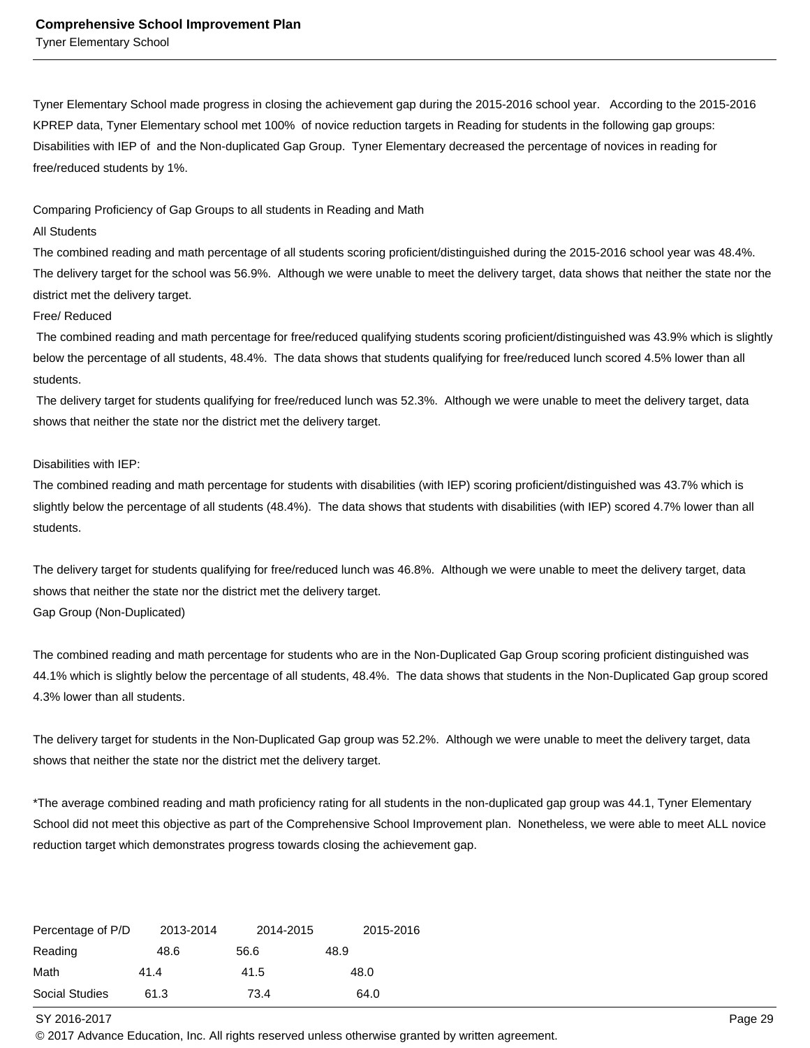Tyner Elementary School made progress in closing the achievement gap during the 2015-2016 school year. According to the 2015-2016 KPREP data, Tyner Elementary school met 100% of novice reduction targets in Reading for students in the following gap groups: Disabilities with IEP of and the Non-duplicated Gap Group. Tyner Elementary decreased the percentage of novices in reading for free/reduced students by 1%.

Comparing Proficiency of Gap Groups to all students in Reading and Math

All Students

The combined reading and math percentage of all students scoring proficient/distinguished during the 2015-2016 school year was 48.4%. The delivery target for the school was 56.9%. Although we were unable to meet the delivery target, data shows that neither the state nor the district met the delivery target.

Free/ Reduced

The combined reading and math percentage for free/reduced qualifying students scoring proficient/distinguished was 43.9% which is slightly below the percentage of all students, 48.4%. The data shows that students qualifying for free/reduced lunch scored 4.5% lower than all students.

The delivery target for students qualifying for free/reduced lunch was 52.3%. Although we were unable to meet the delivery target, data shows that neither the state nor the district met the delivery target.

Disabilities with IEP:

The combined reading and math percentage for students with disabilities (with IEP) scoring proficient/distinguished was 43.7% which is slightly below the percentage of all students (48.4%). The data shows that students with disabilities (with IEP) scored 4.7% lower than all students.

The delivery target for students qualifying for free/reduced lunch was 46.8%. Although we were unable to meet the delivery target, data shows that neither the state nor the district met the delivery target.

Gap Group (Non-Duplicated)

The combined reading and math percentage for students who are in the Non-Duplicated Gap Group scoring proficient distinguished was 44.1% which is slightly below the percentage of all students, 48.4%. The data shows that students in the Non-Duplicated Gap group scored 4.3% lower than all students.

The delivery target for students in the Non-Duplicated Gap group was 52.2%. Although we were unable to meet the delivery target, data shows that neither the state nor the district met the delivery target.

*The average combined reading and math proficiency rating for all students in the non-duplicated gap group was 44.1, Tyner Elementary School did not meet this objective as part of the Comprehensive School Improvement plan. Nonetheless, we were able to meet ALL novice reduction target which demonstrates progress towards closing the achievement gap.

| Percentage of P/D | 2013-2014 | 2014-2015 | 2015-2016 |
|---|---|---|---|
| Reading | 48.6 | 56.6 | 48.9 |
| Math | 41.4 | 41.5 | 48.0 |
| Social Studies | 61.3 | 73.4 | 64.0 |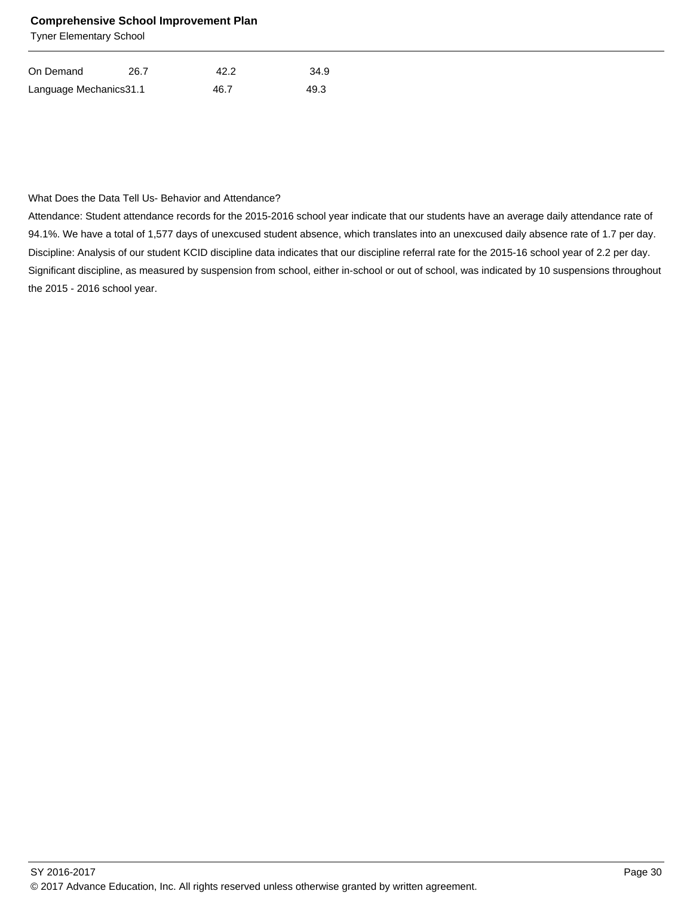| On Demand | 26.7 | 42.2 | 34.9 |
|---|---|---|---|
| Language Mechanics | 31.1 | 46.7 | 49.3 |

What Does the Data Tell Us- Behavior and Attendance?

Attendance: Student attendance records for the 2015-2016 school year indicate that our students have an average daily attendance rate of 94.1%. We have a total of 1,577 days of unexcused student absence, which translates into an unexcused daily absence rate of 1.7 per day.

Discipline: Analysis of our student KCID discipline data indicates that our discipline referral rate for the 2015-16 school year of 2.2 per day. Significant discipline, as measured by suspension from school, either in-school or out of school, was indicated by 10 suspensions throughout the 2015 - 2016 school year.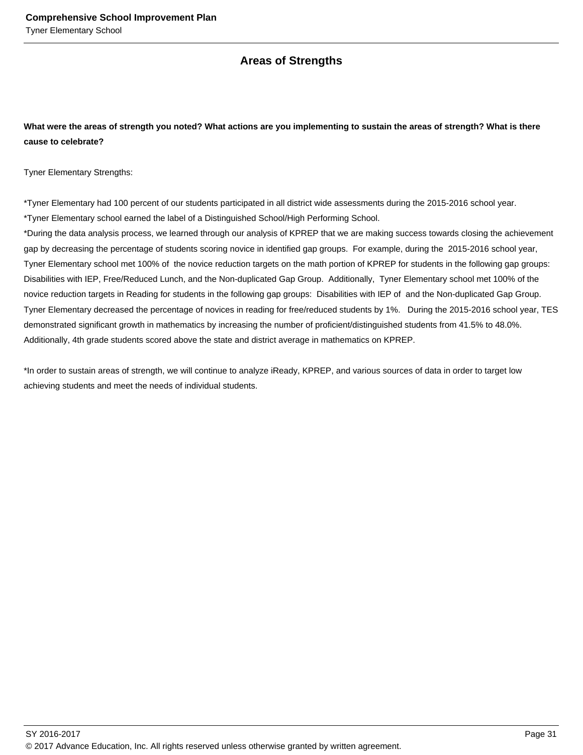## Areas of Strengths

**What were the areas of strength you noted? What actions are you implementing to sustain the areas of strength? What is there cause to celebrate?**

Tyner Elementary Strengths:

*Tyner Elementary had 100 percent of our students participated in all district wide assessments during the 2015-2016 school year.
*Tyner Elementary school earned the label of a Distinguished School/High Performing School.
*During the data analysis process, we learned through our analysis of KPREP that we are making success towards closing the achievement gap by decreasing the percentage of students scoring novice in identified gap groups. For example, during the 2015-2016 school year, Tyner Elementary school met 100% of the novice reduction targets on the math portion of KPREP for students in the following gap groups: Disabilities with IEP, Free/Reduced Lunch, and the Non-duplicated Gap Group. Additionally, Tyner Elementary school met 100% of the novice reduction targets in Reading for students in the following gap groups: Disabilities with IEP of and the Non-duplicated Gap Group. Tyner Elementary decreased the percentage of novices in reading for free/reduced students by 1%. During the 2015-2016 school year, TES demonstrated significant growth in mathematics by increasing the number of proficient/distinguished students from 41.5% to 48.0%. Additionally, 4th grade students scored above the state and district average in mathematics on KPREP.

*In order to sustain areas of strength, we will continue to analyze iReady, KPREP, and various sources of data in order to target low achieving students and meet the needs of individual students.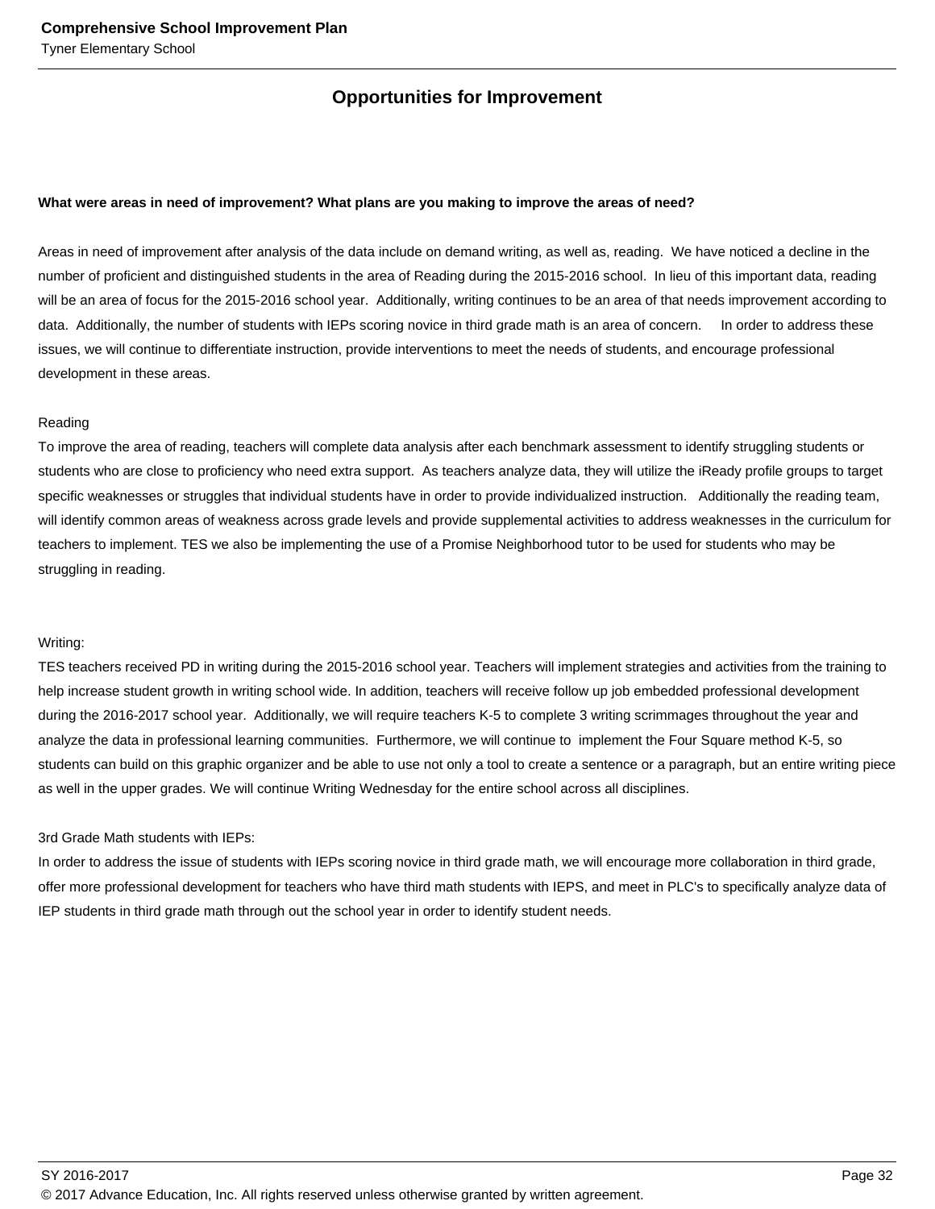## Opportunities for Improvement

**What were areas in need of improvement? What plans are you making to improve the areas of need?**

Areas in need of improvement after analysis of the data include on demand writing, as well as, reading. We have noticed a decline in the number of proficient and distinguished students in the area of Reading during the 2015-2016 school. In lieu of this important data, reading will be an area of focus for the 2015-2016 school year. Additionally, writing continues to be an area of that needs improvement according to data. Additionally, the number of students with IEPs scoring novice in third grade math is an area of concern. In order to address these issues, we will continue to differentiate instruction, provide interventions to meet the needs of students, and encourage professional development in these areas.

Reading
To improve the area of reading, teachers will complete data analysis after each benchmark assessment to identify struggling students or students who are close to proficiency who need extra support. As teachers analyze data, they will utilize the iReady profile groups to target specific weaknesses or struggles that individual students have in order to provide individualized instruction. Additionally the reading team, will identify common areas of weakness across grade levels and provide supplemental activities to address weaknesses in the curriculum for teachers to implement. TES we also be implementing the use of a Promise Neighborhood tutor to be used for students who may be struggling in reading.

Writing:
TES teachers received PD in writing during the 2015-2016 school year. Teachers will implement strategies and activities from the training to help increase student growth in writing school wide. In addition, teachers will receive follow up job embedded professional development during the 2016-2017 school year. Additionally, we will require teachers K-5 to complete 3 writing scrimmages throughout the year and analyze the data in professional learning communities. Furthermore, we will continue to implement the Four Square method K-5, so students can build on this graphic organizer and be able to use not only a tool to create a sentence or a paragraph, but an entire writing piece as well in the upper grades. We will continue Writing Wednesday for the entire school across all disciplines.

3rd Grade Math students with IEPs:
In order to address the issue of students with IEPs scoring novice in third grade math, we will encourage more collaboration in third grade, offer more professional development for teachers who have third math students with IEPS, and meet in PLC's to specifically analyze data of IEP students in third grade math through out the school year in order to identify student needs.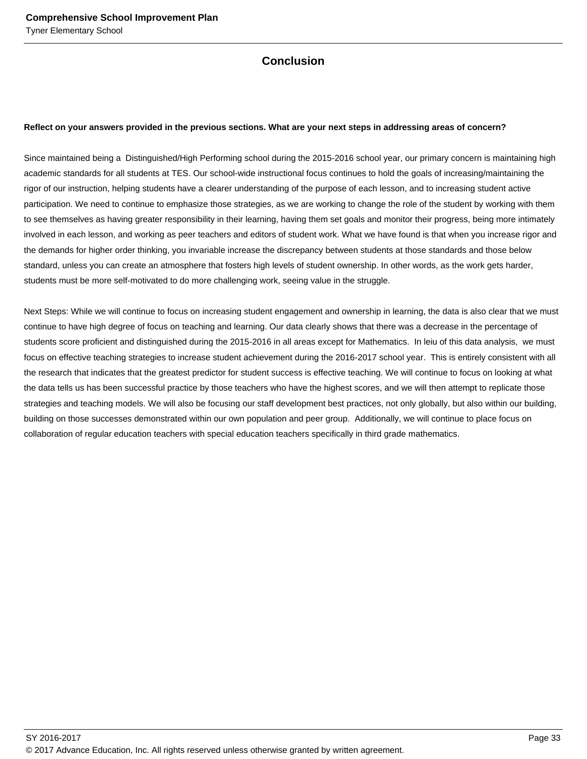# Conclusion

**Reflect on your answers provided in the previous sections. What are your next steps in addressing areas of concern?**

Since maintained being a Distinguished/High Performing school during the 2015-2016 school year, our primary concern is maintaining high academic standards for all students at TES. Our school-wide instructional focus continues to hold the goals of increasing/maintaining the rigor of our instruction, helping students have a clearer understanding of the purpose of each lesson, and to increasing student active participation. We need to continue to emphasize those strategies, as we are working to change the role of the student by working with them to see themselves as having greater responsibility in their learning, having them set goals and monitor their progress, being more intimately involved in each lesson, and working as peer teachers and editors of student work. What we have found is that when you increase rigor and the demands for higher order thinking, you invariable increase the discrepancy between students at those standards and those below standard, unless you can create an atmosphere that fosters high levels of student ownership. In other words, as the work gets harder, students must be more self-motivated to do more challenging work, seeing value in the struggle.

Next Steps: While we will continue to focus on increasing student engagement and ownership in learning, the data is also clear that we must continue to have high degree of focus on teaching and learning. Our data clearly shows that there was a decrease in the percentage of students score proficient and distinguished during the 2015-2016 in all areas except for Mathematics. In leiu of this data analysis, we must focus on effective teaching strategies to increase student achievement during the 2016-2017 school year. This is entirely consistent with all the research that indicates that the greatest predictor for student success is effective teaching. We will continue to focus on looking at what the data tells us has been successful practice by those teachers who have the highest scores, and we will then attempt to replicate those strategies and teaching models. We will also be focusing our staff development best practices, not only globally, but also within our building, building on those successes demonstrated within our own population and peer group. Additionally, we will continue to place focus on collaboration of regular education teachers with special education teachers specifically in third grade mathematics.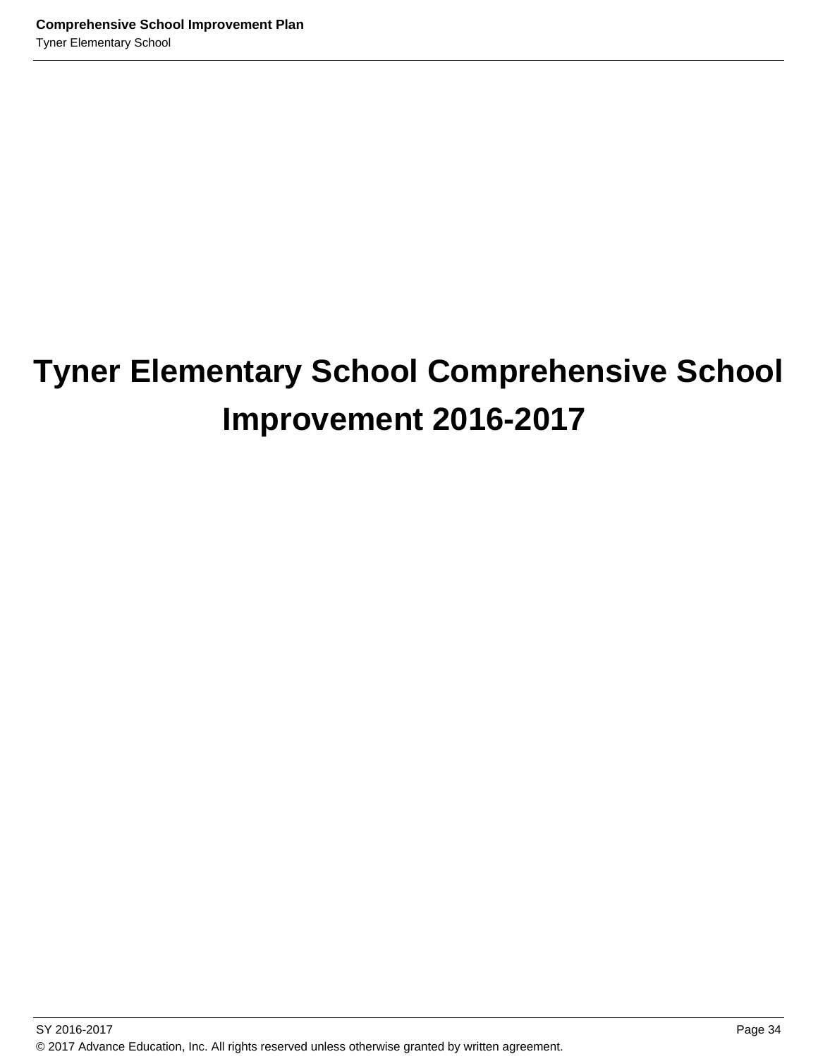# Tyner Elementary School Comprehensive School Improvement 2016-2017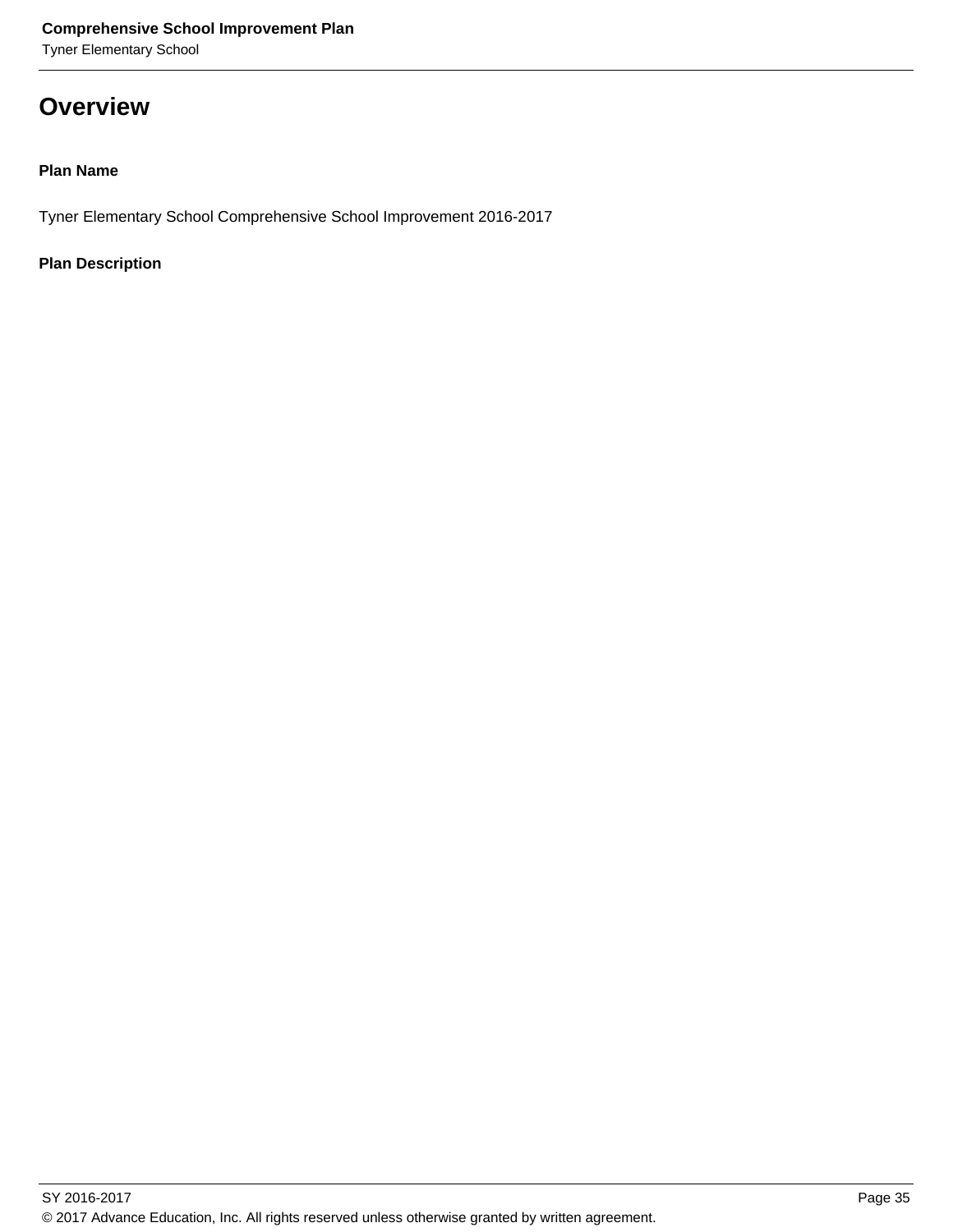# Overview

**Plan Name**

Tyner Elementary School Comprehensive School Improvement 2016-2017

**Plan Description**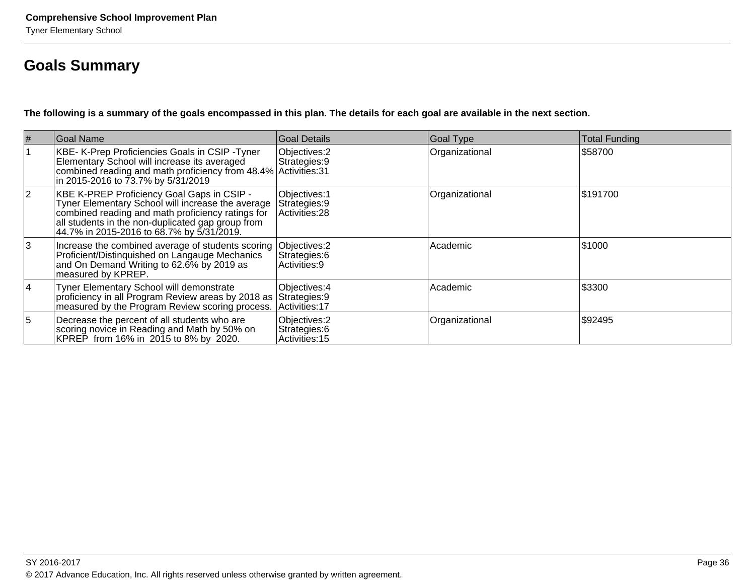# Goals Summary

**The following is a summary of the goals encompassed in this plan. The details for each goal are available in the next section.**

| # | Goal Name | Goal Details | Goal Type | Total Funding |
|---|---|---|---|---|
| 1 | KBE- K-Prep Proficiencies Goals in CSIP -Tyner Elementary School will increase its averaged combined reading and math proficiency from 48.4% in 2015-2016 to 73.7% by 5/31/2019 | Objectives:2<br>Strategies:9<br>Activities:31 | Organizational | $58700 |
| 2 | KBE K-PREP Proficiency Goal Gaps in CSIP - Tyner Elementary School will increase the average combined reading and math proficiency ratings for all students in the non-duplicated gap group from 44.7% in 2015-2016 to 68.7% by 5/31/2019. | Objectives:1<br>Strategies:9<br>Activities:28 | Organizational | $191700 |
| 3 | Increase the combined average of students scoring Proficient/Distinquished on Langauge Mechanics and On Demand Writing to 62.6% by 2019 as measured by KPREP. | Objectives:2<br>Strategies:6<br>Activities:9 | Academic | $1000 |
| 4 | Tyner Elementary School will demonstrate proficiency in all Program Review areas by 2018 as measured by the Program Review scoring process. | Objectives:4<br>Strategies:9<br>Activities:17 | Academic | $3300 |
| 5 | Decrease the percent of all students who are scoring novice in Reading and Math by 50% on KPREP from 16% in 2015 to 8% by 2020. | Objectives:2<br>Strategies:6<br>Activities:15 | Organizational | $92495 |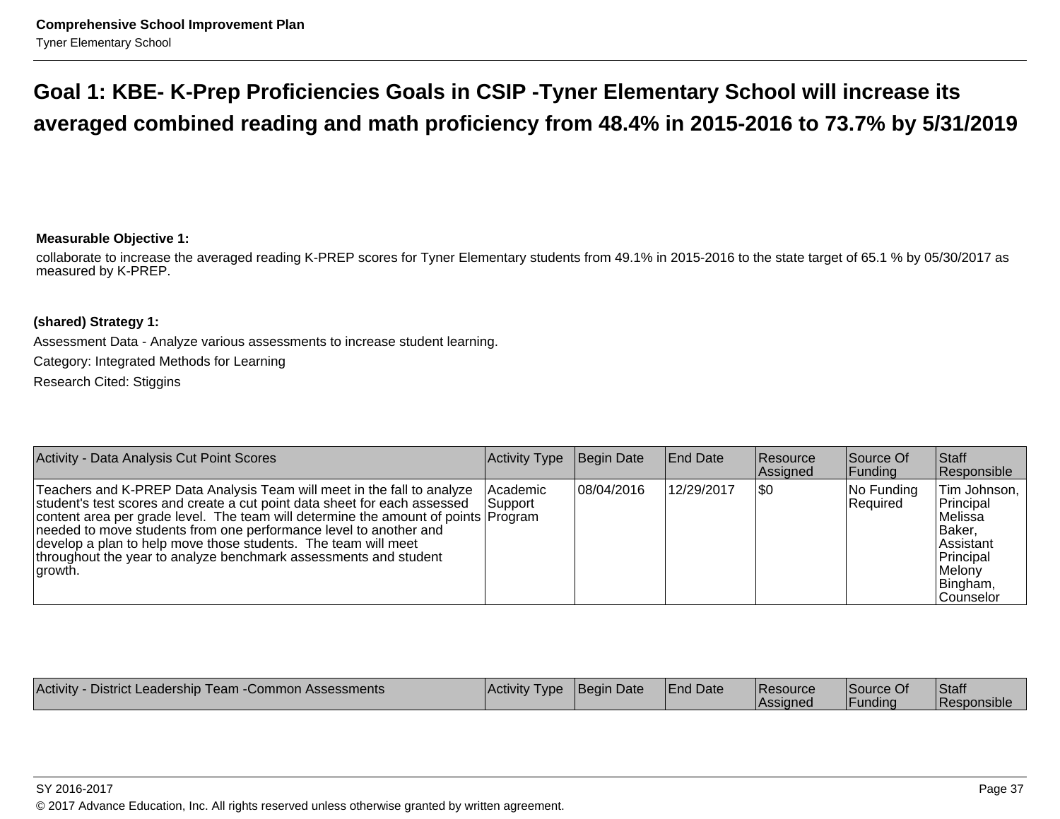## Goal 1: KBE- K-Prep Proficiencies Goals in CSIP -Tyner Elementary School will increase its averaged combined reading and math proficiency from 48.4% in 2015-2016 to 73.7% by 5/31/2019

**Measurable Objective 1:**

collaborate to increase the averaged reading K-PREP scores for Tyner Elementary students from 49.1% in 2015-2016 to the state target of 65.1 % by 05/30/2017 as measured by K-PREP.

**(shared) Strategy 1:**

Assessment Data - Analyze various assessments to increase student learning.

Category: Integrated Methods for Learning

Research Cited: Stiggins

| Activity - Data Analysis Cut Point Scores | Activity Type | Begin Date | End Date | Resource Assigned | Source Of Funding | Staff Responsible |
|---|---|---|---|---|---|---|
| Teachers and K-PREP Data Analysis Team will meet in the fall to analyze student's test scores and create a cut point data sheet for each assessed content area per grade level. The team will determine the amount of points needed to move students from one performance level to another and develop a plan to help move those students. The team will meet throughout the year to analyze benchmark assessments and student growth. | Academic Support Program | 08/04/2016 | 12/29/2017 | $0 | No Funding Required | Tim Johnson, Principal Melissa Baker, Assistant Principal Melony Bingham, Counselor |

| Activity - District Leadership Team -Common Assessments | Activity Type | Begin Date | End Date | Resource Assigned | Source Of Funding | Staff Responsible |
|---|---|---|---|---|---|---|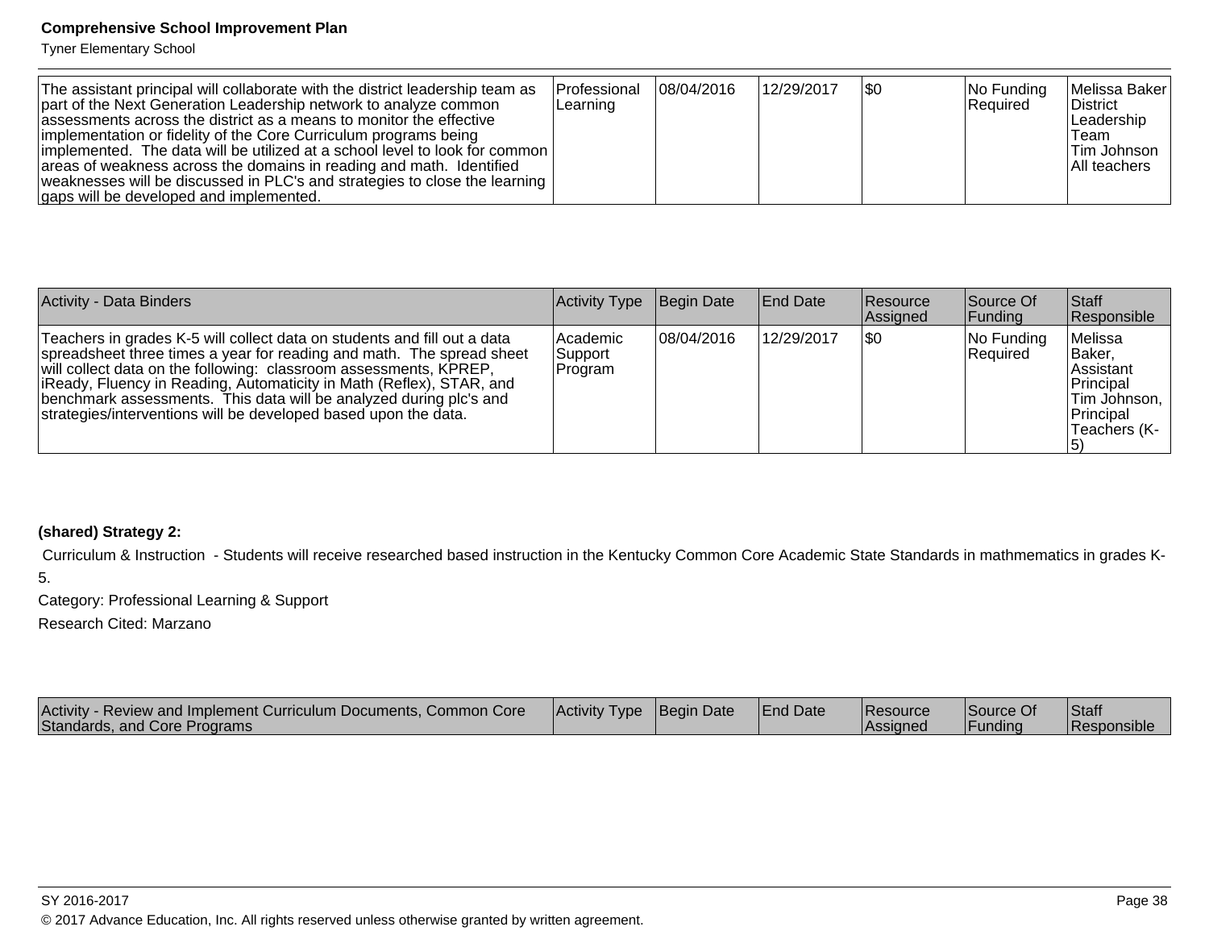| | | | | | | |
|---|---|---|---|---|---|---|
| The assistant principal will collaborate with the district leadership team as part of the Next Generation Leadership network to analyze common assessments across the district as a means to monitor the effective implementation or fidelity of the Core Curriculum programs being implemented. The data will be utilized at a school level to look for common areas of weakness across the domains in reading and math. Identified weaknesses will be discussed in PLC's and strategies to close the learning gaps will be developed and implemented. | Professional Learning | 08/04/2016 | 12/29/2017 | $0 | No Funding Required | Melissa Baker District Leadership Team Tim Johnson All teachers |

| Activity - Data Binders | Activity Type | Begin Date | End Date | Resource Assigned | Source Of Funding | Staff Responsible |
|---|---|---|---|---|---|---|
| Teachers in grades K-5 will collect data on students and fill out a data spreadsheet three times a year for reading and math. The spread sheet will collect data on the following: classroom assessments, KPREP, iReady, Fluency in Reading, Automaticity in Math (Reflex), STAR, and benchmark assessments. This data will be analyzed during plc's and strategies/interventions will be developed based upon the data. | Academic Support Program | 08/04/2016 | 12/29/2017 | $0 | No Funding Required | Melissa Baker, Assistant Principal Tim Johnson, Principal Teachers (K-5) |

**(shared) Strategy 2:**

Curriculum & Instruction - Students will receive researched based instruction in the Kentucky Common Core Academic State Standards in mathmematics in grades K-5.

Category: Professional Learning & Support

Research Cited: Marzano

| Activity - Review and Implement Curriculum Documents, Common Core Standards, and Core Programs | Activity Type | Begin Date | End Date | Resource Assigned | Source Of Funding | Staff Responsible |
|---|---|---|---|---|---|---|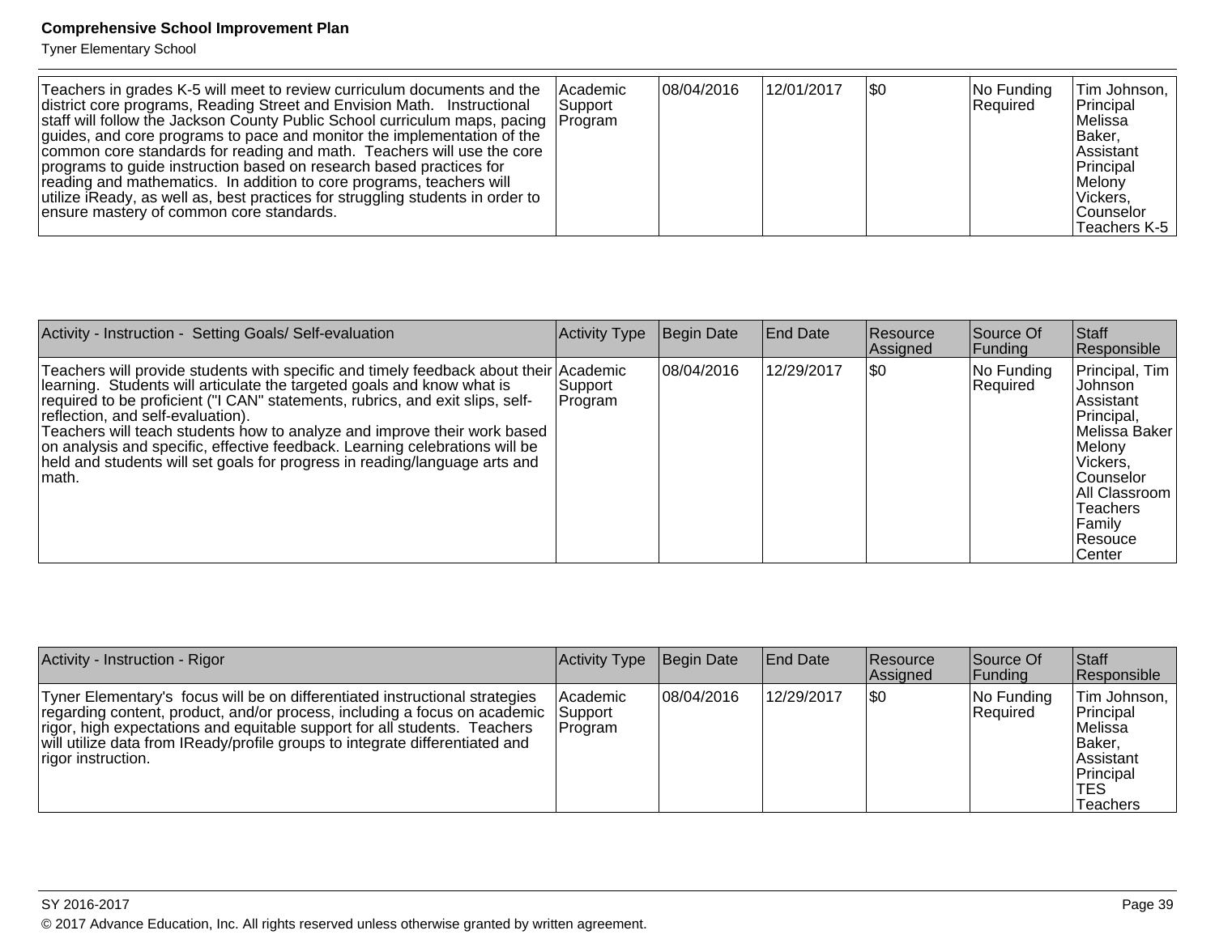| | | | | | | |
|---|---|---|---|---|---|---|
| Teachers in grades K-5 will meet to review curriculum documents and the district core programs, Reading Street and Envision Math. Instructional staff will follow the Jackson County Public School curriculum maps, pacing guides, and core programs to pace and monitor the implementation of the common core standards for reading and math. Teachers will use the core programs to guide instruction based on research based practices for reading and mathematics. In addition to core programs, teachers will utilize iReady, as well as, best practices for struggling students in order to ensure mastery of common core standards. | Academic Support Program | 08/04/2016 | 12/01/2017 | $0 | No Funding Required | Tim Johnson, Principal Melissa Baker, Assistant Principal Melony Vickers, Counselor Teachers K-5 |

| Activity - Instruction - Setting Goals/ Self-evaluation | Activity Type | Begin Date | End Date | Resource Assigned | Source Of Funding | Staff Responsible |
|---|---|---|---|---|---|---|
| Teachers will provide students with specific and timely feedback about their learning. Students will articulate the targeted goals and know what is required to be proficient ("I CAN" statements, rubrics, and exit slips, self-reflection, and self-evaluation).<br>Teachers will teach students how to analyze and improve their work based on analysis and specific, effective feedback. Learning celebrations will be held and students will set goals for progress in reading/language arts and math. | Academic Support Program | 08/04/2016 | 12/29/2017 | $0 | No Funding Required | Principal, Tim Johnson Assistant Principal, Melissa Baker Melony Vickers, Counselor All Classroom Teachers Family Resouce Center |

| Activity - Instruction - Rigor | Activity Type | Begin Date | End Date | Resource Assigned | Source Of Funding | Staff Responsible |
|---|---|---|---|---|---|---|
| Tyner Elementary's focus will be on differentiated instructional strategies regarding content, product, and/or process, including a focus on academic rigor, high expectations and equitable support for all students. Teachers will utilize data from IReady/profile groups to integrate differentiated and rigor instruction. | Academic Support Program | 08/04/2016 | 12/29/2017 | $0 | No Funding Required | Tim Johnson, Principal Melissa Baker, Assistant Principal TES Teachers |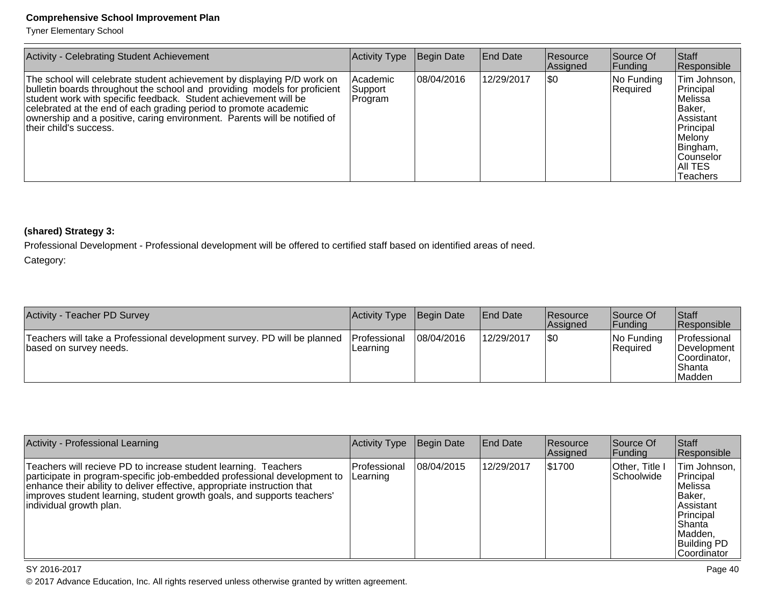| Activity - Celebrating Student Achievement | Activity Type | Begin Date | End Date | Resource Assigned | Source Of Funding | Staff Responsible |
|---|---|---|---|---|---|---|
| The school will celebrate student achievement by displaying P/D work on bulletin boards throughout the school and providing models for proficient student work with specific feedback. Student achievement will be celebrated at the end of each grading period to promote academic ownership and a positive, caring environment. Parents will be notified of their child's success. | Academic Support Program | 08/04/2016 | 12/29/2017 | $0 | No Funding Required | Tim Johnson, Principal Melissa Baker, Assistant Principal Melony Bingham, Counselor All TES Teachers |

**(shared) Strategy 3:**

Professional Development - Professional development will be offered to certified staff based on identified areas of need.

Category:

| Activity - Teacher PD Survey | Activity Type | Begin Date | End Date | Resource Assigned | Source Of Funding | Staff Responsible |
|---|---|---|---|---|---|---|
| Teachers will take a Professional development survey. PD will be planned based on survey needs. | Professional Learning | 08/04/2016 | 12/29/2017 | $0 | No Funding Required | Professional Development Coordinator, Shanta Madden |

| Activity - Professional Learning | Activity Type | Begin Date | End Date | Resource Assigned | Source Of Funding | Staff Responsible |
|---|---|---|---|---|---|---|
| Teachers will recieve PD to increase student learning. Teachers participate in program-specific job-embedded professional development to enhance their ability to deliver effective, appropriate instruction that improves student learning, student growth goals, and supports teachers' individual growth plan. | Professional Learning | 08/04/2015 | 12/29/2017 | $1700 | Other, Title I Schoolwide | Tim Johnson, Principal Melissa Baker, Assistant Principal Shanta Madden, Building PD Coordinator |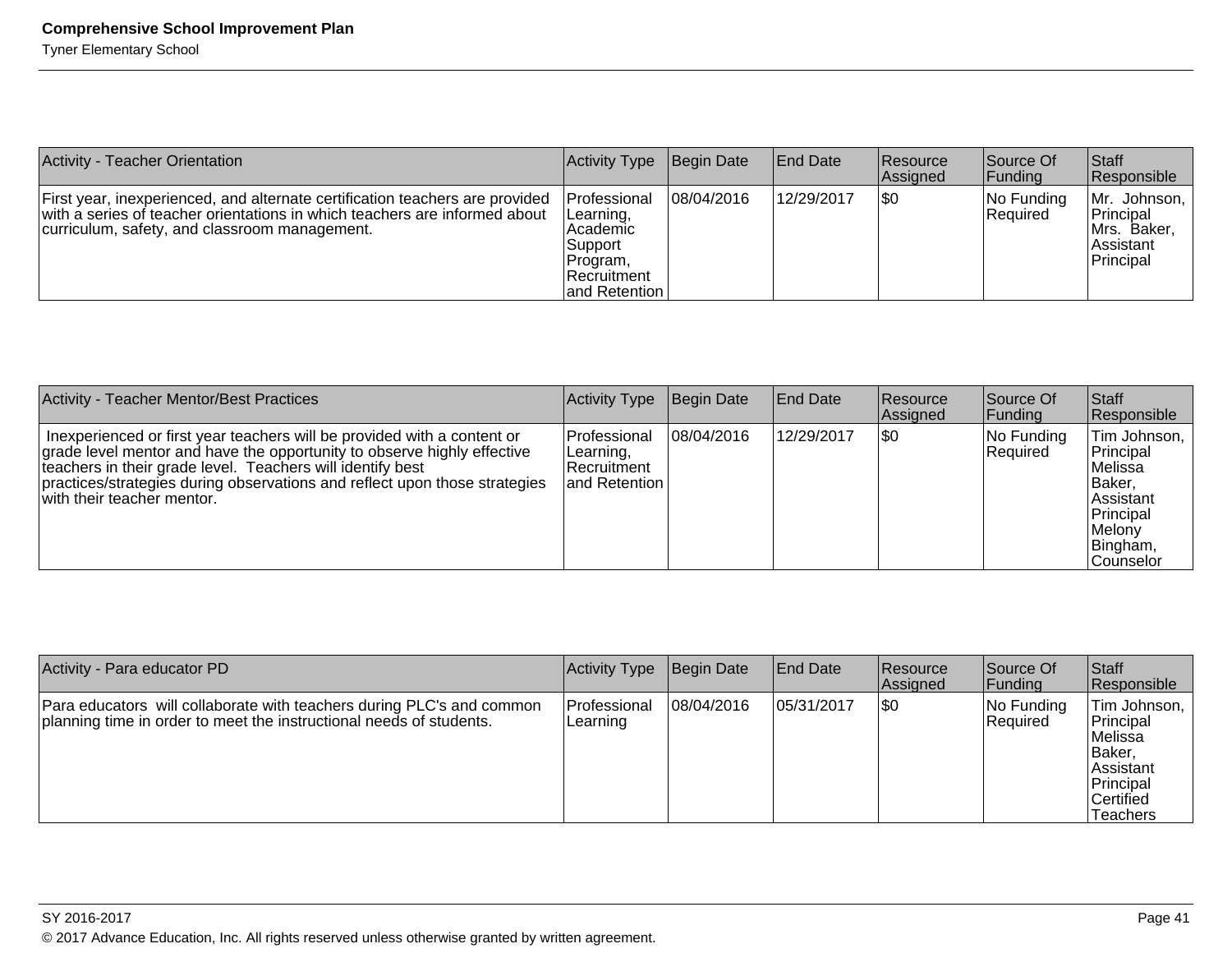| Activity - Teacher Orientation | Activity Type | Begin Date | End Date | Resource Assigned | Source Of Funding | Staff Responsible |
|---|---|---|---|---|---|---|
| First year, inexperienced, and alternate certification teachers are provided with a series of teacher orientations in which teachers are informed about curriculum, safety, and classroom management. | Professional Learning, Academic Support Program, Recruitment and Retention | 08/04/2016 | 12/29/2017 | $0 | No Funding Required | Mr. Johnson, Principal Mrs. Baker, Assistant Principal |

| Activity - Teacher Mentor/Best Practices | Activity Type | Begin Date | End Date | Resource Assigned | Source Of Funding | Staff Responsible |
|---|---|---|---|---|---|---|
| Inexperienced or first year teachers will be provided with a content or grade level mentor and have the opportunity to observe highly effective teachers in their grade level. Teachers will identify best practices/strategies during observations and reflect upon those strategies with their teacher mentor. | Professional Learning, Recruitment and Retention | 08/04/2016 | 12/29/2017 | $0 | No Funding Required | Tim Johnson, Principal Melissa Baker, Assistant Principal Melony Bingham, Counselor |

| Activity - Para educator PD | Activity Type | Begin Date | End Date | Resource Assigned | Source Of Funding | Staff Responsible |
|---|---|---|---|---|---|---|
| Para educators will collaborate with teachers during PLC's and common planning time in order to meet the instructional needs of students. | Professional Learning | 08/04/2016 | 05/31/2017 | $0 | No Funding Required | Tim Johnson, Principal Melissa Baker, Assistant Principal Certified Teachers |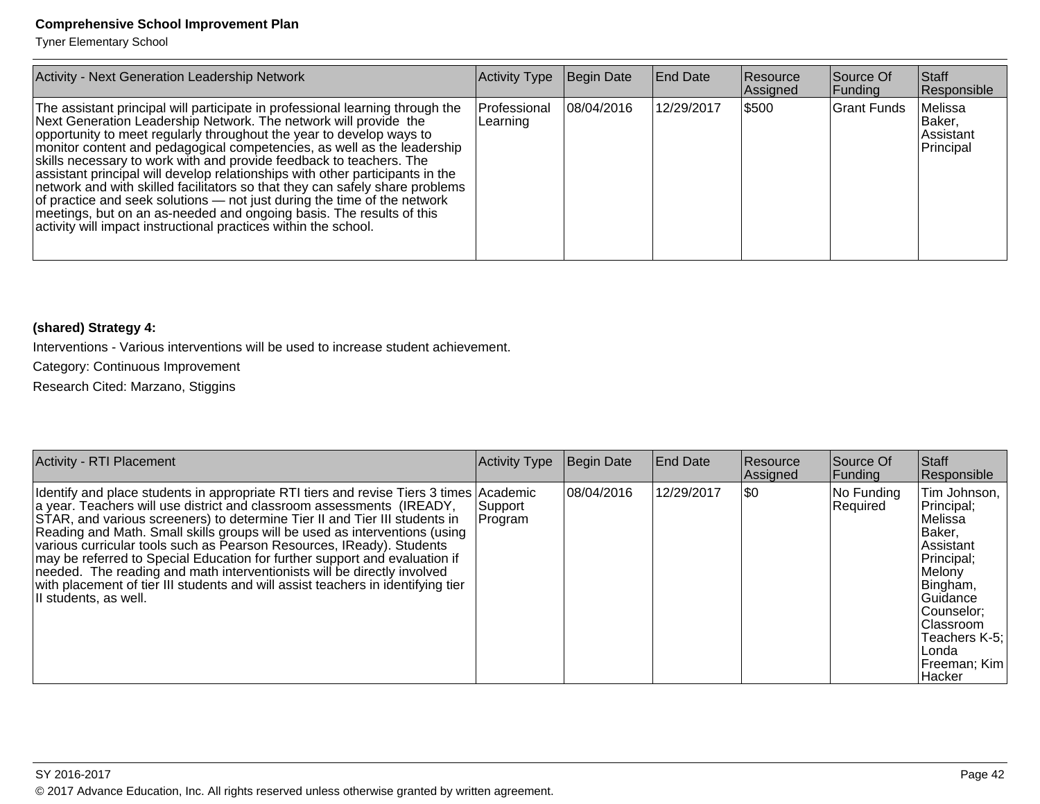| Activity - Next Generation Leadership Network | Activity Type | Begin Date | End Date | Resource Assigned | Source Of Funding | Staff Responsible |
|---|---|---|---|---|---|---|
| The assistant principal will participate in professional learning through the Next Generation Leadership Network. The network will provide the opportunity to meet regularly throughout the year to develop ways to monitor content and pedagogical competencies, as well as the leadership skills necessary to work with and provide feedback to teachers. The assistant principal will develop relationships with other participants in the network and with skilled facilitators so that they can safely share problems of practice and seek solutions — not just during the time of the network meetings, but on an as-needed and ongoing basis. The results of this activity will impact instructional practices within the school. | Professional Learning | 08/04/2016 | 12/29/2017 | $500 | Grant Funds | Melissa Baker, Assistant Principal |

**(shared) Strategy 4:**

Interventions - Various interventions will be used to increase student achievement.

Category: Continuous Improvement

Research Cited: Marzano, Stiggins

| Activity - RTI Placement | Activity Type | Begin Date | End Date | Resource Assigned | Source Of Funding | Staff Responsible |
|---|---|---|---|---|---|---|
| Identify and place students in appropriate RTI tiers and revise Tiers 3 times a year. Teachers will use district and classroom assessments (IREADY, STAR, and various screeners) to determine Tier II and Tier III students in Reading and Math. Small skills groups will be used as interventions (using various curricular tools such as Pearson Resources, IReady). Students may be referred to Special Education for further support and evaluation if needed. The reading and math interventionists will be directly involved with placement of tier III students and will assist teachers in identifying tier II students, as well. | Academic Support Program | 08/04/2016 | 12/29/2017 | $0 | No Funding Required | Tim Johnson, Principal; Melissa Baker, Assistant Principal; Melony Bingham, Guidance Counselor; Classroom Teachers K-5; Londa Freeman; Kim Hacker |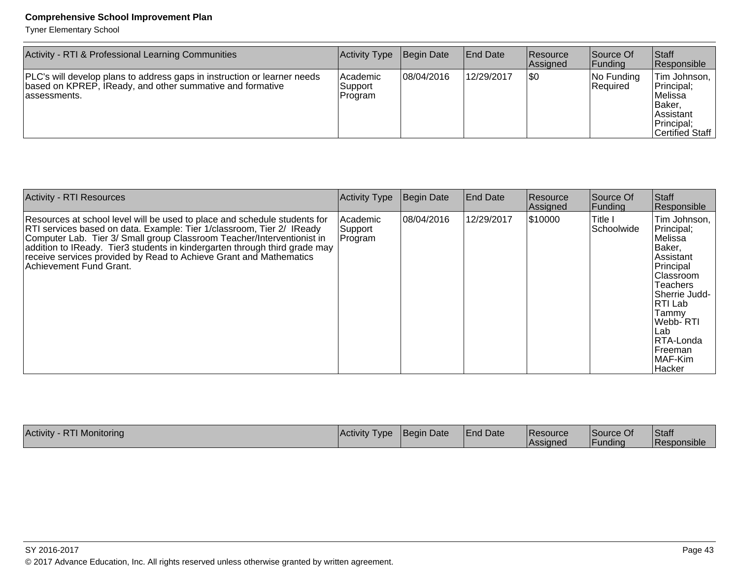| Activity - RTI & Professional Learning Communities | Activity Type | Begin Date | End Date | Resource Assigned | Source Of Funding | Staff Responsible |
|---|---|---|---|---|---|---|
| PLC's will develop plans to address gaps in instruction or learner needs based on KPREP, IReady, and other summative and formative assessments. | Academic Support Program | 08/04/2016 | 12/29/2017 | $0 | No Funding Required | Tim Johnson, Principal; Melissa Baker, Assistant Principal; Certified Staff |

| Activity - RTI Resources | Activity Type | Begin Date | End Date | Resource Assigned | Source Of Funding | Staff Responsible |
|---|---|---|---|---|---|---|
| Resources at school level will be used to place and schedule students for RTI services based on data. Example: Tier 1/classroom, Tier 2/ IReady Computer Lab. Tier 3/ Small group Classroom Teacher/Interventionist in addition to IReady. Tier3 students in kindergarten through third grade may receive services provided by Read to Achieve Grant and Mathematics Achievement Fund Grant. | Academic Support Program | 08/04/2016 | 12/29/2017 | $10000 | Title I Schoolwide | Tim Johnson, Principal; Melissa Baker, Assistant Principal Classroom Teachers Sherrie Judd- RTI Lab Tammy Webb- RTI Lab RTA-Londa Freeman MAF-Kim Hacker |

| Activity - RTI Monitoring | Activity Type | Begin Date | End Date | Resource Assigned | Source Of Funding | Staff Responsible |
|---|---|---|---|---|---|---|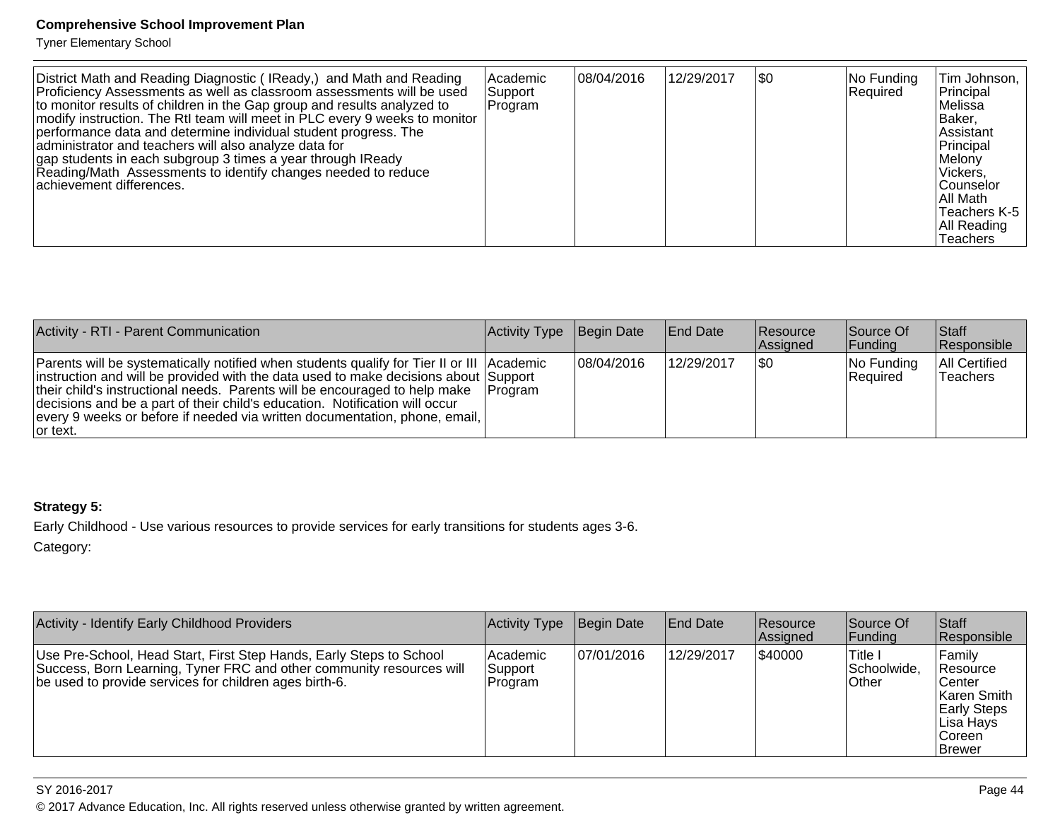| District Math and Reading Diagnostic ( IReady,) and Math and Reading Proficiency Assessments as well as classroom assessments will be used to monitor results of children in the Gap group and results analyzed to modify instruction. The RtI team will meet in PLC every 9 weeks to monitor performance data and determine individual student progress. The administrator and teachers will also analyze data for gap students in each subgroup 3 times a year through IReady Reading/Math Assessments to identify changes needed to reduce achievement differences. | Academic Support Program | 08/04/2016 | 12/29/2017 | $0 | No Funding Required | Tim Johnson, Principal Melissa Baker, Assistant Principal Melony Vickers, Counselor All Math Teachers K-5 All Reading Teachers |
|---|---|---|---|---|---|---|

| Activity - RTI - Parent Communication | Activity Type | Begin Date | End Date | Resource Assigned | Source Of Funding | Staff Responsible |
|---|---|---|---|---|---|---|
| Parents will be systematically notified when students qualify for Tier II or III instruction and will be provided with the data used to make decisions about their child's instructional needs. Parents will be encouraged to help make decisions and be a part of their child's education. Notification will occur every 9 weeks or before if needed via written documentation, phone, email, or text. | Academic Support Program | 08/04/2016 | 12/29/2017 | $0 | No Funding Required | All Certified Teachers |

**Strategy 5:**

Early Childhood - Use various resources to provide services for early transitions for students ages 3-6.

Category:

| Activity - Identify Early Childhood Providers | Activity Type | Begin Date | End Date | Resource Assigned | Source Of Funding | Staff Responsible |
|---|---|---|---|---|---|---|
| Use Pre-School, Head Start, First Step Hands, Early Steps to School Success, Born Learning, Tyner FRC and other community resources will be used to provide services for children ages birth-6. | Academic Support Program | 07/01/2016 | 12/29/2017 | $40000 | Title I Schoolwide, Other | Family Resource Center Karen Smith Early Steps Lisa Hays Coreen Brewer |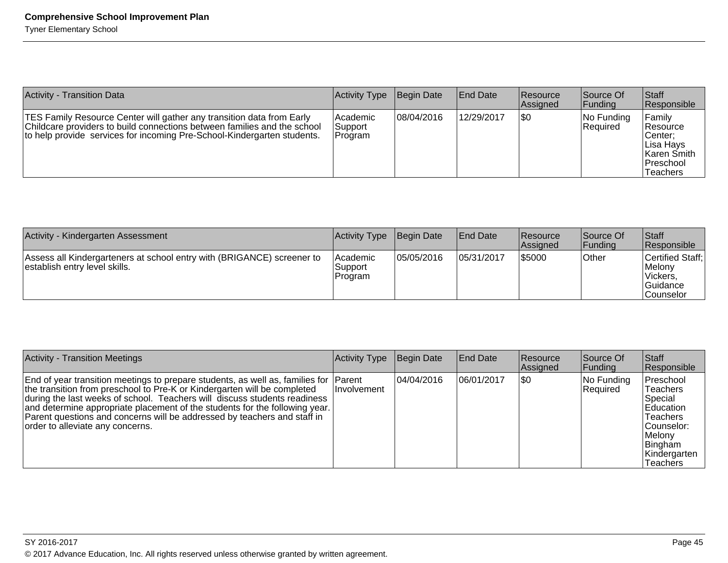| Activity - Transition Data | Activity Type | Begin Date | End Date | Resource Assigned | Source Of Funding | Staff Responsible |
| --- | --- | --- | --- | --- | --- | --- |
| TES Family Resource Center will gather any transition data from Early Childcare providers to build connections between families and the school to help provide services for incoming Pre-School-Kindergarten students. | Academic Support Program | 08/04/2016 | 12/29/2017 | $0 | No Funding Required | Family Resource Center; Lisa Hays Karen Smith Preschool Teachers |

| Activity - Kindergarten Assessment | Activity Type | Begin Date | End Date | Resource Assigned | Source Of Funding | Staff Responsible |
| --- | --- | --- | --- | --- | --- | --- |
| Assess all Kindergarteners at school entry with (BRIGANCE) screener to establish entry level skills. | Academic Support Program | 05/05/2016 | 05/31/2017 | $5000 | Other | Certified Staff; Melony Vickers, Guidance Counselor |

| Activity - Transition Meetings | Activity Type | Begin Date | End Date | Resource Assigned | Source Of Funding | Staff Responsible |
| --- | --- | --- | --- | --- | --- | --- |
| End of year transition meetings to prepare students, as well as, families for the transition from preschool to Pre-K or Kindergarten will be completed during the last weeks of school. Teachers will discuss students readiness and determine appropriate placement of the students for the following year. Parent questions and concerns will be addressed by teachers and staff in order to alleviate any concerns. | Parent Involvement | 04/04/2016 | 06/01/2017 | $0 | No Funding Required | Preschool Teachers Special Education Teachers Counselor: Melony Bingham Kindergarten Teachers |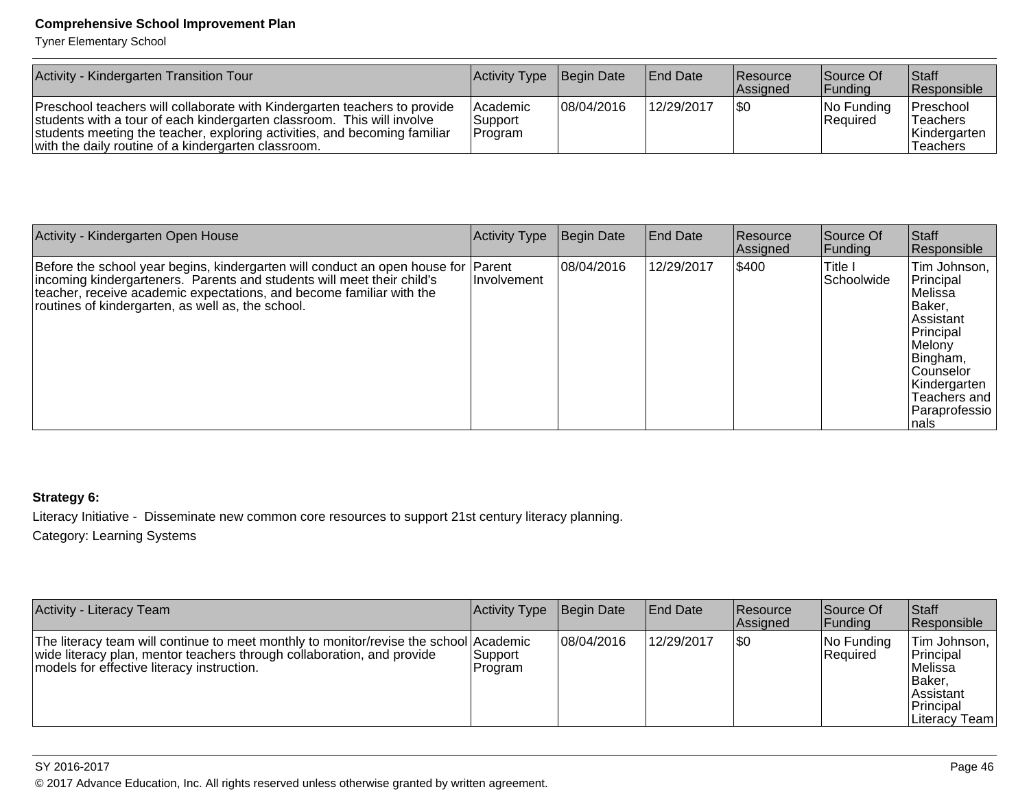| Activity - Kindergarten Transition Tour | Activity Type | Begin Date | End Date | Resource Assigned | Source Of Funding | Staff Responsible |
| --- | --- | --- | --- | --- | --- | --- |
| Preschool teachers will collaborate with Kindergarten teachers to provide students with a tour of each kindergarten classroom. This will involve students meeting the teacher, exploring activities, and becoming familiar with the daily routine of a kindergarten classroom. | Academic Support Program | 08/04/2016 | 12/29/2017 | $0 | No Funding Required | Preschool Teachers Kindergarten Teachers |

| Activity - Kindergarten Open House | Activity Type | Begin Date | End Date | Resource Assigned | Source Of Funding | Staff Responsible |
| --- | --- | --- | --- | --- | --- | --- |
| Before the school year begins, kindergarten will conduct an open house for incoming kindergarteners. Parents and students will meet their child's teacher, receive academic expectations, and become familiar with the routines of kindergarten, as well as, the school. | Parent Involvement | 08/04/2016 | 12/29/2017 | $400 | Title I Schoolwide | Tim Johnson, Principal Melissa Baker, Assistant Principal Melony Bingham, Counselor Kindergarten Teachers and Paraprofessionals |

**Strategy 6:**

Literacy Initiative - Disseminate new common core resources to support 21st century literacy planning.

Category: Learning Systems

| Activity - Literacy Team | Activity Type | Begin Date | End Date | Resource Assigned | Source Of Funding | Staff Responsible |
| --- | --- | --- | --- | --- | --- | --- |
| The literacy team will continue to meet monthly to monitor/revise the school wide literacy plan, mentor teachers through collaboration, and provide models for effective literacy instruction. | Academic Support Program | 08/04/2016 | 12/29/2017 | $0 | No Funding Required | Tim Johnson, Principal Melissa Baker, Assistant Principal Literacy Team |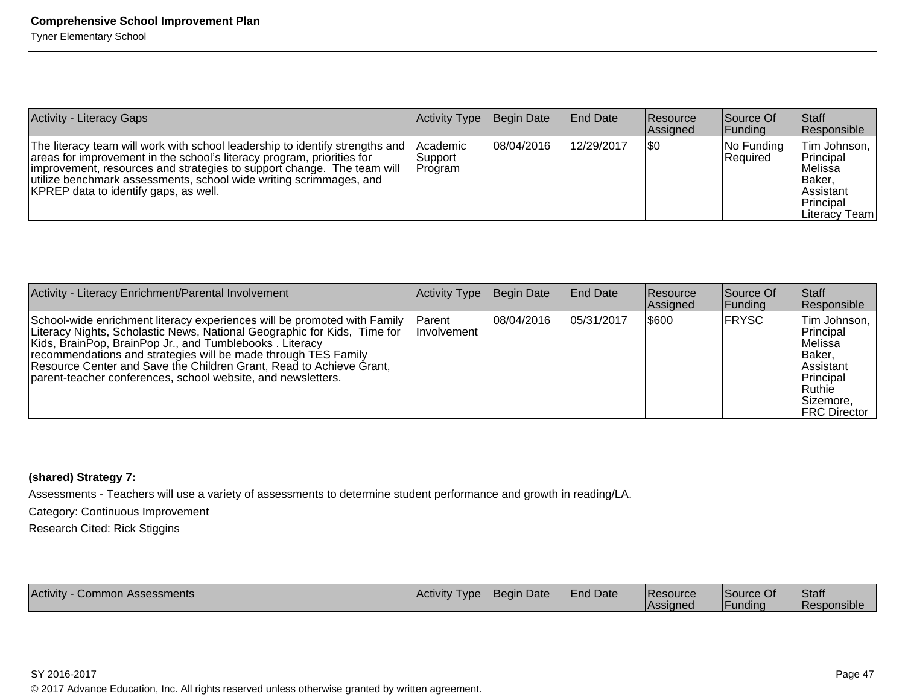| Activity - Literacy Gaps | Activity Type | Begin Date | End Date | Resource Assigned | Source Of Funding | Staff Responsible |
|---|---|---|---|---|---|---|
| The literacy team will work with school leadership to identify strengths and areas for improvement in the school's literacy program, priorities for improvement, resources and strategies to support change. The team will utilize benchmark assessments, school wide writing scrimmages, and KPREP data to identify gaps, as well. | Academic Support Program | 08/04/2016 | 12/29/2017 | $0 | No Funding Required | Tim Johnson, Principal Melissa Baker, Assistant Principal Literacy Team |

| Activity - Literacy Enrichment/Parental Involvement | Activity Type | Begin Date | End Date | Resource Assigned | Source Of Funding | Staff Responsible |
|---|---|---|---|---|---|---|
| School-wide enrichment literacy experiences will be promoted with Family Literacy Nights, Scholastic News, National Geographic for Kids, Time for Kids, BrainPop, BrainPop Jr., and Tumblebooks . Literacy recommendations and strategies will be made through TES Family Resource Center and Save the Children Grant, Read to Achieve Grant, parent-teacher conferences, school website, and newsletters. | Parent Involvement | 08/04/2016 | 05/31/2017 | $600 | FRYSC | Tim Johnson, Principal Melissa Baker, Assistant Principal Ruthie Sizemore, FRC Director |

**(shared) Strategy 7:**

Assessments - Teachers will use a variety of assessments to determine student performance and growth in reading/LA.

Category: Continuous Improvement

Research Cited: Rick Stiggins

| Activity - Common Assessments | Activity Type | Begin Date | End Date | Resource Assigned | Source Of Funding | Staff Responsible |
|---|---|---|---|---|---|---|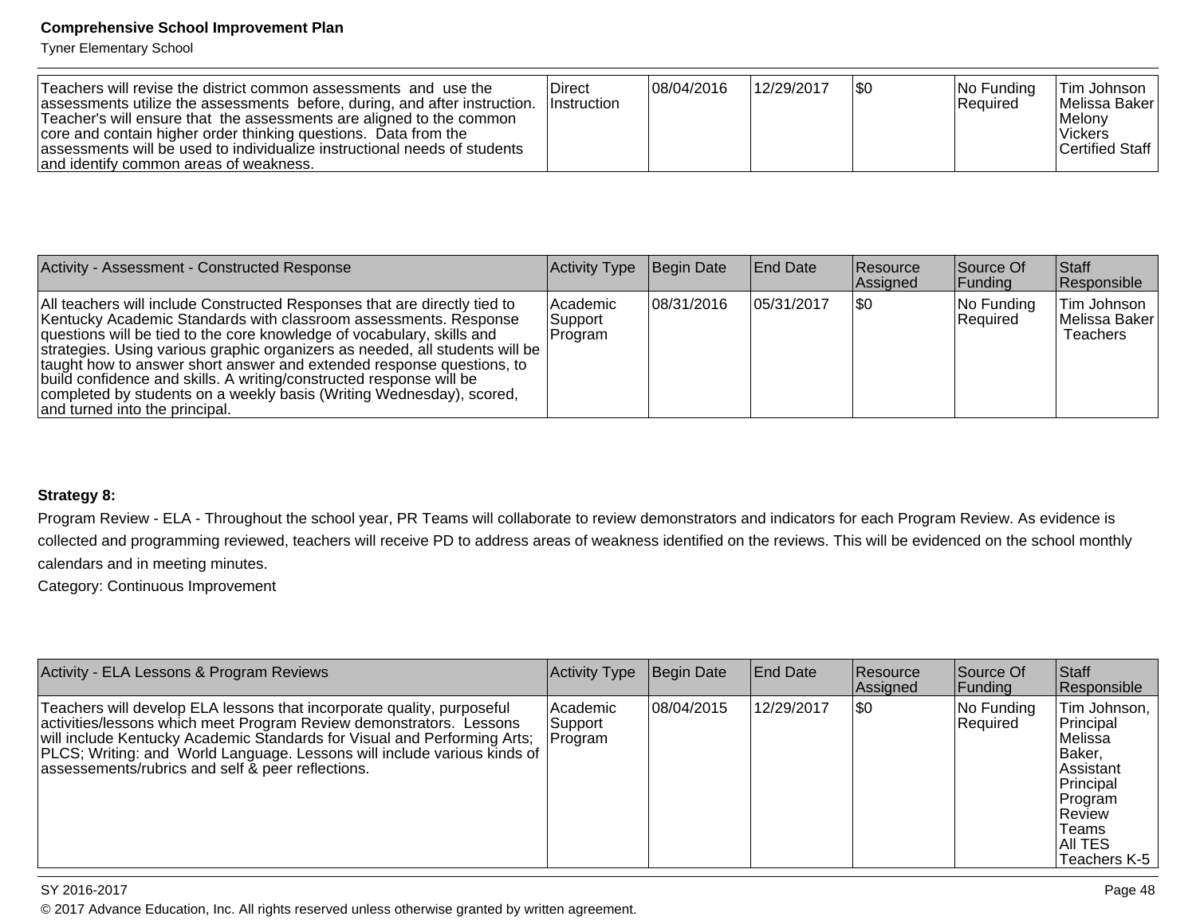| | | | | | | |
|---|---|---|---|---|---|---|
| Teachers will revise the district common assessments and use the assessments utilize the assessments before, during, and after instruction. Teacher's will ensure that the assessments are aligned to the common core and contain higher order thinking questions. Data from the assessments will be used to individualize instructional needs of students and identify common areas of weakness. | Direct Instruction | 08/04/2016 | 12/29/2017 | $0 | No Funding Required | Tim Johnson Melissa Baker Melony Vickers Certified Staff |

| Activity - Assessment - Constructed Response | Activity Type | Begin Date | End Date | Resource Assigned | Source Of Funding | Staff Responsible |
|---|---|---|---|---|---|---|
| All teachers will include Constructed Responses that are directly tied to Kentucky Academic Standards with classroom assessments. Response questions will be tied to the core knowledge of vocabulary, skills and strategies. Using various graphic organizers as needed, all students will be taught how to answer short answer and extended response questions, to build confidence and skills. A writing/constructed response will be completed by students on a weekly basis (Writing Wednesday), scored, and turned into the principal. | Academic Support Program | 08/31/2016 | 05/31/2017 | $0 | No Funding Required | Tim Johnson Melissa Baker Teachers |

**Strategy 8:**

Program Review - ELA - Throughout the school year, PR Teams will collaborate to review demonstrators and indicators for each Program Review. As evidence is collected and programming reviewed, teachers will receive PD to address areas of weakness identified on the reviews. This will be evidenced on the school monthly calendars and in meeting minutes.

Category: Continuous Improvement

| Activity - ELA Lessons & Program Reviews | Activity Type | Begin Date | End Date | Resource Assigned | Source Of Funding | Staff Responsible |
|---|---|---|---|---|---|---|
| Teachers will develop ELA lessons that incorporate quality, purposeful activities/lessons which meet Program Review demonstrators. Lessons will include Kentucky Academic Standards for Visual and Performing Arts; PLCS; Writing: and World Language. Lessons will include various kinds of assessements/rubrics and self & peer reflections. | Academic Support Program | 08/04/2015 | 12/29/2017 | $0 | No Funding Required | Tim Johnson, Principal Melissa Baker, Assistant Principal Program Review Teams All TES Teachers K-5 |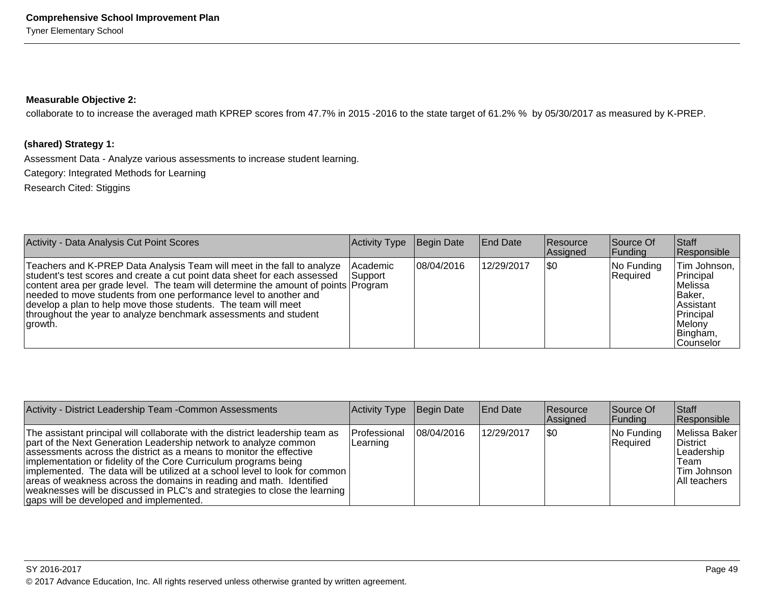**Measurable Objective 2:**

collaborate to to increase the averaged math KPREP scores from 47.7% in 2015 -2016 to the state target of 61.2% %  by 05/30/2017 as measured by K-PREP.

**(shared) Strategy 1:**

Assessment Data - Analyze various assessments to increase student learning.

Category: Integrated Methods for Learning

Research Cited: Stiggins

| Activity - Data Analysis Cut Point Scores | Activity Type | Begin Date | End Date | Resource Assigned | Source Of Funding | Staff Responsible |
|---|---|---|---|---|---|---|
| Teachers and K-PREP Data Analysis Team will meet in the fall to analyze student's test scores and create a cut point data sheet for each assessed content area per grade level.  The team will determine the amount of points needed to move students from one performance level to another and develop a plan to help move those students.  The team will meet throughout the year to analyze benchmark assessments and student growth. | Academic Support Program | 08/04/2016 | 12/29/2017 | $0 | No Funding Required | Tim Johnson, Principal Melissa Baker, Assistant Principal Melony Bingham, Counselor |

| Activity - District Leadership Team -Common Assessments | Activity Type | Begin Date | End Date | Resource Assigned | Source Of Funding | Staff Responsible |
|---|---|---|---|---|---|---|
| The assistant principal will collaborate with the district leadership team as part of the Next Generation Leadership network to analyze common assessments across the district as a means to monitor the effective implementation or fidelity of the Core Curriculum programs being implemented.  The data will be utilized at a school level to look for common areas of weakness across the domains in reading and math.  Identified weaknesses will be discussed in PLC's and strategies to close the learning gaps will be developed and implemented. | Professional Learning | 08/04/2016 | 12/29/2017 | $0 | No Funding Required | Melissa Baker District Leadership Team Tim Johnson All teachers |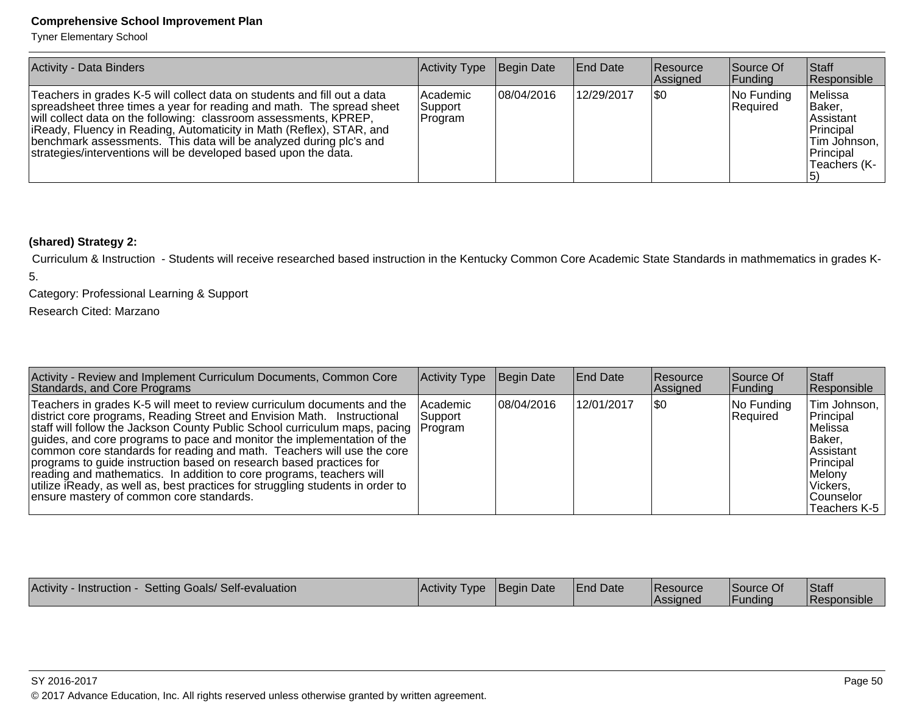| Activity - Data Binders | Activity Type | Begin Date | End Date | Resource Assigned | Source Of Funding | Staff Responsible |
|---|---|---|---|---|---|---|
| Teachers in grades K-5 will collect data on students and fill out a data spreadsheet three times a year for reading and math. The spread sheet will collect data on the following: classroom assessments, KPREP, iReady, Fluency in Reading, Automaticity in Math (Reflex), STAR, and benchmark assessments. This data will be analyzed during plc's and strategies/interventions will be developed based upon the data. | Academic Support Program | 08/04/2016 | 12/29/2017 | $0 | No Funding Required | Melissa Baker, Assistant Principal Tim Johnson, Principal Teachers (K-5) |

**(shared) Strategy 2:**

Curriculum & Instruction - Students will receive researched based instruction in the Kentucky Common Core Academic State Standards in mathmematics in grades K-5.

Category: Professional Learning & Support

Research Cited: Marzano

| Activity - Review and Implement Curriculum Documents, Common Core Standards, and Core Programs | Activity Type | Begin Date | End Date | Resource Assigned | Source Of Funding | Staff Responsible |
|---|---|---|---|---|---|---|
| Teachers in grades K-5 will meet to review curriculum documents and the district core programs, Reading Street and Envision Math. Instructional staff will follow the Jackson County Public School curriculum maps, pacing guides, and core programs to pace and monitor the implementation of the common core standards for reading and math. Teachers will use the core programs to guide instruction based on research based practices for reading and mathematics. In addition to core programs, teachers will utilize iReady, as well as, best practices for struggling students in order to ensure mastery of common core standards. | Academic Support Program | 08/04/2016 | 12/01/2017 | $0 | No Funding Required | Tim Johnson, Principal Melissa Baker, Assistant Principal Melony Vickers, Counselor Teachers K-5 |

| Activity - Instruction - Setting Goals/ Self-evaluation | Activity Type | Begin Date | End Date | Resource Assigned | Source Of Funding | Staff Responsible |
|---|---|---|---|---|---|---|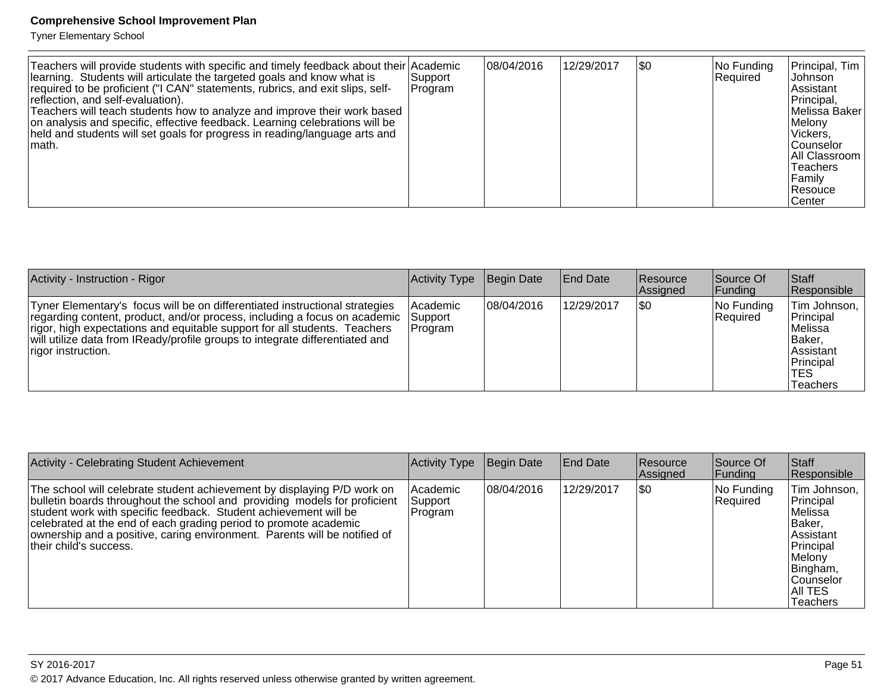| | | | | | | |
|---|---|---|---|---|---|---|
| Teachers will provide students with specific and timely feedback about their learning. Students will articulate the targeted goals and know what is required to be proficient ("I CAN" statements, rubrics, and exit slips, self-reflection, and self-evaluation).<br>Teachers will teach students how to analyze and improve their work based on analysis and specific, effective feedback. Learning celebrations will be held and students will set goals for progress in reading/language arts and math. | Academic Support Program | 08/04/2016 | 12/29/2017 | $0 | No Funding Required | Principal, Tim Johnson<br>Assistant Principal, Melissa Baker<br>Melony Vickers, Counselor<br>All Classroom Teachers<br>Family Resouce Center |

| Activity - Instruction - Rigor | Activity Type | Begin Date | End Date | Resource Assigned | Source Of Funding | Staff Responsible |
|---|---|---|---|---|---|---|
| Tyner Elementary's focus will be on differentiated instructional strategies regarding content, product, and/or process, including a focus on academic rigor, high expectations and equitable support for all students. Teachers will utilize data from IReady/profile groups to integrate differentiated and rigor instruction. | Academic Support Program | 08/04/2016 | 12/29/2017 | $0 | No Funding Required | Tim Johnson, Principal<br>Melissa Baker, Assistant Principal<br>TES Teachers |

| Activity - Celebrating Student Achievement | Activity Type | Begin Date | End Date | Resource Assigned | Source Of Funding | Staff Responsible |
|---|---|---|---|---|---|---|
| The school will celebrate student achievement by displaying P/D work on bulletin boards throughout the school and providing models for proficient student work with specific feedback. Student achievement will be celebrated at the end of each grading period to promote academic ownership and a positive, caring environment. Parents will be notified of their child's success. | Academic Support Program | 08/04/2016 | 12/29/2017 | $0 | No Funding Required | Tim Johnson, Principal<br>Melissa Baker, Assistant Principal<br>Melony Bingham, Counselor<br>All TES Teachers |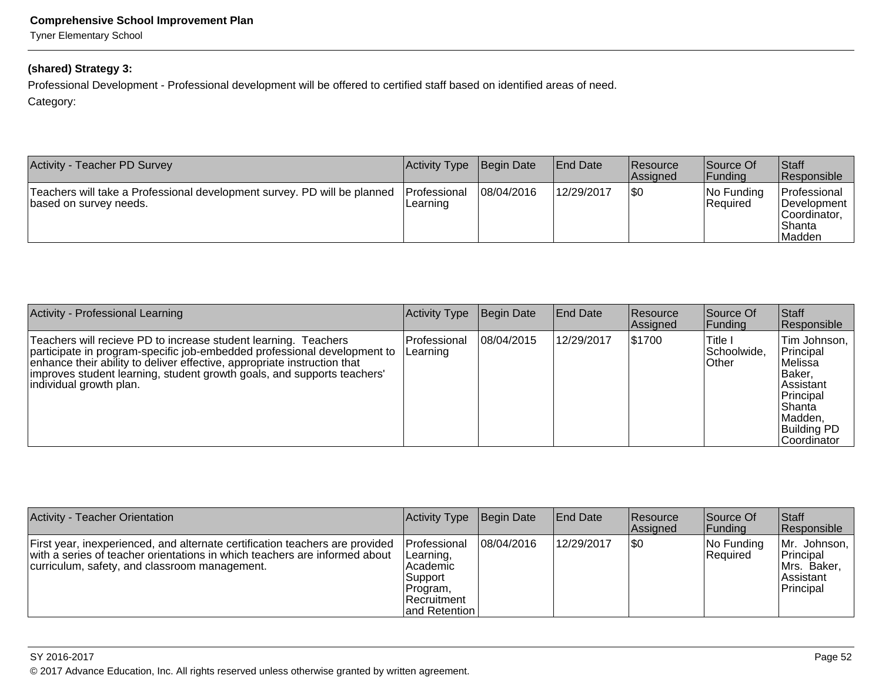**(shared) Strategy 3:**

Professional Development - Professional development will be offered to certified staff based on identified areas of need.

Category:

| Activity - Teacher PD Survey | Activity Type | Begin Date | End Date | Resource Assigned | Source Of Funding | Staff Responsible |
|---|---|---|---|---|---|---|
| Teachers will take a Professional development survey. PD will be planned based on survey needs. | Professional Learning | 08/04/2016 | 12/29/2017 | $0 | No Funding Required | Professional Development Coordinator, Shanta Madden |

| Activity - Professional Learning | Activity Type | Begin Date | End Date | Resource Assigned | Source Of Funding | Staff Responsible |
|---|---|---|---|---|---|---|
| Teachers will recieve PD to increase student learning. Teachers participate in program-specific job-embedded professional development to enhance their ability to deliver effective, appropriate instruction that improves student learning, student growth goals, and supports teachers' individual growth plan. | Professional Learning | 08/04/2015 | 12/29/2017 | $1700 | Title I Schoolwide, Other | Tim Johnson, Principal Melissa Baker, Assistant Principal Shanta Madden, Building PD Coordinator |

| Activity - Teacher Orientation | Activity Type | Begin Date | End Date | Resource Assigned | Source Of Funding | Staff Responsible |
|---|---|---|---|---|---|---|
| First year, inexperienced, and alternate certification teachers are provided with a series of teacher orientations in which teachers are informed about curriculum, safety, and classroom management. | Professional Learning, Academic Support Program, Recruitment and Retention | 08/04/2016 | 12/29/2017 | $0 | No Funding Required | Mr. Johnson, Principal Mrs. Baker, Assistant Principal |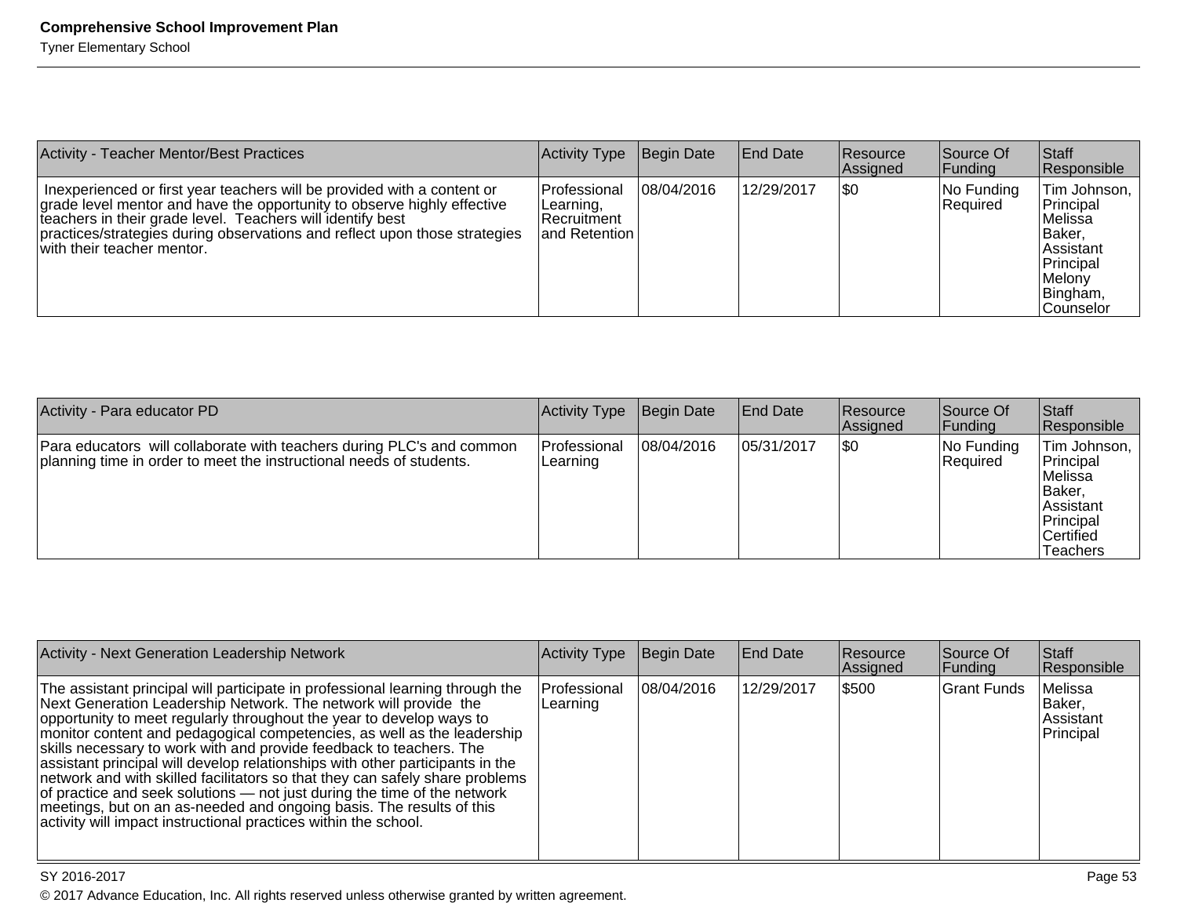| Activity - Teacher Mentor/Best Practices | Activity Type | Begin Date | End Date | Resource Assigned | Source Of Funding | Staff Responsible |
|---|---|---|---|---|---|---|
| Inexperienced or first year teachers will be provided with a content or grade level mentor and have the opportunity to observe highly effective teachers in their grade level. Teachers will identify best practices/strategies during observations and reflect upon those strategies with their teacher mentor. | Professional Learning, Recruitment and Retention | 08/04/2016 | 12/29/2017 | $0 | No Funding Required | Tim Johnson, Principal Melissa Baker, Assistant Principal Melony Bingham, Counselor |

| Activity - Para educator PD | Activity Type | Begin Date | End Date | Resource Assigned | Source Of Funding | Staff Responsible |
|---|---|---|---|---|---|---|
| Para educators will collaborate with teachers during PLC's and common planning time in order to meet the instructional needs of students. | Professional Learning | 08/04/2016 | 05/31/2017 | $0 | No Funding Required | Tim Johnson, Principal Melissa Baker, Assistant Principal Certified Teachers |

| Activity - Next Generation Leadership Network | Activity Type | Begin Date | End Date | Resource Assigned | Source Of Funding | Staff Responsible |
|---|---|---|---|---|---|---|
| The assistant principal will participate in professional learning through the Next Generation Leadership Network. The network will provide the opportunity to meet regularly throughout the year to develop ways to monitor content and pedagogical competencies, as well as the leadership skills necessary to work with and provide feedback to teachers. The assistant principal will develop relationships with other participants in the network and with skilled facilitators so that they can safely share problems of practice and seek solutions — not just during the time of the network meetings, but on an as-needed and ongoing basis. The results of this activity will impact instructional practices within the school. | Professional Learning | 08/04/2016 | 12/29/2017 | $500 | Grant Funds | Melissa Baker, Assistant Principal |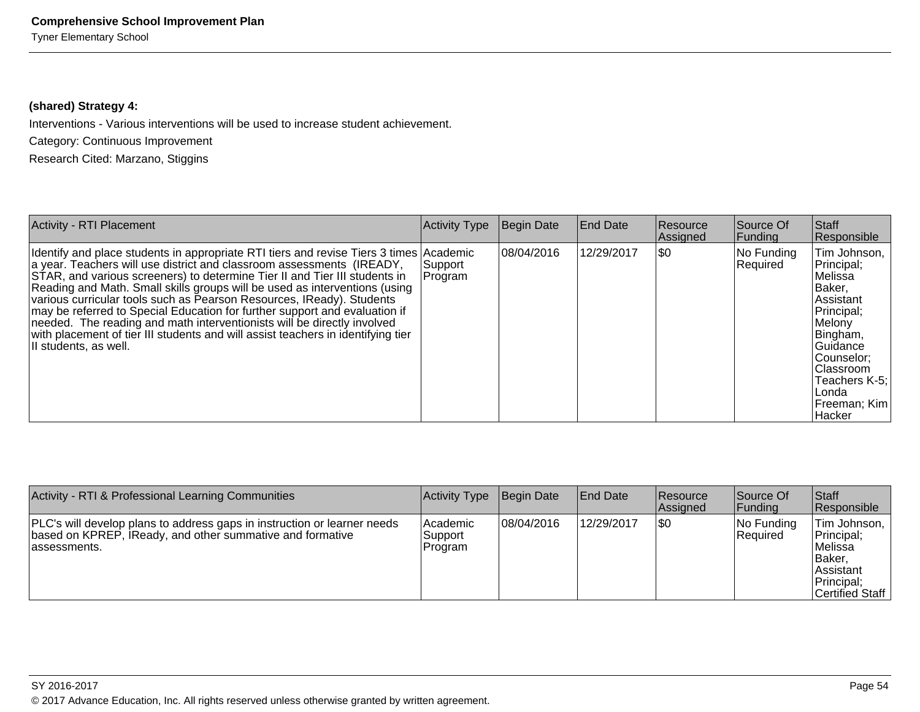**(shared) Strategy 4:**

Interventions - Various interventions will be used to increase student achievement.

Category: Continuous Improvement

Research Cited: Marzano, Stiggins

| Activity - RTI Placement | Activity Type | Begin Date | End Date | Resource Assigned | Source Of Funding | Staff Responsible |
|---|---|---|---|---|---|---|
| Identify and place students in appropriate RTI tiers and revise Tiers 3 times a year. Teachers will use district and classroom assessments (IREADY, STAR, and various screeners) to determine Tier II and Tier III students in Reading and Math. Small skills groups will be used as interventions (using various curricular tools such as Pearson Resources, IReady). Students may be referred to Special Education for further support and evaluation if needed. The reading and math interventionists will be directly involved with placement of tier III students and will assist teachers in identifying tier II students, as well. | Academic Support Program | 08/04/2016 | 12/29/2017 | $0 | No Funding Required | Tim Johnson, Principal; Melissa Baker, Assistant Principal; Melony Bingham, Guidance Counselor; Classroom Teachers K-5; Londa Freeman; Kim Hacker |

| Activity - RTI & Professional Learning Communities | Activity Type | Begin Date | End Date | Resource Assigned | Source Of Funding | Staff Responsible |
|---|---|---|---|---|---|---|
| PLC's will develop plans to address gaps in instruction or learner needs based on KPREP, IReady, and other summative and formative assessments. | Academic Support Program | 08/04/2016 | 12/29/2017 | $0 | No Funding Required | Tim Johnson, Principal; Melissa Baker, Assistant Principal; Certified Staff |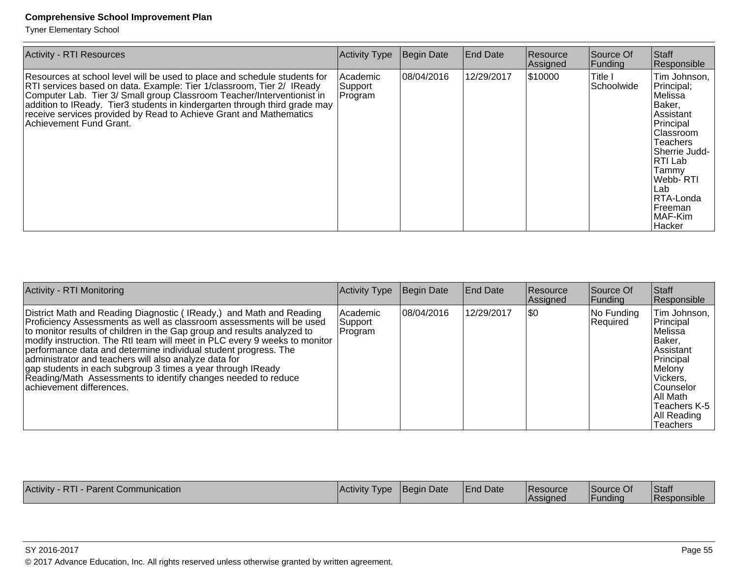| Activity - RTI Resources | Activity Type | Begin Date | End Date | Resource Assigned | Source Of Funding | Staff Responsible |
|---|---|---|---|---|---|---|
| Resources at school level will be used to place and schedule students for RTI services based on data. Example: Tier 1/classroom, Tier 2/ IReady Computer Lab. Tier 3/ Small group Classroom Teacher/Interventionist in addition to IReady. Tier3 students in kindergarten through third grade may receive services provided by Read to Achieve Grant and Mathematics Achievement Fund Grant. | Academic Support Program | 08/04/2016 | 12/29/2017 | $10000 | Title I Schoolwide | Tim Johnson, Principal; Melissa Baker, Assistant Principal Classroom Teachers Sherrie Judd- RTI Lab Tammy Webb- RTI Lab RTA-Londa Freeman MAF-Kim Hacker |

| Activity - RTI Monitoring | Activity Type | Begin Date | End Date | Resource Assigned | Source Of Funding | Staff Responsible |
|---|---|---|---|---|---|---|
| District Math and Reading Diagnostic ( IReady,) and Math and Reading Proficiency Assessments as well as classroom assessments will be used to monitor results of children in the Gap group and results analyzed to modify instruction. The RtI team will meet in PLC every 9 weeks to monitor performance data and determine individual student progress. The administrator and teachers will also analyze data for gap students in each subgroup 3 times a year through IReady Reading/Math Assessments to identify changes needed to reduce achievement differences. | Academic Support Program | 08/04/2016 | 12/29/2017 | $0 | No Funding Required | Tim Johnson, Principal Melissa Baker, Assistant Principal Melony Vickers, Counselor All Math Teachers K-5 All Reading Teachers |

| Activity - RTI - Parent Communication | Activity Type | Begin Date | End Date | Resource Assigned | Source Of Funding | Staff Responsible |
|---|---|---|---|---|---|---|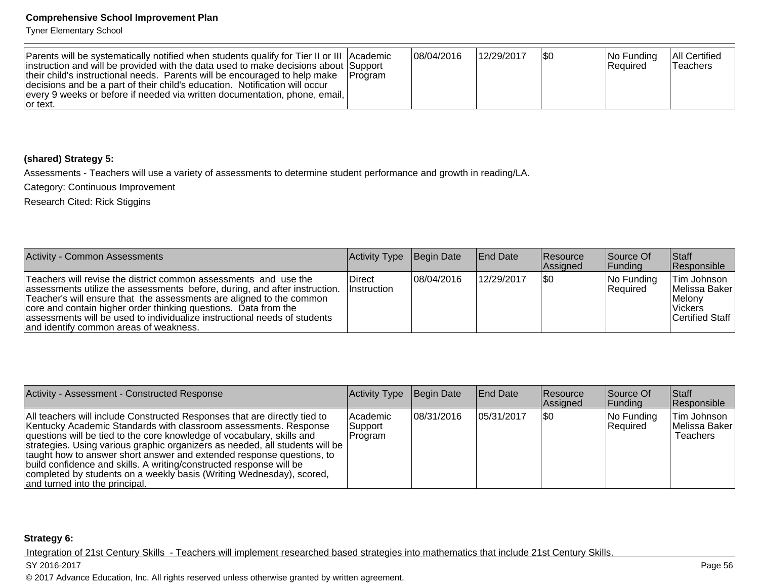| Parents will be systematically notified when students qualify for Tier II or III instruction and will be provided with the data used to make decisions about their child's instructional needs. Parents will be encouraged to help make decisions and be a part of their child's education. Notification will occur every 9 weeks or before if needed via written documentation, phone, email, or text. | Academic Support Program | 08/04/2016 | 12/29/2017 | $0 | No Funding Required | All Certified Teachers |
|---|---|---|---|---|---|---|

**(shared) Strategy 5:**

Assessments - Teachers will use a variety of assessments to determine student performance and growth in reading/LA.

Category: Continuous Improvement

Research Cited: Rick Stiggins

| Activity - Common Assessments | Activity Type | Begin Date | End Date | Resource Assigned | Source Of Funding | Staff Responsible |
|---|---|---|---|---|---|---|
| Teachers will revise the district common assessments and use the assessments utilize the assessments before, during, and after instruction. Teacher's will ensure that the assessments are aligned to the common core and contain higher order thinking questions. Data from the assessments will be used to individualize instructional needs of students and identify common areas of weakness. | Direct Instruction | 08/04/2016 | 12/29/2017 | $0 | No Funding Required | Tim Johnson Melissa Baker Melony Vickers Certified Staff |

| Activity - Assessment - Constructed Response | Activity Type | Begin Date | End Date | Resource Assigned | Source Of Funding | Staff Responsible |
|---|---|---|---|---|---|---|
| All teachers will include Constructed Responses that are directly tied to Kentucky Academic Standards with classroom assessments. Response questions will be tied to the core knowledge of vocabulary, skills and strategies. Using various graphic organizers as needed, all students will be taught how to answer short answer and extended response questions, to build confidence and skills. A writing/constructed response will be completed by students on a weekly basis (Writing Wednesday), scored, and turned into the principal. | Academic Support Program | 08/31/2016 | 05/31/2017 | $0 | No Funding Required | Tim Johnson Melissa Baker Teachers |

**Strategy 6:**

Integration of 21st Century Skills - Teachers will implement researched based strategies into mathematics that include 21st Century Skills.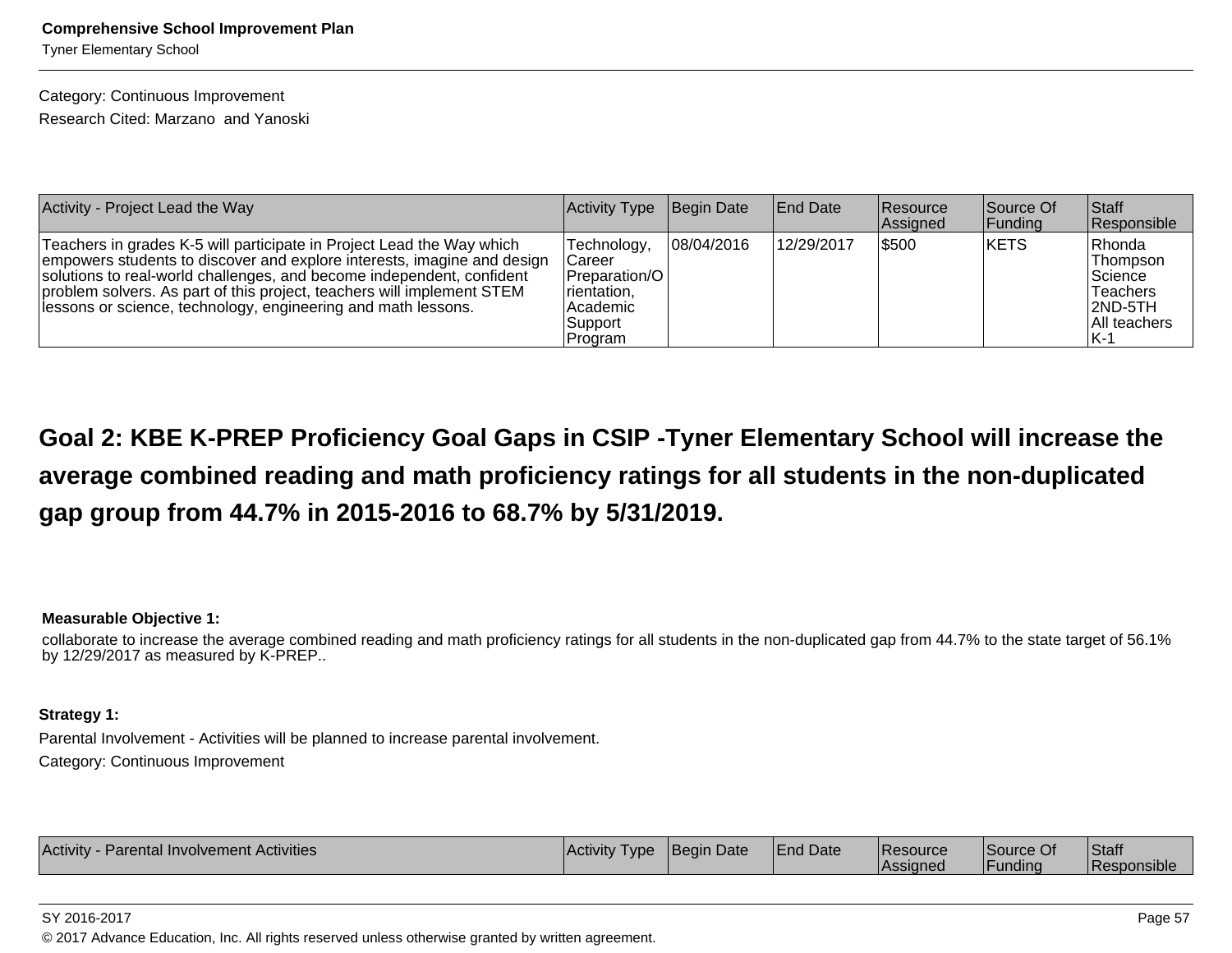Category: Continuous Improvement
Research Cited: Marzano and Yanoski

| Activity - Project Lead the Way | Activity Type | Begin Date | End Date | Resource Assigned | Source Of Funding | Staff Responsible |
|---|---|---|---|---|---|---|
| Teachers in grades K-5 will participate in Project Lead the Way which empowers students to discover and explore interests, imagine and design solutions to real-world challenges, and become independent, confident problem solvers. As part of this project, teachers will implement STEM lessons or science, technology, engineering and math lessons. | Technology, Career Preparation/Orientation, Academic Support Program | 08/04/2016 | 12/29/2017 | $500 | KETS | Rhonda Thompson Science Teachers 2ND-5TH All teachers K-1 |

## Goal 2: KBE K-PREP Proficiency Goal Gaps in CSIP -Tyner Elementary School will increase the average combined reading and math proficiency ratings for all students in the non-duplicated gap group from 44.7% in 2015-2016 to 68.7% by 5/31/2019.

**Measurable Objective 1:**

collaborate to increase the average combined reading and math proficiency ratings for all students in the non-duplicated gap from 44.7% to the state target of 56.1% by 12/29/2017 as measured by K-PREP..

**Strategy 1:**

Parental Involvement - Activities will be planned to increase parental involvement.
Category: Continuous Improvement

| Activity - Parental Involvement Activities | Activity Type | Begin Date | End Date | Resource Assigned | Source Of Funding | Staff Responsible |
|---|---|---|---|---|---|---|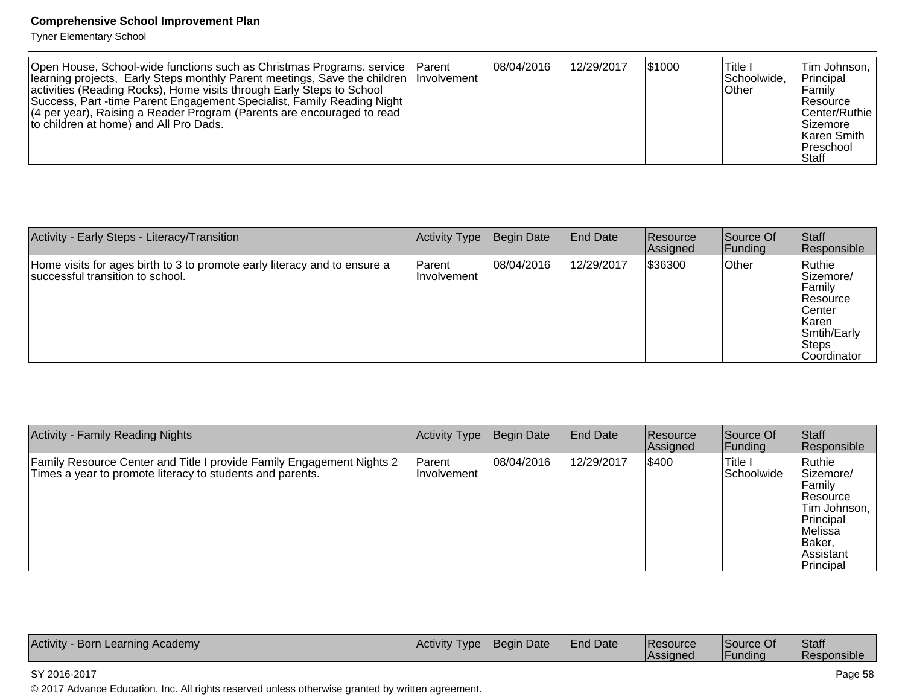| Open House, School-wide functions such as Christmas Programs. service learning projects, Early Steps monthly Parent meetings, Save the children activities (Reading Rocks), Home visits through Early Steps to School Success, Part -time Parent Engagement Specialist, Family Reading Night (4 per year), Raising a Reader Program (Parents are encouraged to read to children at home) and All Pro Dads. | Parent Involvement | 08/04/2016 | 12/29/2017 | $1000 | Title I Schoolwide, Other | Tim Johnson, Principal Family Resource Center/Ruthie Sizemore Karen Smith Preschool Staff |
|---|---|---|---|---|---|---|

| Activity - Early Steps - Literacy/Transition | Activity Type | Begin Date | End Date | Resource Assigned | Source Of Funding | Staff Responsible |
|---|---|---|---|---|---|---|
| Home visits for ages birth to 3 to promote early literacy and to ensure a successful transition to school. | Parent Involvement | 08/04/2016 | 12/29/2017 | $36300 | Other | Ruthie Sizemore/ Family Resource Center Karen Smtih/Early Steps Coordinator |

| Activity - Family Reading Nights | Activity Type | Begin Date | End Date | Resource Assigned | Source Of Funding | Staff Responsible |
|---|---|---|---|---|---|---|
| Family Resource Center and Title I provide Family Engagement Nights 2 Times a year to promote literacy to students and parents. | Parent Involvement | 08/04/2016 | 12/29/2017 | $400 | Title I Schoolwide | Ruthie Sizemore/ Family Resource Tim Johnson, Principal Melissa Baker, Assistant Principal |

| Activity - Born Learning Academy | Activity Type | Begin Date | End Date | Resource Assigned | Source Of Funding | Staff Responsible |
|---|---|---|---|---|---|---|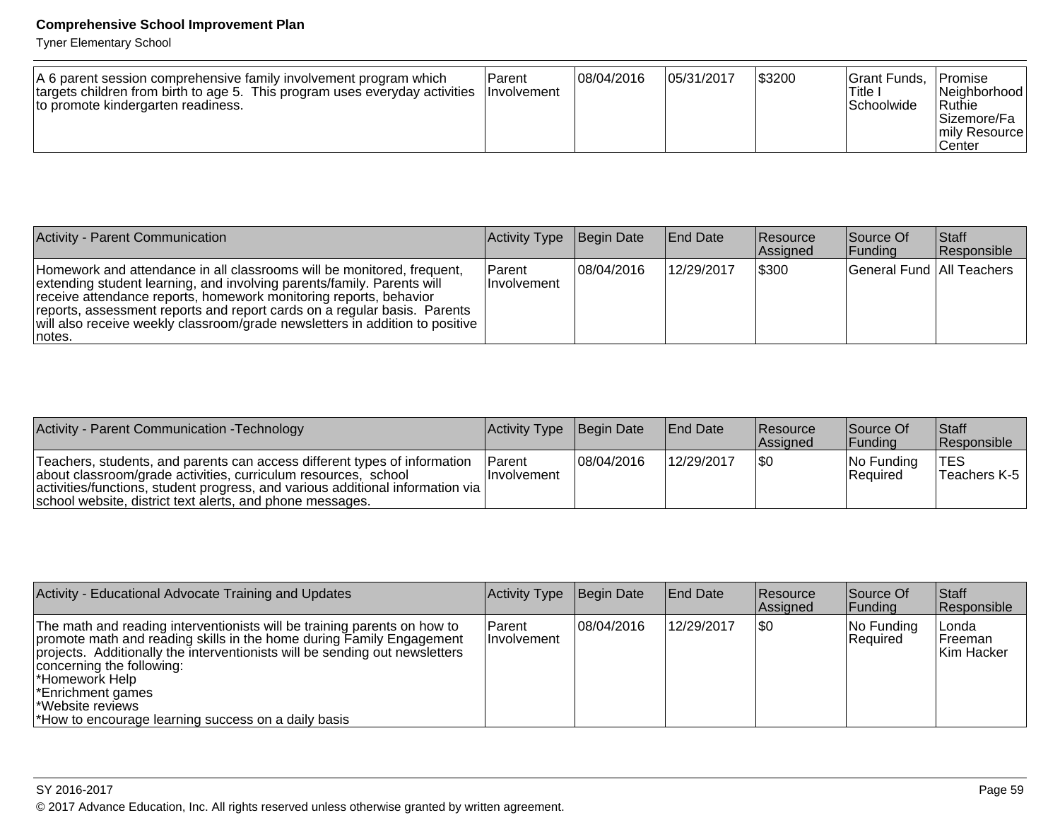| A 6 parent session comprehensive family involvement program which targets children from birth to age 5. This program uses everyday activities to promote kindergarten readiness. | Parent Involvement | 08/04/2016 | 05/31/2017 | $3200 | Grant Funds, Title I Schoolwide | Promise Neighborhood Ruthie Sizemore/Family Resource Center |
|---|---|---|---|---|---|---|

| Activity - Parent Communication | Activity Type | Begin Date | End Date | Resource Assigned | Source Of Funding | Staff Responsible |
|---|---|---|---|---|---|---|
| Homework and attendance in all classrooms will be monitored, frequent, extending student learning, and involving parents/family. Parents will receive attendance reports, homework monitoring reports, behavior reports, assessment reports and report cards on a regular basis. Parents will also receive weekly classroom/grade newsletters in addition to positive notes. | Parent Involvement | 08/04/2016 | 12/29/2017 | $300 | General Fund | All Teachers |

| Activity - Parent Communication -Technology | Activity Type | Begin Date | End Date | Resource Assigned | Source Of Funding | Staff Responsible |
|---|---|---|---|---|---|---|
| Teachers, students, and parents can access different types of information about classroom/grade activities, curriculum resources, school activities/functions, student progress, and various additional information via school website, district text alerts, and phone messages. | Parent Involvement | 08/04/2016 | 12/29/2017 | $0 | No Funding Required | TES Teachers K-5 |

| Activity - Educational Advocate Training and Updates | Activity Type | Begin Date | End Date | Resource Assigned | Source Of Funding | Staff Responsible |
|---|---|---|---|---|---|---|
| The math and reading interventionists will be training parents on how to promote math and reading skills in the home during Family Engagement projects. Additionally the interventionists will be sending out newsletters concerning the following:<br>*Homework Help<br>*Enrichment games<br>*Website reviews<br>*How to encourage learning success on a daily basis | Parent Involvement | 08/04/2016 | 12/29/2017 | $0 | No Funding Required | Londa Freeman<br>Kim Hacker |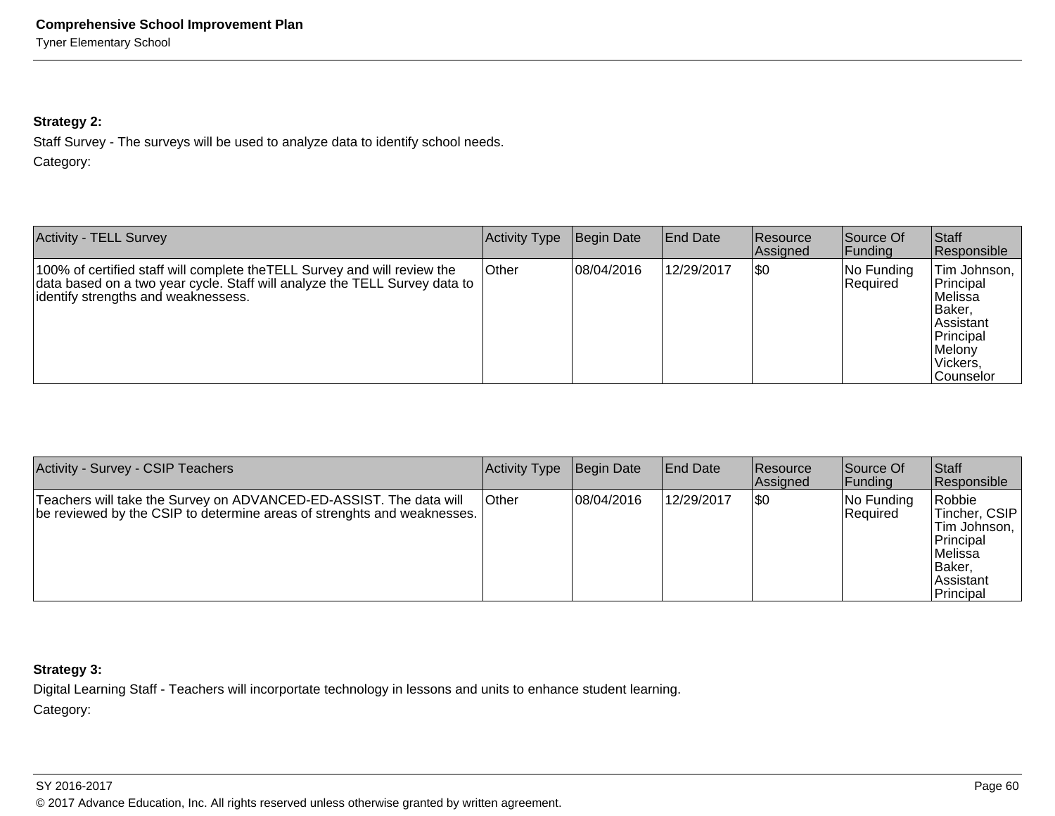**Strategy 2:**

Staff Survey - The surveys will be used to analyze data to identify school needs.

Category:

| Activity - TELL Survey | Activity Type | Begin Date | End Date | Resource Assigned | Source Of Funding | Staff Responsible |
|---|---|---|---|---|---|---|
| 100% of certified staff will complete theTELL Survey and will review the data based on a two year cycle. Staff will analyze the TELL Survey data to identify strengths and weaknessess. | Other | 08/04/2016 | 12/29/2017 | $0 | No Funding Required | Tim Johnson, Principal Melissa Baker, Assistant Principal Melony Vickers, Counselor |

| Activity - Survey - CSIP Teachers | Activity Type | Begin Date | End Date | Resource Assigned | Source Of Funding | Staff Responsible |
|---|---|---|---|---|---|---|
| Teachers will take the Survey on ADVANCED-ED-ASSIST. The data will be reviewed by the CSIP to determine areas of strenghts and weaknesses. | Other | 08/04/2016 | 12/29/2017 | $0 | No Funding Required | Robbie Tincher, CSIP Tim Johnson, Principal Melissa Baker, Assistant Principal |

**Strategy 3:**

Digital Learning Staff - Teachers will incorportate technology in lessons and units to enhance student learning.

Category: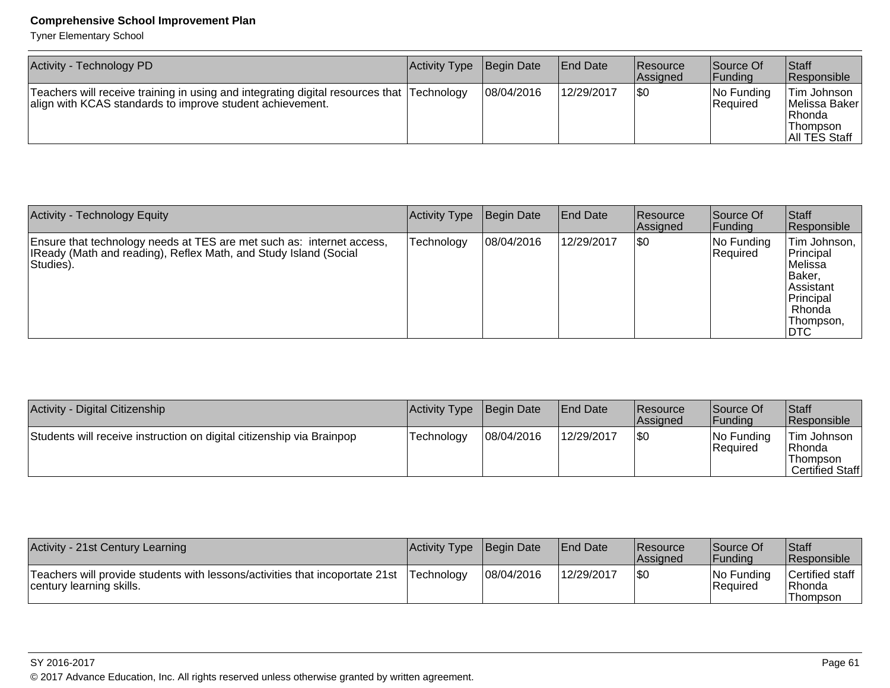| Activity - Technology PD | Activity Type | Begin Date | End Date | Resource Assigned | Source Of Funding | Staff Responsible |
| --- | --- | --- | --- | --- | --- | --- |
| Teachers will receive training in using and integrating digital resources that align with KCAS standards to improve student achievement. | Technology | 08/04/2016 | 12/29/2017 | $0 | No Funding Required | Tim Johnson Melissa Baker Rhonda Thompson All TES Staff |

| Activity - Technology Equity | Activity Type | Begin Date | End Date | Resource Assigned | Source Of Funding | Staff Responsible |
| --- | --- | --- | --- | --- | --- | --- |
| Ensure that technology needs at TES are met such as: internet access, IReady (Math and reading), Reflex Math, and Study Island (Social Studies). | Technology | 08/04/2016 | 12/29/2017 | $0 | No Funding Required | Tim Johnson, Principal Melissa Baker, Assistant Principal Rhonda Thompson, DTC |

| Activity - Digital Citizenship | Activity Type | Begin Date | End Date | Resource Assigned | Source Of Funding | Staff Responsible |
| --- | --- | --- | --- | --- | --- | --- |
| Students will receive instruction on digital citizenship via Brainpop | Technology | 08/04/2016 | 12/29/2017 | $0 | No Funding Required | Tim Johnson Rhonda Thompson Certified Staff |

| Activity - 21st Century Learning | Activity Type | Begin Date | End Date | Resource Assigned | Source Of Funding | Staff Responsible |
| --- | --- | --- | --- | --- | --- | --- |
| Teachers will provide students with lessons/activities that incoportate 21st century learning skills. | Technology | 08/04/2016 | 12/29/2017 | $0 | No Funding Required | Certified staff Rhonda Thompson |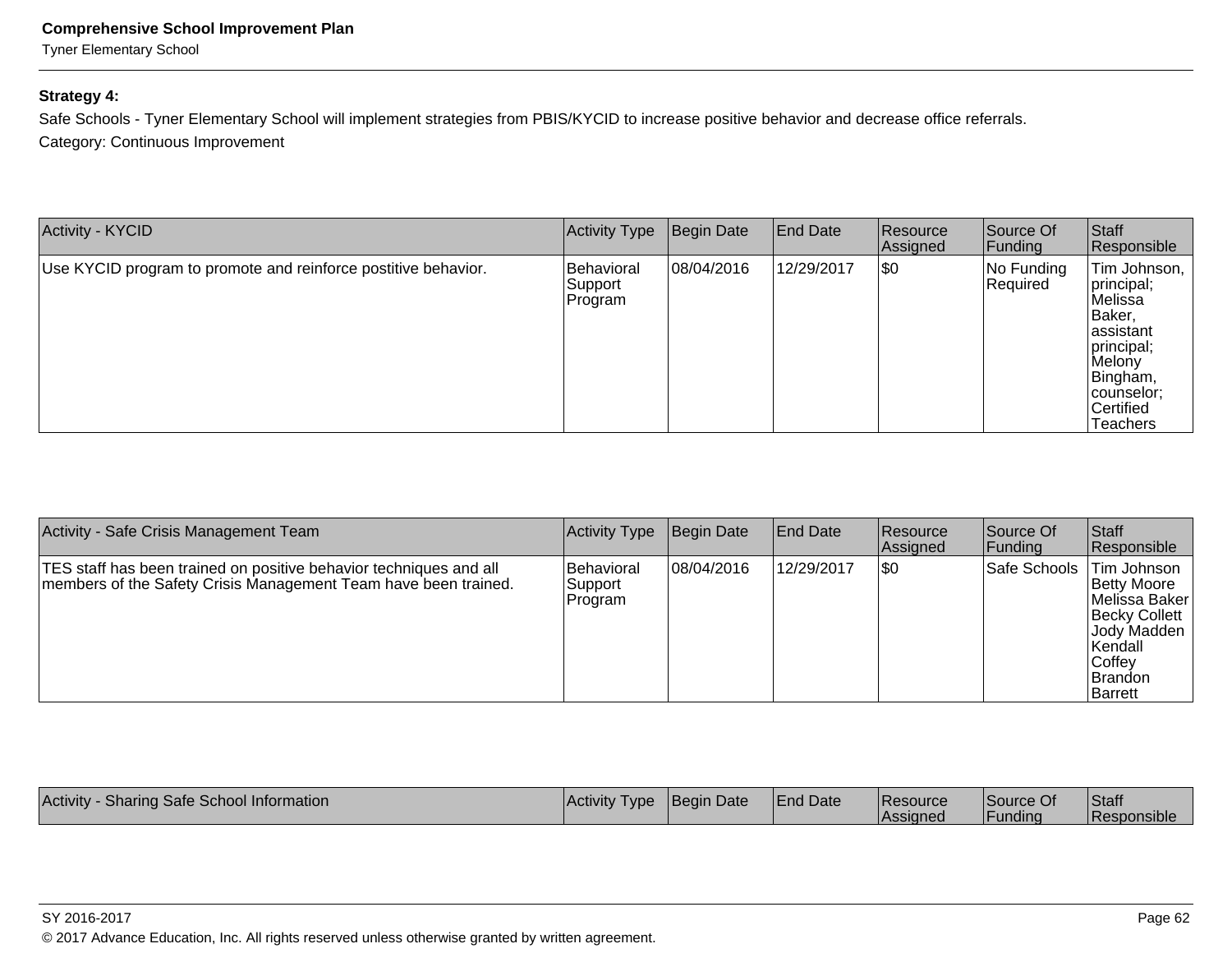**Strategy 4:**

Safe Schools - Tyner Elementary School will implement strategies from PBIS/KYCID to increase positive behavior and decrease office referrals.

Category: Continuous Improvement

| Activity - KYCID | Activity Type | Begin Date | End Date | Resource Assigned | Source Of Funding | Staff Responsible |
|---|---|---|---|---|---|---|
| Use KYCID program to promote and reinforce postitive behavior. | Behavioral Support Program | 08/04/2016 | 12/29/2017 | $0 | No Funding Required | Tim Johnson, principal; Melissa Baker, assistant principal; Melony Bingham, counselor; Certified Teachers |

| Activity - Safe Crisis Management Team | Activity Type | Begin Date | End Date | Resource Assigned | Source Of Funding | Staff Responsible |
|---|---|---|---|---|---|---|
| TES staff has been trained on positive behavior techniques and all members of the Safety Crisis Management Team have been trained. | Behavioral Support Program | 08/04/2016 | 12/29/2017 | $0 | Safe Schools | Tim Johnson Betty Moore Melissa Baker Becky Collett Jody Madden Kendall Coffey Brandon Barrett |

| Activity - Sharing Safe School Information | Activity Type | Begin Date | End Date | Resource Assigned | Source Of Funding | Staff Responsible |
|---|---|---|---|---|---|---|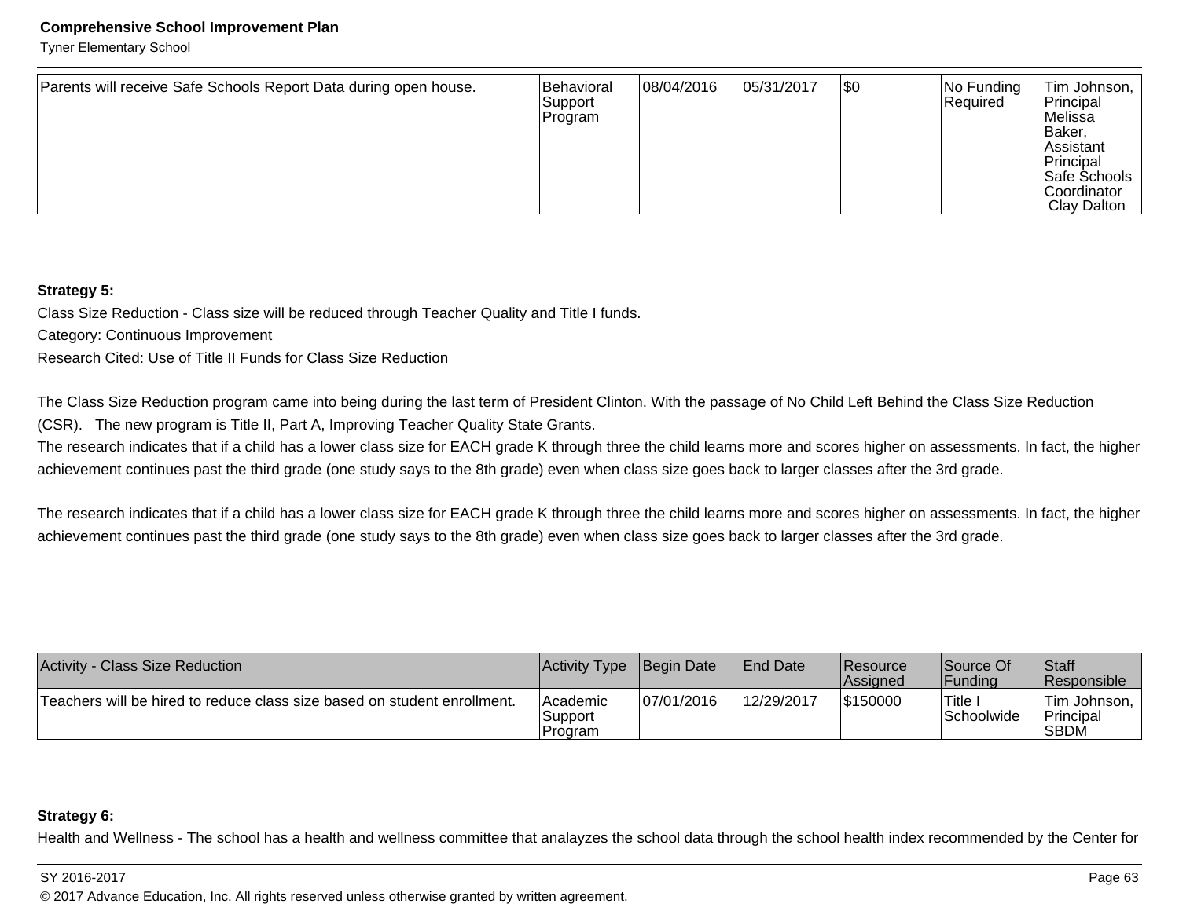| | | | | | | |
|---|---|---|---|---|---|---|
| Parents will receive Safe Schools Report Data during open house. | Behavioral Support Program | 08/04/2016 | 05/31/2017 | $0 | No Funding Required | Tim Johnson, Principal Melissa Baker, Assistant Principal Safe Schools Coordinator Clay Dalton |

**Strategy 5:**

Class Size Reduction - Class size will be reduced through Teacher Quality and Title I funds.

Category: Continuous Improvement

Research Cited: Use of Title II Funds for Class Size Reduction

The Class Size Reduction program came into being during the last term of President Clinton. With the passage of No Child Left Behind the Class Size Reduction (CSR). The new program is Title II, Part A, Improving Teacher Quality State Grants.

The research indicates that if a child has a lower class size for EACH grade K through three the child learns more and scores higher on assessments. In fact, the higher achievement continues past the third grade (one study says to the 8th grade) even when class size goes back to larger classes after the 3rd grade.

The research indicates that if a child has a lower class size for EACH grade K through three the child learns more and scores higher on assessments. In fact, the higher achievement continues past the third grade (one study says to the 8th grade) even when class size goes back to larger classes after the 3rd grade.

| Activity - Class Size Reduction | Activity Type | Begin Date | End Date | Resource Assigned | Source Of Funding | Staff Responsible |
|---|---|---|---|---|---|---|
| Teachers will be hired to reduce class size based on student enrollment. | Academic Support Program | 07/01/2016 | 12/29/2017 | $150000 | Title I Schoolwide | Tim Johnson, Principal SBDM |

**Strategy 6:**

Health and Wellness - The school has a health and wellness committee that analayzes the school data through the school health index recommended by the Center for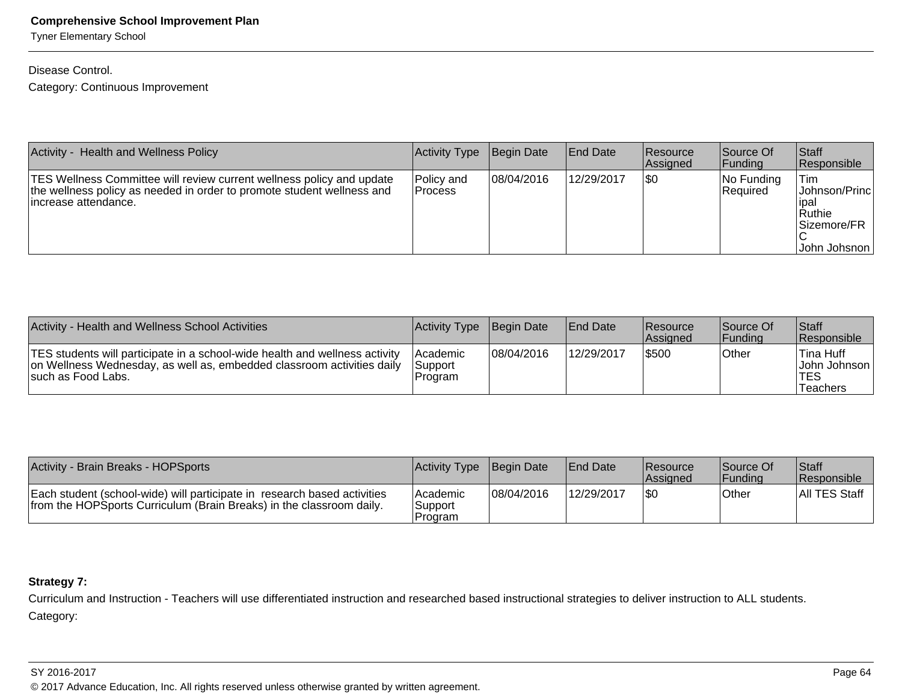Disease Control.

Category: Continuous Improvement

| Activity - Health and Wellness Policy | Activity Type | Begin Date | End Date | Resource Assigned | Source Of Funding | Staff Responsible |
|---|---|---|---|---|---|---|
| TES Wellness Committee will review current wellness policy and update the wellness policy as needed in order to promote student wellness and increase attendance. | Policy and Process | 08/04/2016 | 12/29/2017 | $0 | No Funding Required | Tim Johnson/Principal Ruthie Sizemore/FRC John Johsnon |

| Activity - Health and Wellness School Activities | Activity Type | Begin Date | End Date | Resource Assigned | Source Of Funding | Staff Responsible |
|---|---|---|---|---|---|---|
| TES students will participate in a school-wide health and wellness activity on Wellness Wednesday, as well as, embedded classroom activities daily such as Food Labs. | Academic Support Program | 08/04/2016 | 12/29/2017 | $500 | Other | Tina Huff John Johnson TES Teachers |

| Activity - Brain Breaks - HOPSports | Activity Type | Begin Date | End Date | Resource Assigned | Source Of Funding | Staff Responsible |
|---|---|---|---|---|---|---|
| Each student (school-wide) will participate in research based activities from the HOPSports Curriculum (Brain Breaks) in the classroom daily. | Academic Support Program | 08/04/2016 | 12/29/2017 | $0 | Other | All TES Staff |

**Strategy 7:**

Curriculum and Instruction - Teachers will use differentiated instruction and researched based instructional strategies to deliver instruction to ALL students.

Category: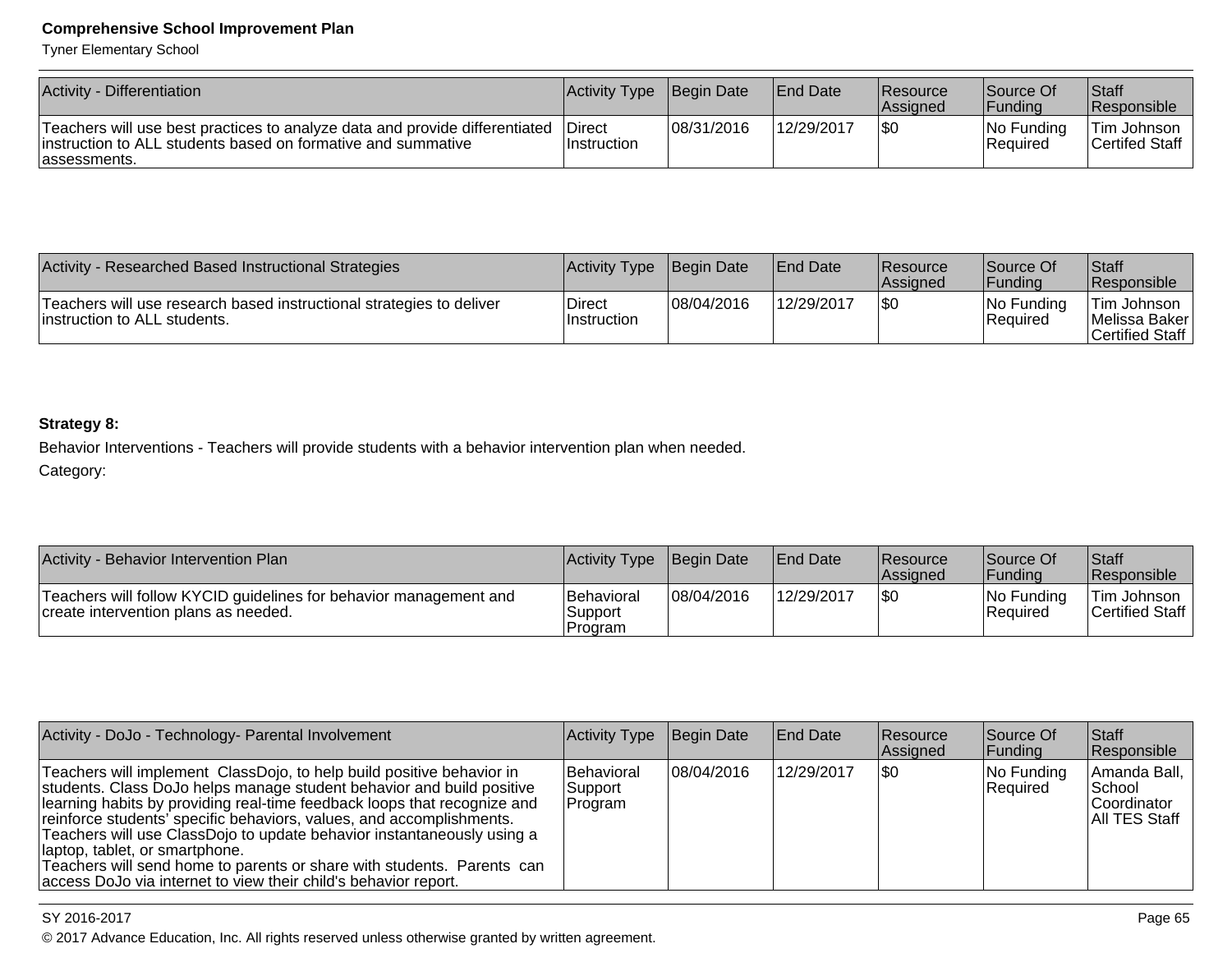| Activity - Differentiation | Activity Type | Begin Date | End Date | Resource Assigned | Source Of Funding | Staff Responsible |
|---|---|---|---|---|---|---|
| Teachers will use best practices to analyze data and provide differentiated instruction to ALL students based on formative and summative assessments. | Direct Instruction | 08/31/2016 | 12/29/2017 | $0 | No Funding Required | Tim Johnson Certifed Staff |

| Activity - Researched Based Instructional Strategies | Activity Type | Begin Date | End Date | Resource Assigned | Source Of Funding | Staff Responsible |
|---|---|---|---|---|---|---|
| Teachers will use research based instructional strategies to deliver instruction to ALL students. | Direct Instruction | 08/04/2016 | 12/29/2017 | $0 | No Funding Required | Tim Johnson Melissa Baker Certified Staff |

**Strategy 8:**

Behavior Interventions - Teachers will provide students with a behavior intervention plan when needed.

Category:

| Activity - Behavior Intervention Plan | Activity Type | Begin Date | End Date | Resource Assigned | Source Of Funding | Staff Responsible |
|---|---|---|---|---|---|---|
| Teachers will follow KYCID guidelines for behavior management and create intervention plans as needed. | Behavioral Support Program | 08/04/2016 | 12/29/2017 | $0 | No Funding Required | Tim Johnson Certified Staff |

| Activity - DoJo - Technology- Parental Involvement | Activity Type | Begin Date | End Date | Resource Assigned | Source Of Funding | Staff Responsible |
|---|---|---|---|---|---|---|
| Teachers will implement ClassDojo, to help build positive behavior in students. Class DoJo helps manage student behavior and build positive learning habits by providing real-time feedback loops that recognize and reinforce students' specific behaviors, values, and accomplishments. Teachers will use ClassDojo to update behavior instantaneously using a laptop, tablet, or smartphone. Teachers will send home to parents or share with students. Parents can access DoJo via internet to view their child's behavior report. | Behavioral Support Program | 08/04/2016 | 12/29/2017 | $0 | No Funding Required | Amanda Ball, School Coordinator All TES Staff |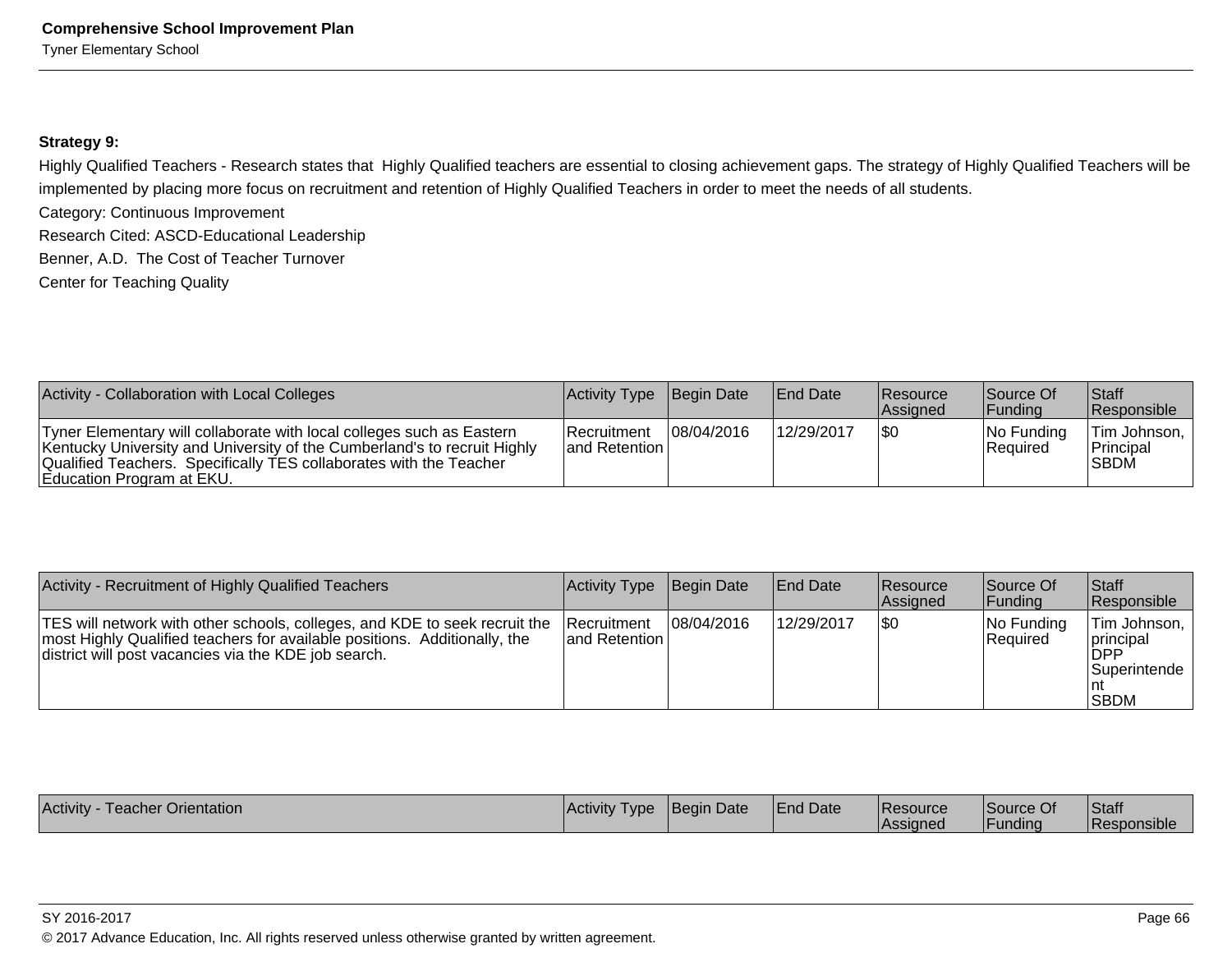**Strategy 9:**

Highly Qualified Teachers - Research states that  Highly Qualified teachers are essential to closing achievement gaps. The strategy of Highly Qualified Teachers will be implemented by placing more focus on recruitment and retention of Highly Qualified Teachers in order to meet the needs of all students.

Category: Continuous Improvement

Research Cited: ASCD-Educational Leadership

Benner, A.D.  The Cost of Teacher Turnover

Center for Teaching Quality

| Activity - Collaboration with Local Colleges | Activity Type | Begin Date | End Date | Resource Assigned | Source Of Funding | Staff Responsible |
|---|---|---|---|---|---|---|
| Tyner Elementary will collaborate with local colleges such as Eastern Kentucky University and University of the Cumberland's to recruit Highly Qualified Teachers.  Specifically TES collaborates with the Teacher Education Program at EKU. | Recruitment and Retention | 08/04/2016 | 12/29/2017 | $0 | No Funding Required | Tim Johnson, Principal SBDM |

| Activity - Recruitment of Highly Qualified Teachers | Activity Type | Begin Date | End Date | Resource Assigned | Source Of Funding | Staff Responsible |
|---|---|---|---|---|---|---|
| TES will network with other schools, colleges, and KDE to seek recruit the most Highly Qualified teachers for available positions.  Additionally, the district will post vacancies via the KDE job search. | Recruitment and Retention | 08/04/2016 | 12/29/2017 | $0 | No Funding Required | Tim Johnson, principal DPP Superintendent SBDM |

| Activity - Teacher Orientation | Activity Type | Begin Date | End Date | Resource Assigned | Source Of Funding | Staff Responsible |
|---|---|---|---|---|---|---|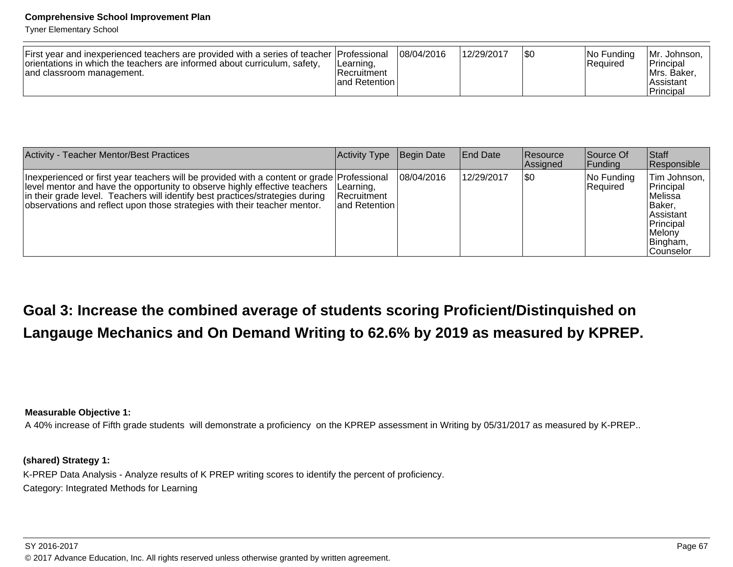| | | | | | | |
|---|---|---|---|---|---|---|
| First year and inexperienced teachers are provided with a series of teacher orientations in which the teachers are informed about curriculum, safety, and classroom management. | Professional Learning, Recruitment and Retention | 08/04/2016 | 12/29/2017 | $0 | No Funding Required | Mr. Johnson, Principal Mrs. Baker, Assistant Principal |

| Activity - Teacher Mentor/Best Practices | Activity Type | Begin Date | End Date | Resource Assigned | Source Of Funding | Staff Responsible |
|---|---|---|---|---|---|---|
| Inexperienced or first year teachers will be provided with a content or grade level mentor and have the opportunity to observe highly effective teachers in their grade level. Teachers will identify best practices/strategies during observations and reflect upon those strategies with their teacher mentor. | Professional Learning, Recruitment and Retention | 08/04/2016 | 12/29/2017 | $0 | No Funding Required | Tim Johnson, Principal Melissa Baker, Assistant Principal Melony Bingham, Counselor |

## Goal 3: Increase the combined average of students scoring Proficient/Distinquished on Langauge Mechanics and On Demand Writing to 62.6% by 2019 as measured by KPREP.

**Measurable Objective 1:**

A 40% increase of Fifth grade students will demonstrate a proficiency on the KPREP assessment in Writing by 05/31/2017 as measured by K-PREP..

**(shared) Strategy 1:**

K-PREP Data Analysis - Analyze results of K PREP writing scores to identify the percent of proficiency.

Category: Integrated Methods for Learning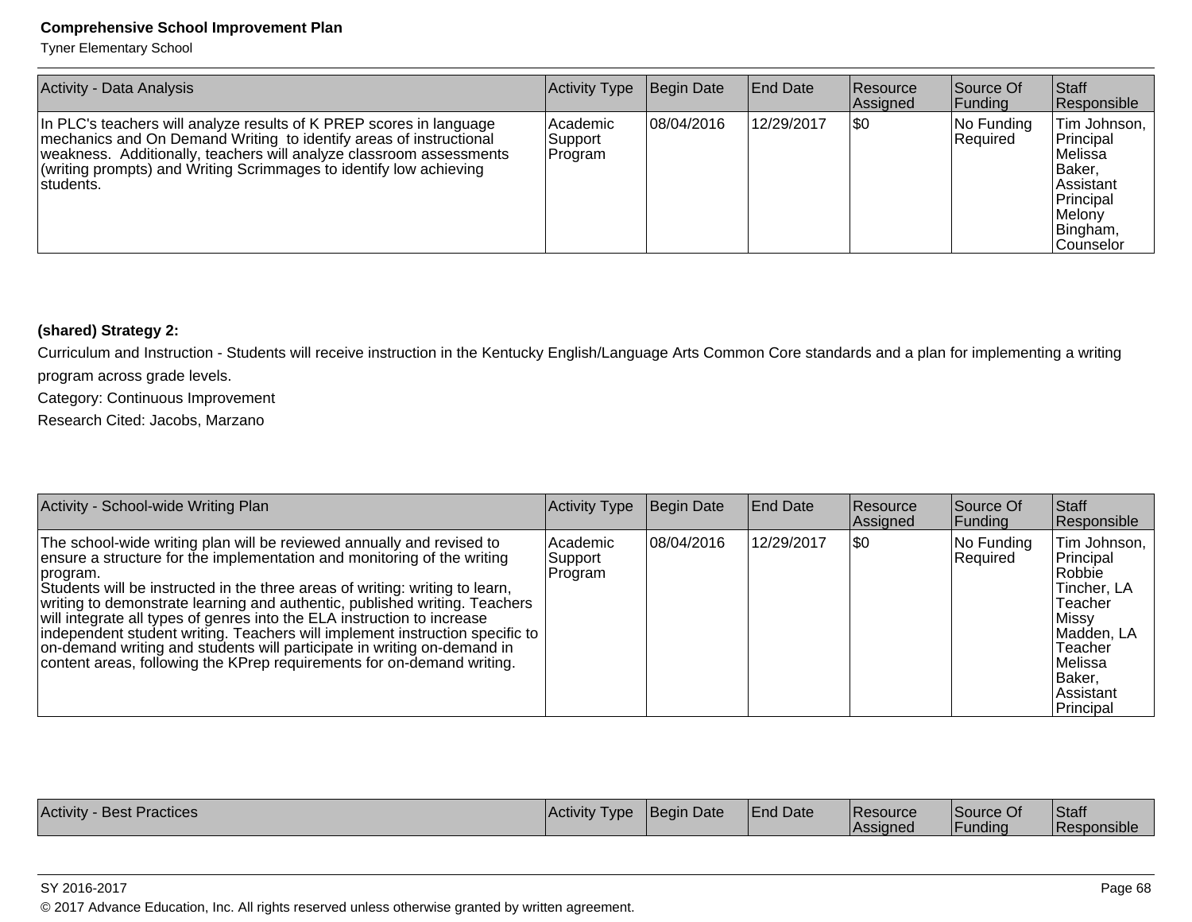| Activity - Data Analysis | Activity Type | Begin Date | End Date | Resource Assigned | Source Of Funding | Staff Responsible |
|---|---|---|---|---|---|---|
| In PLC's teachers will analyze results of K PREP scores in language mechanics and On Demand Writing to identify areas of instructional weakness. Additionally, teachers will analyze classroom assessments (writing prompts) and Writing Scrimmages to identify low achieving students. | Academic Support Program | 08/04/2016 | 12/29/2017 | $0 | No Funding Required | Tim Johnson, Principal Melissa Baker, Assistant Principal Melony Bingham, Counselor |

**(shared) Strategy 2:**

Curriculum and Instruction - Students will receive instruction in the Kentucky English/Language Arts Common Core standards and a plan for implementing a writing program across grade levels.

Category: Continuous Improvement

Research Cited: Jacobs, Marzano

| Activity - School-wide Writing Plan | Activity Type | Begin Date | End Date | Resource Assigned | Source Of Funding | Staff Responsible |
|---|---|---|---|---|---|---|
| The school-wide writing plan will be reviewed annually and revised to ensure a structure for the implementation and monitoring of the writing program.<br>Students will be instructed in the three areas of writing: writing to learn, writing to demonstrate learning and authentic, published writing. Teachers will integrate all types of genres into the ELA instruction to increase independent student writing. Teachers will implement instruction specific to on-demand writing and students will participate in writing on-demand in content areas, following the KPrep requirements for on-demand writing. | Academic Support Program | 08/04/2016 | 12/29/2017 | $0 | No Funding Required | Tim Johnson, Principal Robbie Tincher, LA Teacher Missy Madden, LA Teacher Melissa Baker, Assistant Principal |

| Activity - Best Practices | Activity Type | Begin Date | End Date | Resource Assigned | Source Of Funding | Staff Responsible |
|---|---|---|---|---|---|---|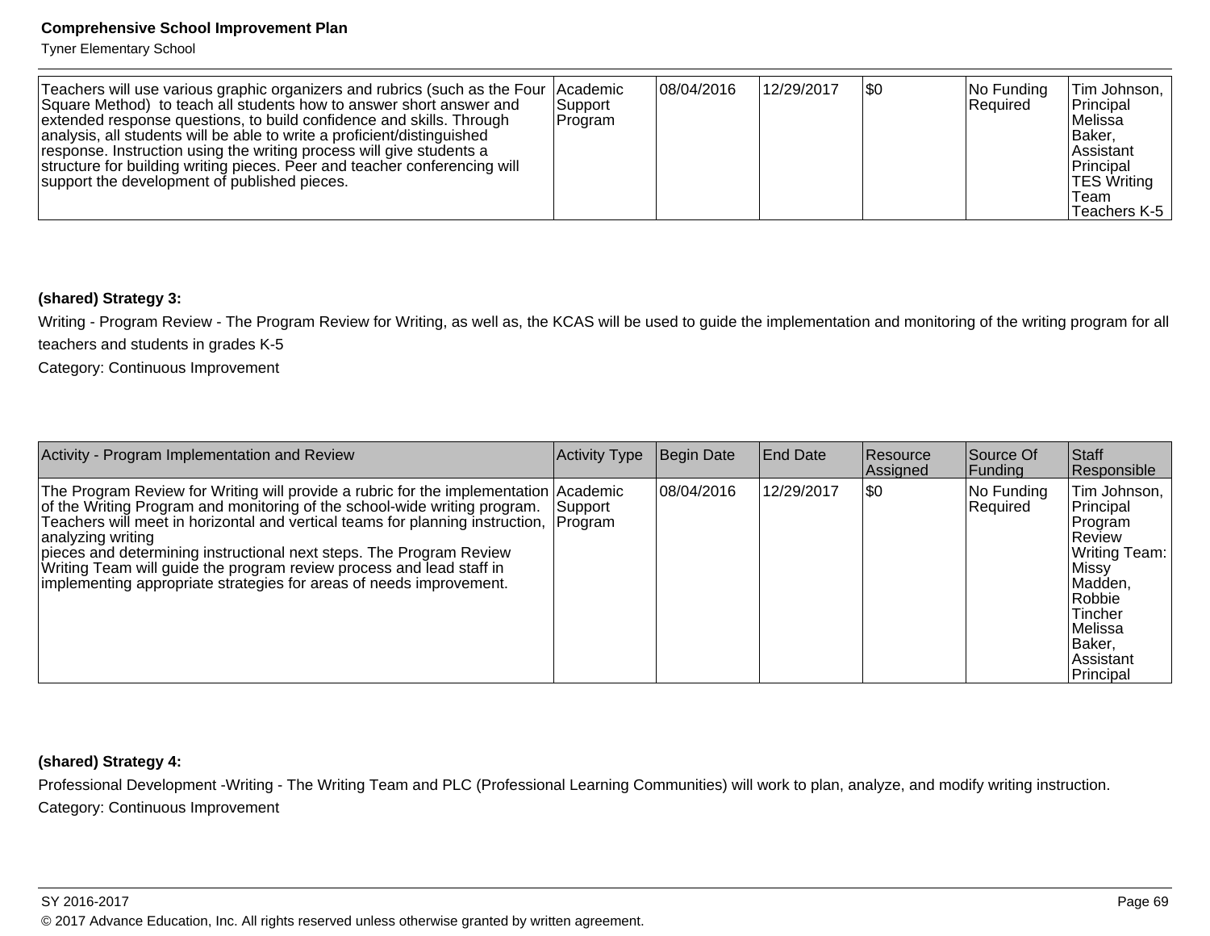| Activity | Activity Type | Begin Date | End Date | Resource Assigned | Source Of Funding | Staff Responsible |
|---|---|---|---|---|---|---|
| Teachers will use various graphic organizers and rubrics (such as the Four Square Method) to teach all students how to answer short answer and extended response questions, to build confidence and skills. Through analysis, all students will be able to write a proficient/distinguished response. Instruction using the writing process will give students a structure for building writing pieces. Peer and teacher conferencing will support the development of published pieces. | Academic Support Program | 08/04/2016 | 12/29/2017 | $0 | No Funding Required | Tim Johnson, Principal Melissa Baker, Assistant Principal TES Writing Team Teachers K-5 |

**(shared) Strategy 3:**

Writing - Program Review - The Program Review for Writing, as well as, the KCAS will be used to guide the implementation and monitoring of the writing program for all teachers and students in grades K-5

Category: Continuous Improvement

| Activity - Program Implementation and Review | Activity Type | Begin Date | End Date | Resource Assigned | Source Of Funding | Staff Responsible |
|---|---|---|---|---|---|---|
| The Program Review for Writing will provide a rubric for the implementation of the Writing Program and monitoring of the school-wide writing program. Teachers will meet in horizontal and vertical teams for planning instruction, analyzing writing pieces and determining instructional next steps. The Program Review Writing Team will guide the program review process and lead staff in implementing appropriate strategies for areas of needs improvement. | Academic Support Program | 08/04/2016 | 12/29/2017 | $0 | No Funding Required | Tim Johnson, Principal Program Review Writing Team: Missy Madden, Robbie Tincher Melissa Baker, Assistant Principal |

**(shared) Strategy 4:**

Professional Development -Writing - The Writing Team and PLC (Professional Learning Communities) will work to plan, analyze, and modify writing instruction.

Category: Continuous Improvement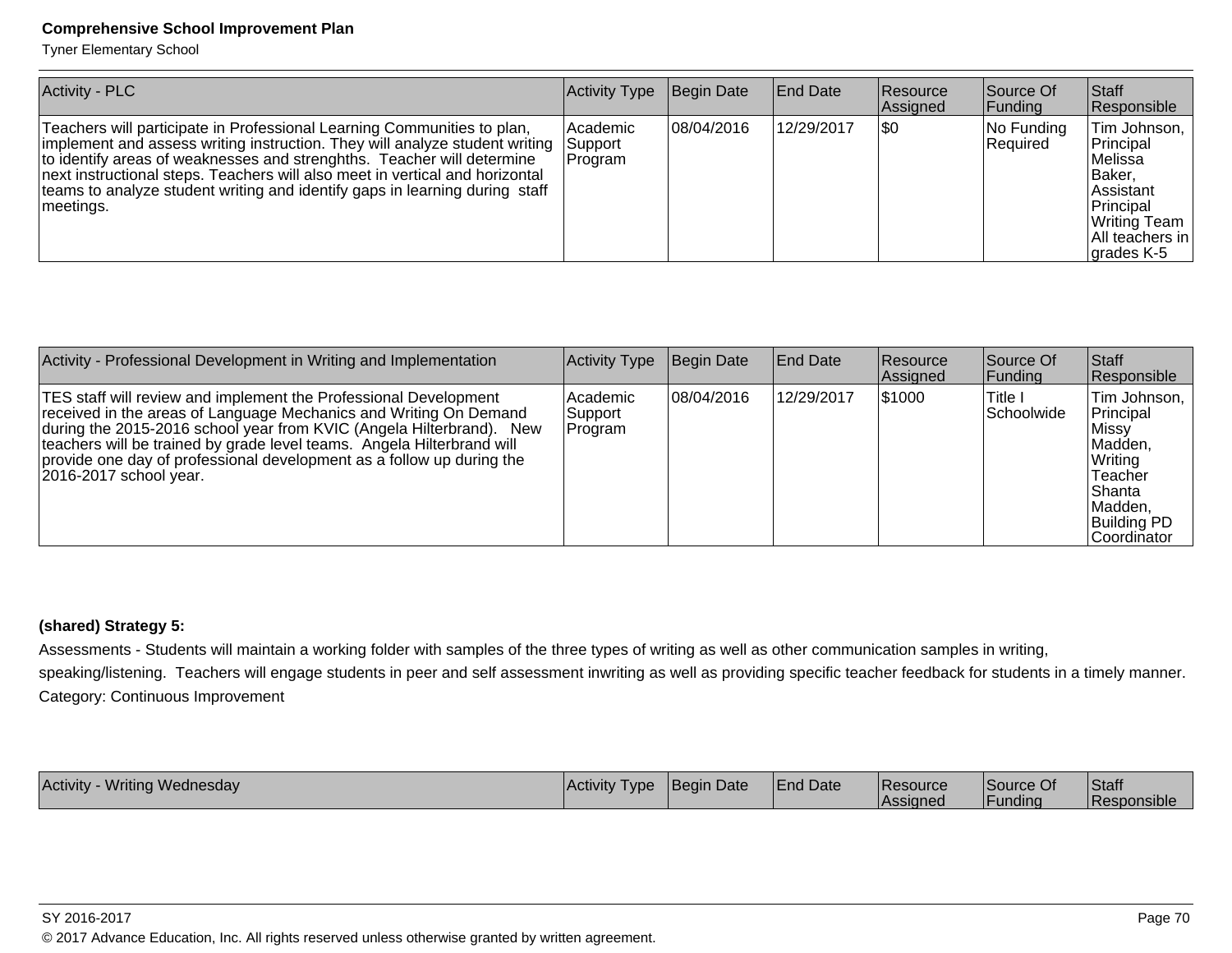| Activity - PLC | Activity Type | Begin Date | End Date | Resource Assigned | Source Of Funding | Staff Responsible |
|---|---|---|---|---|---|---|
| Teachers will participate in Professional Learning Communities to plan, implement and assess writing instruction. They will analyze student writing to identify areas of weaknesses and strenghths. Teacher will determine next instructional steps. Teachers will also meet in vertical and horizontal teams to analyze student writing and identify gaps in learning during staff meetings. | Academic Support Program | 08/04/2016 | 12/29/2017 | $0 | No Funding Required | Tim Johnson, Principal Melissa Baker, Assistant Principal Writing Team All teachers in grades K-5 |

| Activity - Professional Development in Writing and Implementation | Activity Type | Begin Date | End Date | Resource Assigned | Source Of Funding | Staff Responsible |
|---|---|---|---|---|---|---|
| TES staff will review and implement the Professional Development received in the areas of Language Mechanics and Writing On Demand during the 2015-2016 school year from KVIC (Angela Hilterbrand). New teachers will be trained by grade level teams. Angela Hilterbrand will provide one day of professional development as a follow up during the 2016-2017 school year. | Academic Support Program | 08/04/2016 | 12/29/2017 | $1000 | Title I Schoolwide | Tim Johnson, Principal Missy Madden, Writing Teacher Shanta Madden, Building PD Coordinator |

**(shared) Strategy 5:**

Assessments - Students will maintain a working folder with samples of the three types of writing as well as other communication samples in writing, speaking/listening. Teachers will engage students in peer and self assessment inwriting as well as providing specific teacher feedback for students in a timely manner.

Category: Continuous Improvement

| Activity - Writing Wednesday | Activity Type | Begin Date | End Date | Resource Assigned | Source Of Funding | Staff Responsible |
|---|---|---|---|---|---|---|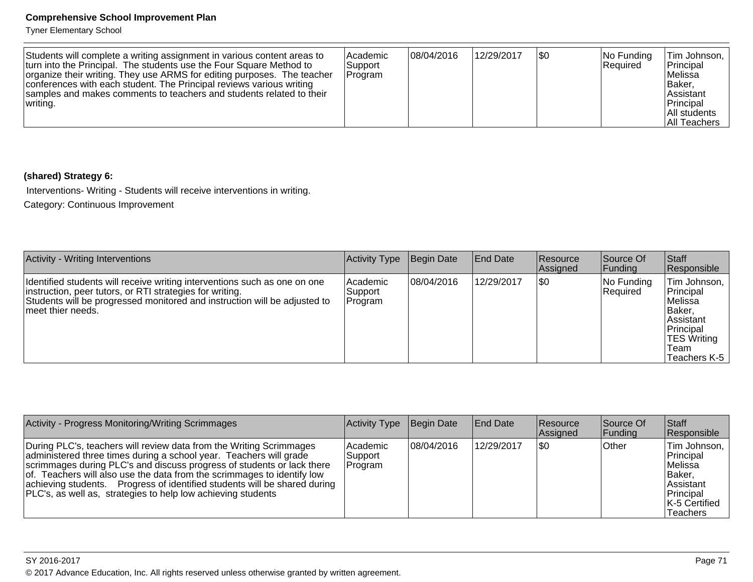| Students will complete a writing assignment in various content areas to turn into the Principal. The students use the Four Square Method to organize their writing. They use ARMS for editing purposes. The teacher conferences with each student. The Principal reviews various writing samples and makes comments to teachers and students related to their writing. | Academic Support Program | 08/04/2016 | 12/29/2017 | $0 | No Funding Required | Tim Johnson, Principal<br>Melissa Baker, Assistant Principal<br>All students<br>All Teachers |
|---|---|---|---|---|---|---|

**(shared) Strategy 6:**

Interventions- Writing - Students will receive interventions in writing.

Category: Continuous Improvement

| Activity - Writing Interventions | Activity Type | Begin Date | End Date | Resource Assigned | Source Of Funding | Staff Responsible |
|---|---|---|---|---|---|---|
| Identified students will receive writing interventions such as one on one instruction, peer tutors, or RTI strategies for writing.<br>Students will be progressed monitored and instruction will be adjusted to meet thier needs. | Academic Support Program | 08/04/2016 | 12/29/2017 | $0 | No Funding Required | Tim Johnson, Principal<br>Melissa Baker, Assistant Principal<br>TES Writing Team<br>Teachers K-5 |

| Activity - Progress Monitoring/Writing Scrimmages | Activity Type | Begin Date | End Date | Resource Assigned | Source Of Funding | Staff Responsible |
|---|---|---|---|---|---|---|
| During PLC's, teachers will review data from the Writing Scrimmages administered three times during a school year. Teachers will grade scrimmages during PLC's and discuss progress of students or lack there of. Teachers will also use the data from the scrimmages to identify low achieving students. Progress of identified students will be shared during PLC's, as well as, strategies to help low achieving students | Academic Support Program | 08/04/2016 | 12/29/2017 | $0 | Other | Tim Johnson, Principal<br>Melissa Baker, Assistant Principal<br>K-5 Certified Teachers |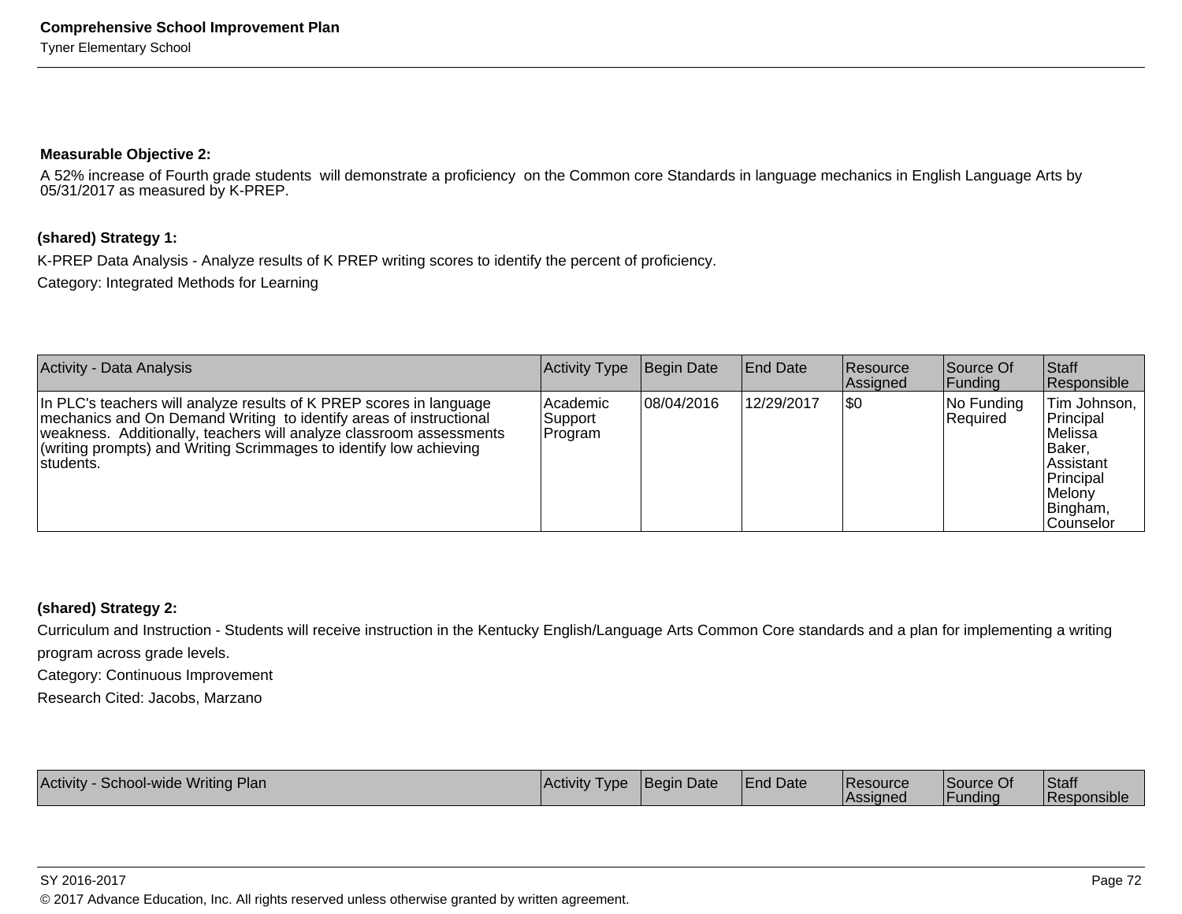**Measurable Objective 2:**

A 52% increase of Fourth grade students will demonstrate a proficiency on the Common core Standards in language mechanics in English Language Arts by 05/31/2017 as measured by K-PREP.

**(shared) Strategy 1:**

K-PREP Data Analysis - Analyze results of K PREP writing scores to identify the percent of proficiency.

Category: Integrated Methods for Learning

| Activity - Data Analysis | Activity Type | Begin Date | End Date | Resource Assigned | Source Of Funding | Staff Responsible |
|---|---|---|---|---|---|---|
| In PLC's teachers will analyze results of K PREP scores in language mechanics and On Demand Writing to identify areas of instructional weakness. Additionally, teachers will analyze classroom assessments (writing prompts) and Writing Scrimmages to identify low achieving students. | Academic Support Program | 08/04/2016 | 12/29/2017 | $0 | No Funding Required | Tim Johnson, Principal Melissa Baker, Assistant Principal Melony Bingham, Counselor |

**(shared) Strategy 2:**

Curriculum and Instruction - Students will receive instruction in the Kentucky English/Language Arts Common Core standards and a plan for implementing a writing program across grade levels.

Category: Continuous Improvement

Research Cited: Jacobs, Marzano

| Activity - School-wide Writing Plan | Activity Type | Begin Date | End Date | Resource Assigned | Source Of Funding | Staff Responsible |
|---|---|---|---|---|---|---|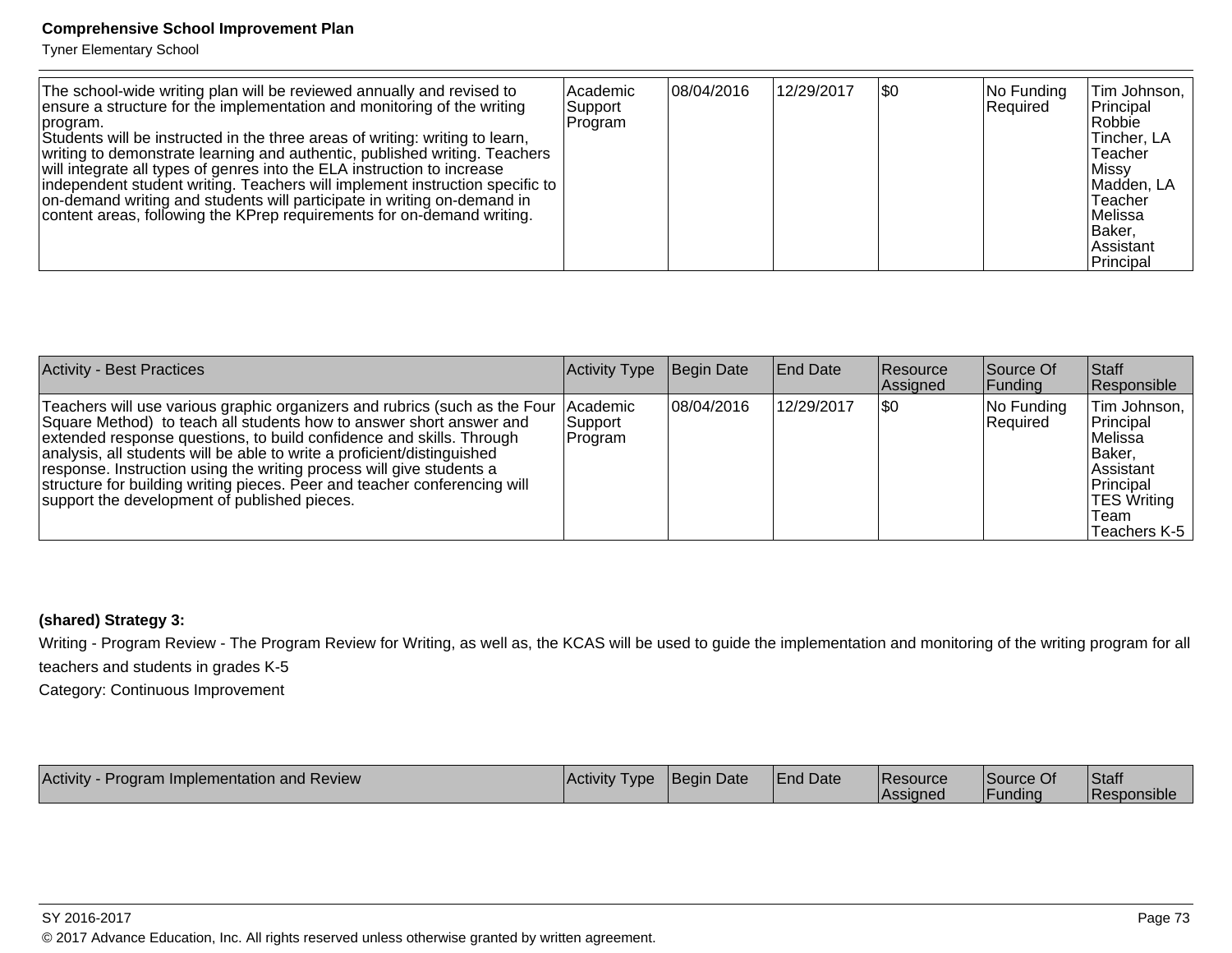| | | | | | | |
|---|---|---|---|---|---|---|
| The school-wide writing plan will be reviewed annually and revised to ensure a structure for the implementation and monitoring of the writing program.<br>Students will be instructed in the three areas of writing: writing to learn, writing to demonstrate learning and authentic, published writing. Teachers will integrate all types of genres into the ELA instruction to increase independent student writing. Teachers will implement instruction specific to on-demand writing and students will participate in writing on-demand in content areas, following the KPrep requirements for on-demand writing. | Academic Support Program | 08/04/2016 | 12/29/2017 | $0 | No Funding Required | Tim Johnson, Principal<br>Robbie Tincher, LA Teacher<br>Missy Madden, LA Teacher<br>Melissa Baker, Assistant Principal |

| Activity - Best Practices | Activity Type | Begin Date | End Date | Resource Assigned | Source Of Funding | Staff Responsible |
|---|---|---|---|---|---|---|
| Teachers will use various graphic organizers and rubrics (such as the Four Square Method) to teach all students how to answer short answer and extended response questions, to build confidence and skills. Through analysis, all students will be able to write a proficient/distinguished response. Instruction using the writing process will give students a structure for building writing pieces. Peer and teacher conferencing will support the development of published pieces. | Academic Support Program | 08/04/2016 | 12/29/2017 | $0 | No Funding Required | Tim Johnson, Principal<br>Melissa Baker, Assistant Principal<br>TES Writing Team<br>Teachers K-5 |

**(shared) Strategy 3:**

Writing - Program Review - The Program Review for Writing, as well as, the KCAS will be used to guide the implementation and monitoring of the writing program for all teachers and students in grades K-5

Category: Continuous Improvement

| Activity - Program Implementation and Review | Activity Type | Begin Date | End Date | Resource Assigned | Source Of Funding | Staff Responsible |
|---|---|---|---|---|---|---|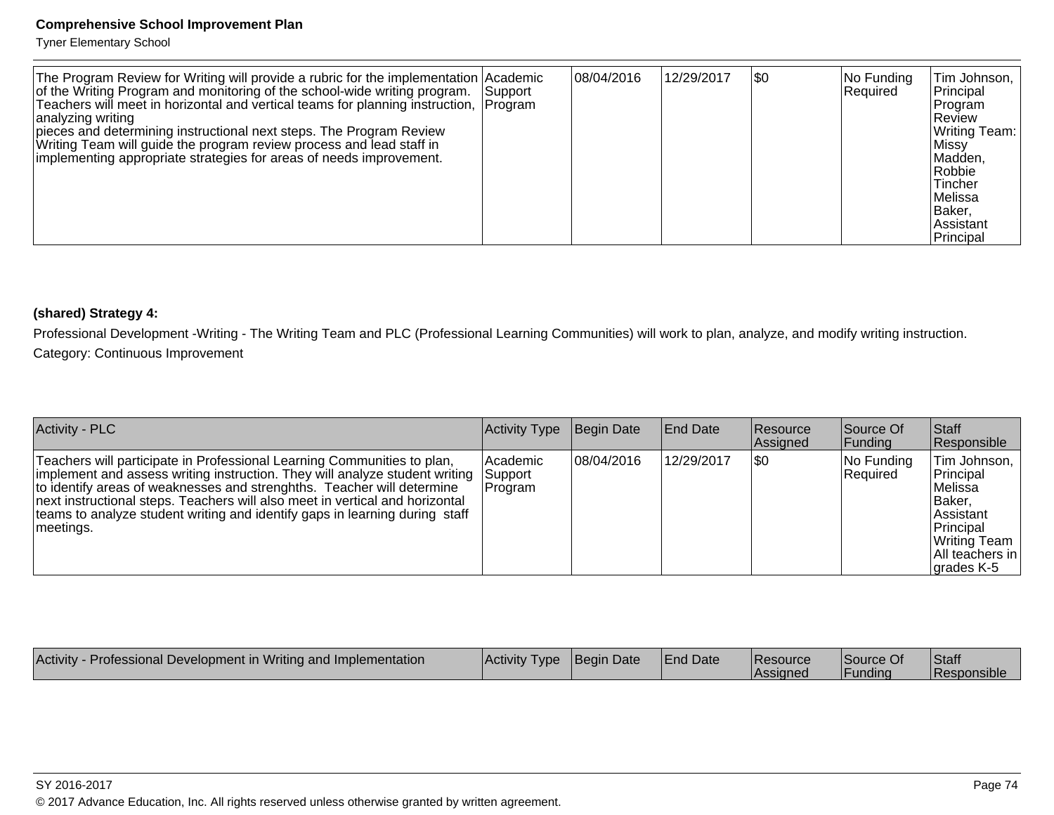| | | | | | | |
|---|---|---|---|---|---|---|
| The Program Review for Writing will provide a rubric for the implementation of the Writing Program and monitoring of the school-wide writing program. Teachers will meet in horizontal and vertical teams for planning instruction, analyzing writing pieces and determining instructional next steps. The Program Review Writing Team will guide the program review process and lead staff in implementing appropriate strategies for areas of needs improvement. | Academic Support Program | 08/04/2016 | 12/29/2017 | $0 | No Funding Required | Tim Johnson, Principal Program Review Writing Team: Missy Madden, Robbie Tincher Melissa Baker, Assistant Principal |

**(shared) Strategy 4:**

Professional Development -Writing - The Writing Team and PLC (Professional Learning Communities) will work to plan, analyze, and modify writing instruction.

Category: Continuous Improvement

| Activity - PLC | Activity Type | Begin Date | End Date | Resource Assigned | Source Of Funding | Staff Responsible |
|---|---|---|---|---|---|---|
| Teachers will participate in Professional Learning Communities to plan, implement and assess writing instruction. They will analyze student writing to identify areas of weaknesses and strenghths. Teacher will determine next instructional steps. Teachers will also meet in vertical and horizontal teams to analyze student writing and identify gaps in learning during staff meetings. | Academic Support Program | 08/04/2016 | 12/29/2017 | $0 | No Funding Required | Tim Johnson, Principal Melissa Baker, Assistant Principal Writing Team All teachers in grades K-5 |

| Activity - Professional Development in Writing and Implementation | Activity Type | Begin Date | End Date | Resource Assigned | Source Of Funding | Staff Responsible |
|---|---|---|---|---|---|---|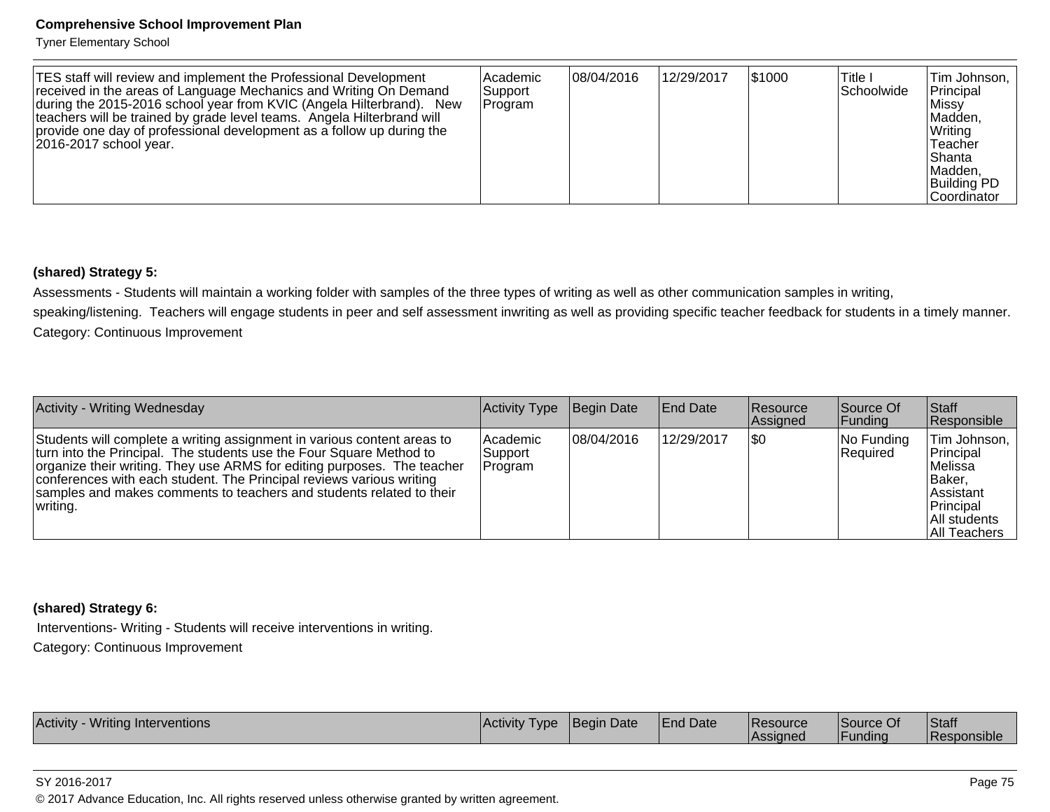| | | | | | | |
|---|---|---|---|---|---|---|
| TES staff will review and implement the Professional Development received in the areas of Language Mechanics and Writing On Demand during the 2015-2016 school year from KVIC (Angela Hilterbrand). New teachers will be trained by grade level teams. Angela Hilterbrand will provide one day of professional development as a follow up during the 2016-2017 school year. | Academic Support Program | 08/04/2016 | 12/29/2017 | $1000 | Title I Schoolwide | Tim Johnson, Principal Missy Madden, Writing Teacher Shanta Madden, Building PD Coordinator |

**(shared) Strategy 5:**

Assessments - Students will maintain a working folder with samples of the three types of writing as well as other communication samples in writing, speaking/listening. Teachers will engage students in peer and self assessment inwriting as well as providing specific teacher feedback for students in a timely manner.

Category: Continuous Improvement

| Activity - Writing Wednesday | Activity Type | Begin Date | End Date | Resource Assigned | Source Of Funding | Staff Responsible |
|---|---|---|---|---|---|---|
| Students will complete a writing assignment in various content areas to turn into the Principal. The students use the Four Square Method to organize their writing. They use ARMS for editing purposes. The teacher conferences with each student. The Principal reviews various writing samples and makes comments to teachers and students related to their writing. | Academic Support Program | 08/04/2016 | 12/29/2017 | $0 | No Funding Required | Tim Johnson, Principal Melissa Baker, Assistant Principal All students All Teachers |

**(shared) Strategy 6:**

Interventions- Writing - Students will receive interventions in writing.

Category: Continuous Improvement

| Activity - Writing Interventions | Activity Type | Begin Date | End Date | Resource Assigned | Source Of Funding | Staff Responsible |
|---|---|---|---|---|---|---|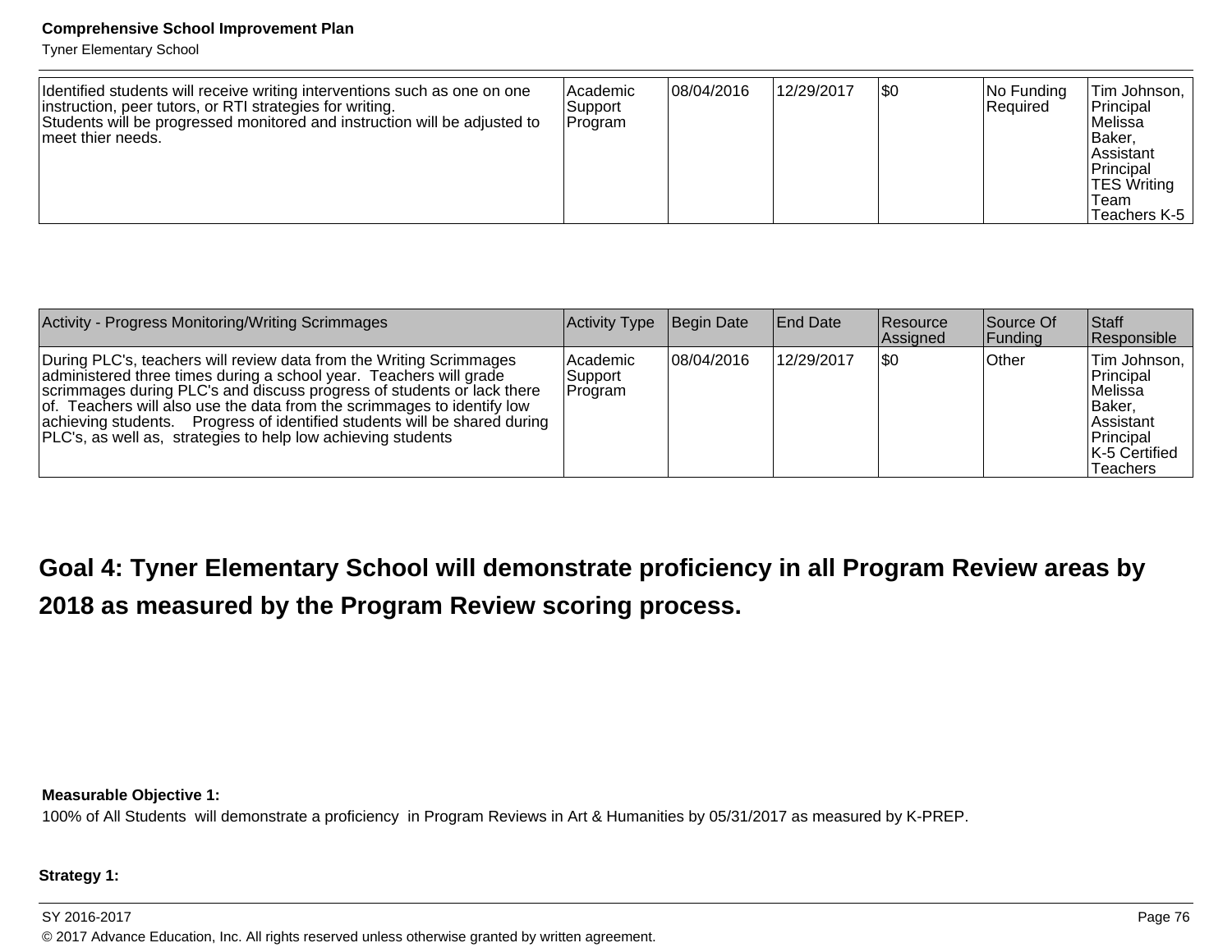| | | | | | | |
|---|---|---|---|---|---|---|
| Identified students will receive writing interventions such as one on one instruction, peer tutors, or RTI strategies for writing.<br>Students will be progressed monitored and instruction will be adjusted to meet thier needs. | Academic Support Program | 08/04/2016 | 12/29/2017 | $0 | No Funding Required | Tim Johnson, Principal<br>Melissa Baker, Assistant Principal<br>TES Writing Team<br>Teachers K-5 |

| Activity - Progress Monitoring/Writing Scrimmages | Activity Type | Begin Date | End Date | Resource Assigned | Source Of Funding | Staff Responsible |
|---|---|---|---|---|---|---|
| During PLC's, teachers will review data from the Writing Scrimmages administered three times during a school year. Teachers will grade scrimmages during PLC's and discuss progress of students or lack there of. Teachers will also use the data from the scrimmages to identify low achieving students. Progress of identified students will be shared during PLC's, as well as, strategies to help low achieving students | Academic Support Program | 08/04/2016 | 12/29/2017 | $0 | Other | Tim Johnson, Principal<br>Melissa Baker, Assistant Principal<br>K-5 Certified Teachers |

## Goal 4: Tyner Elementary School will demonstrate proficiency in all Program Review areas by 2018 as measured by the Program Review scoring process.

**Measurable Objective 1:**

100% of All Students will demonstrate a proficiency in Program Reviews in Art & Humanities by 05/31/2017 as measured by K-PREP.

**Strategy 1:**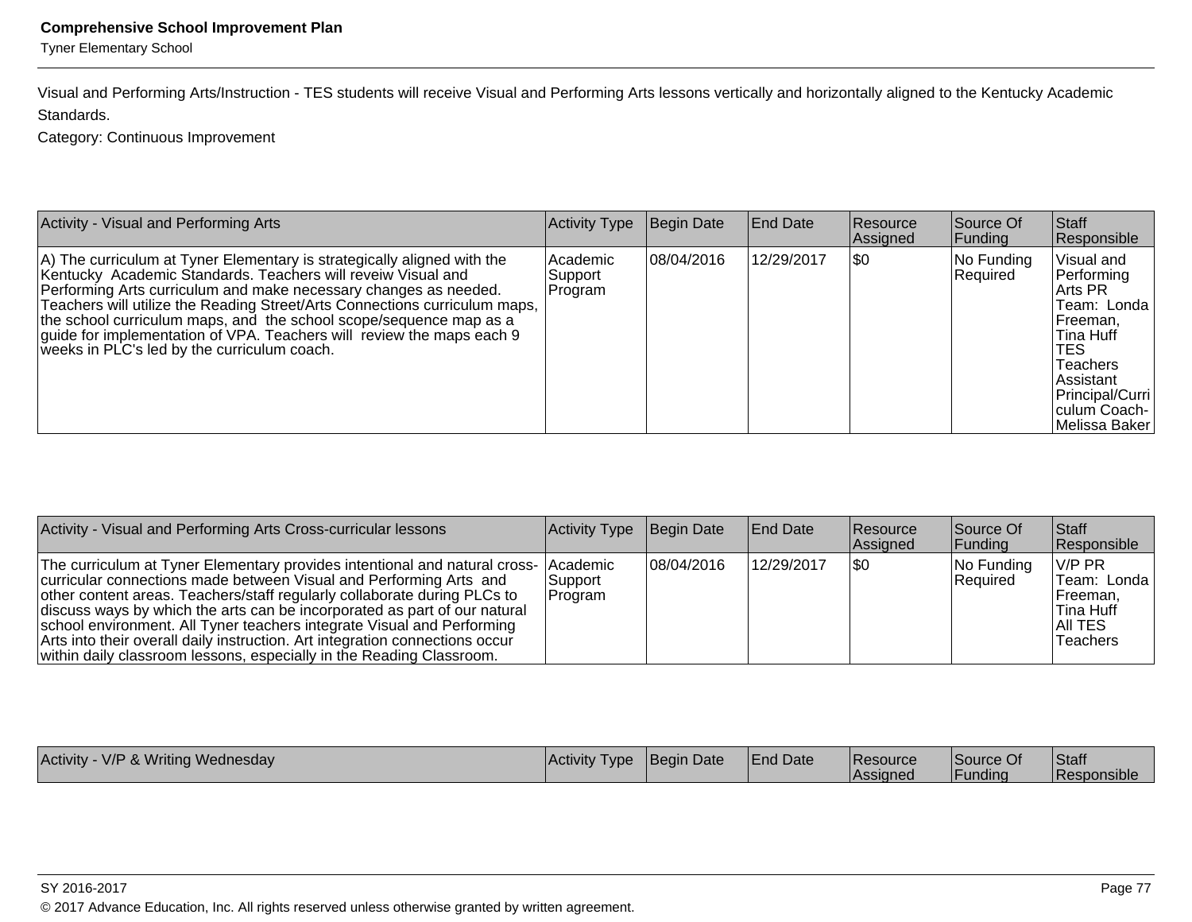Visual and Performing Arts/Instruction - TES students will receive Visual and Performing Arts lessons vertically and horizontally aligned to the Kentucky Academic Standards.

Category: Continuous Improvement

| Activity - Visual and Performing Arts | Activity Type | Begin Date | End Date | Resource Assigned | Source Of Funding | Staff Responsible |
|---|---|---|---|---|---|---|
| A) The curriculum at Tyner Elementary is strategically aligned with the Kentucky Academic Standards. Teachers will reveiw Visual and Performing Arts curriculum and make necessary changes as needed. Teachers will utilize the Reading Street/Arts Connections curriculum maps, the school curriculum maps, and the school scope/sequence map as a guide for implementation of VPA. Teachers will review the maps each 9 weeks in PLC's led by the curriculum coach. | Academic Support Program | 08/04/2016 | 12/29/2017 | $0 | No Funding Required | Visual and Performing Arts PR Team: Londa Freeman, Tina Huff TES Teachers Assistant Principal/Curriculum Coach- Melissa Baker |

| Activity - Visual and Performing Arts Cross-curricular lessons | Activity Type | Begin Date | End Date | Resource Assigned | Source Of Funding | Staff Responsible |
|---|---|---|---|---|---|---|
| The curriculum at Tyner Elementary provides intentional and natural cross-curricular connections made between Visual and Performing Arts and other content areas. Teachers/staff regularly collaborate during PLCs to discuss ways by which the arts can be incorporated as part of our natural school environment. All Tyner teachers integrate Visual and Performing Arts into their overall daily instruction. Art integration connections occur within daily classroom lessons, especially in the Reading Classroom. | Academic Support Program | 08/04/2016 | 12/29/2017 | $0 | No Funding Required | V/P PR Team: Londa Freeman, Tina Huff All TES Teachers |

| Activity - V/P & Writing Wednesday | Activity Type | Begin Date | End Date | Resource Assigned | Source Of Funding | Staff Responsible |
|---|---|---|---|---|---|---|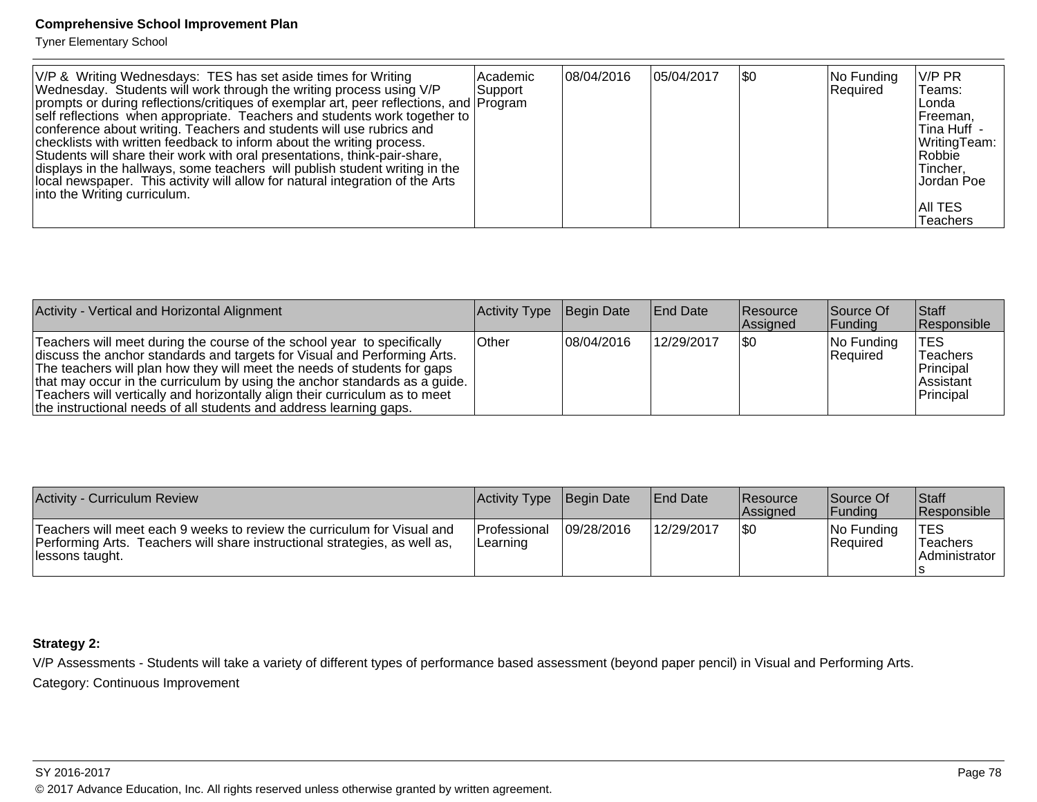| V/P & Writing Wednesdays: TES has set aside times for Writing Wednesday. Students will work through the writing process using V/P prompts or during reflections/critiques of exemplar art, peer reflections, and self reflections when appropriate. Teachers and students work together to conference about writing. Teachers and students will use rubrics and checklists with written feedback to inform about the writing process. Students will share their work with oral presentations, think-pair-share, displays in the hallways, some teachers will publish student writing in the local newspaper. This activity will allow for natural integration of the Arts into the Writing curriculum. | Academic Support Program | 08/04/2016 | 05/04/2017 | $0 | No Funding Required | V/P PR Teams: Londa Freeman, Tina Huff - WritingTeam: Robbie Tincher, Jordan Poe<br><br>All TES Teachers |
|---|---|---|---|---|---|---|

| Activity - Vertical and Horizontal Alignment | Activity Type | Begin Date | End Date | Resource Assigned | Source Of Funding | Staff Responsible |
|---|---|---|---|---|---|---|
| Teachers will meet during the course of the school year to specifically discuss the anchor standards and targets for Visual and Performing Arts. The teachers will plan how they will meet the needs of students for gaps that may occur in the curriculum by using the anchor standards as a guide. Teachers will vertically and horizontally align their curriculum as to meet the instructional needs of all students and address learning gaps. | Other | 08/04/2016 | 12/29/2017 | $0 | No Funding Required | TES Teachers Principal Assistant Principal |

| Activity - Curriculum Review | Activity Type | Begin Date | End Date | Resource Assigned | Source Of Funding | Staff Responsible |
|---|---|---|---|---|---|---|
| Teachers will meet each 9 weeks to review the curriculum for Visual and Performing Arts. Teachers will share instructional strategies, as well as, lessons taught. | Professional Learning | 09/28/2016 | 12/29/2017 | $0 | No Funding Required | TES Teachers Administrators |

**Strategy 2:**

V/P Assessments - Students will take a variety of different types of performance based assessment (beyond paper pencil) in Visual and Performing Arts.

Category: Continuous Improvement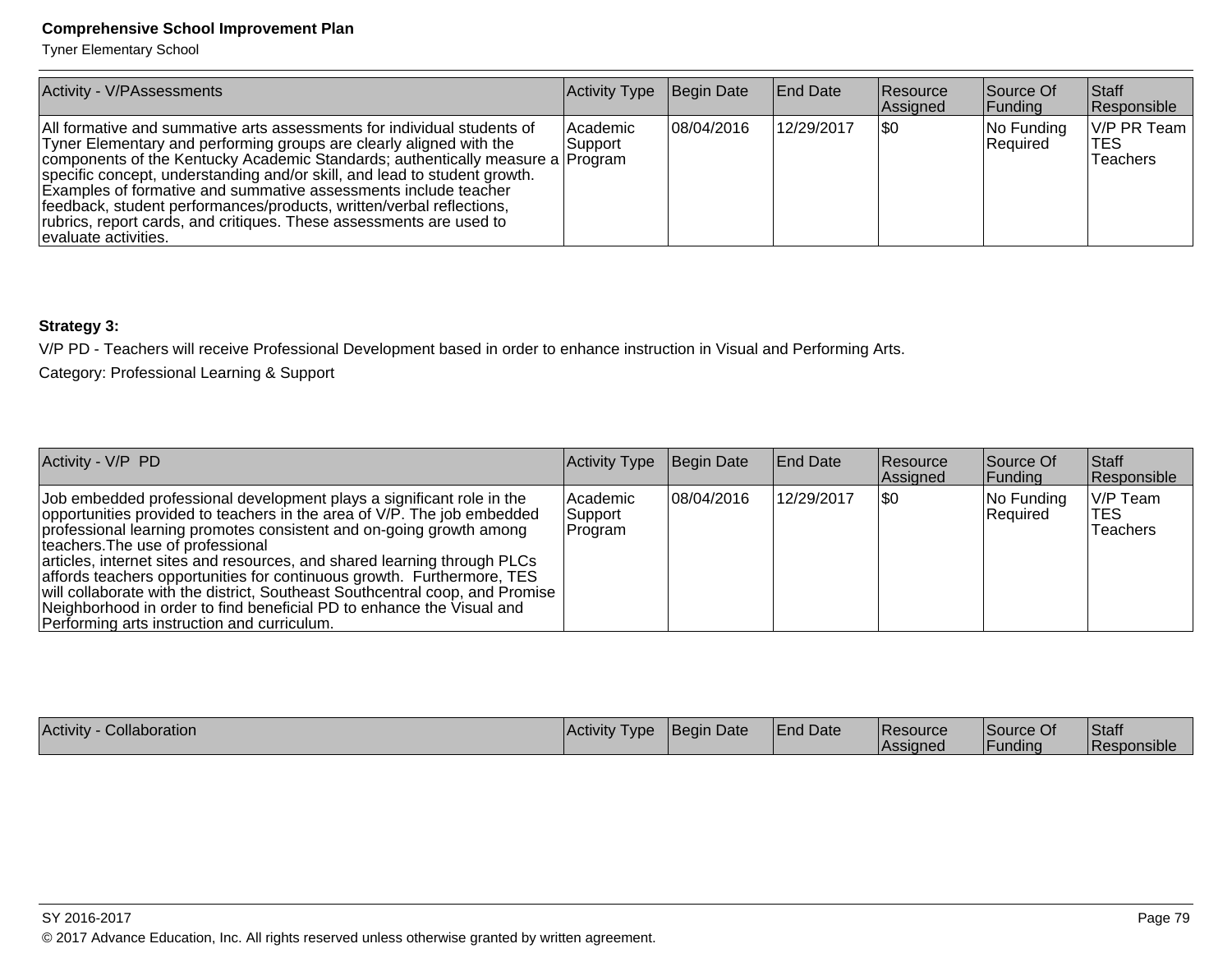| Activity - V/PAssessments | Activity Type | Begin Date | End Date | Resource Assigned | Source Of Funding | Staff Responsible |
|---|---|---|---|---|---|---|
| All formative and summative arts assessments for individual students of Tyner Elementary and performing groups are clearly aligned with the components of the Kentucky Academic Standards; authentically measure a specific concept, understanding and/or skill, and lead to student growth. Examples of formative and summative assessments include teacher feedback, student performances/products, written/verbal reflections, rubrics, report cards, and critiques. These assessments are used to evaluate activities. | Academic Support Program | 08/04/2016 | 12/29/2017 | $0 | No Funding Required | V/P PR Team TES Teachers |

**Strategy 3:**

V/P PD - Teachers will receive Professional Development based in order to enhance instruction in Visual and Performing Arts.

Category: Professional Learning & Support

| Activity - V/P PD | Activity Type | Begin Date | End Date | Resource Assigned | Source Of Funding | Staff Responsible |
|---|---|---|---|---|---|---|
| Job embedded professional development plays a significant role in the opportunities provided to teachers in the area of V/P. The job embedded professional learning promotes consistent and on-going growth among teachers.The use of professional articles, internet sites and resources, and shared learning through PLCs affords teachers opportunities for continuous growth. Furthermore, TES will collaborate with the district, Southeast Southcentral coop, and Promise Neighborhood in order to find beneficial PD to enhance the Visual and Performing arts instruction and curriculum. | Academic Support Program | 08/04/2016 | 12/29/2017 | $0 | No Funding Required | V/P Team TES Teachers |

| Activity - Collaboration | Activity Type | Begin Date | End Date | Resource Assigned | Source Of Funding | Staff Responsible |
|---|---|---|---|---|---|---|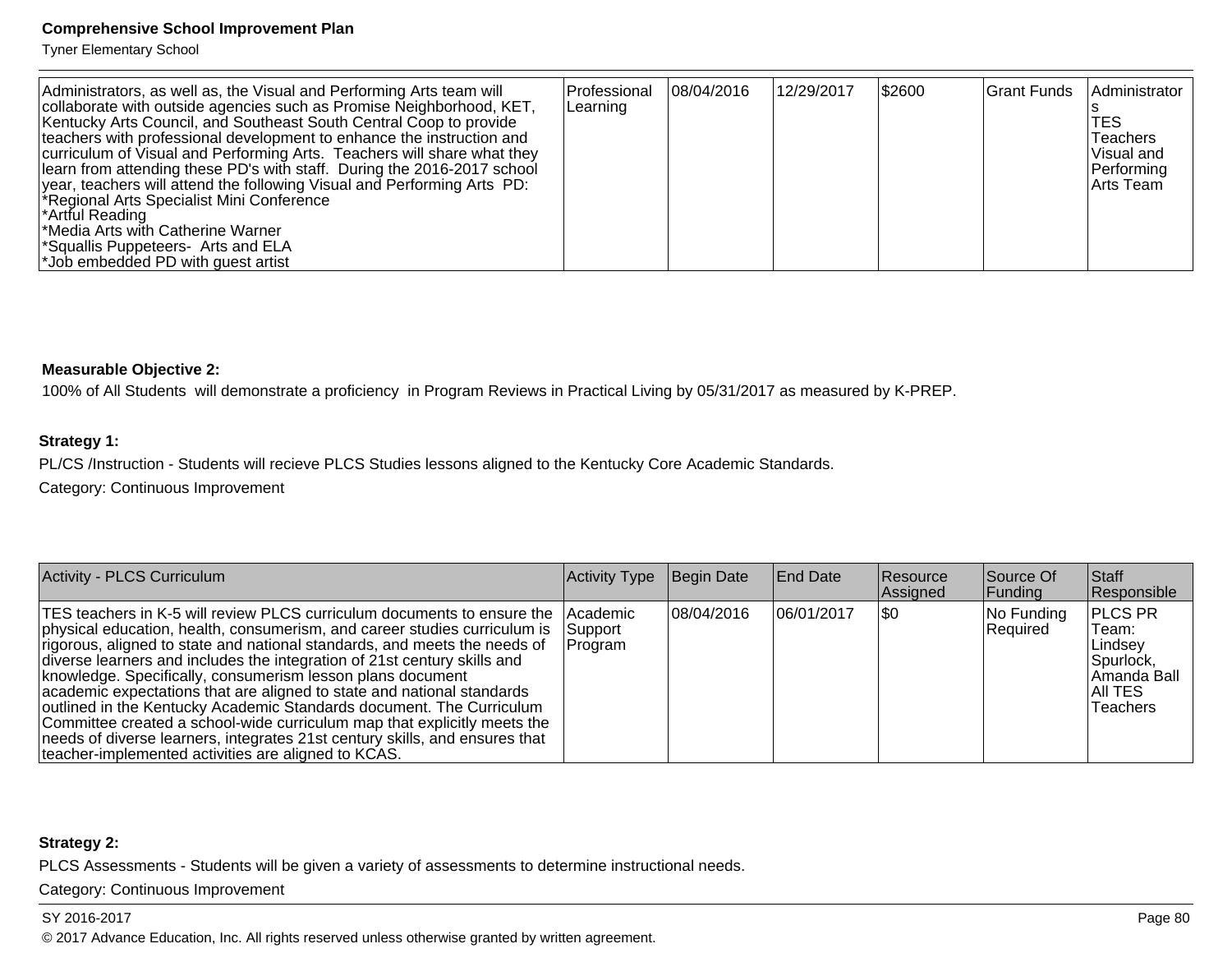| Administrators, as well as, the Visual and Performing Arts team will collaborate with outside agencies such as Promise Neighborhood, KET, Kentucky Arts Council, and Southeast South Central Coop to provide teachers with professional development to enhance the instruction and curriculum of Visual and Performing Arts. Teachers will share what they learn from attending these PD's with staff. During the 2016-2017 school year, teachers will attend the following Visual and Performing Arts PD:<br>*Regional Arts Specialist Mini Conference<br>*Artful Reading<br>*Media Arts with Catherine Warner<br>*Squallis Puppeteers- Arts and ELA<br>*Job embedded PD with guest artist | Professional Learning | 08/04/2016 | 12/29/2017 | $2600 | Grant Funds | Administrators<br>TES Teachers<br>Visual and Performing Arts Team |
|---|---|---|---|---|---|---|

**Measurable Objective 2:**

100% of All Students will demonstrate a proficiency in Program Reviews in Practical Living by 05/31/2017 as measured by K-PREP.

**Strategy 1:**

PL/CS /Instruction - Students will recieve PLCS Studies lessons aligned to the Kentucky Core Academic Standards.

Category: Continuous Improvement

| Activity - PLCS Curriculum | Activity Type | Begin Date | End Date | Resource Assigned | Source Of Funding | Staff Responsible |
|---|---|---|---|---|---|---|
| TES teachers in K-5 will review PLCS curriculum documents to ensure the physical education, health, consumerism, and career studies curriculum is rigorous, aligned to state and national standards, and meets the needs of diverse learners and includes the integration of 21st century skills and knowledge. Specifically, consumerism lesson plans document academic expectations that are aligned to state and national standards outlined in the Kentucky Academic Standards document. The Curriculum Committee created a school-wide curriculum map that explicitly meets the needs of diverse learners, integrates 21st century skills, and ensures that teacher-implemented activities are aligned to KCAS. | Academic Support Program | 08/04/2016 | 06/01/2017 | $0 | No Funding Required | PLCS PR Team: Lindsey Spurlock, Amanda Ball<br>All TES Teachers |

**Strategy 2:**

PLCS Assessments - Students will be given a variety of assessments to determine instructional needs.

Category: Continuous Improvement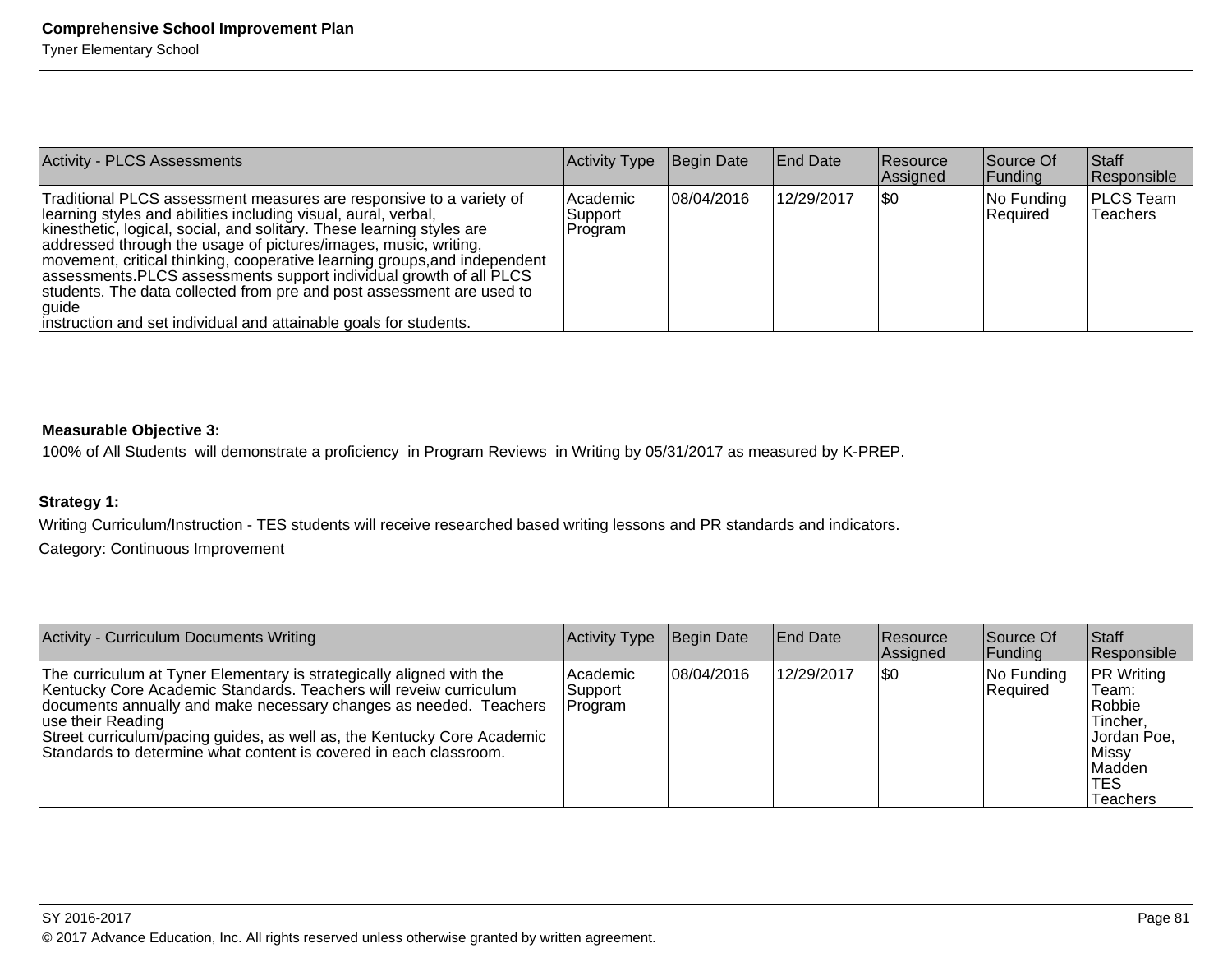| Activity - PLCS Assessments | Activity Type | Begin Date | End Date | Resource Assigned | Source Of Funding | Staff Responsible |
|---|---|---|---|---|---|---|
| Traditional PLCS assessment measures are responsive to a variety of learning styles and abilities including visual, aural, verbal, kinesthetic, logical, social, and solitary. These learning styles are addressed through the usage of pictures/images, music, writing, movement, critical thinking, cooperative learning groups,and independent assessments.PLCS assessments support individual growth of all PLCS students. The data collected from pre and post assessment are used to guide instruction and set individual and attainable goals for students. | Academic Support Program | 08/04/2016 | 12/29/2017 | $0 | No Funding Required | PLCS Team Teachers |

**Measurable Objective 3:**

100% of All Students will demonstrate a proficiency in Program Reviews in Writing by 05/31/2017 as measured by K-PREP.

**Strategy 1:**

Writing Curriculum/Instruction - TES students will receive researched based writing lessons and PR standards and indicators.

Category: Continuous Improvement

| Activity - Curriculum Documents Writing | Activity Type | Begin Date | End Date | Resource Assigned | Source Of Funding | Staff Responsible |
|---|---|---|---|---|---|---|
| The curriculum at Tyner Elementary is strategically aligned with the Kentucky Core Academic Standards. Teachers will reveiw curriculum documents annually and make necessary changes as needed. Teachers use their Reading Street curriculum/pacing guides, as well as, the Kentucky Core Academic Standards to determine what content is covered in each classroom. | Academic Support Program | 08/04/2016 | 12/29/2017 | $0 | No Funding Required | PR Writing Team: Robbie Tincher, Jordan Poe, Missy Madden TES Teachers |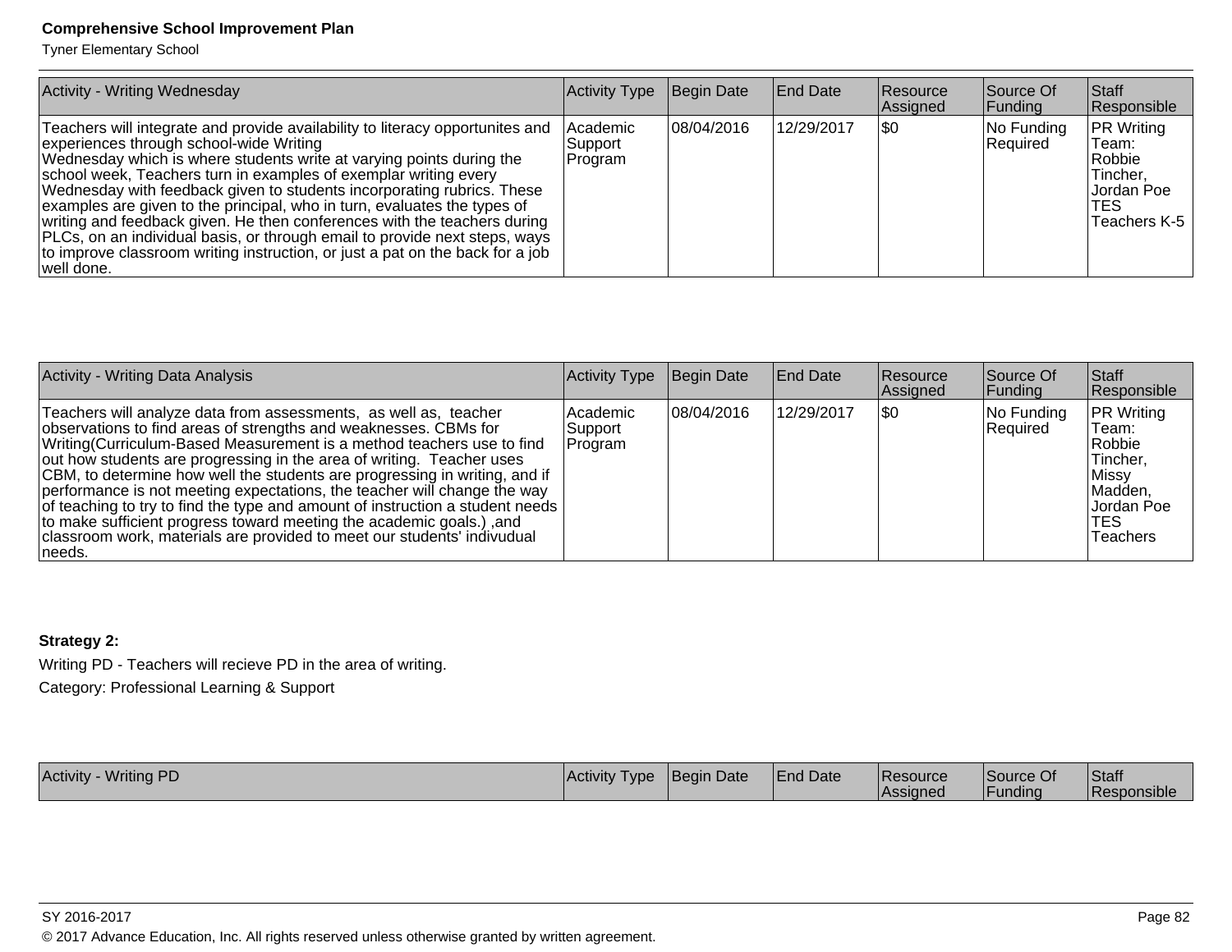| Activity - Writing Wednesday | Activity Type | Begin Date | End Date | Resource Assigned | Source Of Funding | Staff Responsible |
|---|---|---|---|---|---|---|
| Teachers will integrate and provide availability to literacy opportunites and experiences through school-wide Writing Wednesday which is where students write at varying points during the school week, Teachers turn in examples of exemplar writing every Wednesday with feedback given to students incorporating rubrics. These examples are given to the principal, who in turn, evaluates the types of writing and feedback given. He then conferences with the teachers during PLCs, on an individual basis, or through email to provide next steps, ways to improve classroom writing instruction, or just a pat on the back for a job well done. | Academic Support Program | 08/04/2016 | 12/29/2017 | $0 | No Funding Required | PR Writing Team: Robbie Tincher, Jordan Poe TES Teachers K-5 |

| Activity - Writing Data Analysis | Activity Type | Begin Date | End Date | Resource Assigned | Source Of Funding | Staff Responsible |
|---|---|---|---|---|---|---|
| Teachers will analyze data from assessments, as well as, teacher observations to find areas of strengths and weaknesses. CBMs for Writing(Curriculum-Based Measurement is a method teachers use to find out how students are progressing in the area of writing. Teacher uses CBM, to determine how well the students are progressing in writing, and if performance is not meeting expectations, the teacher will change the way of teaching to try to find the type and amount of instruction a student needs to make sufficient progress toward meeting the academic goals.) ,and classroom work, materials are provided to meet our students' indivudual needs. | Academic Support Program | 08/04/2016 | 12/29/2017 | $0 | No Funding Required | PR Writing Team: Robbie Tincher, Missy Madden, Jordan Poe TES Teachers |

**Strategy 2:**

Writing PD - Teachers will recieve PD in the area of writing.

Category: Professional Learning & Support

| Activity - Writing PD | Activity Type | Begin Date | End Date | Resource Assigned | Source Of Funding | Staff Responsible |
|---|---|---|---|---|---|---|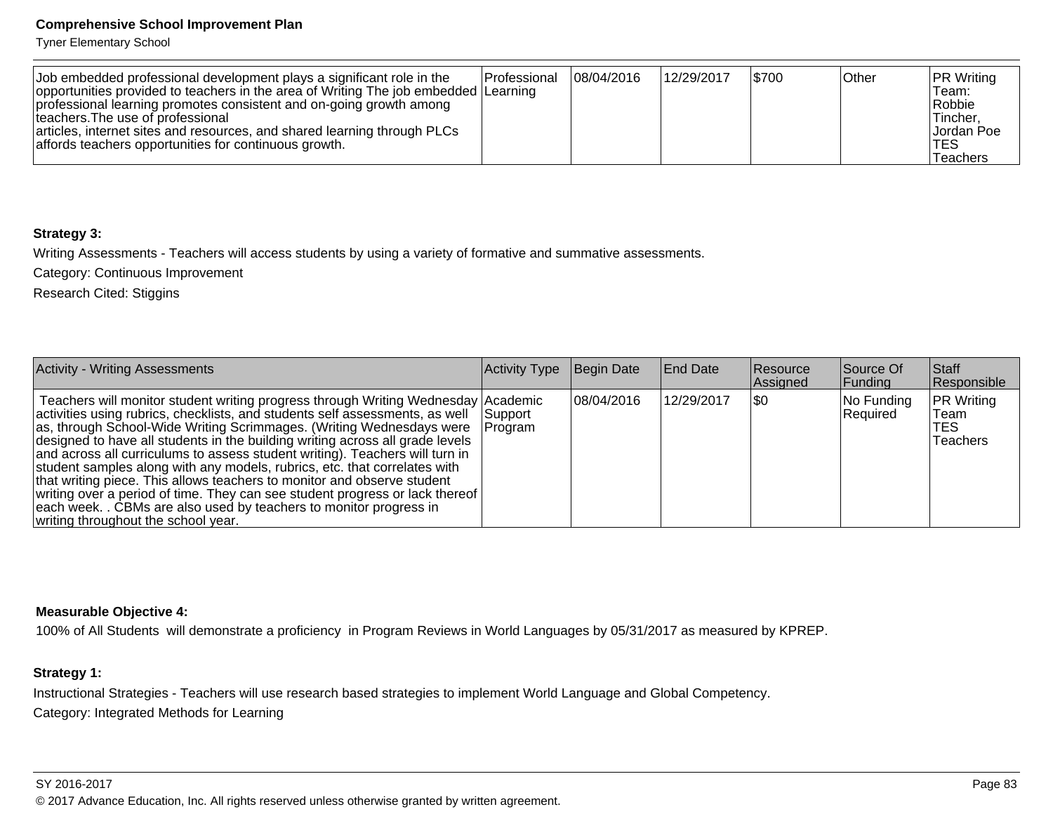| | | | | | | |
|---|---|---|---|---|---|---|
| Job embedded professional development plays a significant role in the opportunities provided to teachers in the area of Writing The job embedded professional learning promotes consistent and on-going growth among teachers.The use of professional articles, internet sites and resources, and shared learning through PLCs affords teachers opportunities for continuous growth. | Professional Learning | 08/04/2016 | 12/29/2017 | $700 | Other | PR Writing Team: Robbie Tincher, Jordan Poe TES Teachers |

**Strategy 3:**

Writing Assessments - Teachers will access students by using a variety of formative and summative assessments.

Category: Continuous Improvement

Research Cited: Stiggins

| Activity - Writing Assessments | Activity Type | Begin Date | End Date | Resource Assigned | Source Of Funding | Staff Responsible |
|---|---|---|---|---|---|---|
| Teachers will monitor student writing progress through Writing Wednesday activities using rubrics, checklists, and students self assessments, as well as, through School-Wide Writing Scrimmages. (Writing Wednesdays were designed to have all students in the building writing across all grade levels and across all curriculums to assess student writing). Teachers will turn in student samples along with any models, rubrics, etc. that correlates with that writing piece. This allows teachers to monitor and observe student writing over a period of time. They can see student progress or lack thereof each week. . CBMs are also used by teachers to monitor progress in writing throughout the school year. | Academic Support Program | 08/04/2016 | 12/29/2017 | $0 | No Funding Required | PR Writing Team TES Teachers |

**Measurable Objective 4:**

100% of All Students will demonstrate a proficiency in Program Reviews in World Languages by 05/31/2017 as measured by KPREP.

**Strategy 1:**

Instructional Strategies - Teachers will use research based strategies to implement World Language and Global Competency.

Category: Integrated Methods for Learning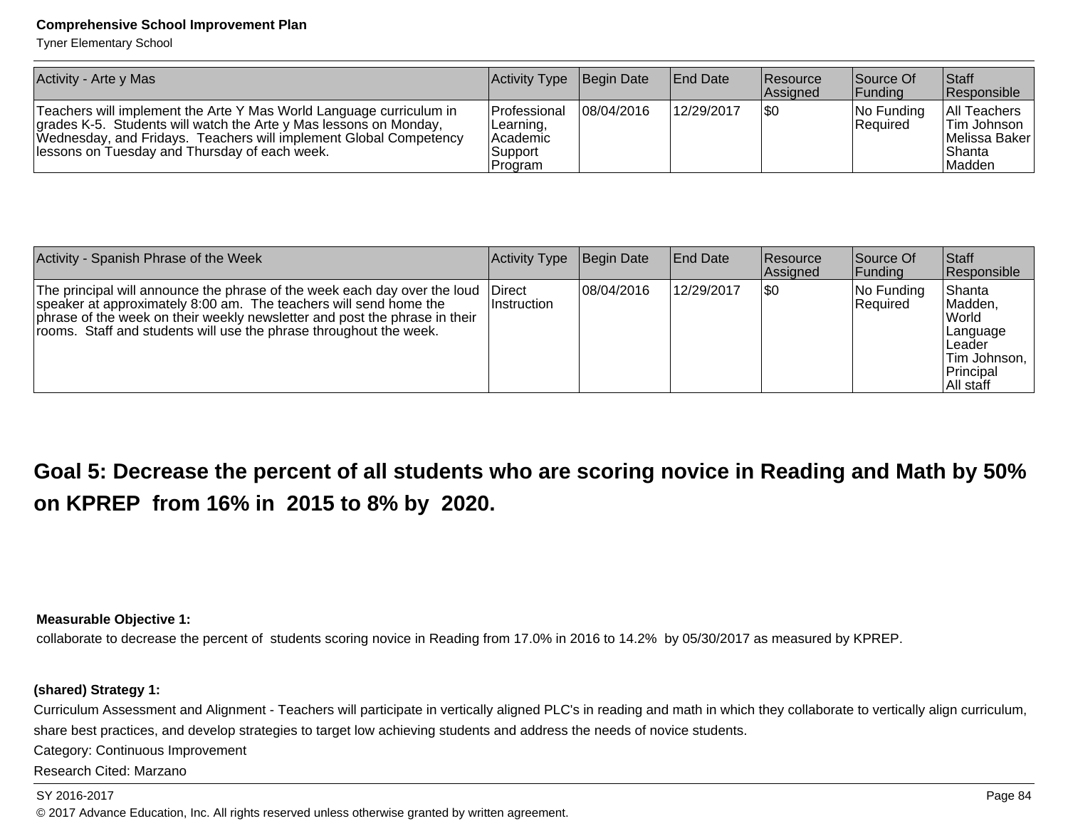| Activity - Arte y Mas | Activity Type | Begin Date | End Date | Resource Assigned | Source Of Funding | Staff Responsible |
|---|---|---|---|---|---|---|
| Teachers will implement the Arte Y Mas World Language curriculum in grades K-5. Students will watch the Arte y Mas lessons on Monday, Wednesday, and Fridays. Teachers will implement Global Competency lessons on Tuesday and Thursday of each week. | Professional Learning, Academic Support Program | 08/04/2016 | 12/29/2017 | $0 | No Funding Required | All Teachers<br>Tim Johnson<br>Melissa Baker<br>Shanta Madden |

| Activity - Spanish Phrase of the Week | Activity Type | Begin Date | End Date | Resource Assigned | Source Of Funding | Staff Responsible |
|---|---|---|---|---|---|---|
| The principal will announce the phrase of the week each day over the loud speaker at approximately 8:00 am. The teachers will send home the phrase of the week on their weekly newsletter and post the phrase in their rooms. Staff and students will use the phrase throughout the week. | Direct Instruction | 08/04/2016 | 12/29/2017 | $0 | No Funding Required | Shanta Madden, World Language Leader<br>Tim Johnson, Principal<br>All staff |

## Goal 5: Decrease the percent of all students who are scoring novice in Reading and Math by 50% on KPREP from 16% in 2015 to 8% by 2020.

**Measurable Objective 1:**

collaborate to decrease the percent of students scoring novice in Reading from 17.0% in 2016 to 14.2% by 05/30/2017 as measured by KPREP.

**(shared) Strategy 1:**

Curriculum Assessment and Alignment - Teachers will participate in vertically aligned PLC's in reading and math in which they collaborate to vertically align curriculum, share best practices, and develop strategies to target low achieving students and address the needs of novice students.

Category: Continuous Improvement

Research Cited: Marzano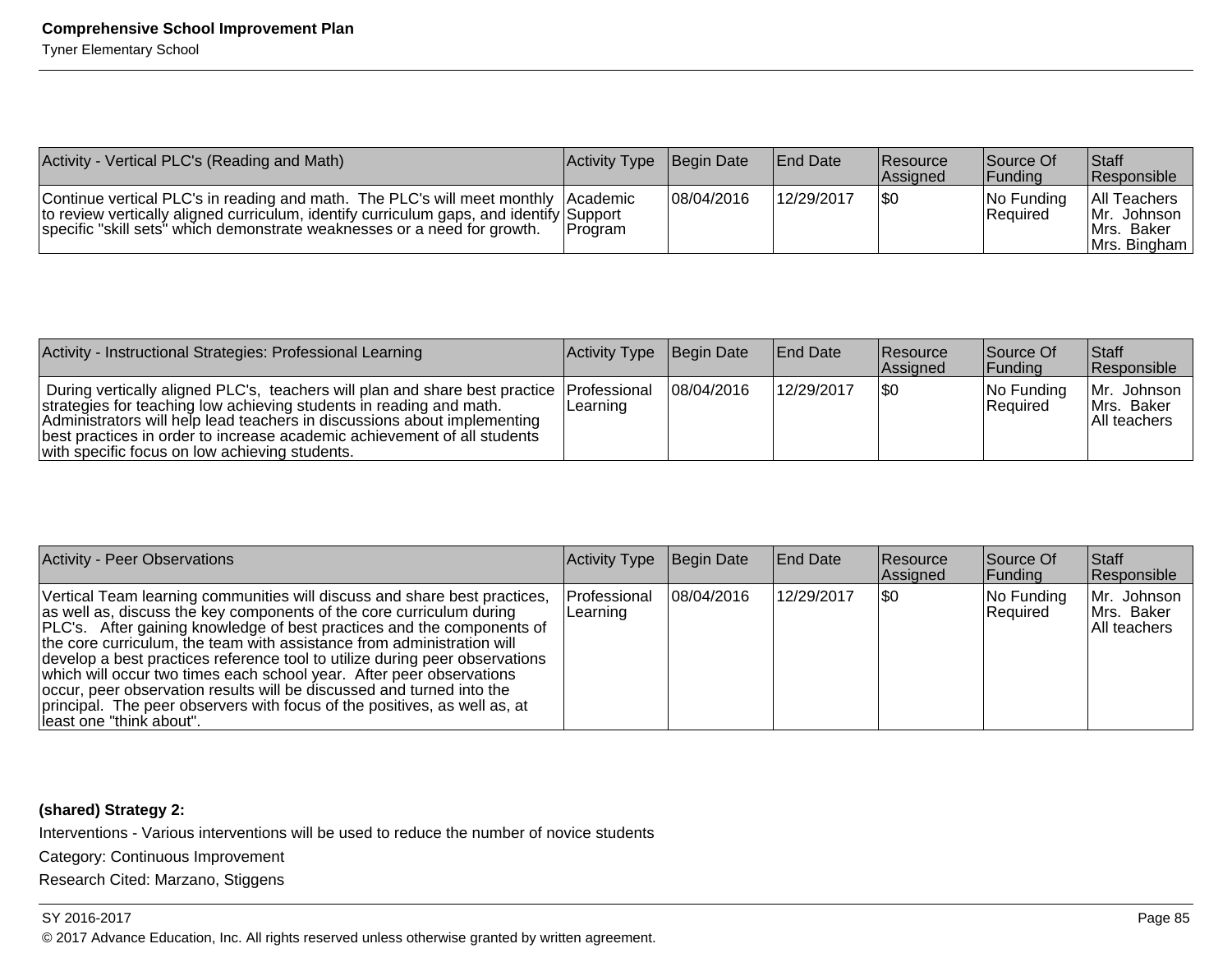| Activity - Vertical PLC's (Reading and Math) | Activity Type | Begin Date | End Date | Resource Assigned | Source Of Funding | Staff Responsible |
|---|---|---|---|---|---|---|
| Continue vertical PLC's in reading and math. The PLC's will meet monthly to review vertically aligned curriculum, identify curriculum gaps, and identify specific "skill sets" which demonstrate weaknesses or a need for growth. | Academic Support Program | 08/04/2016 | 12/29/2017 | $0 | No Funding Required | All Teachers Mr. Johnson Mrs. Baker Mrs. Bingham |

| Activity - Instructional Strategies: Professional Learning | Activity Type | Begin Date | End Date | Resource Assigned | Source Of Funding | Staff Responsible |
|---|---|---|---|---|---|---|
| During vertically aligned PLC's, teachers will plan and share best practice strategies for teaching low achieving students in reading and math. Administrators will help lead teachers in discussions about implementing best practices in order to increase academic achievement of all students with specific focus on low achieving students. | Professional Learning | 08/04/2016 | 12/29/2017 | $0 | No Funding Required | Mr. Johnson Mrs. Baker All teachers |

| Activity - Peer Observations | Activity Type | Begin Date | End Date | Resource Assigned | Source Of Funding | Staff Responsible |
|---|---|---|---|---|---|---|
| Vertical Team learning communities will discuss and share best practices, as well as, discuss the key components of the core curriculum during PLC's. After gaining knowledge of best practices and the components of the core curriculum, the team with assistance from administration will develop a best practices reference tool to utilize during peer observations which will occur two times each school year. After peer observations occur, peer observation results will be discussed and turned into the principal. The peer observers with focus of the positives, as well as, at least one "think about". | Professional Learning | 08/04/2016 | 12/29/2017 | $0 | No Funding Required | Mr. Johnson Mrs. Baker All teachers |

**(shared) Strategy 2:**

Interventions - Various interventions will be used to reduce the number of novice students

Category: Continuous Improvement

Research Cited: Marzano, Stiggens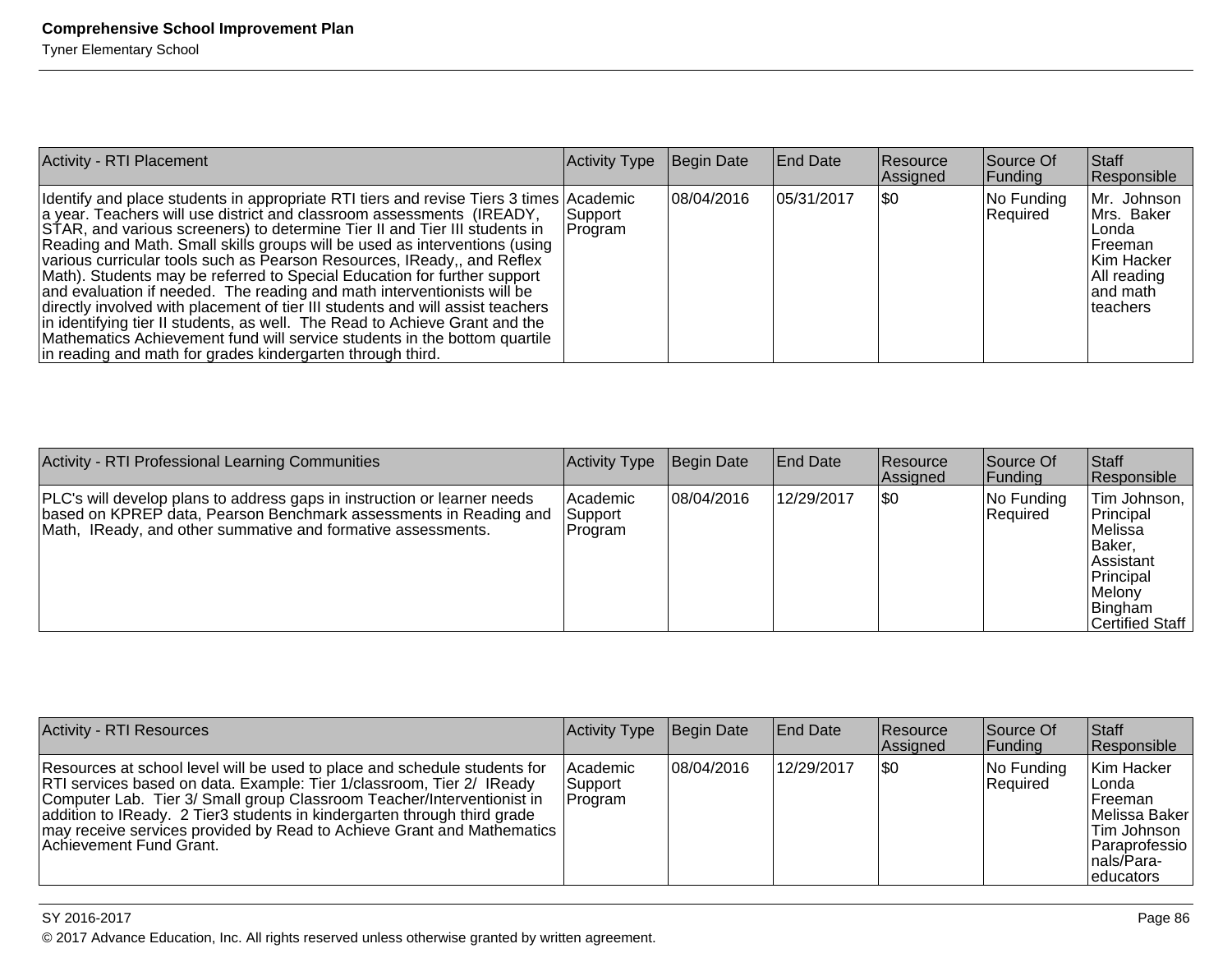| Activity - RTI Placement | Activity Type | Begin Date | End Date | Resource Assigned | Source Of Funding | Staff Responsible |
|---|---|---|---|---|---|---|
| Identify and place students in appropriate RTI tiers and revise Tiers 3 times a year. Teachers will use district and classroom assessments (IREADY, STAR, and various screeners) to determine Tier II and Tier III students in Reading and Math. Small skills groups will be used as interventions (using various curricular tools such as Pearson Resources, IReady,, and Reflex Math). Students may be referred to Special Education for further support and evaluation if needed. The reading and math interventionists will be directly involved with placement of tier III students and will assist teachers in identifying tier II students, as well. The Read to Achieve Grant and the Mathematics Achievement fund will service students in the bottom quartile in reading and math for grades kindergarten through third. | Academic Support Program | 08/04/2016 | 05/31/2017 | $0 | No Funding Required | Mr. Johnson Mrs. Baker Londa Freeman Kim Hacker All reading and math teachers |

| Activity - RTI Professional Learning Communities | Activity Type | Begin Date | End Date | Resource Assigned | Source Of Funding | Staff Responsible |
|---|---|---|---|---|---|---|
| PLC's will develop plans to address gaps in instruction or learner needs based on KPREP data, Pearson Benchmark assessments in Reading and Math, IReady, and other summative and formative assessments. | Academic Support Program | 08/04/2016 | 12/29/2017 | $0 | No Funding Required | Tim Johnson, Principal Melissa Baker, Assistant Principal Melony Bingham Certified Staff |

| Activity - RTI Resources | Activity Type | Begin Date | End Date | Resource Assigned | Source Of Funding | Staff Responsible |
|---|---|---|---|---|---|---|
| Resources at school level will be used to place and schedule students for RTI services based on data. Example: Tier 1/classroom, Tier 2/ IReady Computer Lab. Tier 3/ Small group Classroom Teacher/Interventionist in addition to IReady. 2 Tier3 students in kindergarten through third grade may receive services provided by Read to Achieve Grant and Mathematics Achievement Fund Grant. | Academic Support Program | 08/04/2016 | 12/29/2017 | $0 | No Funding Required | Kim Hacker Londa Freeman Melissa Baker Tim Johnson Paraprofessionals/Para-educators |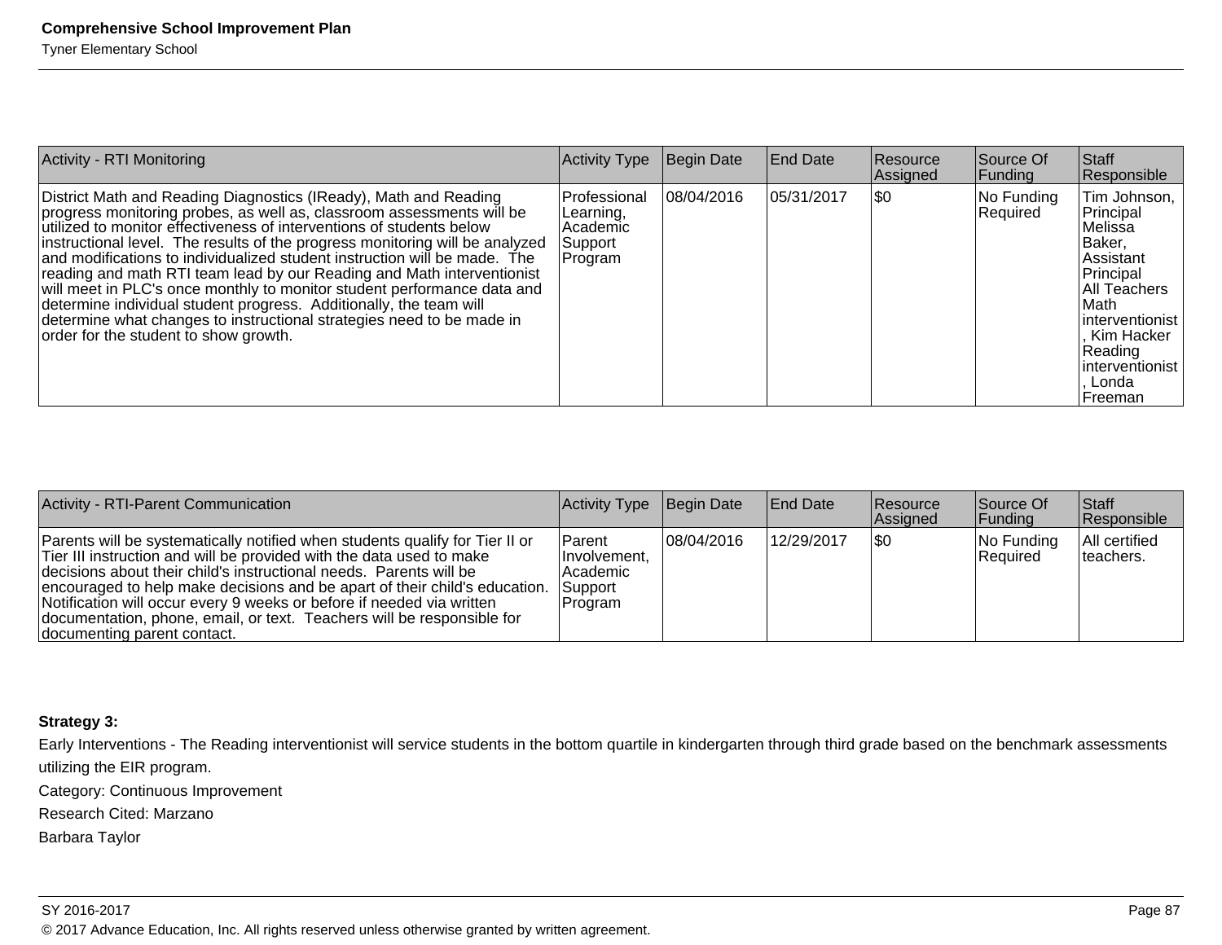| Activity - RTI Monitoring | Activity Type | Begin Date | End Date | Resource Assigned | Source Of Funding | Staff Responsible |
|---|---|---|---|---|---|---|
| District Math and Reading Diagnostics (IReady), Math and Reading progress monitoring probes, as well as, classroom assessments will be utilized to monitor effectiveness of interventions of students below instructional level. The results of the progress monitoring will be analyzed and modifications to individualized student instruction will be made. The reading and math RTI team lead by our Reading and Math interventionist will meet in PLC's once monthly to monitor student performance data and determine individual student progress. Additionally, the team will determine what changes to instructional strategies need to be made in order for the student to show growth. | Professional Learning, Academic Support Program | 08/04/2016 | 05/31/2017 | $0 | No Funding Required | Tim Johnson, Principal Melissa Baker, Assistant Principal All Teachers Math interventionist, Kim Hacker Reading interventionist, Londa Freeman |

| Activity - RTI-Parent Communication | Activity Type | Begin Date | End Date | Resource Assigned | Source Of Funding | Staff Responsible |
|---|---|---|---|---|---|---|
| Parents will be systematically notified when students qualify for Tier II or Tier III instruction and will be provided with the data used to make decisions about their child's instructional needs. Parents will be encouraged to help make decisions and be apart of their child's education. Notification will occur every 9 weeks or before if needed via written documentation, phone, email, or text. Teachers will be responsible for documenting parent contact. | Parent Involvement, Academic Support Program | 08/04/2016 | 12/29/2017 | $0 | No Funding Required | All certified teachers. |

**Strategy 3:**

Early Interventions - The Reading interventionist will service students in the bottom quartile in kindergarten through third grade based on the benchmark assessments utilizing the EIR program.

Category: Continuous Improvement

Research Cited: Marzano

Barbara Taylor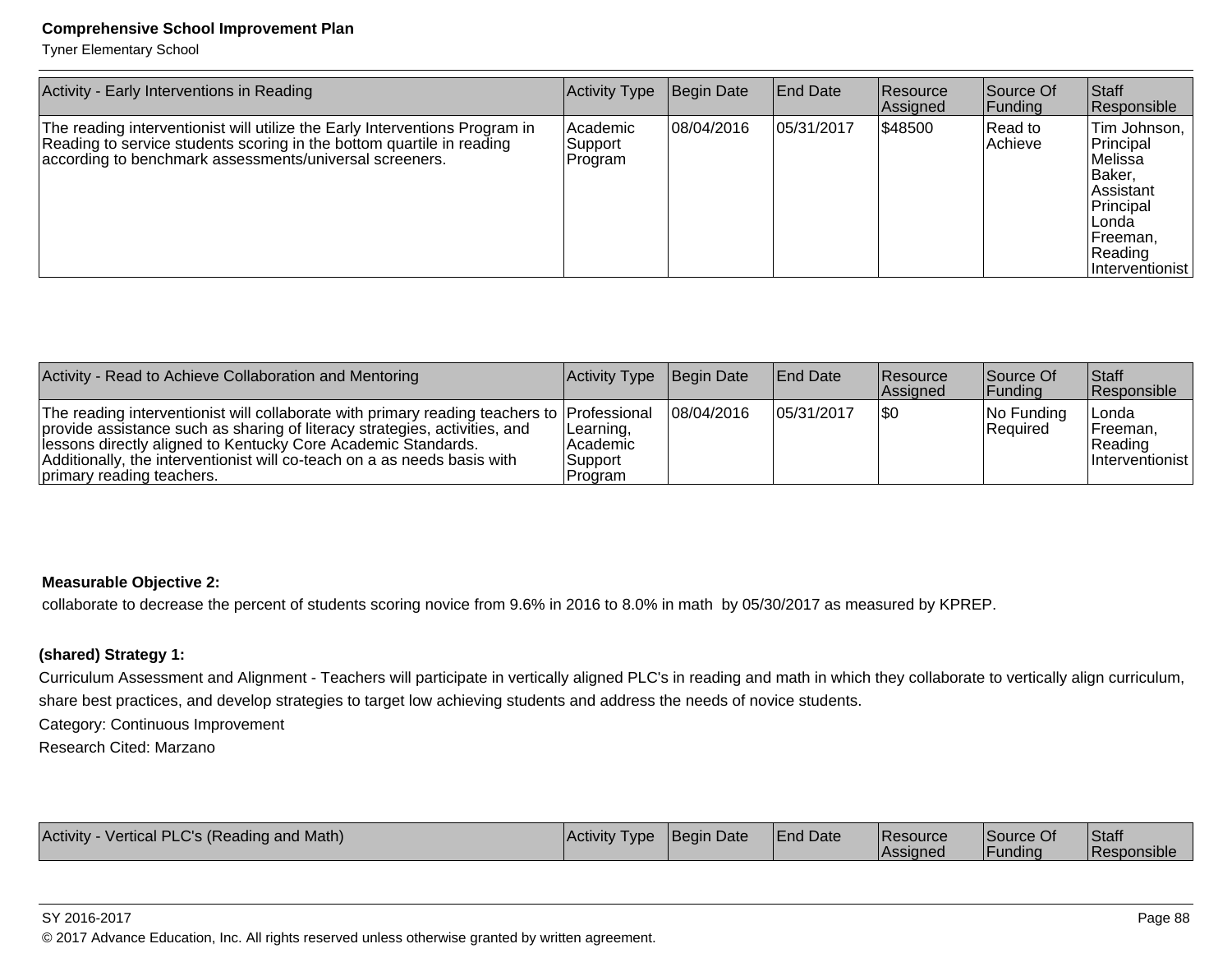| Activity - Early Interventions in Reading | Activity Type | Begin Date | End Date | Resource Assigned | Source Of Funding | Staff Responsible |
|---|---|---|---|---|---|---|
| The reading interventionist will utilize the Early Interventions Program in Reading to service students scoring in the bottom quartile in reading according to benchmark assessments/universal screeners. | Academic Support Program | 08/04/2016 | 05/31/2017 | $48500 | Read to Achieve | Tim Johnson, Principal Melissa Baker, Assistant Principal Londa Freeman, Reading Interventionist |

| Activity - Read to Achieve Collaboration and Mentoring | Activity Type | Begin Date | End Date | Resource Assigned | Source Of Funding | Staff Responsible |
|---|---|---|---|---|---|---|
| The reading interventionist will collaborate with primary reading teachers to provide assistance such as sharing of literacy strategies, activities, and lessons directly aligned to Kentucky Core Academic Standards. Additionally, the interventionist will co-teach on a as needs basis with primary reading teachers. | Professional Learning, Academic Support Program | 08/04/2016 | 05/31/2017 | $0 | No Funding Required | Londa Freeman, Reading Interventionist |

**Measurable Objective 2:**

collaborate to decrease the percent of students scoring novice from 9.6% in 2016 to 8.0% in math by 05/30/2017 as measured by KPREP.

**(shared) Strategy 1:**

Curriculum Assessment and Alignment - Teachers will participate in vertically aligned PLC's in reading and math in which they collaborate to vertically align curriculum, share best practices, and develop strategies to target low achieving students and address the needs of novice students.

Category: Continuous Improvement

Research Cited: Marzano

| Activity - Vertical PLC's (Reading and Math) | Activity Type | Begin Date | End Date | Resource Assigned | Source Of Funding | Staff Responsible |
|---|---|---|---|---|---|---|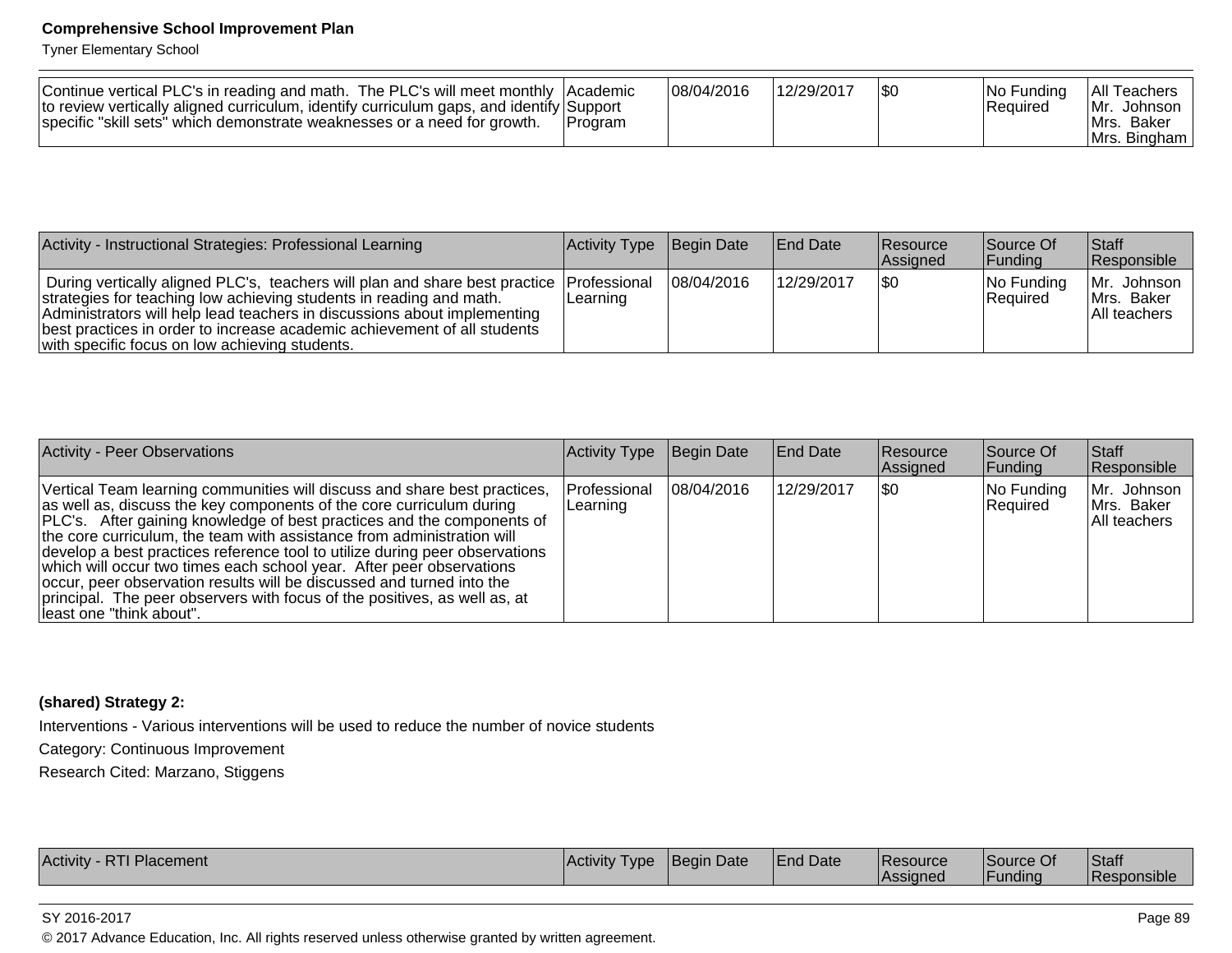| | | | | | | |
|---|---|---|---|---|---|---|
| Continue vertical PLC's in reading and math. The PLC's will meet monthly to review vertically aligned curriculum, identify curriculum gaps, and identify specific "skill sets" which demonstrate weaknesses or a need for growth. | Academic Support Program | 08/04/2016 | 12/29/2017 | $0 | No Funding Required | All Teachers Mr. Johnson Mrs. Baker Mrs. Bingham |

| Activity - Instructional Strategies: Professional Learning | Activity Type | Begin Date | End Date | Resource Assigned | Source Of Funding | Staff Responsible |
|---|---|---|---|---|---|---|
| During vertically aligned PLC's, teachers will plan and share best practice strategies for teaching low achieving students in reading and math. Administrators will help lead teachers in discussions about implementing best practices in order to increase academic achievement of all students with specific focus on low achieving students. | Professional Learning | 08/04/2016 | 12/29/2017 | $0 | No Funding Required | Mr. Johnson Mrs. Baker All teachers |

| Activity - Peer Observations | Activity Type | Begin Date | End Date | Resource Assigned | Source Of Funding | Staff Responsible |
|---|---|---|---|---|---|---|
| Vertical Team learning communities will discuss and share best practices, as well as, discuss the key components of the core curriculum during PLC's. After gaining knowledge of best practices and the components of the core curriculum, the team with assistance from administration will develop a best practices reference tool to utilize during peer observations which will occur two times each school year. After peer observations occur, peer observation results will be discussed and turned into the principal. The peer observers with focus of the positives, as well as, at least one "think about". | Professional Learning | 08/04/2016 | 12/29/2017 | $0 | No Funding Required | Mr. Johnson Mrs. Baker All teachers |

**(shared) Strategy 2:**

Interventions - Various interventions will be used to reduce the number of novice students

Category: Continuous Improvement

Research Cited: Marzano, Stiggens

| Activity - RTI Placement | Activity Type | Begin Date | End Date | Resource Assigned | Source Of Funding | Staff Responsible |
|---|---|---|---|---|---|---|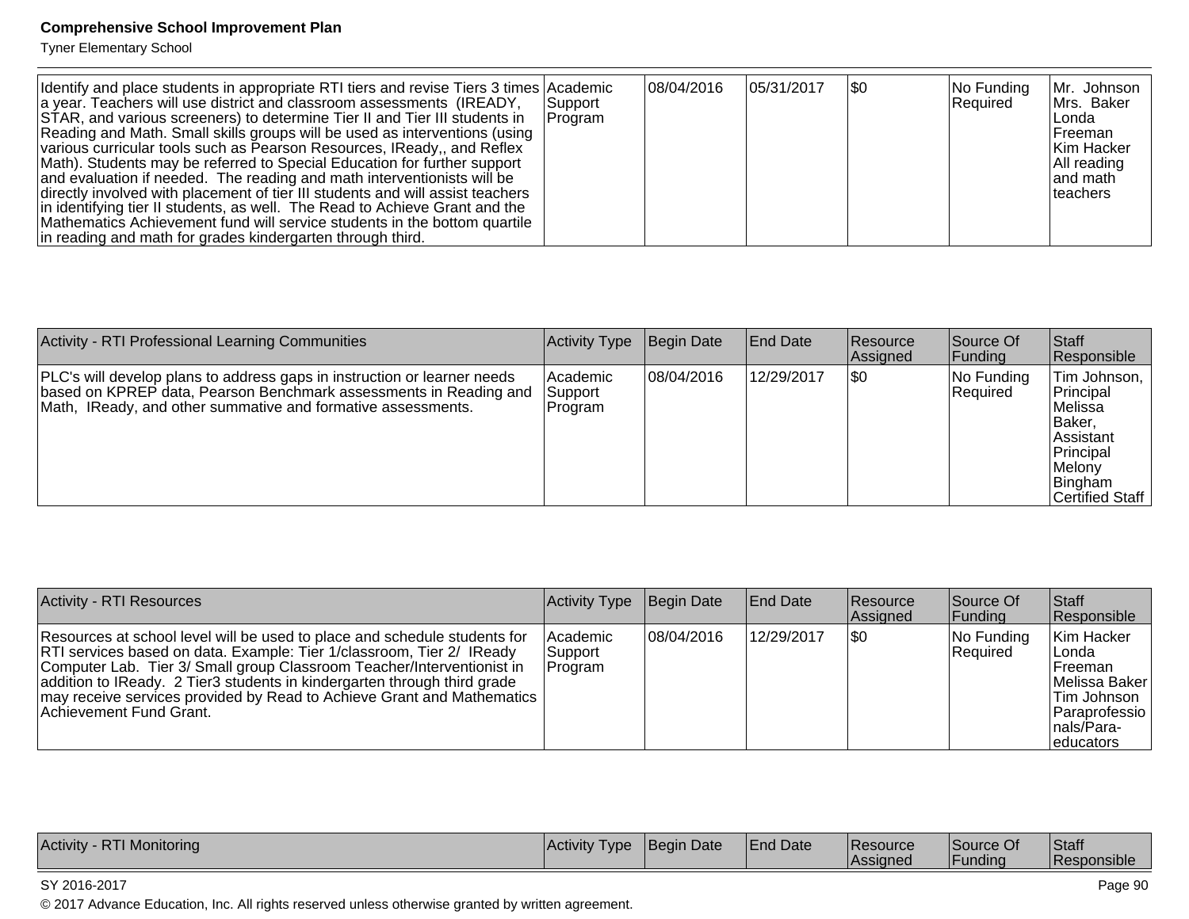| | | | | | | |
|---|---|---|---|---|---|---|
| Identify and place students in appropriate RTI tiers and revise Tiers 3 times a year. Teachers will use district and classroom assessments (IREADY, STAR, and various screeners) to determine Tier II and Tier III students in Reading and Math. Small skills groups will be used as interventions (using various curricular tools such as Pearson Resources, IReady,, and Reflex Math). Students may be referred to Special Education for further support and evaluation if needed. The reading and math interventionists will be directly involved with placement of tier III students and will assist teachers in identifying tier II students, as well. The Read to Achieve Grant and the Mathematics Achievement fund will service students in the bottom quartile in reading and math for grades kindergarten through third. | Academic Support Program | 08/04/2016 | 05/31/2017 | $0 | No Funding Required | Mr. Johnson Mrs. Baker Londa Freeman Kim Hacker All reading and math teachers |

| Activity - RTI Professional Learning Communities | Activity Type | Begin Date | End Date | Resource Assigned | Source Of Funding | Staff Responsible |
|---|---|---|---|---|---|---|
| PLC's will develop plans to address gaps in instruction or learner needs based on KPREP data, Pearson Benchmark assessments in Reading and Math, IReady, and other summative and formative assessments. | Academic Support Program | 08/04/2016 | 12/29/2017 | $0 | No Funding Required | Tim Johnson, Principal Melissa Baker, Assistant Principal Melony Bingham Certified Staff |

| Activity - RTI Resources | Activity Type | Begin Date | End Date | Resource Assigned | Source Of Funding | Staff Responsible |
|---|---|---|---|---|---|---|
| Resources at school level will be used to place and schedule students for RTI services based on data. Example: Tier 1/classroom, Tier 2/ IReady Computer Lab. Tier 3/ Small group Classroom Teacher/Interventionist in addition to IReady. 2 Tier3 students in kindergarten through third grade may receive services provided by Read to Achieve Grant and Mathematics Achievement Fund Grant. | Academic Support Program | 08/04/2016 | 12/29/2017 | $0 | No Funding Required | Kim Hacker Londa Freeman Melissa Baker Tim Johnson Paraprofessionals/Para-educators |

| Activity - RTI Monitoring | Activity Type | Begin Date | End Date | Resource Assigned | Source Of Funding | Staff Responsible |
|---|---|---|---|---|---|---|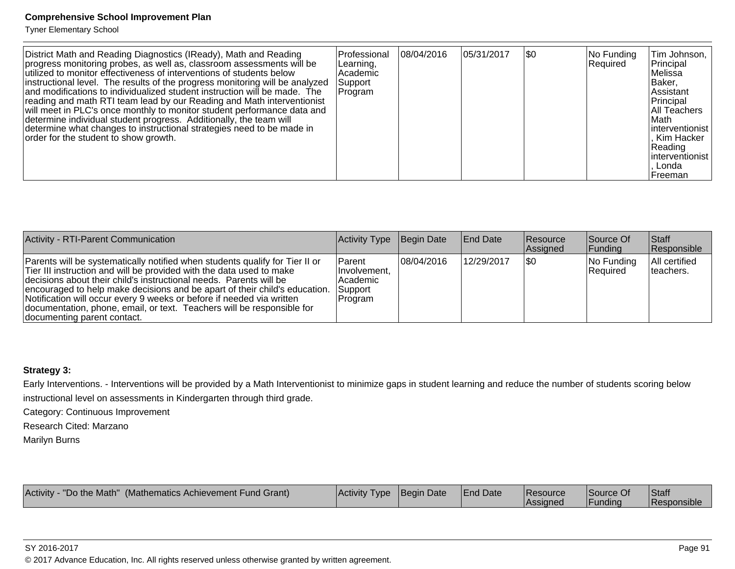| | | | | | | |
|---|---|---|---|---|---|---|
| District Math and Reading Diagnostics (IReady), Math and Reading progress monitoring probes, as well as, classroom assessments will be utilized to monitor effectiveness of interventions of students below instructional level. The results of the progress monitoring will be analyzed and modifications to individualized student instruction will be made. The reading and math RTI team lead by our Reading and Math interventionist will meet in PLC's once monthly to monitor student performance data and determine individual student progress. Additionally, the team will determine what changes to instructional strategies need to be made in order for the student to show growth. | Professional Learning, Academic Support Program | 08/04/2016 | 05/31/2017 | $0 | No Funding Required | Tim Johnson, Principal Melissa Baker, Assistant Principal All Teachers Math interventionist, Kim Hacker Reading interventionist, Londa Freeman |

| Activity - RTI-Parent Communication | Activity Type | Begin Date | End Date | Resource Assigned | Source Of Funding | Staff Responsible |
|---|---|---|---|---|---|---|
| Parents will be systematically notified when students qualify for Tier II or Tier III instruction and will be provided with the data used to make decisions about their child's instructional needs. Parents will be encouraged to help make decisions and be apart of their child's education. Notification will occur every 9 weeks or before if needed via written documentation, phone, email, or text. Teachers will be responsible for documenting parent contact. | Parent Involvement, Academic Support Program | 08/04/2016 | 12/29/2017 | $0 | No Funding Required | All certified teachers. |

**Strategy 3:**

Early Interventions. - Interventions will be provided by a Math Interventionist to minimize gaps in student learning and reduce the number of students scoring below instructional level on assessments in Kindergarten through third grade.

Category: Continuous Improvement

Research Cited: Marzano

Marilyn Burns

| Activity - "Do the Math" (Mathematics Achievement Fund Grant) | Activity Type | Begin Date | End Date | Resource Assigned | Source Of Funding | Staff Responsible |
|---|---|---|---|---|---|---|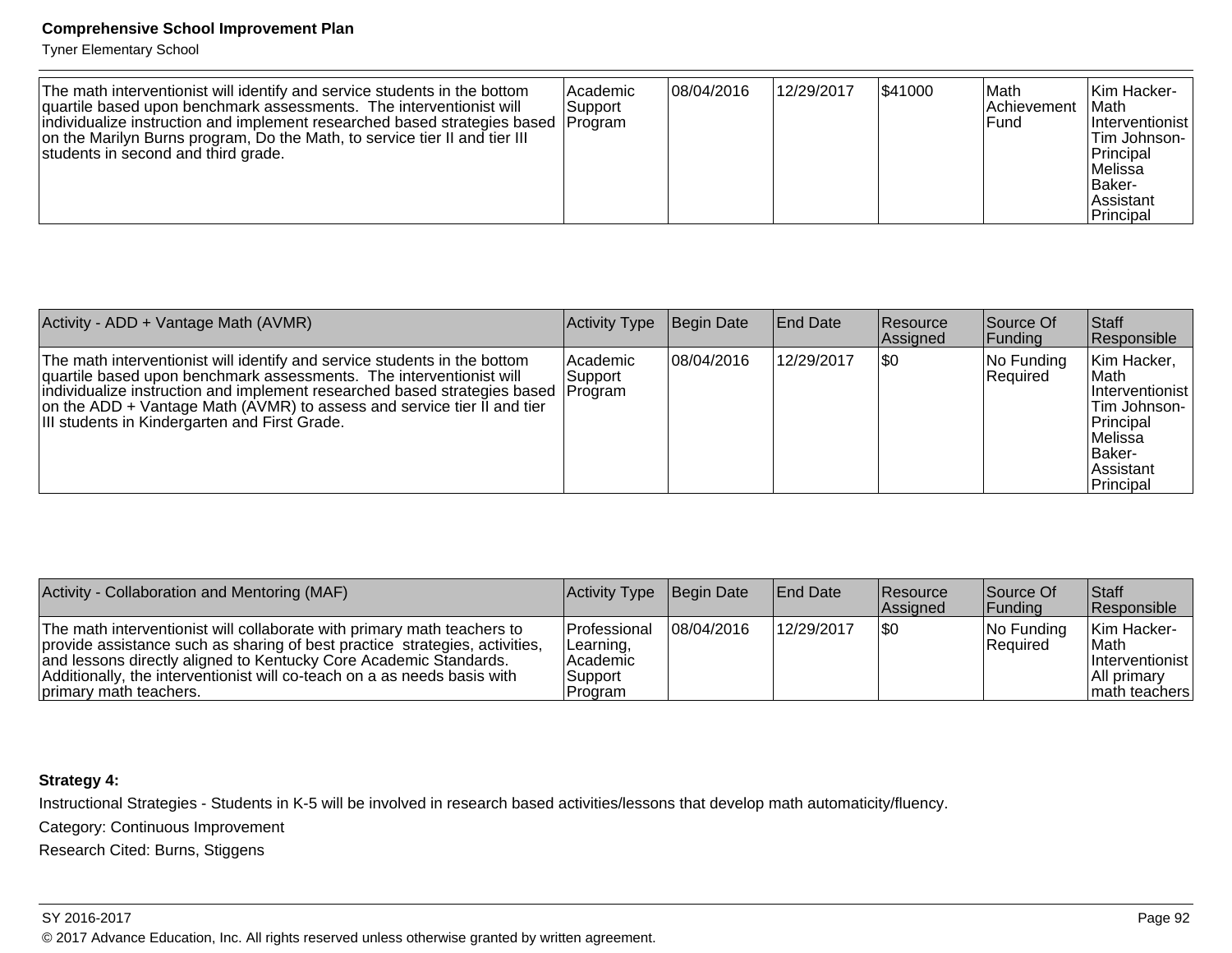| | | | | | | |
|---|---|---|---|---|---|---|
| The math interventionist will identify and service students in the bottom quartile based upon benchmark assessments. The interventionist will individualize instruction and implement researched based strategies based on the Marilyn Burns program, Do the Math, to service tier II and tier III students in second and third grade. | Academic Support Program | 08/04/2016 | 12/29/2017 | $41000 | Math Achievement Fund | Kim Hacker-Math Interventionist Tim Johnson-Principal Melissa Baker-Assistant Principal |

| Activity - ADD + Vantage Math (AVMR) | Activity Type | Begin Date | End Date | Resource Assigned | Source Of Funding | Staff Responsible |
|---|---|---|---|---|---|---|
| The math interventionist will identify and service students in the bottom quartile based upon benchmark assessments. The interventionist will individualize instruction and implement researched based strategies based on the ADD + Vantage Math (AVMR) to assess and service tier II and tier III students in Kindergarten and First Grade. | Academic Support Program | 08/04/2016 | 12/29/2017 | $0 | No Funding Required | Kim Hacker, Math Interventionist Tim Johnson-Principal Melissa Baker-Assistant Principal |

| Activity - Collaboration and Mentoring (MAF) | Activity Type | Begin Date | End Date | Resource Assigned | Source Of Funding | Staff Responsible |
|---|---|---|---|---|---|---|
| The math interventionist will collaborate with primary math teachers to provide assistance such as sharing of best practice strategies, activities, and lessons directly aligned to Kentucky Core Academic Standards. Additionally, the interventionist will co-teach on a as needs basis with primary math teachers. | Professional Learning, Academic Support Program | 08/04/2016 | 12/29/2017 | $0 | No Funding Required | Kim Hacker-Math Interventionist All primary math teachers |

**Strategy 4:**

Instructional Strategies - Students in K-5 will be involved in research based activities/lessons that develop math automaticity/fluency.

Category: Continuous Improvement

Research Cited: Burns, Stiggens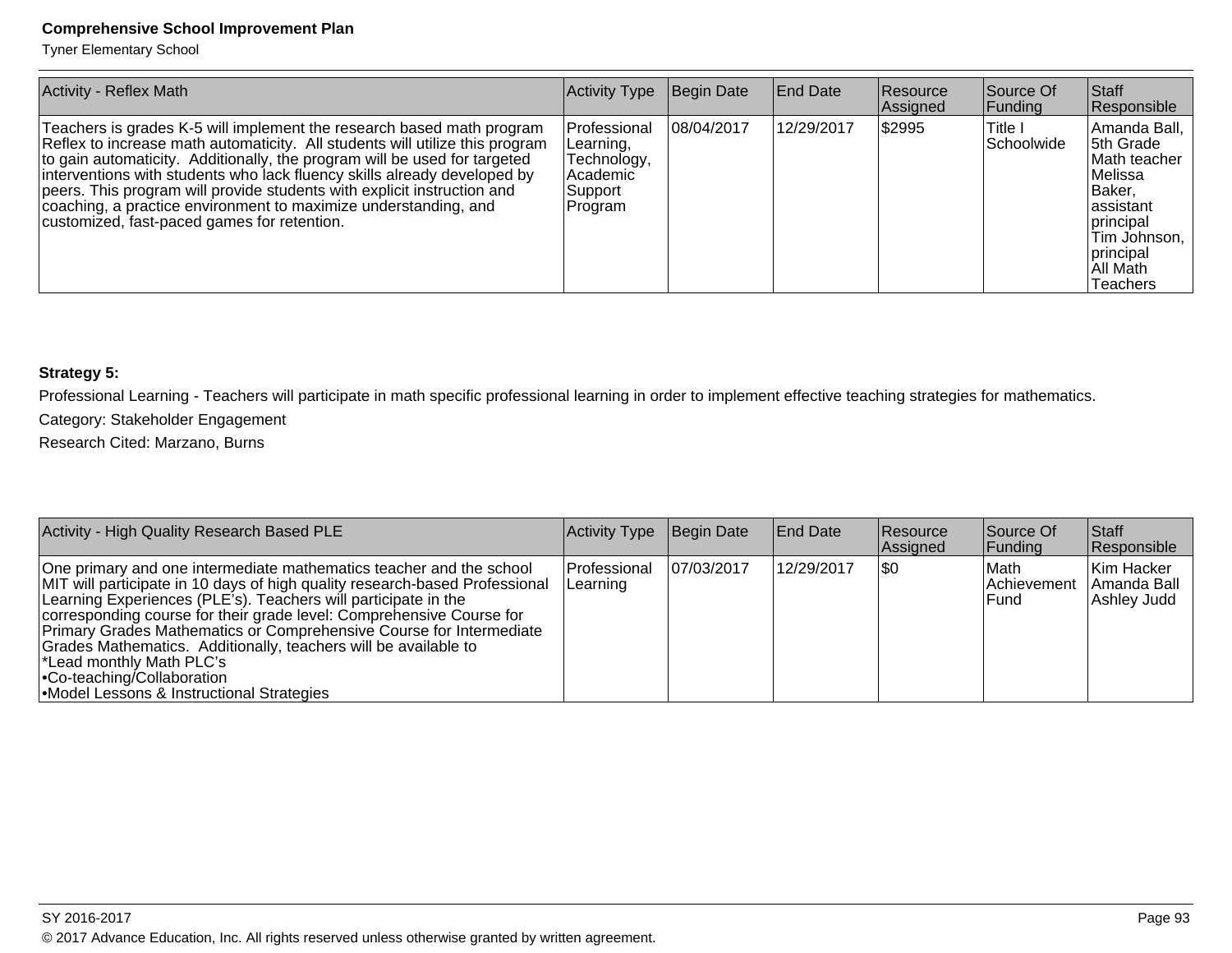| Activity - Reflex Math | Activity Type | Begin Date | End Date | Resource Assigned | Source Of Funding | Staff Responsible |
|---|---|---|---|---|---|---|
| Teachers is grades K-5 will implement the research based math program Reflex to increase math automaticity. All students will utilize this program to gain automaticity. Additionally, the program will be used for targeted interventions with students who lack fluency skills already developed by peers. This program will provide students with explicit instruction and coaching, a practice environment to maximize understanding, and customized, fast-paced games for retention. | Professional Learning, Technology, Academic Support Program | 08/04/2017 | 12/29/2017 | $2995 | Title I Schoolwide | Amanda Ball, 5th Grade Math teacher Melissa Baker, assistant principal Tim Johnson, principal All Math Teachers |

**Strategy 5:**

Professional Learning - Teachers will participate in math specific professional learning in order to implement effective teaching strategies for mathematics.

Category: Stakeholder Engagement

Research Cited: Marzano, Burns

| Activity - High Quality Research Based PLE | Activity Type | Begin Date | End Date | Resource Assigned | Source Of Funding | Staff Responsible |
|---|---|---|---|---|---|---|
| One primary and one intermediate mathematics teacher and the school MIT will participate in 10 days of high quality research-based Professional Learning Experiences (PLE's). Teachers will participate in the corresponding course for their grade level: Comprehensive Course for Primary Grades Mathematics or Comprehensive Course for Intermediate Grades Mathematics. Additionally, teachers will be available to *Lead monthly Math PLC's •Co-teaching/Collaboration •Model Lessons & Instructional Strategies | Professional Learning | 07/03/2017 | 12/29/2017 | $0 | Math Achievement Fund | Kim Hacker Amanda Ball Ashley Judd |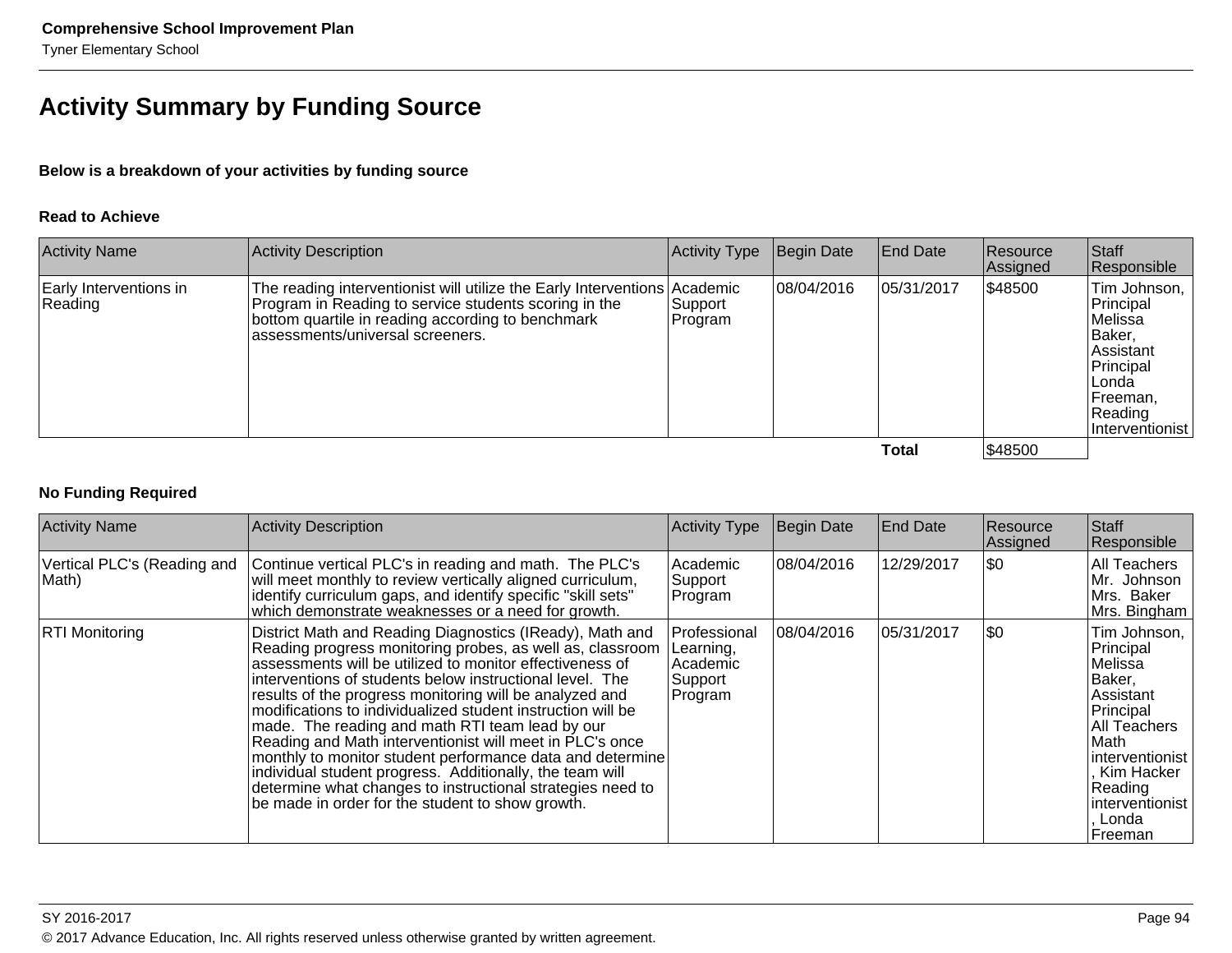## Activity Summary by Funding Source

**Below is a breakdown of your activities by funding source**

### Read to Achieve

| Activity Name | Activity Description | Activity Type | Begin Date | End Date | Resource Assigned | Staff Responsible |
|---|---|---|---|---|---|---|
| Early Interventions in Reading | The reading interventionist will utilize the Early Interventions Program in Reading to service students scoring in the bottom quartile in reading according to benchmark assessments/universal screeners. | Academic Support Program | 08/04/2016 | 05/31/2017 | $48500 | Tim Johnson, Principal<br>Melissa Baker, Assistant Principal<br>Londa Freeman, Reading Interventionist |
| | | | | **Total** | $48500 | |

### No Funding Required

| Activity Name | Activity Description | Activity Type | Begin Date | End Date | Resource Assigned | Staff Responsible |
|---|---|---|---|---|---|---|
| Vertical PLC's (Reading and Math) | Continue vertical PLC's in reading and math. The PLC's will meet monthly to review vertically aligned curriculum, identify curriculum gaps, and identify specific "skill sets" which demonstrate weaknesses or a need for growth. | Academic Support Program | 08/04/2016 | 12/29/2017 | $0 | All Teachers<br>Mr. Johnson<br>Mrs. Baker<br>Mrs. Bingham |
| RTI Monitoring | District Math and Reading Diagnostics (IReady), Math and Reading progress monitoring probes, as well as, classroom assessments will be utilized to monitor effectiveness of interventions of students below instructional level. The results of the progress monitoring will be analyzed and modifications to individualized student instruction will be made. The reading and math RTI team lead by our Reading and Math interventionist will meet in PLC's once monthly to monitor student performance data and determine individual student progress. Additionally, the team will determine what changes to instructional strategies need to be made in order for the student to show growth. | Professional Learning, Academic Support Program | 08/04/2016 | 05/31/2017 | $0 | Tim Johnson, Principal<br>Melissa Baker, Assistant Principal<br>All Teachers<br>Math interventionist, Kim Hacker<br>Reading interventionist, Londa Freeman |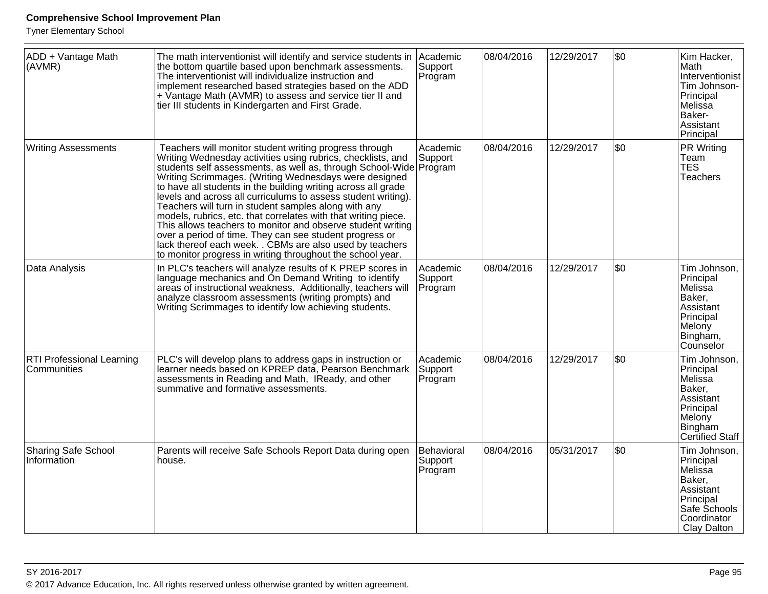| | | | | | | |
|---|---|---|---|---|---|---|
| ADD + Vantage Math (AVMR) | The math interventionist will identify and service students in the bottom quartile based upon benchmark assessments. The interventionist will individualize instruction and implement researched based strategies based on the ADD + Vantage Math (AVMR) to assess and service tier II and tier III students in Kindergarten and First Grade. | Academic Support Program | 08/04/2016 | 12/29/2017 | $0 | Kim Hacker, Math Interventionist Tim Johnson- Principal Melissa Baker- Assistant Principal |
| Writing Assessments | Teachers will monitor student writing progress through Writing Wednesday activities using rubrics, checklists, and students self assessments, as well as, through School-Wide Writing Scrimmages. (Writing Wednesdays were designed to have all students in the building writing across all grade levels and across all curriculums to assess student writing). Teachers will turn in student samples along with any models, rubrics, etc. that correlates with that writing piece. This allows teachers to monitor and observe student writing over a period of time. They can see student progress or lack thereof each week. . CBMs are also used by teachers to monitor progress in writing throughout the school year. | Academic Support Program | 08/04/2016 | 12/29/2017 | $0 | PR Writing Team TES Teachers |
| Data Analysis | In PLC's teachers will analyze results of K PREP scores in language mechanics and On Demand Writing to identify areas of instructional weakness. Additionally, teachers will analyze classroom assessments (writing prompts) and Writing Scrimmages to identify low achieving students. | Academic Support Program | 08/04/2016 | 12/29/2017 | $0 | Tim Johnson, Principal Melissa Baker, Assistant Principal Melony Bingham, Counselor |
| RTI Professional Learning Communities | PLC's will develop plans to address gaps in instruction or learner needs based on KPREP data, Pearson Benchmark assessments in Reading and Math, IReady, and other summative and formative assessments. | Academic Support Program | 08/04/2016 | 12/29/2017 | $0 | Tim Johnson, Principal Melissa Baker, Assistant Principal Melony Bingham Certified Staff |
| Sharing Safe School Information | Parents will receive Safe Schools Report Data during open house. | Behavioral Support Program | 08/04/2016 | 05/31/2017 | $0 | Tim Johnson, Principal Melissa Baker, Assistant Principal Safe Schools Coordinator Clay Dalton |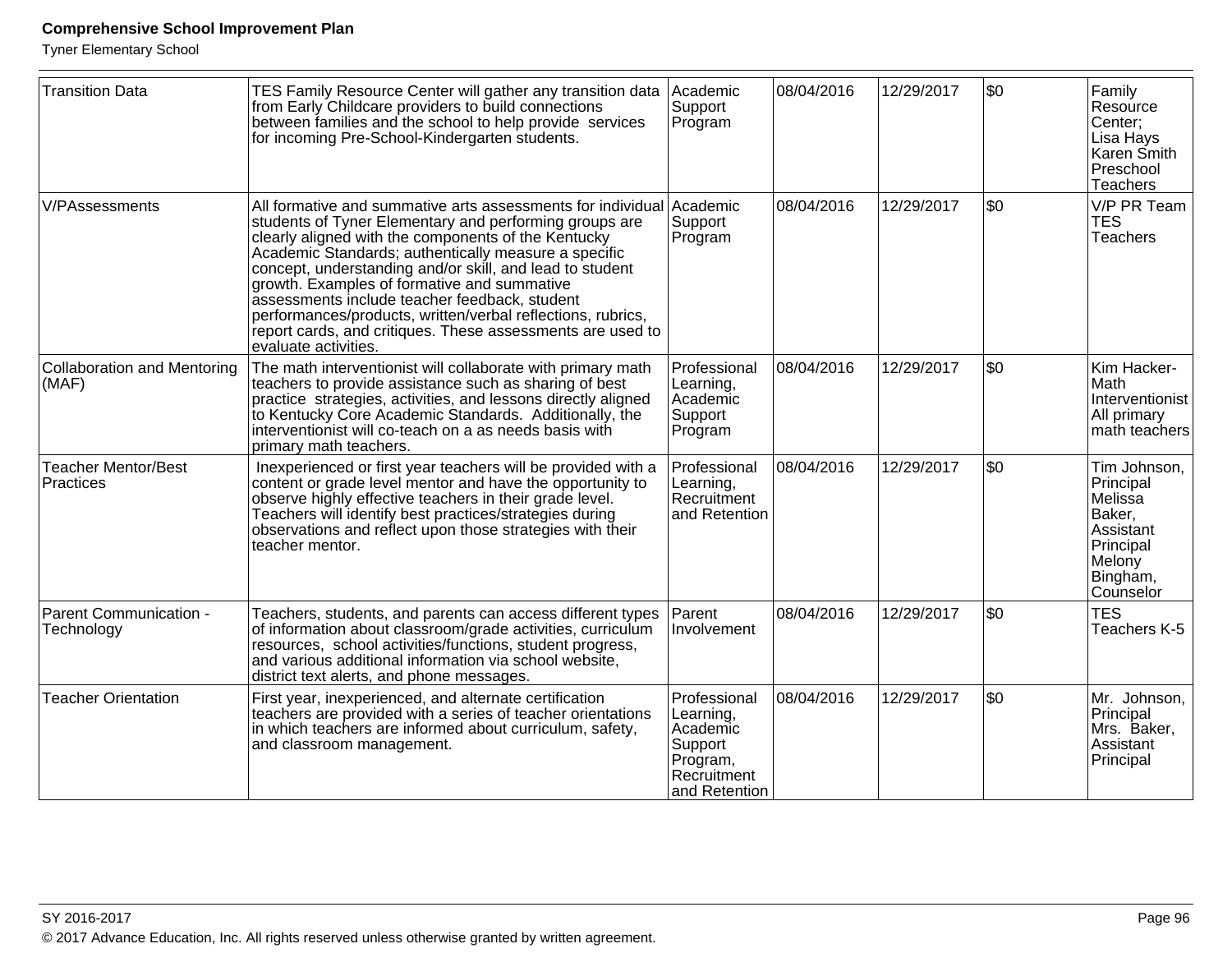| Transition Data | TES Family Resource Center will gather any transition data from Early Childcare providers to build connections between families and the school to help provide services for incoming Pre-School-Kindergarten students. | Academic Support Program | 08/04/2016 | 12/29/2017 | $0 | Family Resource Center; Lisa Hays Karen Smith Preschool Teachers |
|---|---|---|---|---|---|---|
| V/PAssessments | All formative and summative arts assessments for individual students of Tyner Elementary and performing groups are clearly aligned with the components of the Kentucky Academic Standards; authentically measure a specific concept, understanding and/or skill, and lead to student growth. Examples of formative and summative assessments include teacher feedback, student performances/products, written/verbal reflections, rubrics, report cards, and critiques. These assessments are used to evaluate activities. | Academic Support Program | 08/04/2016 | 12/29/2017 | $0 | V/P PR Team TES Teachers |
| Collaboration and Mentoring (MAF) | The math interventionist will collaborate with primary math teachers to provide assistance such as sharing of best practice strategies, activities, and lessons directly aligned to Kentucky Core Academic Standards. Additionally, the interventionist will co-teach on a as needs basis with primary math teachers. | Professional Learning, Academic Support Program | 08/04/2016 | 12/29/2017 | $0 | Kim Hacker- Math Interventionist All primary math teachers |
| Teacher Mentor/Best Practices | Inexperienced or first year teachers will be provided with a content or grade level mentor and have the opportunity to observe highly effective teachers in their grade level. Teachers will identify best practices/strategies during observations and reflect upon those strategies with their teacher mentor. | Professional Learning, Recruitment and Retention | 08/04/2016 | 12/29/2017 | $0 | Tim Johnson, Principal Melissa Baker, Assistant Principal Melony Bingham, Counselor |
| Parent Communication - Technology | Teachers, students, and parents can access different types of information about classroom/grade activities, curriculum resources, school activities/functions, student progress, and various additional information via school website, district text alerts, and phone messages. | Parent Involvement | 08/04/2016 | 12/29/2017 | $0 | TES Teachers K-5 |
| Teacher Orientation | First year, inexperienced, and alternate certification teachers are provided with a series of teacher orientations in which teachers are informed about curriculum, safety, and classroom management. | Professional Learning, Academic Support Program, Recruitment and Retention | 08/04/2016 | 12/29/2017 | $0 | Mr. Johnson, Principal Mrs. Baker, Assistant Principal |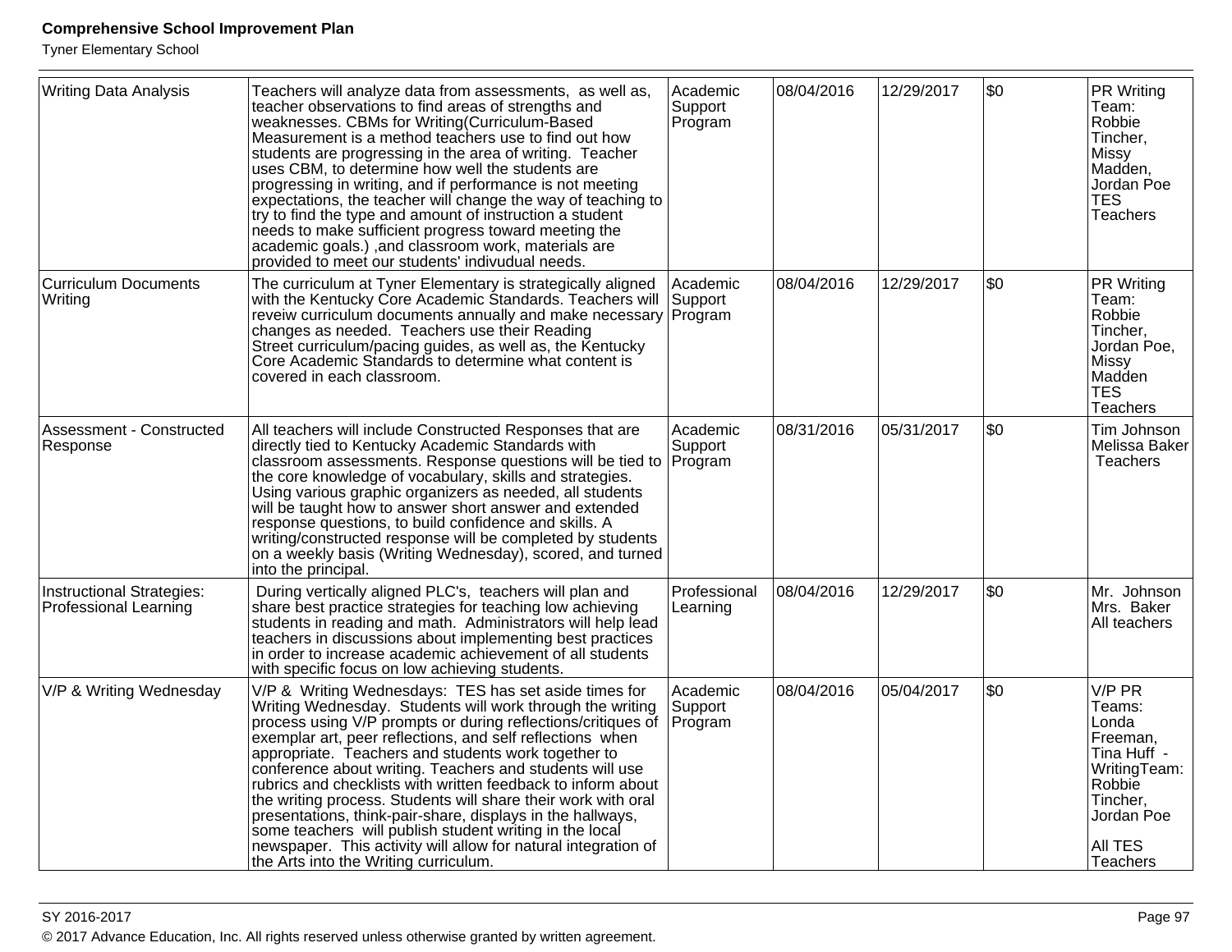| Writing Data Analysis | Teachers will analyze data from assessments, as well as, teacher observations to find areas of strengths and weaknesses. CBMs for Writing(Curriculum-Based Measurement is a method teachers use to find out how students are progressing in the area of writing. Teacher uses CBM, to determine how well the students are progressing in writing, and if performance is not meeting expectations, the teacher will change the way of teaching to try to find the type and amount of instruction a student needs to make sufficient progress toward meeting the academic goals.) ,and classroom work, materials are provided to meet our students' indivudual needs. | Academic Support Program | 08/04/2016 | 12/29/2017 | $0 | PR Writing Team: Robbie Tincher, Missy Madden, Jordan Poe TES Teachers |
|---|---|---|---|---|---|---|
| Curriculum Documents Writing | The curriculum at Tyner Elementary is strategically aligned with the Kentucky Core Academic Standards. Teachers will reveiw curriculum documents annually and make necessary changes as needed. Teachers use their Reading Street curriculum/pacing guides, as well as, the Kentucky Core Academic Standards to determine what content is covered in each classroom. | Academic Support Program | 08/04/2016 | 12/29/2017 | $0 | PR Writing Team: Robbie Tincher, Jordan Poe, Missy Madden TES Teachers |
| Assessment - Constructed Response | All teachers will include Constructed Responses that are directly tied to Kentucky Academic Standards with classroom assessments. Response questions will be tied to the core knowledge of vocabulary, skills and strategies. Using various graphic organizers as needed, all students will be taught how to answer short answer and extended response questions, to build confidence and skills. A writing/constructed response will be completed by students on a weekly basis (Writing Wednesday), scored, and turned into the principal. | Academic Support Program | 08/31/2016 | 05/31/2017 | $0 | Tim Johnson Melissa Baker Teachers |
| Instructional Strategies: Professional Learning | During vertically aligned PLC's, teachers will plan and share best practice strategies for teaching low achieving students in reading and math. Administrators will help lead teachers in discussions about implementing best practices in order to increase academic achievement of all students with specific focus on low achieving students. | Professional Learning | 08/04/2016 | 12/29/2017 | $0 | Mr. Johnson Mrs. Baker All teachers |
| V/P & Writing Wednesday | V/P & Writing Wednesdays: TES has set aside times for Writing Wednesday. Students will work through the writing process using V/P prompts or during reflections/critiques of exemplar art, peer reflections, and self reflections when appropriate. Teachers and students work together to conference about writing. Teachers and students will use rubrics and checklists with written feedback to inform about the writing process. Students will share their work with oral presentations, think-pair-share, displays in the hallways, some teachers will publish student writing in the local newspaper. This activity will allow for natural integration of the Arts into the Writing curriculum. | Academic Support Program | 08/04/2016 | 05/04/2017 | $0 | V/P PR Teams: Londa Freeman, Tina Huff - WritingTeam: Robbie Tincher, Jordan Poe All TES Teachers |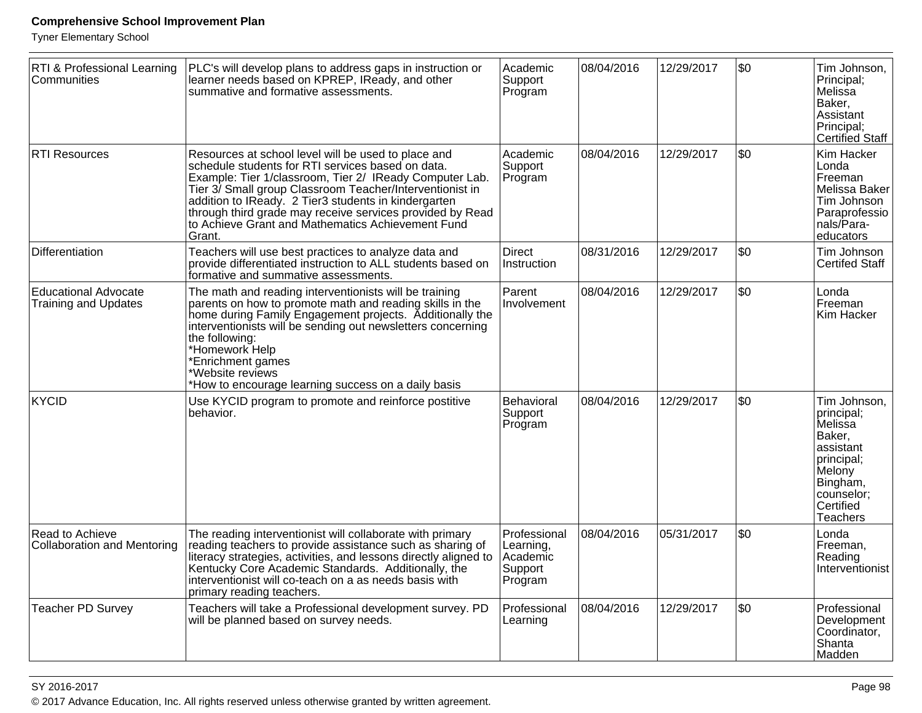| RTI & Professional Learning Communities | PLC's will develop plans to address gaps in instruction or learner needs based on KPREP, IReady, and other summative and formative assessments. | Academic Support Program | 08/04/2016 | 12/29/2017 | $0 | Tim Johnson, Principal; Melissa Baker, Assistant Principal; Certified Staff |
|---|---|---|---|---|---|---|
| RTI Resources | Resources at school level will be used to place and schedule students for RTI services based on data. Example: Tier 1/classroom, Tier 2/ IReady Computer Lab. Tier 3/ Small group Classroom Teacher/Interventionist in addition to IReady. 2 Tier3 students in kindergarten through third grade may receive services provided by Read to Achieve Grant and Mathematics Achievement Fund Grant. | Academic Support Program | 08/04/2016 | 12/29/2017 | $0 | Kim Hacker<br>Londa Freeman<br>Melissa Baker<br>Tim Johnson<br>Paraprofessionals/Para-educators |
| Differentiation | Teachers will use best practices to analyze data and provide differentiated instruction to ALL students based on formative and summative assessments. | Direct Instruction | 08/31/2016 | 12/29/2017 | $0 | Tim Johnson<br>Certifed Staff |
| Educational Advocate Training and Updates | The math and reading interventionists will be training parents on how to promote math and reading skills in the home during Family Engagement projects. Additionally the interventionists will be sending out newsletters concerning the following:<br>*Homework Help<br>*Enrichment games<br>*Website reviews<br>*How to encourage learning success on a daily basis | Parent Involvement | 08/04/2016 | 12/29/2017 | $0 | Londa Freeman<br>Kim Hacker |
| KYCID | Use KYCID program to promote and reinforce postitive behavior. | Behavioral Support Program | 08/04/2016 | 12/29/2017 | $0 | Tim Johnson, principal; Melissa Baker, assistant principal; Melony Bingham, counselor; Certified Teachers |
| Read to Achieve Collaboration and Mentoring | The reading interventionist will collaborate with primary reading teachers to provide assistance such as sharing of literacy strategies, activities, and lessons directly aligned to Kentucky Core Academic Standards. Additionally, the interventionist will co-teach on a as needs basis with primary reading teachers. | Professional Learning, Academic Support Program | 08/04/2016 | 05/31/2017 | $0 | Londa Freeman, Reading Interventionist |
| Teacher PD Survey | Teachers will take a Professional development survey. PD will be planned based on survey needs. | Professional Learning | 08/04/2016 | 12/29/2017 | $0 | Professional Development Coordinator, Shanta Madden |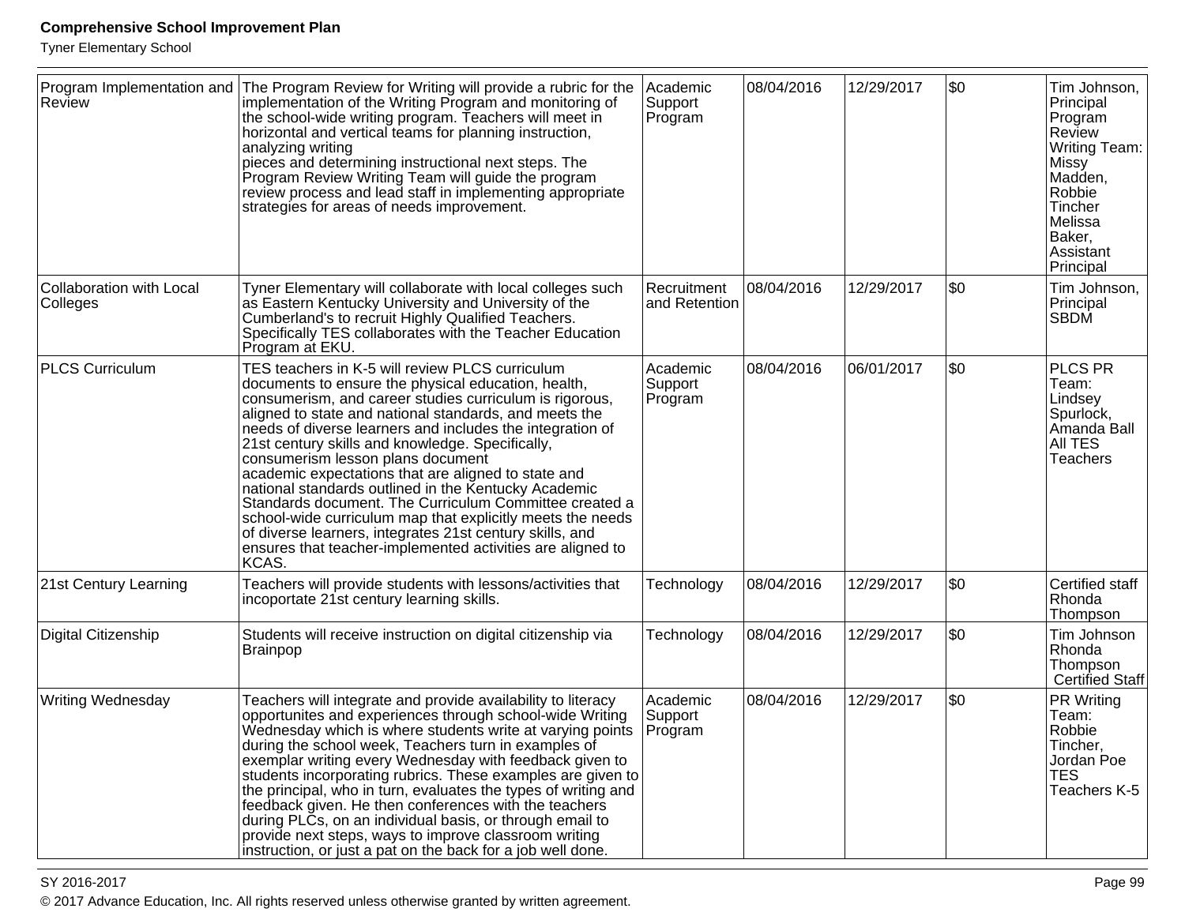| Program Implementation and Review | The Program Review for Writing will provide a rubric for the implementation of the Writing Program and monitoring of the school-wide writing program. Teachers will meet in horizontal and vertical teams for planning instruction, analyzing writing pieces and determining instructional next steps. The Program Review Writing Team will guide the program review process and lead staff in implementing appropriate strategies for areas of needs improvement. | Academic Support Program | 08/04/2016 | 12/29/2017 | $0 | Tim Johnson, Principal Program Review Writing Team: Missy Madden, Robbie Tincher Melissa Baker, Assistant Principal |
|---|---|---|---|---|---|---|
| Collaboration with Local Colleges | Tyner Elementary will collaborate with local colleges such as Eastern Kentucky University and University of the Cumberland's to recruit Highly Qualified Teachers. Specifically TES collaborates with the Teacher Education Program at EKU. | Recruitment and Retention | 08/04/2016 | 12/29/2017 | $0 | Tim Johnson, Principal SBDM |
| PLCS Curriculum | TES teachers in K-5 will review PLCS curriculum documents to ensure the physical education, health, consumerism, and career studies curriculum is rigorous, aligned to state and national standards, and meets the needs of diverse learners and includes the integration of 21st century skills and knowledge. Specifically, consumerism lesson plans document academic expectations that are aligned to state and national standards outlined in the Kentucky Academic Standards document. The Curriculum Committee created a school-wide curriculum map that explicitly meets the needs of diverse learners, integrates 21st century skills, and ensures that teacher-implemented activities are aligned to KCAS. | Academic Support Program | 08/04/2016 | 06/01/2017 | $0 | PLCS PR Team: Lindsey Spurlock, Amanda Ball All TES Teachers |
| 21st Century Learning | Teachers will provide students with lessons/activities that incoportate 21st century learning skills. | Technology | 08/04/2016 | 12/29/2017 | $0 | Certified staff Rhonda Thompson |
| Digital Citizenship | Students will receive instruction on digital citizenship via Brainpop | Technology | 08/04/2016 | 12/29/2017 | $0 | Tim Johnson Rhonda Thompson Certified Staff |
| Writing Wednesday | Teachers will integrate and provide availability to literacy opportunites and experiences through school-wide Writing Wednesday which is where students write at varying points during the school week, Teachers turn in examples of exemplar writing every Wednesday with feedback given to students incorporating rubrics. These examples are given to the principal, who in turn, evaluates the types of writing and feedback given. He then conferences with the teachers during PLCs, on an individual basis, or through email to provide next steps, ways to improve classroom writing instruction, or just a pat on the back for a job well done. | Academic Support Program | 08/04/2016 | 12/29/2017 | $0 | PR Writing Team: Robbie Tincher, Jordan Poe TES Teachers K-5 |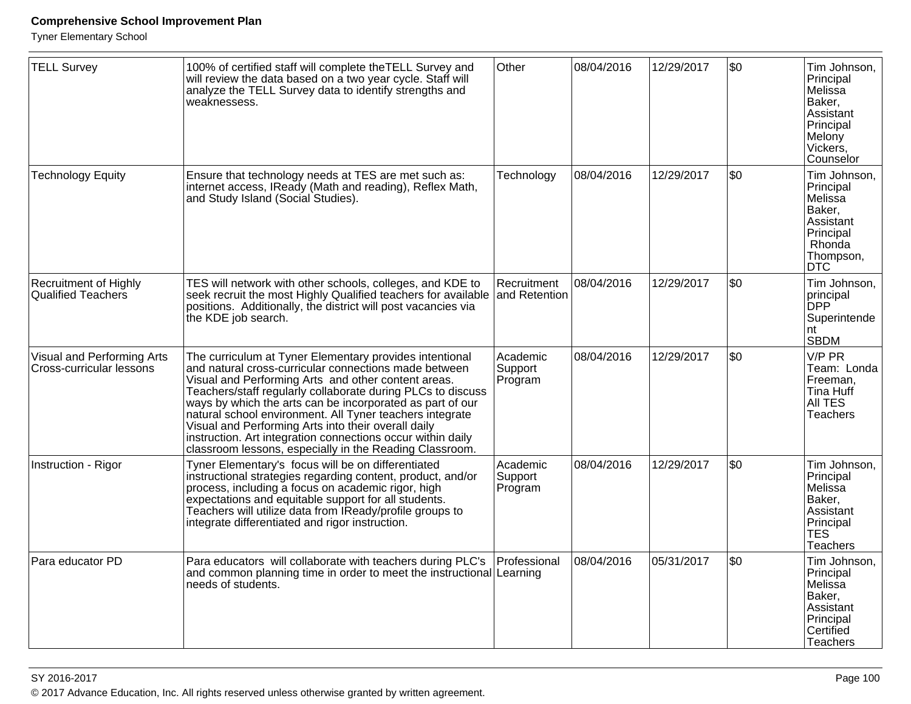| TELL Survey | 100% of certified staff will complete theTELL Survey and will review the data based on a two year cycle. Staff will analyze the TELL Survey data to identify strengths and weaknessess. | Other | 08/04/2016 | 12/29/2017 | $0 | Tim Johnson, Principal Melissa Baker, Assistant Principal Melony Vickers, Counselor |
|---|---|---|---|---|---|---|
| Technology Equity | Ensure that technology needs at TES are met such as: internet access, IReady (Math and reading), Reflex Math, and Study Island (Social Studies). | Technology | 08/04/2016 | 12/29/2017 | $0 | Tim Johnson, Principal Melissa Baker, Assistant Principal Rhonda Thompson, DTC |
| Recruitment of Highly Qualified Teachers | TES will network with other schools, colleges, and KDE to seek recruit the most Highly Qualified teachers for available positions. Additionally, the district will post vacancies via the KDE job search. | Recruitment and Retention | 08/04/2016 | 12/29/2017 | $0 | Tim Johnson, principal DPP Superintendent SBDM |
| Visual and Performing Arts Cross-curricular lessons | The curriculum at Tyner Elementary provides intentional and natural cross-curricular connections made between Visual and Performing Arts and other content areas. Teachers/staff regularly collaborate during PLCs to discuss ways by which the arts can be incorporated as part of our natural school environment. All Tyner teachers integrate Visual and Performing Arts into their overall daily instruction. Art integration connections occur within daily classroom lessons, especially in the Reading Classroom. | Academic Support Program | 08/04/2016 | 12/29/2017 | $0 | V/P PR Team: Londa Freeman, Tina Huff All TES Teachers |
| Instruction - Rigor | Tyner Elementary's focus will be on differentiated instructional strategies regarding content, product, and/or process, including a focus on academic rigor, high expectations and equitable support for all students. Teachers will utilize data from IReady/profile groups to integrate differentiated and rigor instruction. | Academic Support Program | 08/04/2016 | 12/29/2017 | $0 | Tim Johnson, Principal Melissa Baker, Assistant Principal TES Teachers |
| Para educator PD | Para educators will collaborate with teachers during PLC's and common planning time in order to meet the instructional needs of students. | Professional Learning | 08/04/2016 | 05/31/2017 | $0 | Tim Johnson, Principal Melissa Baker, Assistant Principal Certified Teachers |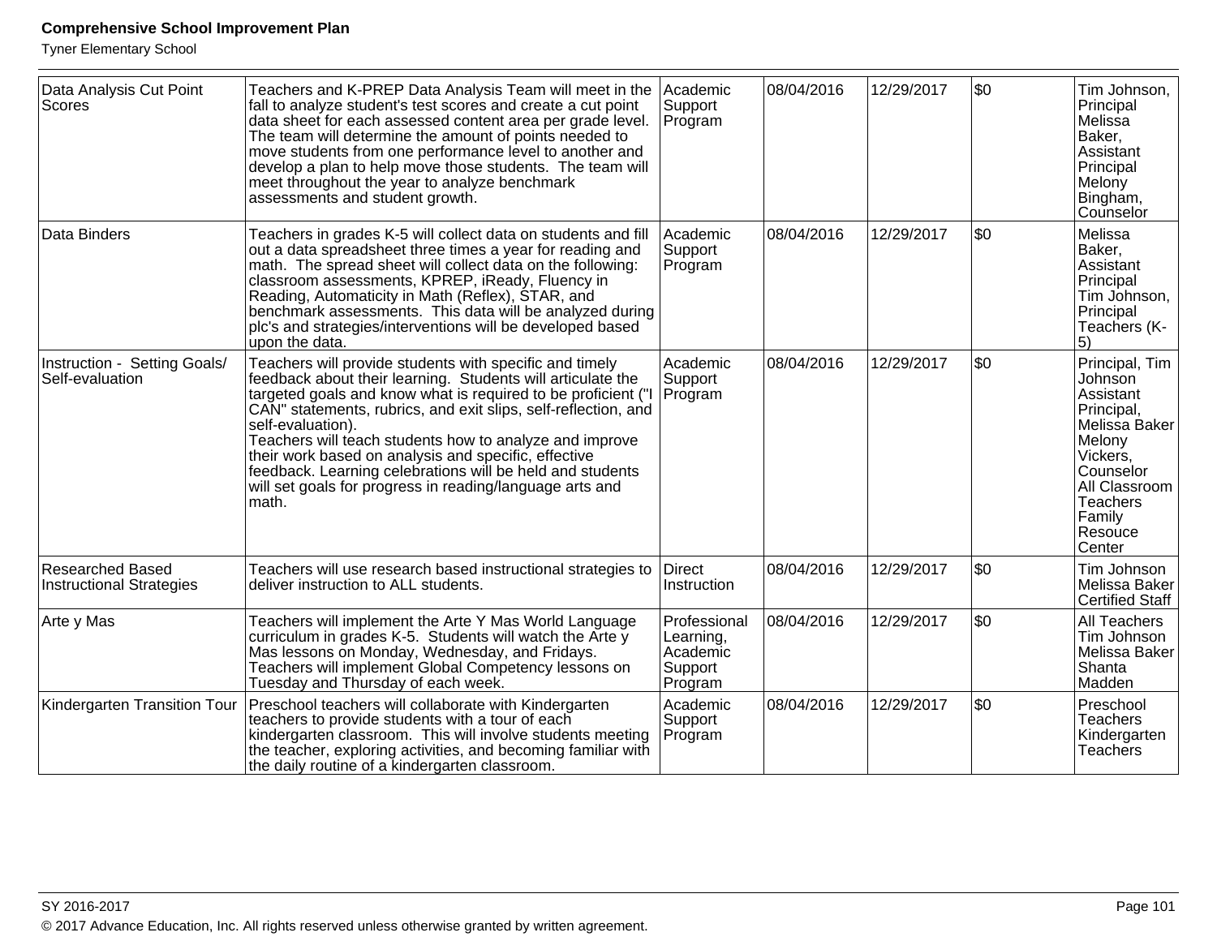| Data Analysis Cut Point Scores | Teachers and K-PREP Data Analysis Team will meet in the fall to analyze student's test scores and create a cut point data sheet for each assessed content area per grade level. The team will determine the amount of points needed to move students from one performance level to another and develop a plan to help move those students. The team will meet throughout the year to analyze benchmark assessments and student growth. | Academic Support Program | 08/04/2016 | 12/29/2017 | $0 | Tim Johnson, Principal Melissa Baker, Assistant Principal Melony Bingham, Counselor |
|---|---|---|---|---|---|---|
| Data Binders | Teachers in grades K-5 will collect data on students and fill out a data spreadsheet three times a year for reading and math. The spread sheet will collect data on the following: classroom assessments, KPREP, iReady, Fluency in Reading, Automaticity in Math (Reflex), STAR, and benchmark assessments. This data will be analyzed during plc's and strategies/interventions will be developed based upon the data. | Academic Support Program | 08/04/2016 | 12/29/2017 | $0 | Melissa Baker, Assistant Principal Tim Johnson, Principal Teachers (K-5) |
| Instruction - Setting Goals/ Self-evaluation | Teachers will provide students with specific and timely feedback about their learning. Students will articulate the targeted goals and know what is required to be proficient ("I CAN" statements, rubrics, and exit slips, self-reflection, and self-evaluation).<br>Teachers will teach students how to analyze and improve their work based on analysis and specific, effective feedback. Learning celebrations will be held and students will set goals for progress in reading/language arts and math. | Academic Support Program | 08/04/2016 | 12/29/2017 | $0 | Principal, Tim Johnson Assistant Principal, Melissa Baker Melony Vickers, Counselor All Classroom Teachers Family Resouce Center |
| Researched Based Instructional Strategies | Teachers will use research based instructional strategies to deliver instruction to ALL students. | Direct Instruction | 08/04/2016 | 12/29/2017 | $0 | Tim Johnson Melissa Baker Certified Staff |
| Arte y Mas | Teachers will implement the Arte Y Mas World Language curriculum in grades K-5. Students will watch the Arte y Mas lessons on Monday, Wednesday, and Fridays. Teachers will implement Global Competency lessons on Tuesday and Thursday of each week. | Professional Learning, Academic Support Program | 08/04/2016 | 12/29/2017 | $0 | All Teachers Tim Johnson Melissa Baker Shanta Madden |
| Kindergarten Transition Tour | Preschool teachers will collaborate with Kindergarten teachers to provide students with a tour of each kindergarten classroom. This will involve students meeting the teacher, exploring activities, and becoming familiar with the daily routine of a kindergarten classroom. | Academic Support Program | 08/04/2016 | 12/29/2017 | $0 | Preschool Teachers Kindergarten Teachers |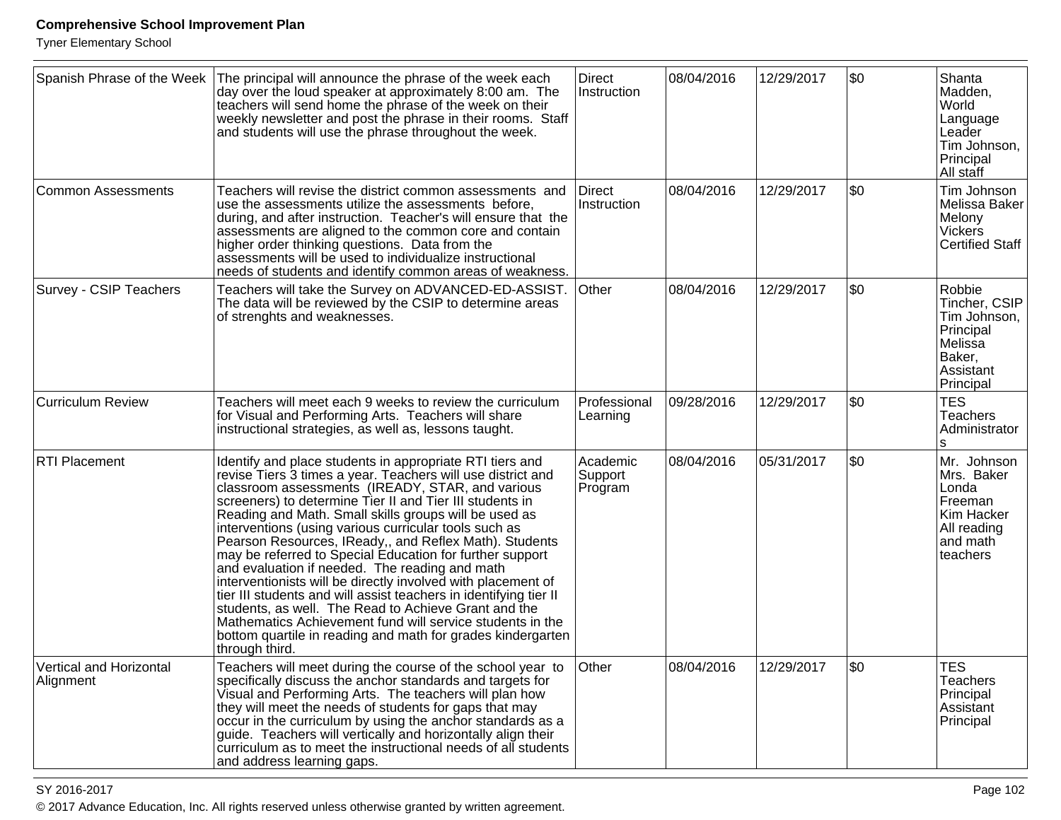| Spanish Phrase of the Week | The principal will announce the phrase of the week each day over the loud speaker at approximately 8:00 am. The teachers will send home the phrase of the week on their weekly newsletter and post the phrase in their rooms. Staff and students will use the phrase throughout the week. | Direct Instruction | 08/04/2016 | 12/29/2017 | $0 | Shanta Madden, World Language Leader Tim Johnson, Principal All staff |
|---|---|---|---|---|---|---|
| Common Assessments | Teachers will revise the district common assessments and use the assessments utilize the assessments before, during, and after instruction. Teacher's will ensure that the assessments are aligned to the common core and contain higher order thinking questions. Data from the assessments will be used to individualize instructional needs of students and identify common areas of weakness. | Direct Instruction | 08/04/2016 | 12/29/2017 | $0 | Tim Johnson Melissa Baker Melony Vickers Certified Staff |
| Survey - CSIP Teachers | Teachers will take the Survey on ADVANCED-ED-ASSIST. The data will be reviewed by the CSIP to determine areas of strenghts and weaknesses. | Other | 08/04/2016 | 12/29/2017 | $0 | Robbie Tincher, CSIP Tim Johnson, Principal Melissa Baker, Assistant Principal |
| Curriculum Review | Teachers will meet each 9 weeks to review the curriculum for Visual and Performing Arts. Teachers will share instructional strategies, as well as, lessons taught. | Professional Learning | 09/28/2016 | 12/29/2017 | $0 | TES Teachers Administrators |
| RTI Placement | Identify and place students in appropriate RTI tiers and revise Tiers 3 times a year. Teachers will use district and classroom assessments (IREADY, STAR, and various screeners) to determine Tier II and Tier III students in Reading and Math. Small skills groups will be used as interventions (using various curricular tools such as Pearson Resources, IReady,, and Reflex Math). Students may be referred to Special Education for further support and evaluation if needed. The reading and math interventionists will be directly involved with placement of tier III students and will assist teachers in identifying tier II students, as well. The Read to Achieve Grant and the Mathematics Achievement fund will service students in the bottom quartile in reading and math for grades kindergarten through third. | Academic Support Program | 08/04/2016 | 05/31/2017 | $0 | Mr. Johnson Mrs. Baker Londa Freeman Kim Hacker All reading and math teachers |
| Vertical and Horizontal Alignment | Teachers will meet during the course of the school year to specifically discuss the anchor standards and targets for Visual and Performing Arts. The teachers will plan how they will meet the needs of students for gaps that may occur in the curriculum by using the anchor standards as a guide. Teachers will vertically and horizontally align their curriculum as to meet the instructional needs of all students and address learning gaps. | Other | 08/04/2016 | 12/29/2017 | $0 | TES Teachers Principal Assistant Principal |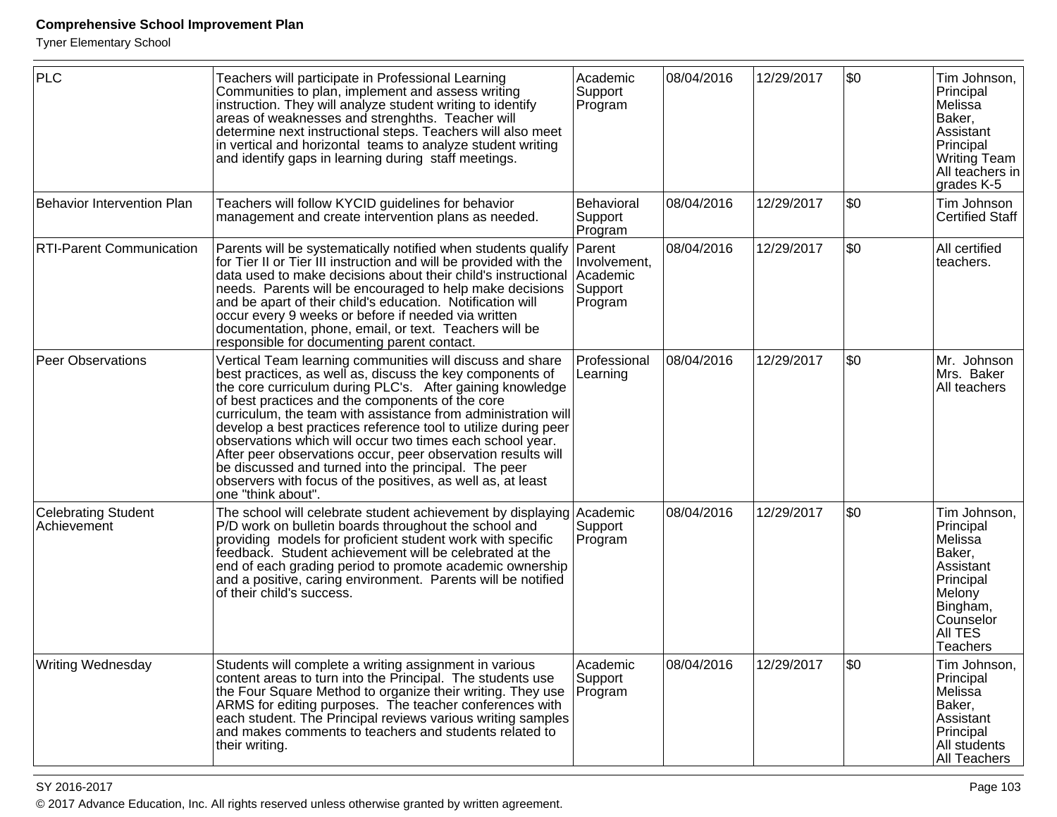| PLC | Teachers will participate in Professional Learning Communities to plan, implement and assess writing instruction. They will analyze student writing to identify areas of weaknesses and strenghths. Teacher will determine next instructional steps. Teachers will also meet in vertical and horizontal teams to analyze student writing and identify gaps in learning during staff meetings. | Academic Support Program | 08/04/2016 | 12/29/2017 | $0 | Tim Johnson, Principal Melissa Baker, Assistant Principal Writing Team All teachers in grades K-5 |
|---|---|---|---|---|---|---|
| Behavior Intervention Plan | Teachers will follow KYCID guidelines for behavior management and create intervention plans as needed. | Behavioral Support Program | 08/04/2016 | 12/29/2017 | $0 | Tim Johnson Certified Staff |
| RTI-Parent Communication | Parents will be systematically notified when students qualify for Tier II or Tier III instruction and will be provided with the data used to make decisions about their child's instructional needs. Parents will be encouraged to help make decisions and be apart of their child's education. Notification will occur every 9 weeks or before if needed via written documentation, phone, email, or text. Teachers will be responsible for documenting parent contact. | Parent Involvement, Academic Support Program | 08/04/2016 | 12/29/2017 | $0 | All certified teachers. |
| Peer Observations | Vertical Team learning communities will discuss and share best practices, as well as, discuss the key components of the core curriculum during PLC's. After gaining knowledge of best practices and the components of the core curriculum, the team with assistance from administration will develop a best practices reference tool to utilize during peer observations which will occur two times each school year. After peer observations occur, peer observation results will be discussed and turned into the principal. The peer observers with focus of the positives, as well as, at least one "think about". | Professional Learning | 08/04/2016 | 12/29/2017 | $0 | Mr. Johnson Mrs. Baker All teachers |
| Celebrating Student Achievement | The school will celebrate student achievement by displaying P/D work on bulletin boards throughout the school and providing models for proficient student work with specific feedback. Student achievement will be celebrated at the end of each grading period to promote academic ownership and a positive, caring environment. Parents will be notified of their child's success. | Academic Support Program | 08/04/2016 | 12/29/2017 | $0 | Tim Johnson, Principal Melissa Baker, Assistant Principal Melony Bingham, Counselor All TES Teachers |
| Writing Wednesday | Students will complete a writing assignment in various content areas to turn into the Principal. The students use the Four Square Method to organize their writing. They use ARMS for editing purposes. The teacher conferences with each student. The Principal reviews various writing samples and makes comments to teachers and students related to their writing. | Academic Support Program | 08/04/2016 | 12/29/2017 | $0 | Tim Johnson, Principal Melissa Baker, Assistant Principal All students All Teachers |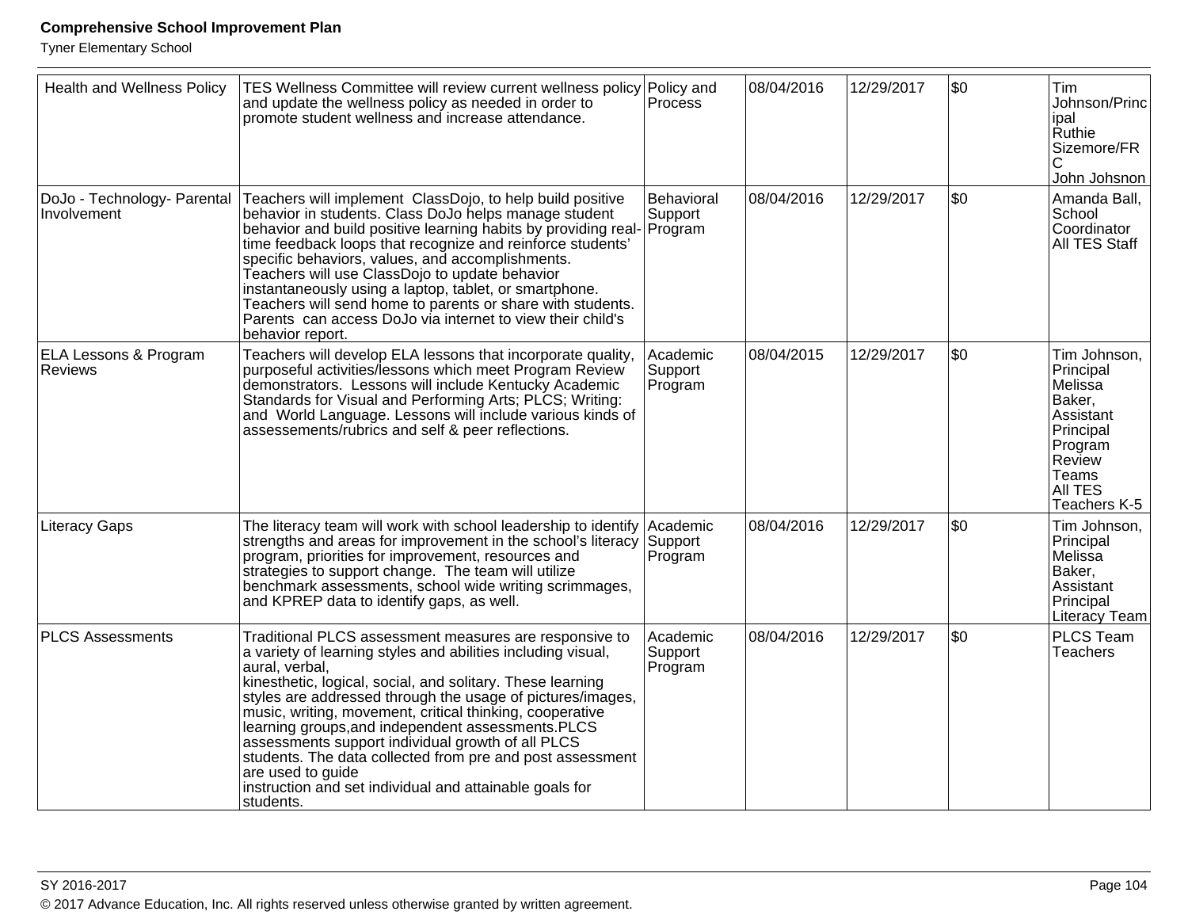| Health and Wellness Policy | TES Wellness Committee will review current wellness policy and update the wellness policy as needed in order to promote student wellness and increase attendance. | Policy and Process | 08/04/2016 | 12/29/2017 | $0 | Tim Johnson/Principal<br>Ruthie Sizemore/FRC<br>John Johsnon |
|---|---|---|---|---|---|---|
| DoJo - Technology- Parental Involvement | Teachers will implement ClassDojo, to help build positive behavior in students. Class DoJo helps manage student behavior and build positive learning habits by providing real-time feedback loops that recognize and reinforce students' specific behaviors, values, and accomplishments. Teachers will use ClassDojo to update behavior instantaneously using a laptop, tablet, or smartphone. Teachers will send home to parents or share with students. Parents can access DoJo via internet to view their child's behavior report. | Behavioral Support Program | 08/04/2016 | 12/29/2017 | $0 | Amanda Ball, School Coordinator<br>All TES Staff |
| ELA Lessons & Program Reviews | Teachers will develop ELA lessons that incorporate quality, purposeful activities/lessons which meet Program Review demonstrators. Lessons will include Kentucky Academic Standards for Visual and Performing Arts; PLCS; Writing: and World Language. Lessons will include various kinds of assessements/rubrics and self & peer reflections. | Academic Support Program | 08/04/2015 | 12/29/2017 | $0 | Tim Johnson, Principal<br>Melissa Baker, Assistant Principal<br>Program Review Teams<br>All TES Teachers K-5 |
| Literacy Gaps | The literacy team will work with school leadership to identify strengths and areas for improvement in the school's literacy program, priorities for improvement, resources and strategies to support change. The team will utilize benchmark assessments, school wide writing scrimmages, and KPREP data to identify gaps, as well. | Academic Support Program | 08/04/2016 | 12/29/2017 | $0 | Tim Johnson, Principal<br>Melissa Baker, Assistant Principal<br>Literacy Team |
| PLCS Assessments | Traditional PLCS assessment measures are responsive to a variety of learning styles and abilities including visual, aural, verbal,<br>kinesthetic, logical, social, and solitary. These learning styles are addressed through the usage of pictures/images, music, writing, movement, critical thinking, cooperative learning groups,and independent assessments.PLCS assessments support individual growth of all PLCS students. The data collected from pre and post assessment are used to guide<br>instruction and set individual and attainable goals for students. | Academic Support Program | 08/04/2016 | 12/29/2017 | $0 | PLCS Team Teachers |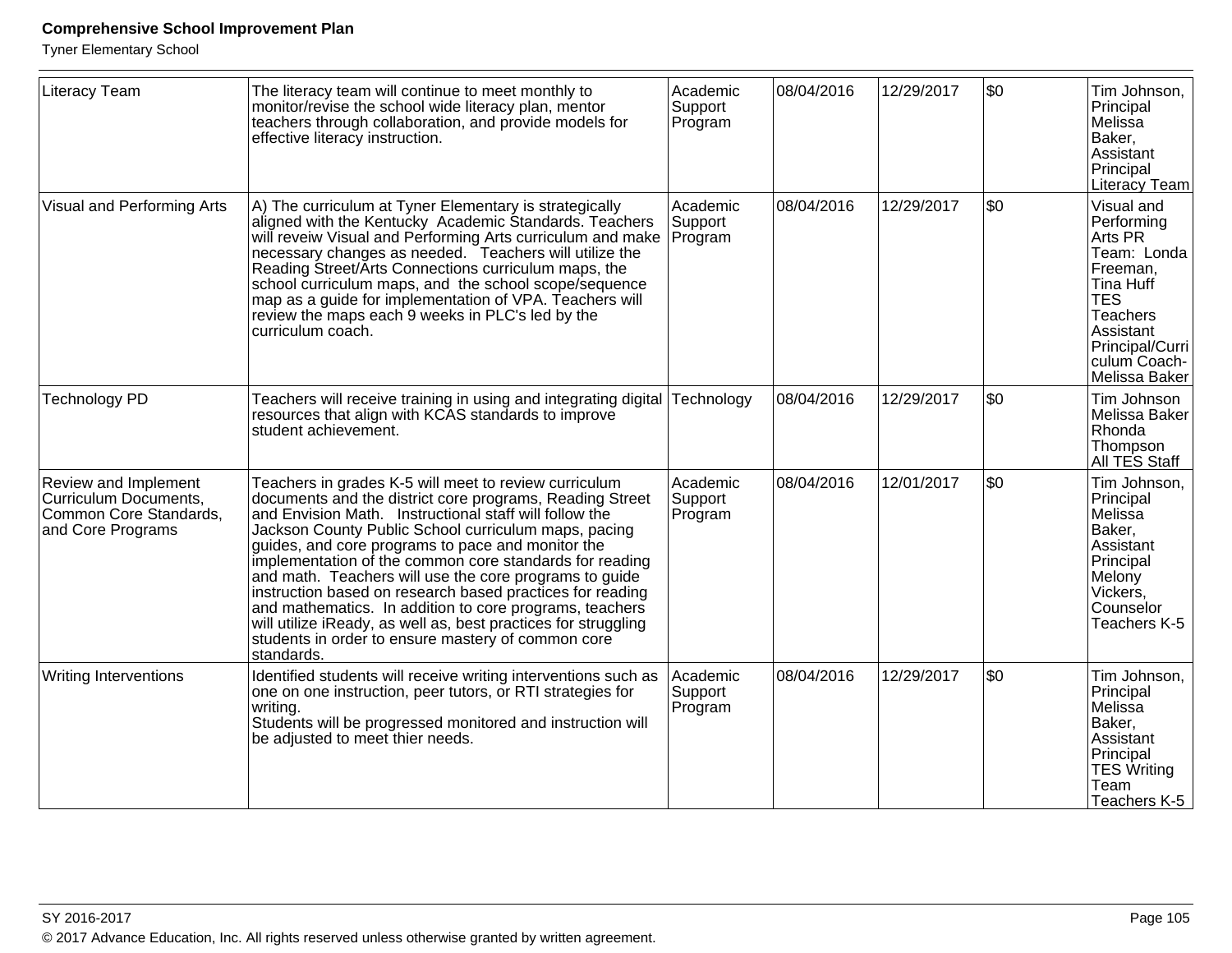| Literacy Team | The literacy team will continue to meet monthly to monitor/revise the school wide literacy plan, mentor teachers through collaboration, and provide models for effective literacy instruction. | Academic Support Program | 08/04/2016 | 12/29/2017 | $0 | Tim Johnson, Principal Melissa Baker, Assistant Principal Literacy Team |
|---|---|---|---|---|---|---|
| Visual and Performing Arts | A) The curriculum at Tyner Elementary is strategically aligned with the Kentucky Academic Standards. Teachers will reveiw Visual and Performing Arts curriculum and make necessary changes as needed. Teachers will utilize the Reading Street/Arts Connections curriculum maps, the school curriculum maps, and the school scope/sequence map as a guide for implementation of VPA. Teachers will review the maps each 9 weeks in PLC's led by the curriculum coach. | Academic Support Program | 08/04/2016 | 12/29/2017 | $0 | Visual and Performing Arts PR Team: Londa Freeman, Tina Huff TES Teachers Assistant Principal/Curriculum Coach-Melissa Baker |
| Technology PD | Teachers will receive training in using and integrating digital resources that align with KCAS standards to improve student achievement. | Technology | 08/04/2016 | 12/29/2017 | $0 | Tim Johnson Melissa Baker Rhonda Thompson All TES Staff |
| Review and Implement Curriculum Documents, Common Core Standards, and Core Programs | Teachers in grades K-5 will meet to review curriculum documents and the district core programs, Reading Street and Envision Math. Instructional staff will follow the Jackson County Public School curriculum maps, pacing guides, and core programs to pace and monitor the implementation of the common core standards for reading and math. Teachers will use the core programs to guide instruction based on research based practices for reading and mathematics. In addition to core programs, teachers will utilize iReady, as well as, best practices for struggling students in order to ensure mastery of common core standards. | Academic Support Program | 08/04/2016 | 12/01/2017 | $0 | Tim Johnson, Principal Melissa Baker, Assistant Principal Melony Vickers, Counselor Teachers K-5 |
| Writing Interventions | Identified students will receive writing interventions such as one on one instruction, peer tutors, or RTI strategies for writing.<br>Students will be progressed monitored and instruction will be adjusted to meet thier needs. | Academic Support Program | 08/04/2016 | 12/29/2017 | $0 | Tim Johnson, Principal Melissa Baker, Assistant Principal TES Writing Team Teachers K-5 |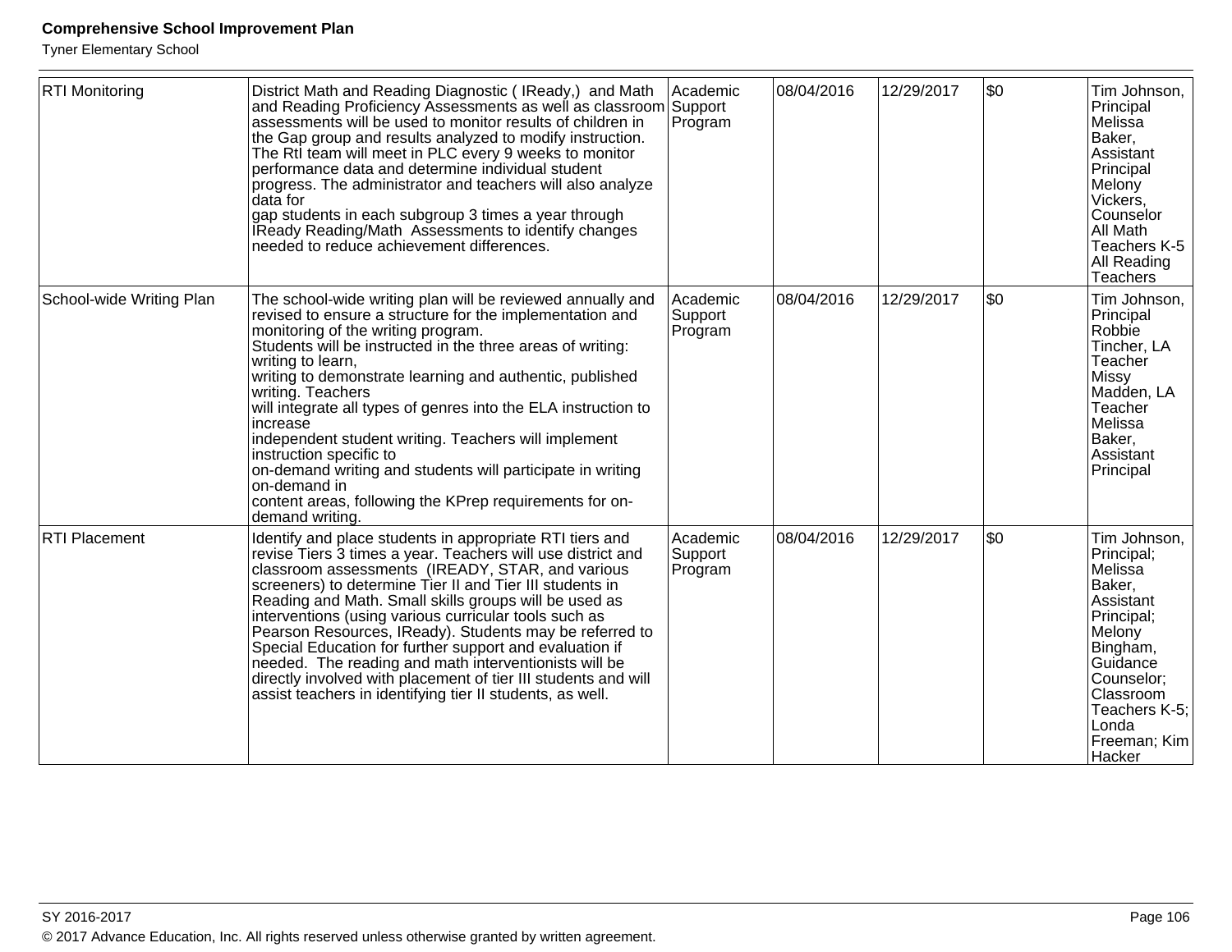| | | | | | | |
|---|---|---|---|---|---|---|
| RTI Monitoring | District Math and Reading Diagnostic ( IReady,) and Math and Reading Proficiency Assessments as well as classroom assessments will be used to monitor results of children in the Gap group and results analyzed to modify instruction. The RtI team will meet in PLC every 9 weeks to monitor performance data and determine individual student progress. The administrator and teachers will also analyze data for gap students in each subgroup 3 times a year through IReady Reading/Math Assessments to identify changes needed to reduce achievement differences. | Academic Support Program | 08/04/2016 | 12/29/2017 | $0 | Tim Johnson, Principal Melissa Baker, Assistant Principal Melony Vickers, Counselor All Math Teachers K-5 All Reading Teachers |
| School-wide Writing Plan | The school-wide writing plan will be reviewed annually and revised to ensure a structure for the implementation and monitoring of the writing program. Students will be instructed in the three areas of writing: writing to learn, writing to demonstrate learning and authentic, published writing. Teachers will integrate all types of genres into the ELA instruction to increase independent student writing. Teachers will implement instruction specific to on-demand writing and students will participate in writing on-demand in content areas, following the KPrep requirements for on-demand writing. | Academic Support Program | 08/04/2016 | 12/29/2017 | $0 | Tim Johnson, Principal Robbie Tincher, LA Teacher Missy Madden, LA Teacher Melissa Baker, Assistant Principal |
| RTI Placement | Identify and place students in appropriate RTI tiers and revise Tiers 3 times a year. Teachers will use district and classroom assessments (IREADY, STAR, and various screeners) to determine Tier II and Tier III students in Reading and Math. Small skills groups will be used as interventions (using various curricular tools such as Pearson Resources, IReady). Students may be referred to Special Education for further support and evaluation if needed. The reading and math interventionists will be directly involved with placement of tier III students and will assist teachers in identifying tier II students, as well. | Academic Support Program | 08/04/2016 | 12/29/2017 | $0 | Tim Johnson, Principal; Melissa Baker, Assistant Principal; Melony Bingham, Guidance Counselor; Classroom Teachers K-5; Londa Freeman; Kim Hacker |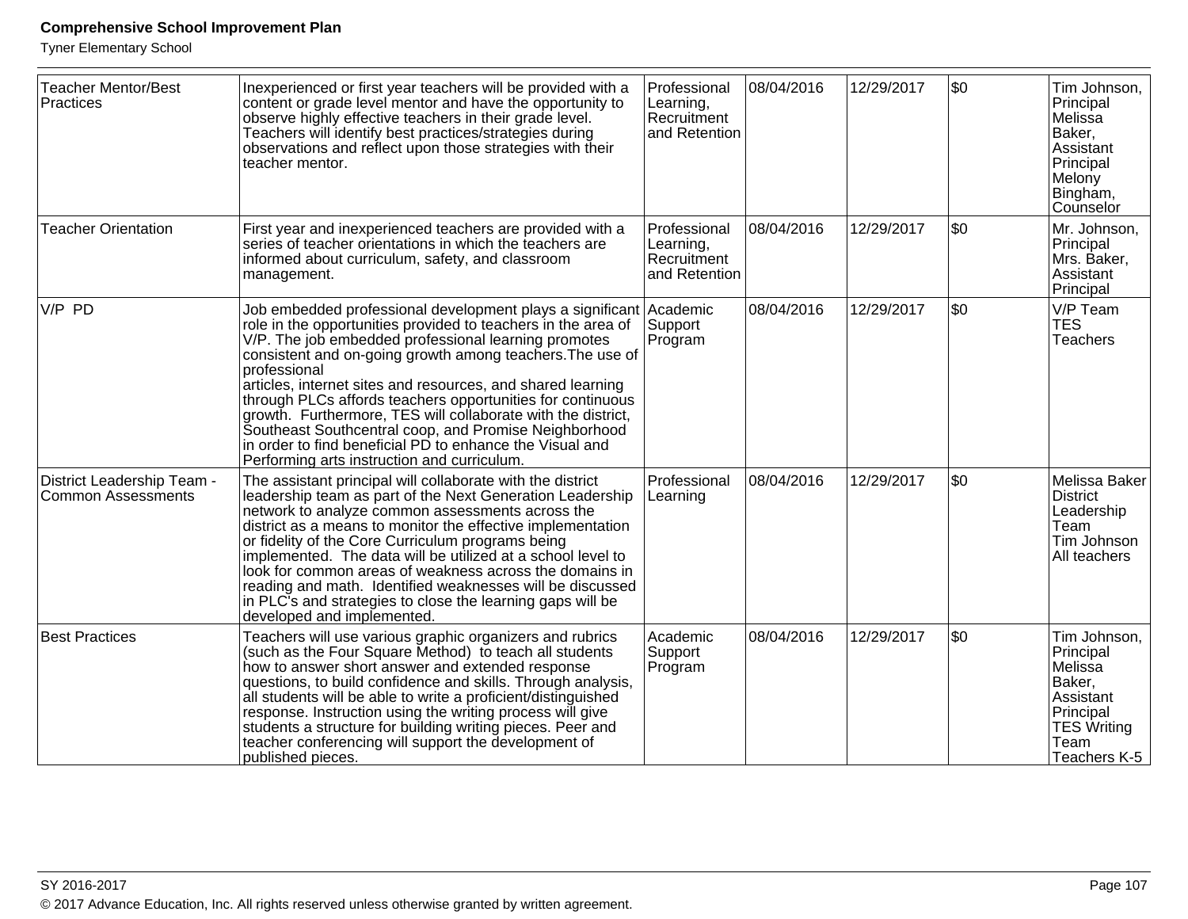| Teacher Mentor/Best Practices | Inexperienced or first year teachers will be provided with a content or grade level mentor and have the opportunity to observe highly effective teachers in their grade level. Teachers will identify best practices/strategies during observations and reflect upon those strategies with their teacher mentor. | Professional Learning, Recruitment and Retention | 08/04/2016 | 12/29/2017 | $0 | Tim Johnson, Principal<br>Melissa Baker, Assistant Principal<br>Melony Bingham, Counselor |
|---|---|---|---|---|---|---|
| Teacher Orientation | First year and inexperienced teachers are provided with a series of teacher orientations in which the teachers are informed about curriculum, safety, and classroom management. | Professional Learning, Recruitment and Retention | 08/04/2016 | 12/29/2017 | $0 | Mr. Johnson, Principal<br>Mrs. Baker, Assistant Principal |
| V/P PD | Job embedded professional development plays a significant role in the opportunities provided to teachers in the area of V/P. The job embedded professional learning promotes consistent and on-going growth among teachers.The use of professional articles, internet sites and resources, and shared learning through PLCs affords teachers opportunities for continuous growth. Furthermore, TES will collaborate with the district, Southeast Southcentral coop, and Promise Neighborhood in order to find beneficial PD to enhance the Visual and Performing arts instruction and curriculum. | Academic Support Program | 08/04/2016 | 12/29/2017 | $0 | V/P Team<br>TES Teachers |
| District Leadership Team - Common Assessments | The assistant principal will collaborate with the district leadership team as part of the Next Generation Leadership network to analyze common assessments across the district as a means to monitor the effective implementation or fidelity of the Core Curriculum programs being implemented. The data will be utilized at a school level to look for common areas of weakness across the domains in reading and math. Identified weaknesses will be discussed in PLC's and strategies to close the learning gaps will be developed and implemented. | Professional Learning | 08/04/2016 | 12/29/2017 | $0 | Melissa Baker<br>District Leadership Team<br>Tim Johnson<br>All teachers |
| Best Practices | Teachers will use various graphic organizers and rubrics (such as the Four Square Method) to teach all students how to answer short answer and extended response questions, to build confidence and skills. Through analysis, all students will be able to write a proficient/distinguished response. Instruction using the writing process will give students a structure for building writing pieces. Peer and teacher conferencing will support the development of published pieces. | Academic Support Program | 08/04/2016 | 12/29/2017 | $0 | Tim Johnson, Principal<br>Melissa Baker, Assistant Principal<br>TES Writing Team<br>Teachers K-5 |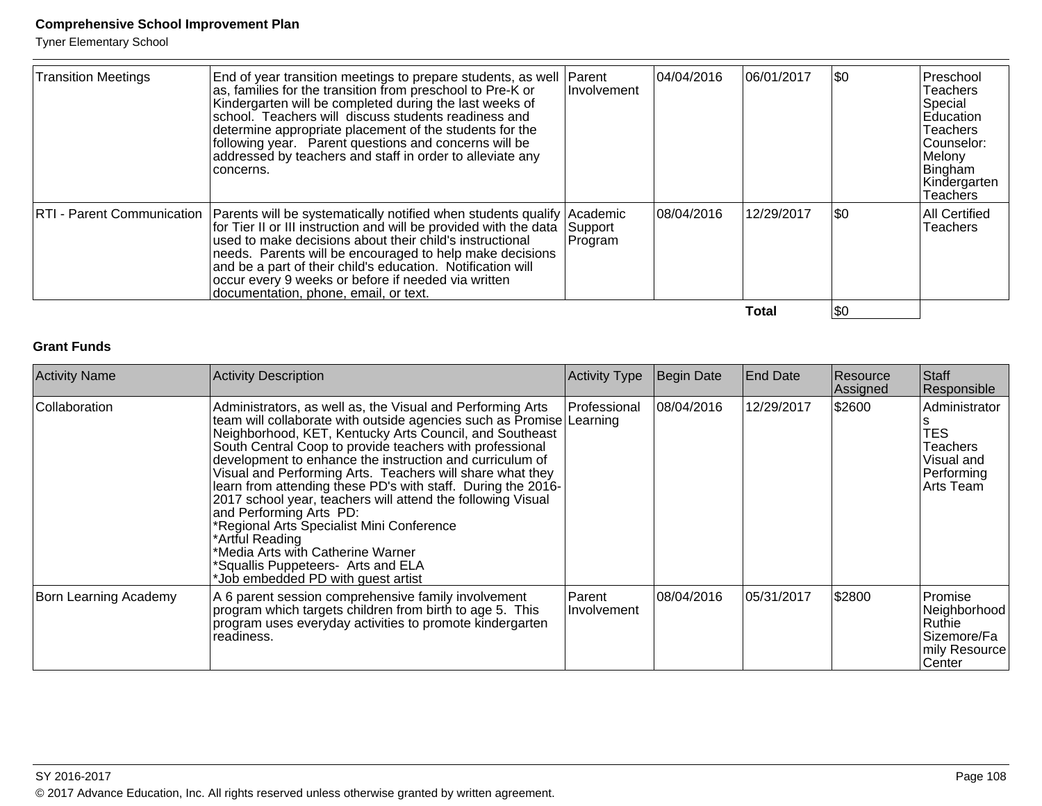| Transition Meetings | End of year transition meetings to prepare students, as well as, families for the transition from preschool to Pre-K or Kindergarten will be completed during the last weeks of school. Teachers will discuss students readiness and determine appropriate placement of the students for the following year. Parent questions and concerns will be addressed by teachers and staff in order to alleviate any concerns. | Parent Involvement | 04/04/2016 | 06/01/2017 | $0 | Preschool Teachers Special Education Teachers Counselor: Melony Bingham Kindergarten Teachers |
|---|---|---|---|---|---|---|
| RTI - Parent Communication | Parents will be systematically notified when students qualify for Tier II or III instruction and will be provided with the data used to make decisions about their child's instructional needs. Parents will be encouraged to help make decisions and be a part of their child's education. Notification will occur every 9 weeks or before if needed via written documentation, phone, email, or text. | Academic Support Program | 08/04/2016 | 12/29/2017 | $0 | All Certified Teachers |
| | | | | **Total** | $0 | |

**Grant Funds**

| Activity Name | Activity Description | Activity Type | Begin Date | End Date | Resource Assigned | Staff Responsible |
|---|---|---|---|---|---|---|
| Collaboration | Administrators, as well as, the Visual and Performing Arts team will collaborate with outside agencies such as Promise Neighborhood, KET, Kentucky Arts Council, and Southeast South Central Coop to provide teachers with professional development to enhance the instruction and curriculum of Visual and Performing Arts. Teachers will share what they learn from attending these PD's with staff. During the 2016-2017 school year, teachers will attend the following Visual and Performing Arts PD:<br>*Regional Arts Specialist Mini Conference<br>*Artful Reading<br>*Media Arts with Catherine Warner<br>*Squallis Puppeteers- Arts and ELA<br>*Job embedded PD with guest artist | Professional Learning | 08/04/2016 | 12/29/2017 | $2600 | Administrators<br>TES Teachers<br>Visual and Performing Arts Team |
| Born Learning Academy | A 6 parent session comprehensive family involvement program which targets children from birth to age 5. This program uses everyday activities to promote kindergarten readiness. | Parent Involvement | 08/04/2016 | 05/31/2017 | $2800 | Promise Neighborhood Ruthie Sizemore/Family Resource Center |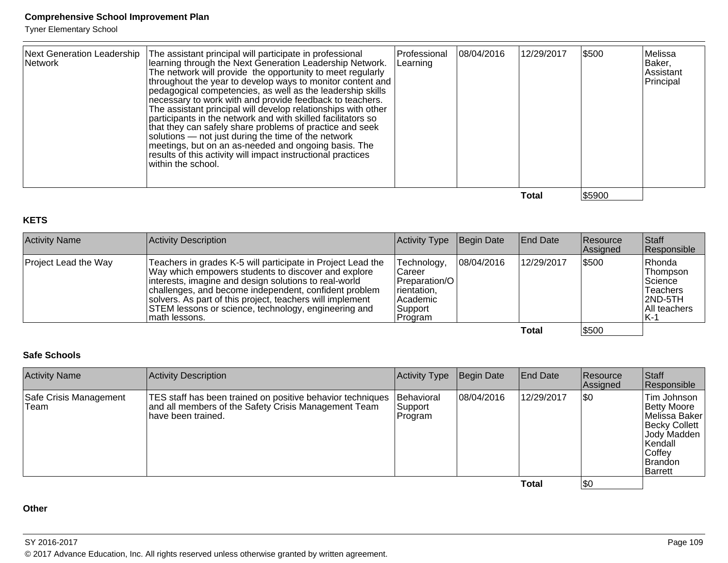| Next Generation Leadership Network | The assistant principal will participate in professional learning through the Next Generation Leadership Network. The network will provide the opportunity to meet regularly throughout the year to develop ways to monitor content and pedagogical competencies, as well as the leadership skills necessary to work with and provide feedback to teachers. The assistant principal will develop relationships with other participants in the network and with skilled facilitators so that they can safely share problems of practice and seek solutions — not just during the time of the network meetings, but on an as-needed and ongoing basis. The results of this activity will impact instructional practices within the school. | Professional Learning | 08/04/2016 | 12/29/2017 | $500 | Melissa Baker, Assistant Principal |
|---|---|---|---|---|---|---|
| | | | | **Total** | $5900 | |

**KETS**

| Activity Name | Activity Description | Activity Type | Begin Date | End Date | Resource Assigned | Staff Responsible |
|---|---|---|---|---|---|---|
| Project Lead the Way | Teachers in grades K-5 will participate in Project Lead the Way which empowers students to discover and explore interests, imagine and design solutions to real-world challenges, and become independent, confident problem solvers. As part of this project, teachers will implement STEM lessons or science, technology, engineering and math lessons. | Technology, Career Preparation/Orientation, Academic Support Program | 08/04/2016 | 12/29/2017 | $500 | Rhonda Thompson Science Teachers 2ND-5TH All teachers K-1 |
| | | | | **Total** | $500 | |

**Safe Schools**

| Activity Name | Activity Description | Activity Type | Begin Date | End Date | Resource Assigned | Staff Responsible |
|---|---|---|---|---|---|---|
| Safe Crisis Management Team | TES staff has been trained on positive behavior techniques and all members of the Safety Crisis Management Team have been trained. | Behavioral Support Program | 08/04/2016 | 12/29/2017 | $0 | Tim Johnson Betty Moore Melissa Baker Becky Collett Jody Madden Kendall Coffey Brandon Barrett |
| | | | | **Total** | $0 | |

**Other**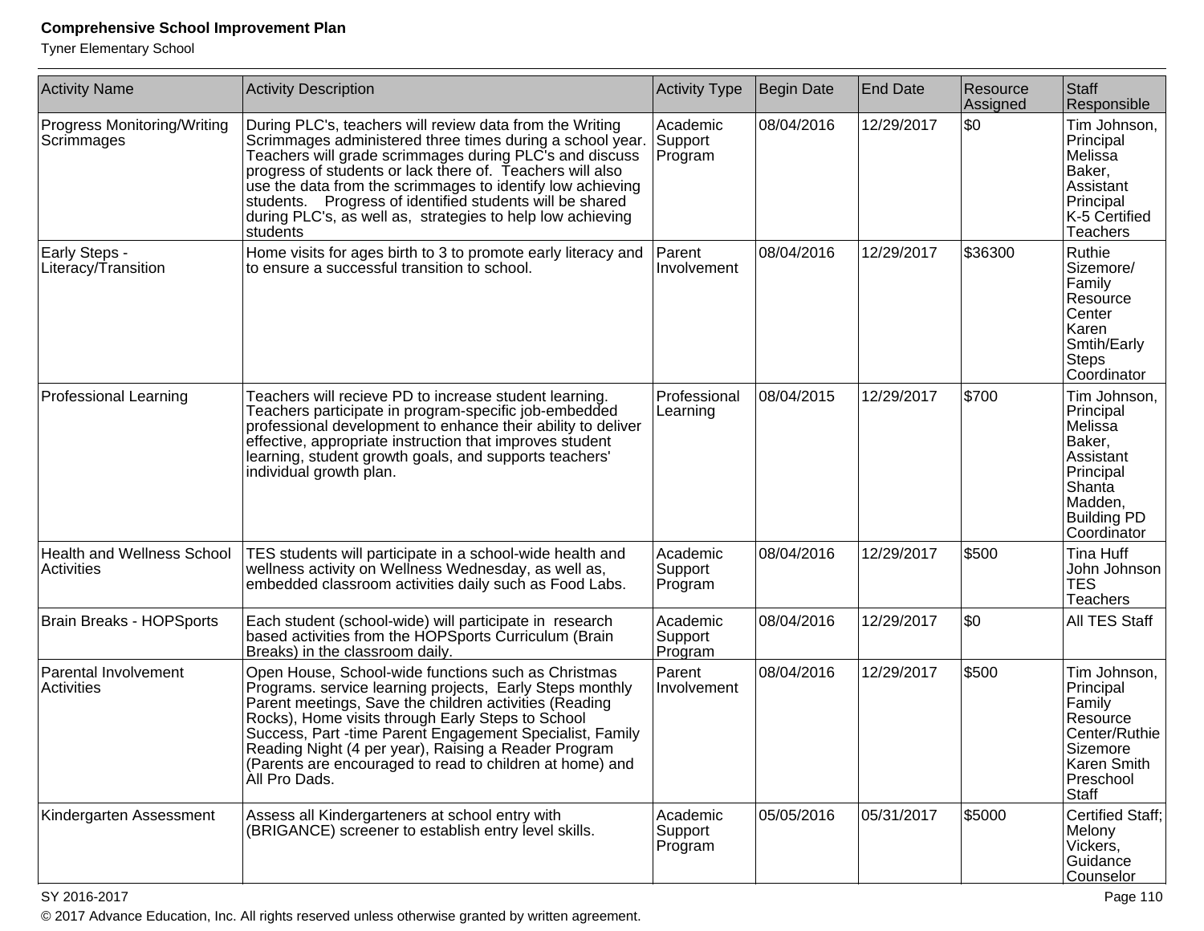| Activity Name | Activity Description | Activity Type | Begin Date | End Date | Resource Assigned | Staff Responsible |
| --- | --- | --- | --- | --- | --- | --- |
| Progress Monitoring/Writing Scrimmages | During PLC's, teachers will review data from the Writing Scrimmages administered three times during a school year. Teachers will grade scrimmages during PLC's and discuss progress of students or lack there of. Teachers will also use the data from the scrimmages to identify low achieving students. Progress of identified students will be shared during PLC's, as well as, strategies to help low achieving students | Academic Support Program | 08/04/2016 | 12/29/2017 | $0 | Tim Johnson, Principal Melissa Baker, Assistant Principal K-5 Certified Teachers |
| Early Steps - Literacy/Transition | Home visits for ages birth to 3 to promote early literacy and to ensure a successful transition to school. | Parent Involvement | 08/04/2016 | 12/29/2017 | $36300 | Ruthie Sizemore/ Family Resource Center Karen Smtih/Early Steps Coordinator |
| Professional Learning | Teachers will recieve PD to increase student learning. Teachers participate in program-specific job-embedded professional development to enhance their ability to deliver effective, appropriate instruction that improves student learning, student growth goals, and supports teachers' individual growth plan. | Professional Learning | 08/04/2015 | 12/29/2017 | $700 | Tim Johnson, Principal Melissa Baker, Assistant Principal Shanta Madden, Building PD Coordinator |
| Health and Wellness School Activities | TES students will participate in a school-wide health and wellness activity on Wellness Wednesday, as well as, embedded classroom activities daily such as Food Labs. | Academic Support Program | 08/04/2016 | 12/29/2017 | $500 | Tina Huff John Johnson TES Teachers |
| Brain Breaks - HOPSports | Each student (school-wide) will participate in research based activities from the HOPSports Curriculum (Brain Breaks) in the classroom daily. | Academic Support Program | 08/04/2016 | 12/29/2017 | $0 | All TES Staff |
| Parental Involvement Activities | Open House, School-wide functions such as Christmas Programs. service learning projects, Early Steps monthly Parent meetings, Save the children activities (Reading Rocks), Home visits through Early Steps to School Success, Part -time Parent Engagement Specialist, Family Reading Night (4 per year), Raising a Reader Program (Parents are encouraged to read to children at home) and All Pro Dads. | Parent Involvement | 08/04/2016 | 12/29/2017 | $500 | Tim Johnson, Principal Family Resource Center/Ruthie Sizemore Karen Smith Preschool Staff |
| Kindergarten Assessment | Assess all Kindergarteners at school entry with (BRIGANCE) screener to establish entry level skills. | Academic Support Program | 05/05/2016 | 05/31/2017 | $5000 | Certified Staff; Melony Vickers, Guidance Counselor |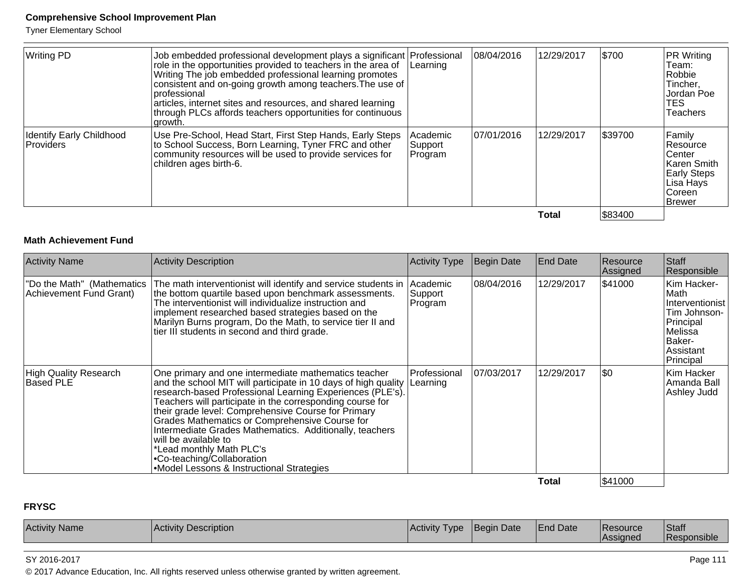| | | | | | | |
|---|---|---|---|---|---|---|
| Writing PD | Job embedded professional development plays a significant role in the opportunities provided to teachers in the area of Writing The job embedded professional learning promotes consistent and on-going growth among teachers.The use of professional articles, internet sites and resources, and shared learning through PLCs affords teachers opportunities for continuous growth. | Professional Learning | 08/04/2016 | 12/29/2017 | $700 | PR Writing Team: Robbie Tincher, Jordan Poe TES Teachers |
| Identify Early Childhood Providers | Use Pre-School, Head Start, First Step Hands, Early Steps to School Success, Born Learning, Tyner FRC and other community resources will be used to provide services for children ages birth-6. | Academic Support Program | 07/01/2016 | 12/29/2017 | $39700 | Family Resource Center Karen Smith Early Steps Lisa Hays Coreen Brewer |
| | | | | **Total** | $83400 | |

### Math Achievement Fund

| Activity Name | Activity Description | Activity Type | Begin Date | End Date | Resource Assigned | Staff Responsible |
|---|---|---|---|---|---|---|
| "Do the Math" (Mathematics Achievement Fund Grant) | The math interventionist will identify and service students in the bottom quartile based upon benchmark assessments. The interventionist will individualize instruction and implement researched based strategies based on the Marilyn Burns program, Do the Math, to service tier II and tier III students in second and third grade. | Academic Support Program | 08/04/2016 | 12/29/2017 | $41000 | Kim Hacker- Math Interventionist Tim Johnson- Principal Melissa Baker- Assistant Principal |
| High Quality Research Based PLE | One primary and one intermediate mathematics teacher and the school MIT will participate in 10 days of high quality research-based Professional Learning Experiences (PLE's). Teachers will participate in the corresponding course for their grade level: Comprehensive Course for Primary Grades Mathematics or Comprehensive Course for Intermediate Grades Mathematics. Additionally, teachers will be available to<br>*Lead monthly Math PLC's<br>•Co-teaching/Collaboration<br>•Model Lessons & Instructional Strategies | Professional Learning | 07/03/2017 | 12/29/2017 | $0 | Kim Hacker Amanda Ball Ashley Judd |
| | | | | **Total** | $41000 | |

### FRYSC

| Activity Name | Activity Description | Activity Type | Begin Date | End Date | Resource Assigned | Staff Responsible |
|---|---|---|---|---|---|---|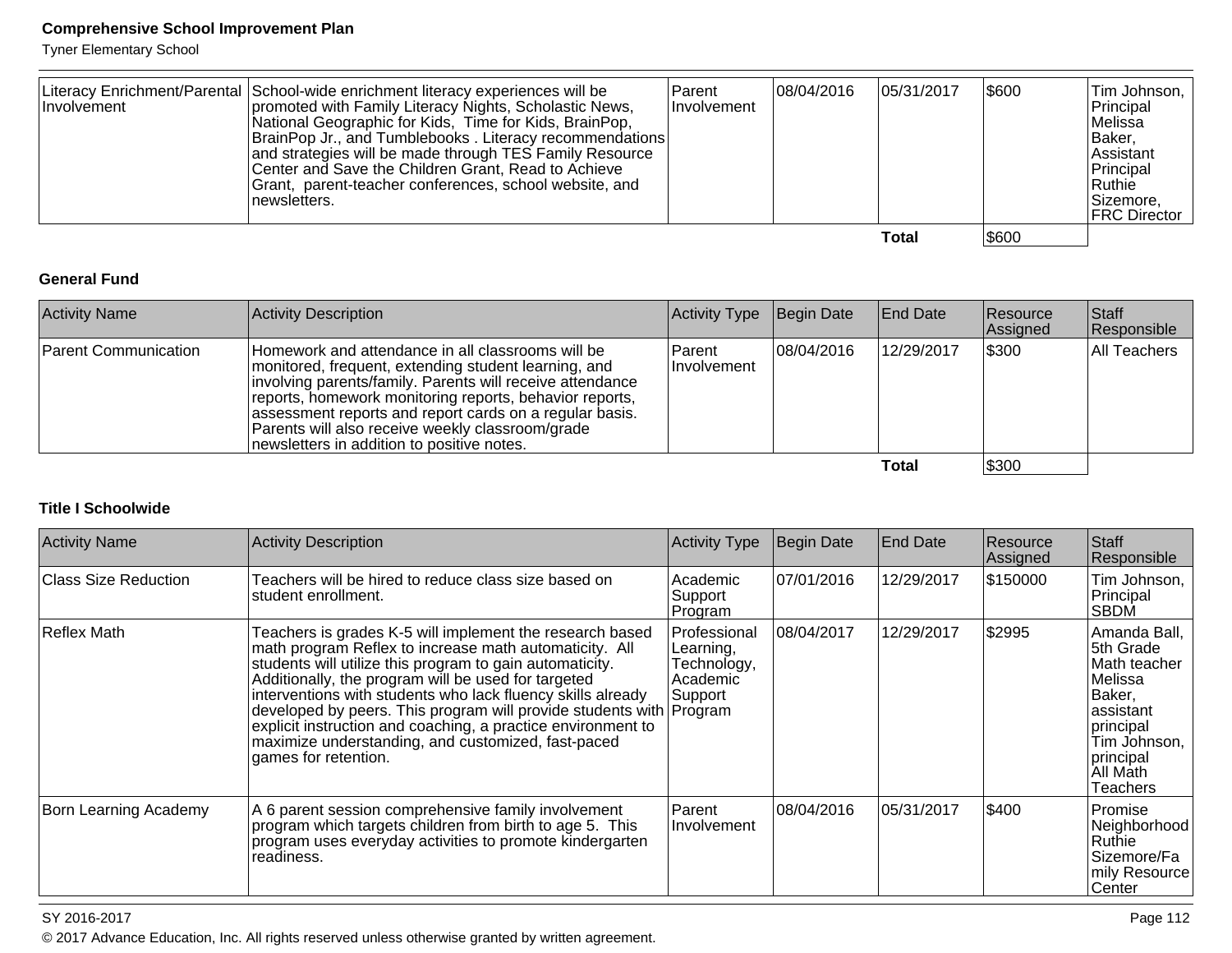| Literacy Enrichment/Parental Involvement | School-wide enrichment literacy experiences will be promoted with Family Literacy Nights, Scholastic News, National Geographic for Kids, Time for Kids, BrainPop, BrainPop Jr., and Tumblebooks . Literacy recommendations and strategies will be made through TES Family Resource Center and Save the Children Grant, Read to Achieve Grant, parent-teacher conferences, school website, and newsletters. | Parent Involvement | 08/04/2016 | 05/31/2017 | $600 | Tim Johnson, Principal<br>Melissa Baker, Assistant Principal<br>Ruthie Sizemore, FRC Director |
|---|---|---|---|---|---|---|
| | | | | **Total** | $600 | |

### General Fund

| Activity Name | Activity Description | Activity Type | Begin Date | End Date | Resource Assigned | Staff Responsible |
|---|---|---|---|---|---|---|
| Parent Communication | Homework and attendance in all classrooms will be monitored, frequent, extending student learning, and involving parents/family. Parents will receive attendance reports, homework monitoring reports, behavior reports, assessment reports and report cards on a regular basis. Parents will also receive weekly classroom/grade newsletters in addition to positive notes. | Parent Involvement | 08/04/2016 | 12/29/2017 | $300 | All Teachers |
| | | | | **Total** | $300 | |

### Title I Schoolwide

| Activity Name | Activity Description | Activity Type | Begin Date | End Date | Resource Assigned | Staff Responsible |
|---|---|---|---|---|---|---|
| Class Size Reduction | Teachers will be hired to reduce class size based on student enrollment. | Academic Support Program | 07/01/2016 | 12/29/2017 | $150000 | Tim Johnson, Principal<br>SBDM |
| Reflex Math | Teachers is grades K-5 will implement the research based math program Reflex to increase math automaticity. All students will utilize this program to gain automaticity. Additionally, the program will be used for targeted interventions with students who lack fluency skills already developed by peers. This program will provide students with explicit instruction and coaching, a practice environment to maximize understanding, and customized, fast-paced games for retention. | Professional Learning, Technology, Academic Support Program | 08/04/2017 | 12/29/2017 | $2995 | Amanda Ball, 5th Grade Math teacher<br>Melissa Baker, assistant principal<br>Tim Johnson, principal<br>All Math Teachers |
| Born Learning Academy | A 6 parent session comprehensive family involvement program which targets children from birth to age 5. This program uses everyday activities to promote kindergarten readiness. | Parent Involvement | 08/04/2016 | 05/31/2017 | $400 | Promise Neighborhood<br>Ruthie Sizemore/Family Resource Center |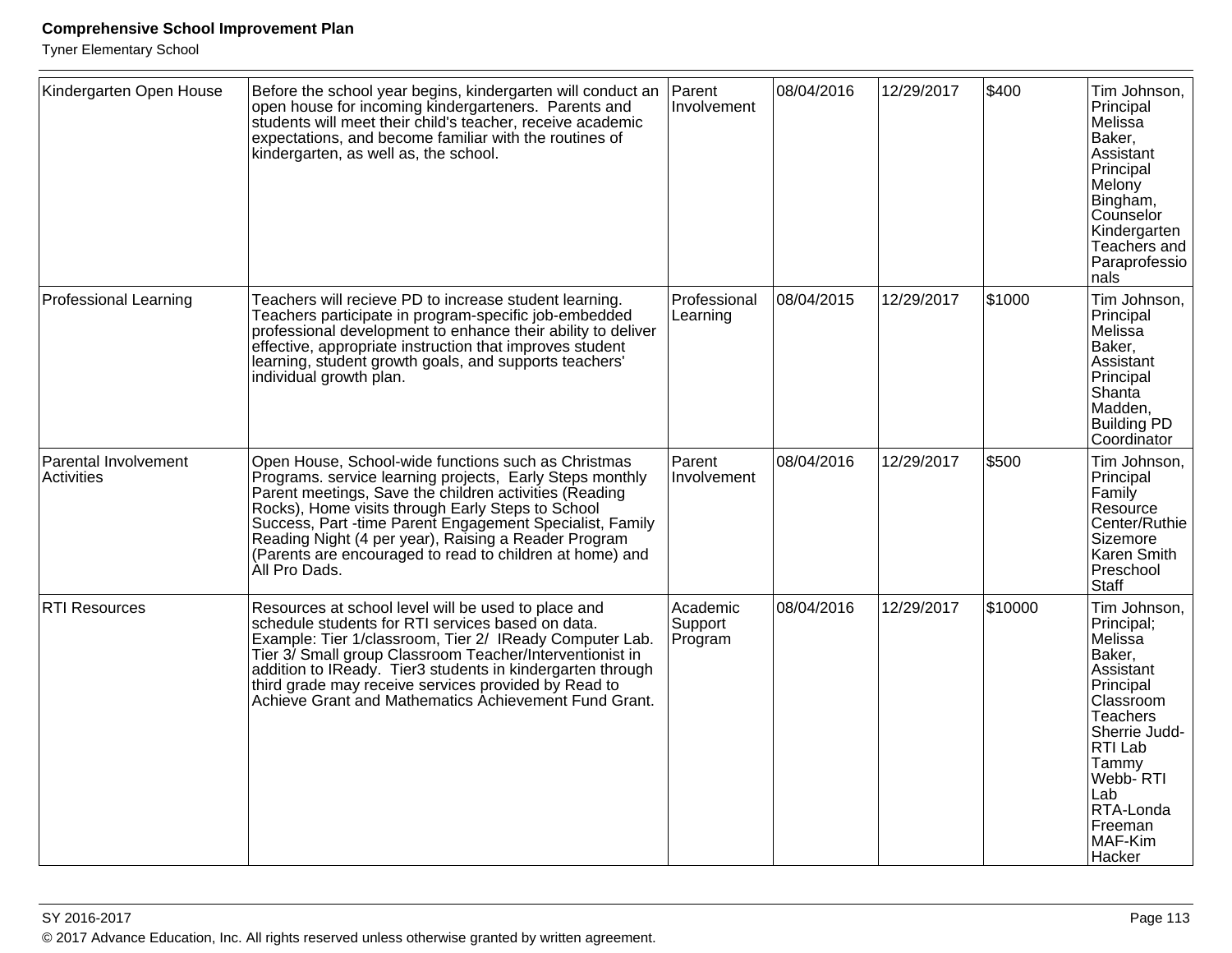| Kindergarten Open House | Before the school year begins, kindergarten will conduct an open house for incoming kindergarteners. Parents and students will meet their child's teacher, receive academic expectations, and become familiar with the routines of kindergarten, as well as, the school. | Parent Involvement | 08/04/2016 | 12/29/2017 | $400 | Tim Johnson, Principal Melissa Baker, Assistant Principal Melony Bingham, Counselor Kindergarten Teachers and Paraprofessionals |
|---|---|---|---|---|---|---|
| Professional Learning | Teachers will recieve PD to increase student learning. Teachers participate in program-specific job-embedded professional development to enhance their ability to deliver effective, appropriate instruction that improves student learning, student growth goals, and supports teachers' individual growth plan. | Professional Learning | 08/04/2015 | 12/29/2017 | $1000 | Tim Johnson, Principal Melissa Baker, Assistant Principal Shanta Madden, Building PD Coordinator |
| Parental Involvement Activities | Open House, School-wide functions such as Christmas Programs. service learning projects, Early Steps monthly Parent meetings, Save the children activities (Reading Rocks), Home visits through Early Steps to School Success, Part -time Parent Engagement Specialist, Family Reading Night (4 per year), Raising a Reader Program (Parents are encouraged to read to children at home) and All Pro Dads. | Parent Involvement | 08/04/2016 | 12/29/2017 | $500 | Tim Johnson, Principal Family Resource Center/Ruthie Sizemore Karen Smith Preschool Staff |
| RTI Resources | Resources at school level will be used to place and schedule students for RTI services based on data. Example: Tier 1/classroom, Tier 2/ IReady Computer Lab. Tier 3/ Small group Classroom Teacher/Interventionist in addition to IReady. Tier3 students in kindergarten through third grade may receive services provided by Read to Achieve Grant and Mathematics Achievement Fund Grant. | Academic Support Program | 08/04/2016 | 12/29/2017 | $10000 | Tim Johnson, Principal; Melissa Baker, Assistant Principal Classroom Teachers Sherrie Judd-RTI Lab Tammy Webb- RTI Lab RTA-Londa Freeman MAF-Kim Hacker |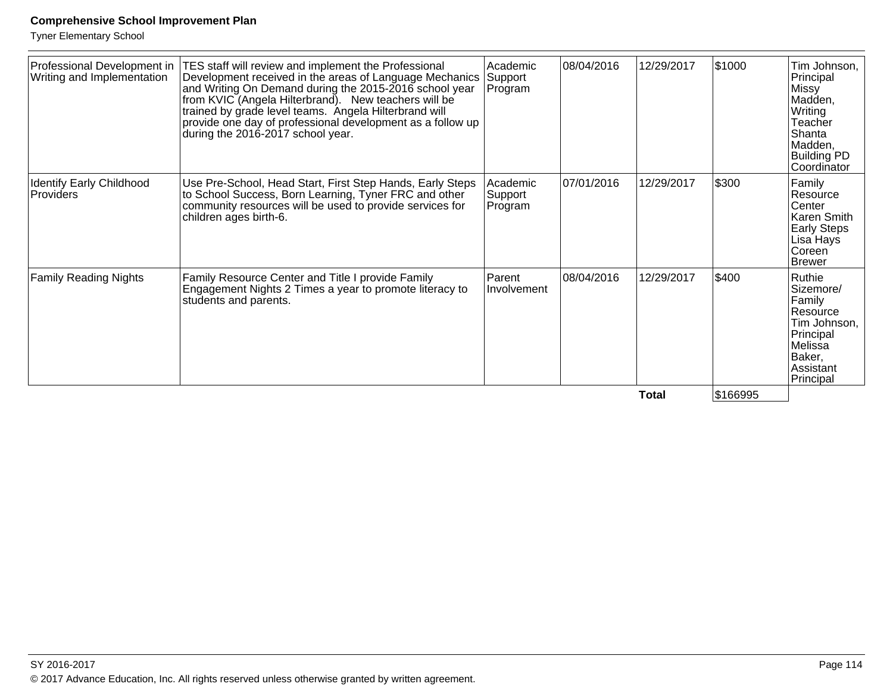| Professional Development in Writing and Implementation | TES staff will review and implement the Professional Development received in the areas of Language Mechanics and Writing On Demand during the 2015-2016 school year from KVIC (Angela Hilterbrand). New teachers will be trained by grade level teams. Angela Hilterbrand will provide one day of professional development as a follow up during the 2016-2017 school year. | Academic Support Program | 08/04/2016 | 12/29/2017 | $1000 | Tim Johnson, Principal Missy Madden, Writing Teacher Shanta Madden, Building PD Coordinator |
|---|---|---|---|---|---|---|
| Identify Early Childhood Providers | Use Pre-School, Head Start, First Step Hands, Early Steps to School Success, Born Learning, Tyner FRC and other community resources will be used to provide services for children ages birth-6. | Academic Support Program | 07/01/2016 | 12/29/2017 | $300 | Family Resource Center Karen Smith Early Steps Lisa Hays Coreen Brewer |
| Family Reading Nights | Family Resource Center and Title I provide Family Engagement Nights 2 Times a year to promote literacy to students and parents. | Parent Involvement | 08/04/2016 | 12/29/2017 | $400 | Ruthie Sizemore/ Family Resource Tim Johnson, Principal Melissa Baker, Assistant Principal |
| | | | | **Total** | $166995 | |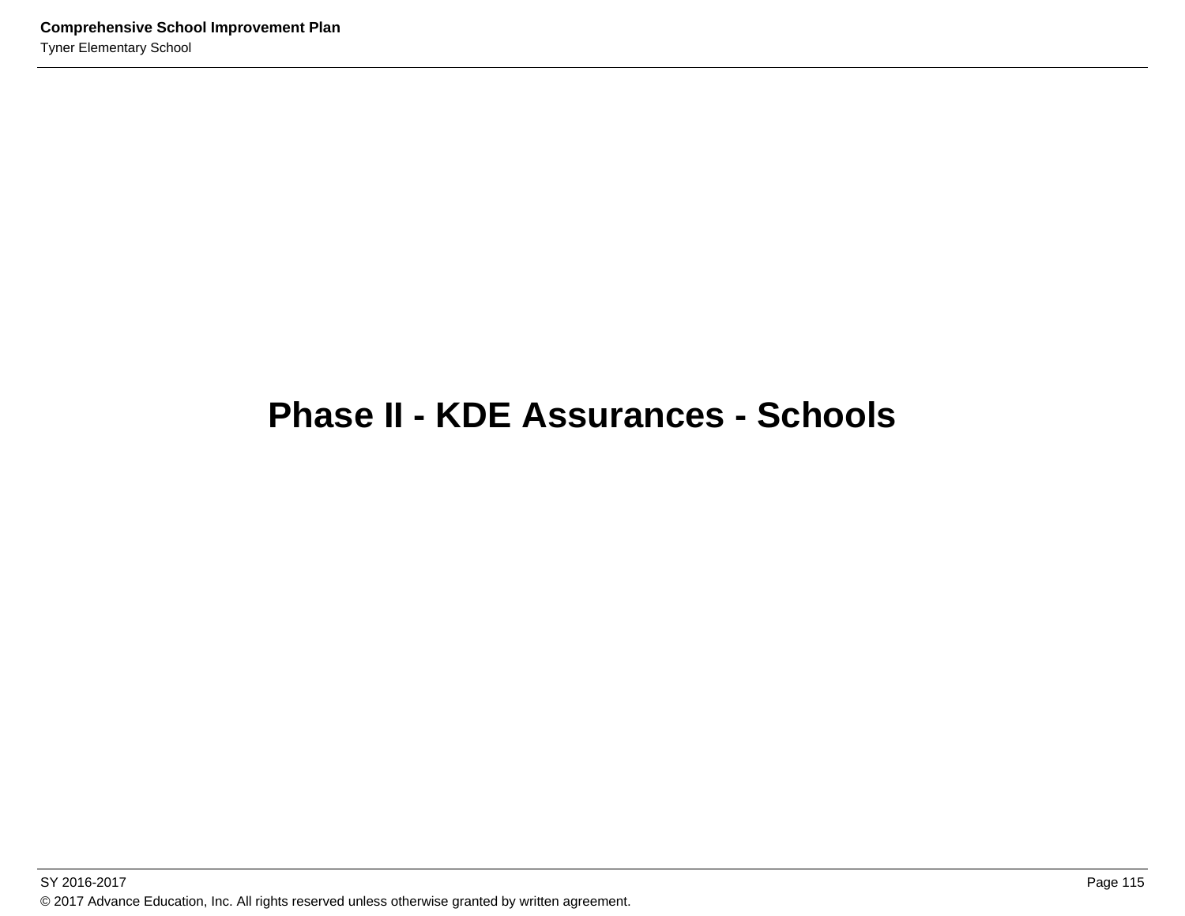# Phase II - KDE Assurances - Schools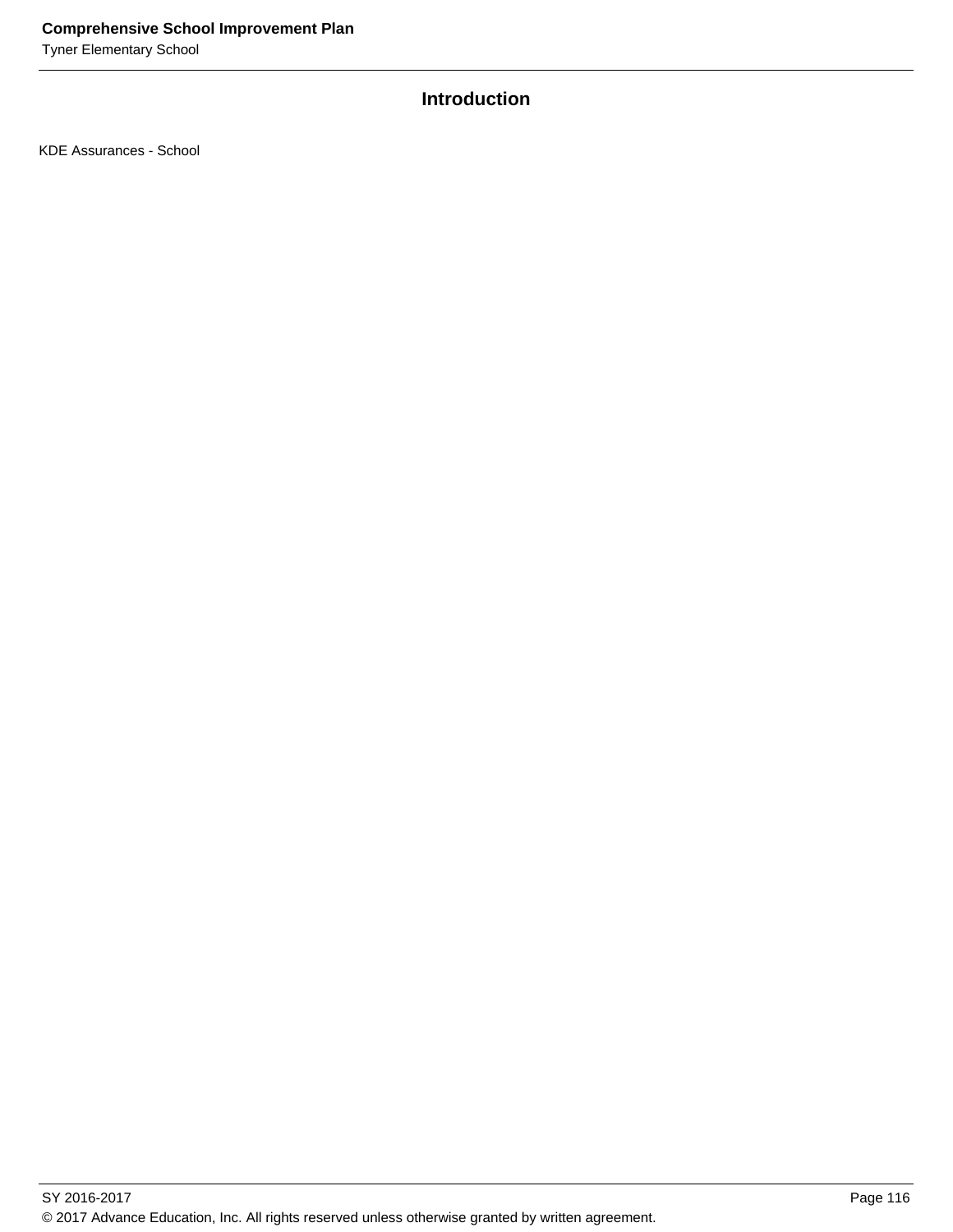## Introduction

KDE Assurances - School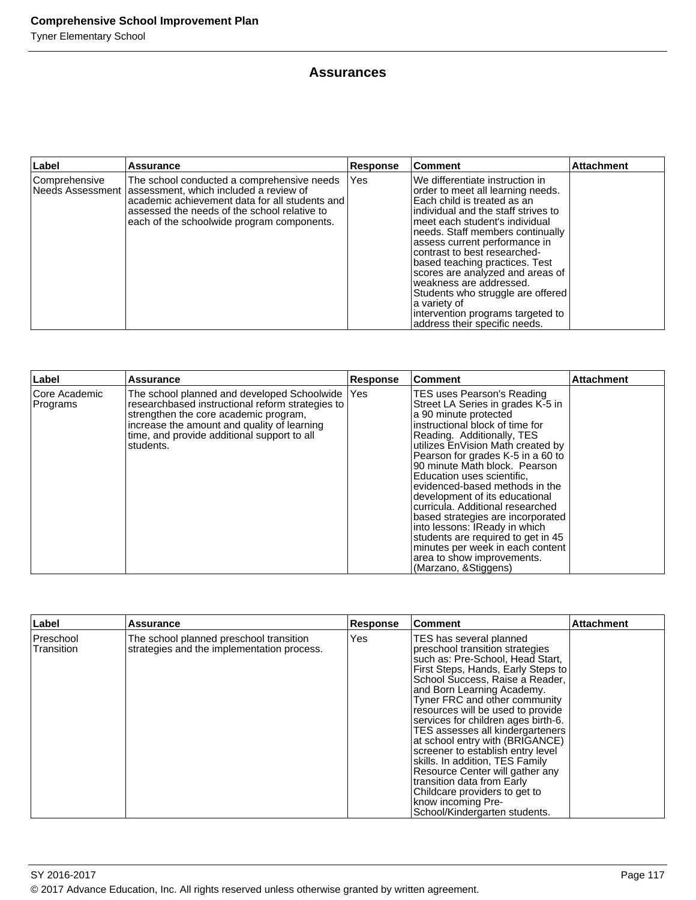## Assurances

| Label | Assurance | Response | Comment | Attachment |
|---|---|---|---|---|
| Comprehensive Needs Assessment | The school conducted a comprehensive needs assessment, which included a review of academic achievement data for all students and assessed the needs of the school relative to each of the schoolwide program components. | Yes | We differentiate instruction in order to meet all learning needs. Each child is treated as an individual and the staff strives to meet each student's individual needs. Staff members continually assess current performance in contrast to best researched-based teaching practices. Test scores are analyzed and areas of weakness are addressed. Students who struggle are offered a variety of intervention programs targeted to address their specific needs. | |

| Label | Assurance | Response | Comment | Attachment |
|---|---|---|---|---|
| Core Academic Programs | The school planned and developed Schoolwide researchbased instructional reform strategies to strengthen the core academic program, increase the amount and quality of learning time, and provide additional support to all students. | Yes | TES uses Pearson's Reading Street LA Series in grades K-5 in a 90 minute protected instructional block of time for Reading. Additionally, TES utilizes EnVision Math created by Pearson for grades K-5 in a 60 to 90 minute Math block. Pearson Education uses scientific, evidenced-based methods in the development of its educational curricula. Additional researched based strategies are incorporated into lessons: IReady in which students are required to get in 45 minutes per week in each content area to show improvements. (Marzano, &Stiggens) | |

| Label | Assurance | Response | Comment | Attachment |
|---|---|---|---|---|
| Preschool Transition | The school planned preschool transition strategies and the implementation process. | Yes | TES has several planned preschool transition strategies such as: Pre-School, Head Start, First Steps, Hands, Early Steps to School Success, Raise a Reader, and Born Learning Academy. Tyner FRC and other community resources will be used to provide services for children ages birth-6. TES assesses all kindergarteners at school entry with (BRIGANCE) screener to establish entry level skills. In addition, TES Family Resource Center will gather any transition data from Early Childcare providers to get to know incoming Pre-School/Kindergarten students. | |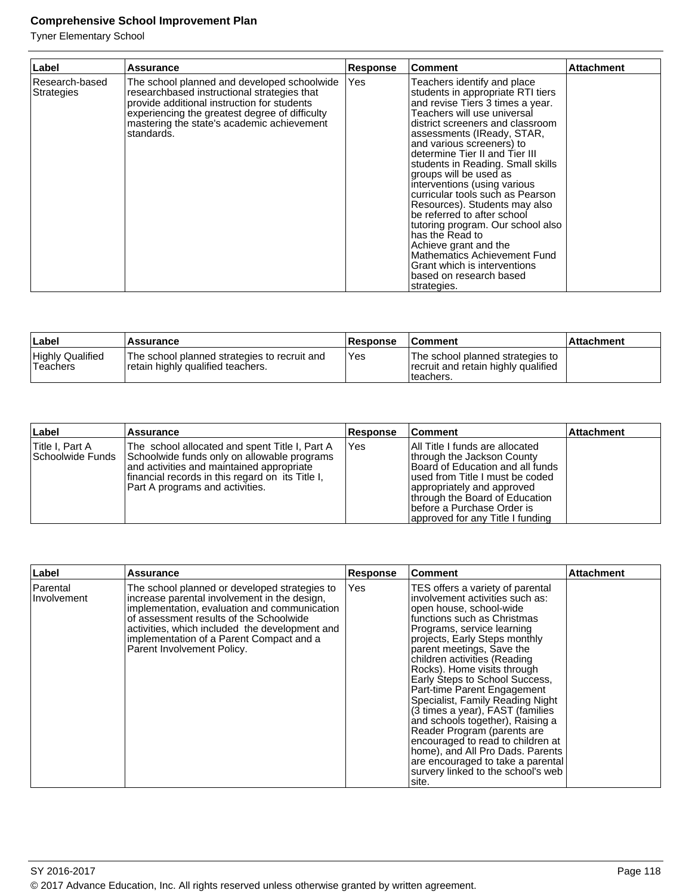| Label | Assurance | Response | Comment | Attachment |
|---|---|---|---|---|
| Research-based Strategies | The school planned and developed schoolwide researchbased instructional strategies that provide additional instruction for students experiencing the greatest degree of difficulty mastering the state's academic achievement standards. | Yes | Teachers identify and place students in appropriate RTI tiers and revise Tiers 3 times a year. Teachers will use universal district screeners and classroom assessments (IReady, STAR, and various screeners) to determine Tier II and Tier III students in Reading. Small skills groups will be used as interventions (using various curricular tools such as Pearson Resources). Students may also be referred to after school tutoring program. Our school also has the Read to Achieve grant and the Mathematics Achievement Fund Grant which is interventions based on research based strategies. | |

| Label | Assurance | Response | Comment | Attachment |
|---|---|---|---|---|
| Highly Qualified Teachers | The school planned strategies to recruit and retain highly qualified teachers. | Yes | The school planned strategies to recruit and retain highly qualified teachers. | |

| Label | Assurance | Response | Comment | Attachment |
|---|---|---|---|---|
| Title I, Part A Schoolwide Funds | The school allocated and spent Title I, Part A Schoolwide funds only on allowable programs and activities and maintained appropriate financial records in this regard on its Title I, Part A programs and activities. | Yes | All Title I funds are allocated through the Jackson County Board of Education and all funds used from Title I must be coded appropriately and approved through the Board of Education before a Purchase Order is approved for any Title I funding | |

| Label | Assurance | Response | Comment | Attachment |
|---|---|---|---|---|
| Parental Involvement | The school planned or developed strategies to increase parental involvement in the design, implementation, evaluation and communication of assessment results of the Schoolwide activities, which included the development and implementation of a Parent Compact and a Parent Involvement Policy. | Yes | TES offers a variety of parental involvement activities such as: open house, school-wide functions such as Christmas Programs, service learning projects, Early Steps monthly parent meetings, Save the children activities (Reading Rocks). Home visits through Early Steps to School Success, Part-time Parent Engagement Specialist, Family Reading Night (3 times a year), FAST (families and schools together), Raising a Reader Program (parents are encouraged to read to children at home), and All Pro Dads. Parents are encouraged to take a parental survery linked to the school's web site. | |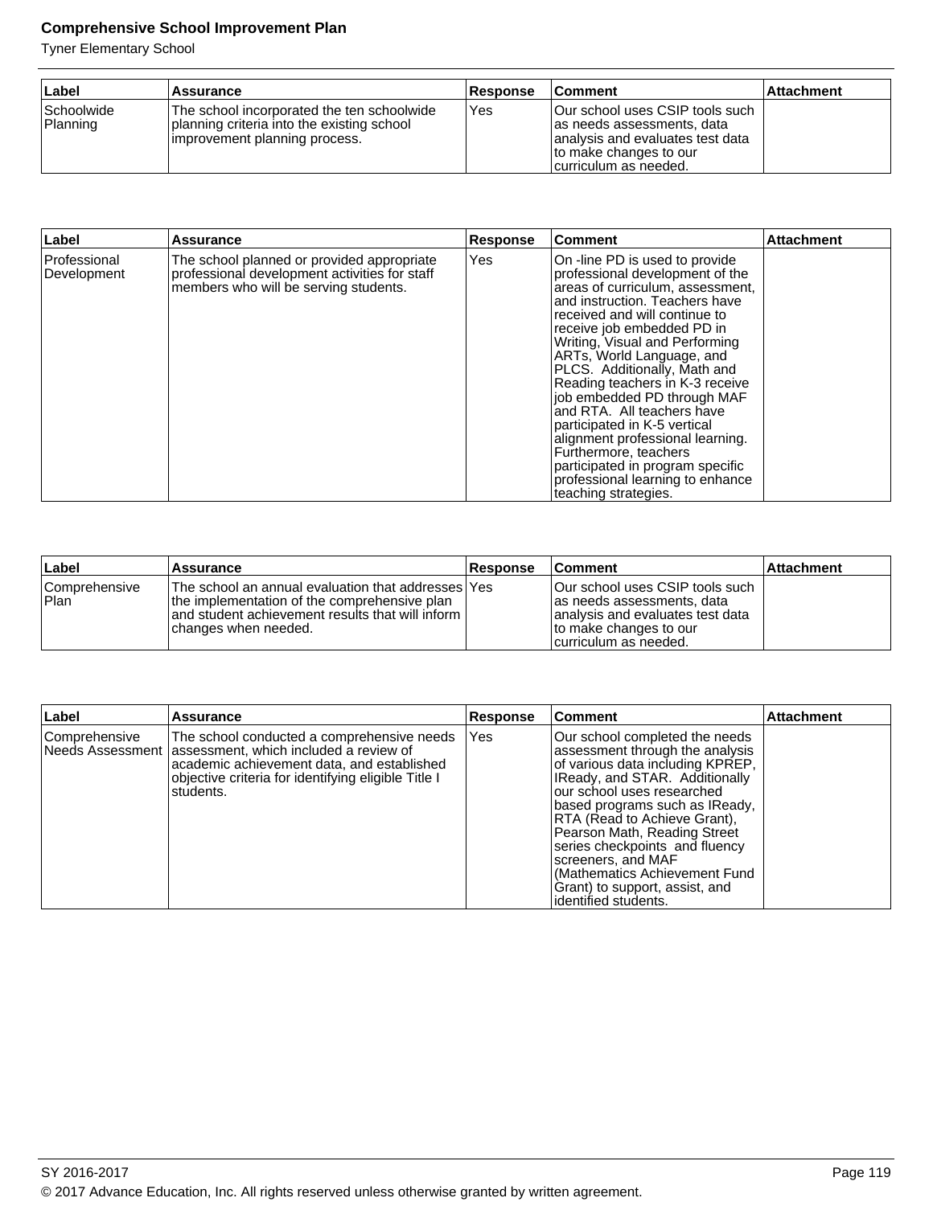| Label | Assurance | Response | Comment | Attachment |
|---|---|---|---|---|
| Schoolwide Planning | The school incorporated the ten schoolwide planning criteria into the existing school improvement planning process. | Yes | Our school uses CSIP tools such as needs assessments, data analysis and evaluates test data to make changes to our curriculum as needed. | |

| Label | Assurance | Response | Comment | Attachment |
|---|---|---|---|---|
| Professional Development | The school planned or provided appropriate professional development activities for staff members who will be serving students. | Yes | On -line PD is used to provide professional development of the areas of curriculum, assessment, and instruction. Teachers have received and will continue to receive job embedded PD in Writing, Visual and Performing ARTs, World Language, and PLCS. Additionally, Math and Reading teachers in K-3 receive job embedded PD through MAF and RTA. All teachers have participated in K-5 vertical alignment professional learning. Furthermore, teachers participated in program specific professional learning to enhance teaching strategies. | |

| Label | Assurance | Response | Comment | Attachment |
|---|---|---|---|---|
| Comprehensive Plan | The school an annual evaluation that addresses the implementation of the comprehensive plan and student achievement results that will inform changes when needed. | Yes | Our school uses CSIP tools such as needs assessments, data analysis and evaluates test data to make changes to our curriculum as needed. | |

| Label | Assurance | Response | Comment | Attachment |
|---|---|---|---|---|
| Comprehensive Needs Assessment | The school conducted a comprehensive needs assessment, which included a review of academic achievement data, and established objective criteria for identifying eligible Title I students. | Yes | Our school completed the needs assessment through the analysis of various data including KPREP, IReady, and STAR. Additionally our school uses researched based programs such as IReady, RTA (Read to Achieve Grant), Pearson Math, Reading Street series checkpoints and fluency screeners, and MAF (Mathematics Achievement Fund Grant) to support, assist, and identified students. | |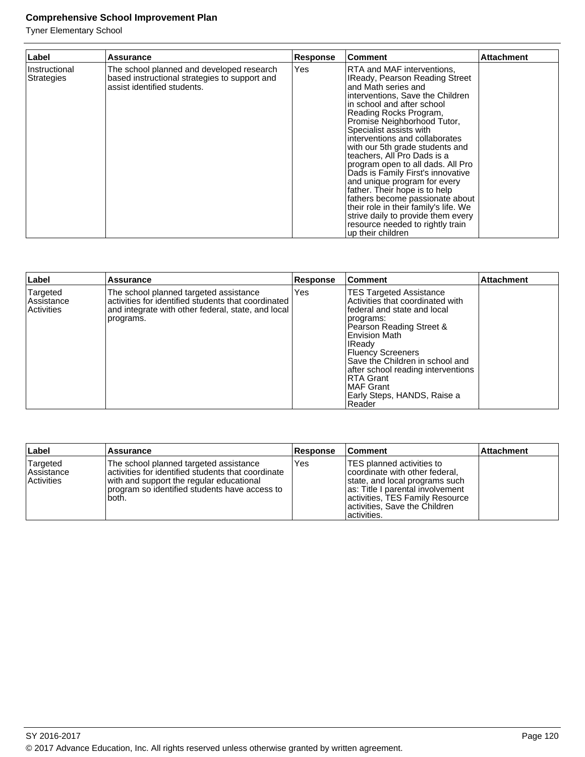| Label | Assurance | Response | Comment | Attachment |
|---|---|---|---|---|
| Instructional Strategies | The school planned and developed research based instructional strategies to support and assist identified students. | Yes | RTA and MAF interventions, IReady, Pearson Reading Street and Math series and interventions, Save the Children in school and after school Reading Rocks Program, Promise Neighborhood Tutor, Specialist assists with interventions and collaborates with our 5th grade students and teachers, All Pro Dads is a program open to all dads. All Pro Dads is Family First's innovative and unique program for every father. Their hope is to help fathers become passionate about their role in their family's life. We strive daily to provide them every resource needed to rightly train up their children | |

| Label | Assurance | Response | Comment | Attachment |
|---|---|---|---|---|
| Targeted Assistance Activities | The school planned targeted assistance activities for identified students that coordinated and integrate with other federal, state, and local programs. | Yes | TES Targeted Assistance Activities that coordinated with federal and state and local programs:<br>Pearson Reading Street & Envision Math<br>IReady<br>Fluency Screeners<br>Save the Children in school and after school reading interventions<br>RTA Grant<br>MAF Grant<br>Early Steps, HANDS, Raise a Reader | |

| Label | Assurance | Response | Comment | Attachment |
|---|---|---|---|---|
| Targeted Assistance Activities | The school planned targeted assistance activities for identified students that coordinate with and support the regular educational program so identified students have access to both. | Yes | TES planned activities to coordinate with other federal, state, and local programs such as: Title I parental involvement activities, TES Family Resource activities, Save the Children activities. | |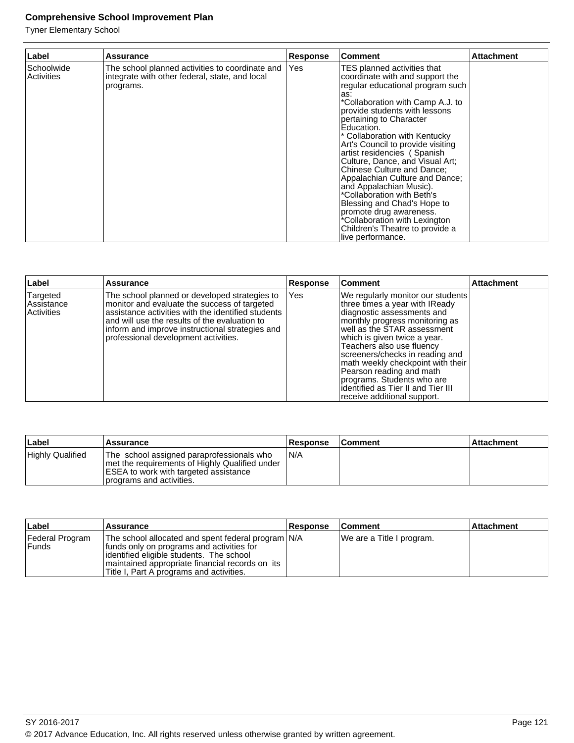| Label | Assurance | Response | Comment | Attachment |
|---|---|---|---|---|
| Schoolwide Activities | The school planned activities to coordinate and integrate with other federal, state, and local programs. | Yes | TES planned activities that coordinate with and support the regular educational program such as: *Collaboration with Camp A.J. to provide students with lessons pertaining to Character Education. * Collaboration with Kentucky Art's Council to provide visiting artist residencies ( Spanish Culture, Dance, and Visual Art; Chinese Culture and Dance; Appalachian Culture and Dance; and Appalachian Music). *Collaboration with Beth's Blessing and Chad's Hope to promote drug awareness. *Collaboration with Lexington Children's Theatre to provide a live performance. | |

| Label | Assurance | Response | Comment | Attachment |
|---|---|---|---|---|
| Targeted Assistance Activities | The school planned or developed strategies to monitor and evaluate the success of targeted assistance activities with the identified students and will use the results of the evaluation to inform and improve instructional strategies and professional development activities. | Yes | We regularly monitor our students three times a year with IReady diagnostic assessments and monthly progress monitoring as well as the STAR assessment which is given twice a year. Teachers also use fluency screeners/checks in reading and math weekly checkpoint with their Pearson reading and math programs. Students who are identified as Tier II and Tier III receive additional support. | |

| Label | Assurance | Response | Comment | Attachment |
|---|---|---|---|---|
| Highly Qualified | The school assigned paraprofessionals who met the requirements of Highly Qualified under ESEA to work with targeted assistance programs and activities. | N/A | | |

| Label | Assurance | Response | Comment | Attachment |
|---|---|---|---|---|
| Federal Program Funds | The school allocated and spent federal program funds only on programs and activities for identified eligible students. The school maintained appropriate financial records on its Title I, Part A programs and activities. | N/A | We are a Title I program. | |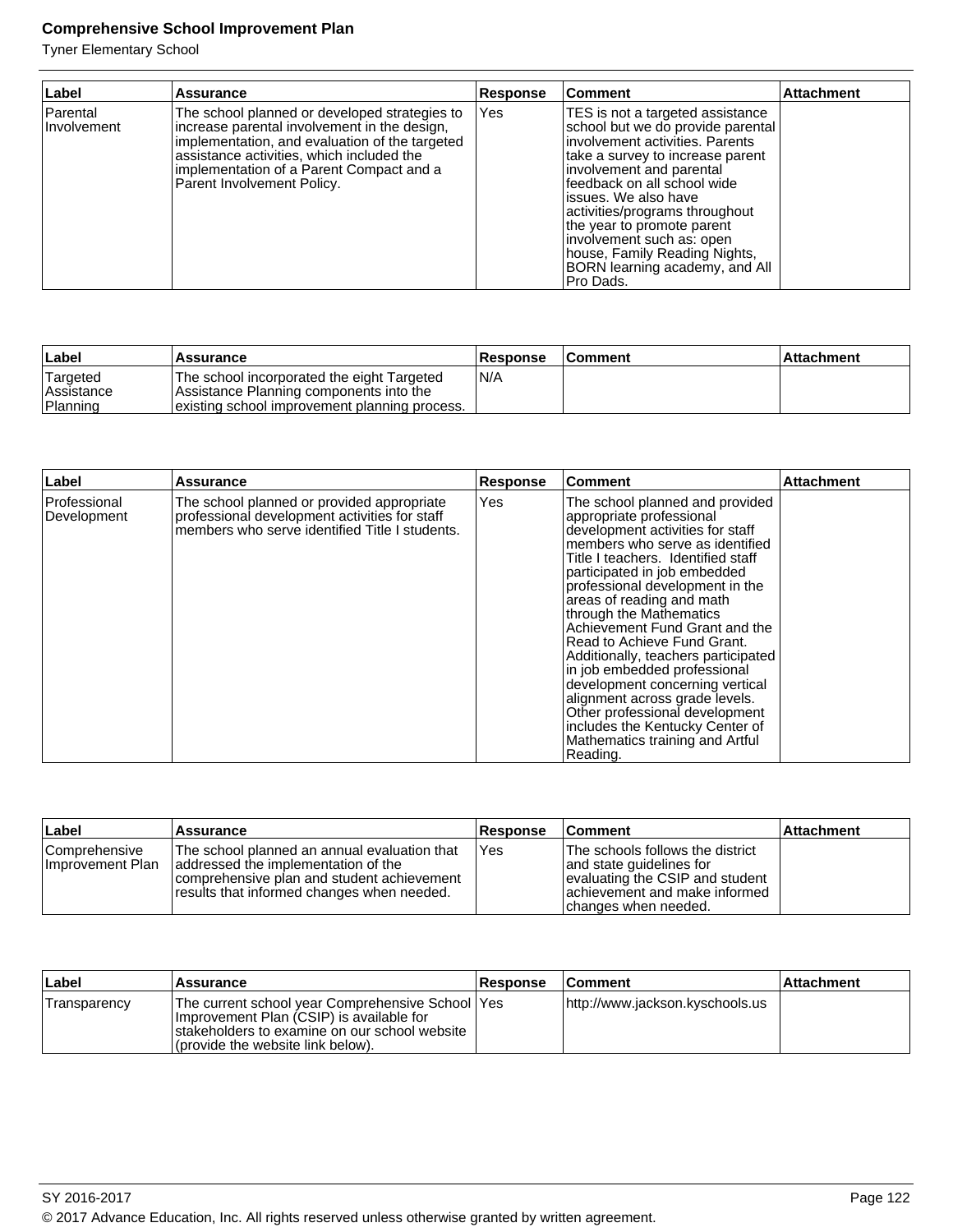| Label | Assurance | Response | Comment | Attachment |
|---|---|---|---|---|
| Parental Involvement | The school planned or developed strategies to increase parental involvement in the design, implementation, and evaluation of the targeted assistance activities, which included the implementation of a Parent Compact and a Parent Involvement Policy. | Yes | TES is not a targeted assistance school but we do provide parental involvement activities. Parents take a survey to increase parent involvement and parental feedback on all school wide issues. We also have activities/programs throughout the year to promote parent involvement such as: open house, Family Reading Nights, BORN learning academy, and All Pro Dads. | |

| Label | Assurance | Response | Comment | Attachment |
|---|---|---|---|---|
| Targeted Assistance Planning | The school incorporated the eight Targeted Assistance Planning components into the existing school improvement planning process. | N/A | | |

| Label | Assurance | Response | Comment | Attachment |
|---|---|---|---|---|
| Professional Development | The school planned or provided appropriate professional development activities for staff members who serve identified Title I students. | Yes | The school planned and provided appropriate professional development activities for staff members who serve as identified Title I teachers. Identified staff participated in job embedded professional development in the areas of reading and math through the Mathematics Achievement Fund Grant and the Read to Achieve Fund Grant. Additionally, teachers participated in job embedded professional development concerning vertical alignment across grade levels. Other professional development includes the Kentucky Center of Mathematics training and Artful Reading. | |

| Label | Assurance | Response | Comment | Attachment |
|---|---|---|---|---|
| Comprehensive Improvement Plan | The school planned an annual evaluation that addressed the implementation of the comprehensive plan and student achievement results that informed changes when needed. | Yes | The schools follows the district and state guidelines for evaluating the CSIP and student achievement and make informed changes when needed. | |

| Label | Assurance | Response | Comment | Attachment |
|---|---|---|---|---|
| Transparency | The current school year Comprehensive School Improvement Plan (CSIP) is available for stakeholders to examine on our school website (provide the website link below). | Yes | http://www.jackson.kyschools.us | |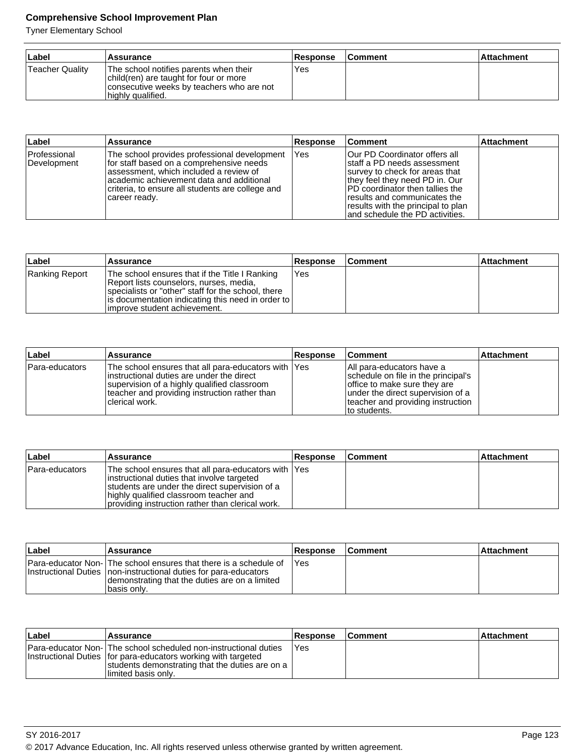| Label | Assurance | Response | Comment | Attachment |
|---|---|---|---|---|
| Teacher Quality | The school notifies parents when their child(ren) are taught for four or more consecutive weeks by teachers who are not highly qualified. | Yes | | |

| Label | Assurance | Response | Comment | Attachment |
|---|---|---|---|---|
| Professional Development | The school provides professional development for staff based on a comprehensive needs assessment, which included a review of academic achievement data and additional criteria, to ensure all students are college and career ready. | Yes | Our PD Coordinator offers all staff a PD needs assessment survey to check for areas that they feel they need PD in. Our PD coordinator then tallies the results and communicates the results with the principal to plan and schedule the PD activities. | |

| Label | Assurance | Response | Comment | Attachment |
|---|---|---|---|---|
| Ranking Report | The school ensures that if the Title I Ranking Report lists counselors, nurses, media, specialists or "other" staff for the school, there is documentation indicating this need in order to improve student achievement. | Yes | | |

| Label | Assurance | Response | Comment | Attachment |
|---|---|---|---|---|
| Para-educators | The school ensures that all para-educators with instructional duties are under the direct supervision of a highly qualified classroom teacher and providing instruction rather than clerical work. | Yes | All para-educators have a schedule on file in the principal's office to make sure they are under the direct supervision of a teacher and providing instruction to students. | |

| Label | Assurance | Response | Comment | Attachment |
|---|---|---|---|---|
| Para-educators | The school ensures that all para-educators with instructional duties that involve targeted students are under the direct supervision of a highly qualified classroom teacher and providing instruction rather than clerical work. | Yes | | |

| Label | Assurance | Response | Comment | Attachment |
|---|---|---|---|---|
| Para-educator Non-Instructional Duties | The school ensures that there is a schedule of non-instructional duties for para-educators demonstrating that the duties are on a limited basis only. | Yes | | |

| Label | Assurance | Response | Comment | Attachment |
|---|---|---|---|---|
| Para-educator Non-Instructional Duties | The school scheduled non-instructional duties for para-educators working with targeted students demonstrating that the duties are on a limited basis only. | Yes | | |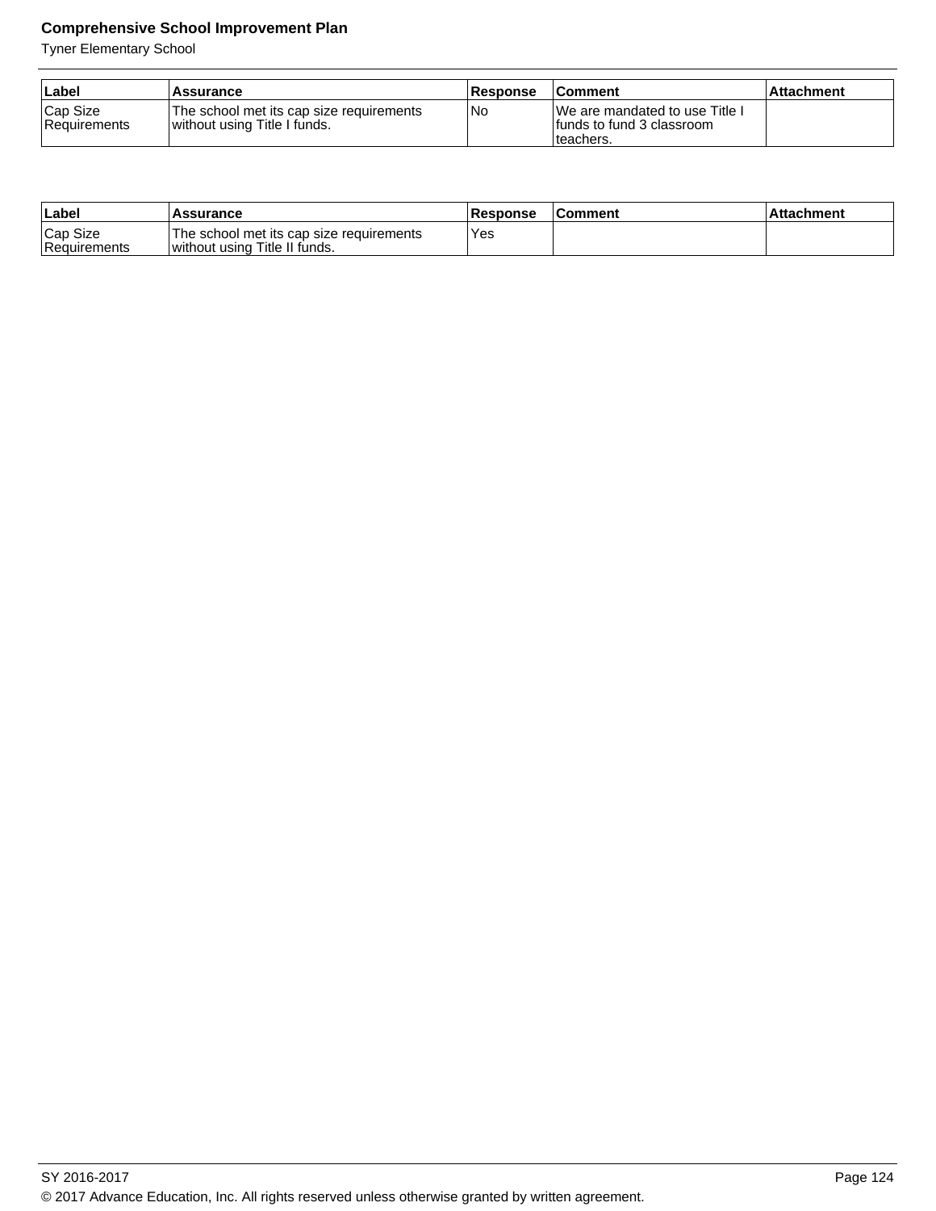| Label | Assurance | Response | Comment | Attachment |
|---|---|---|---|---|
| Cap Size Requirements | The school met its cap size requirements without using Title I funds. | No | We are mandated to use Title I funds to fund 3 classroom teachers. | |

| Label | Assurance | Response | Comment | Attachment |
|---|---|---|---|---|
| Cap Size Requirements | The school met its cap size requirements without using Title II funds. | Yes | | |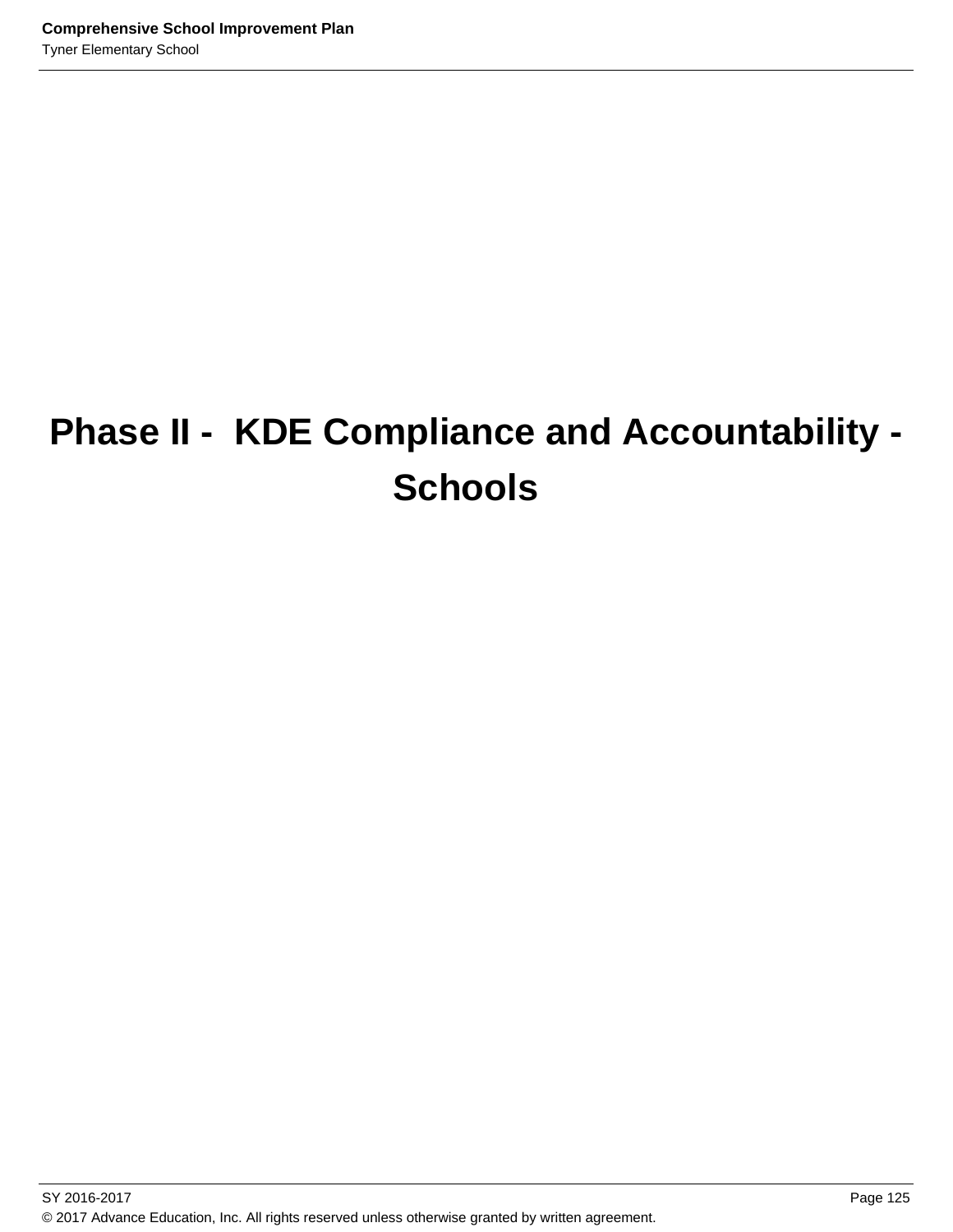# Phase II - KDE Compliance and Accountability - Schools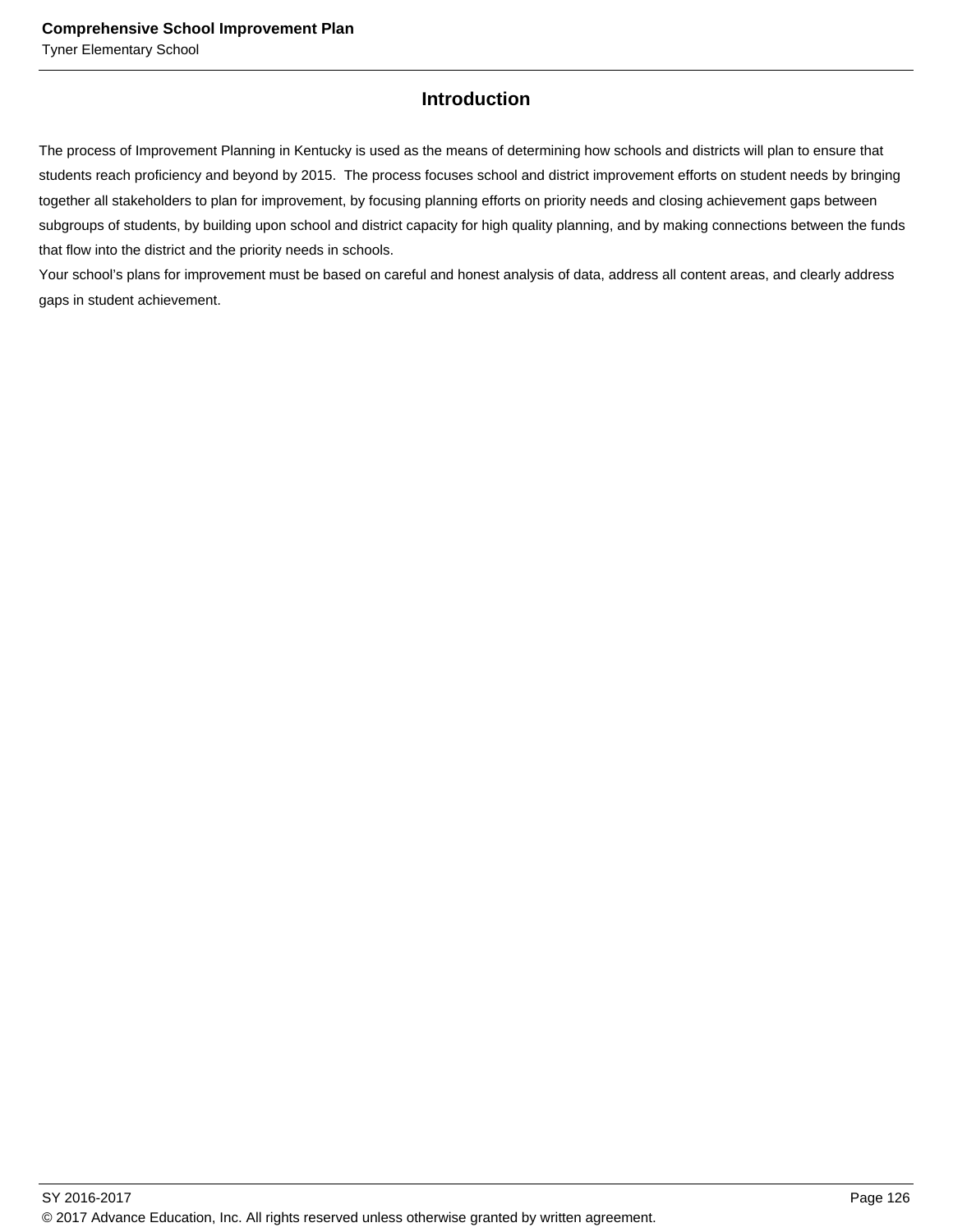## Introduction

The process of Improvement Planning in Kentucky is used as the means of determining how schools and districts will plan to ensure that students reach proficiency and beyond by 2015. The process focuses school and district improvement efforts on student needs by bringing together all stakeholders to plan for improvement, by focusing planning efforts on priority needs and closing achievement gaps between subgroups of students, by building upon school and district capacity for high quality planning, and by making connections between the funds that flow into the district and the priority needs in schools.

Your school's plans for improvement must be based on careful and honest analysis of data, address all content areas, and clearly address gaps in student achievement.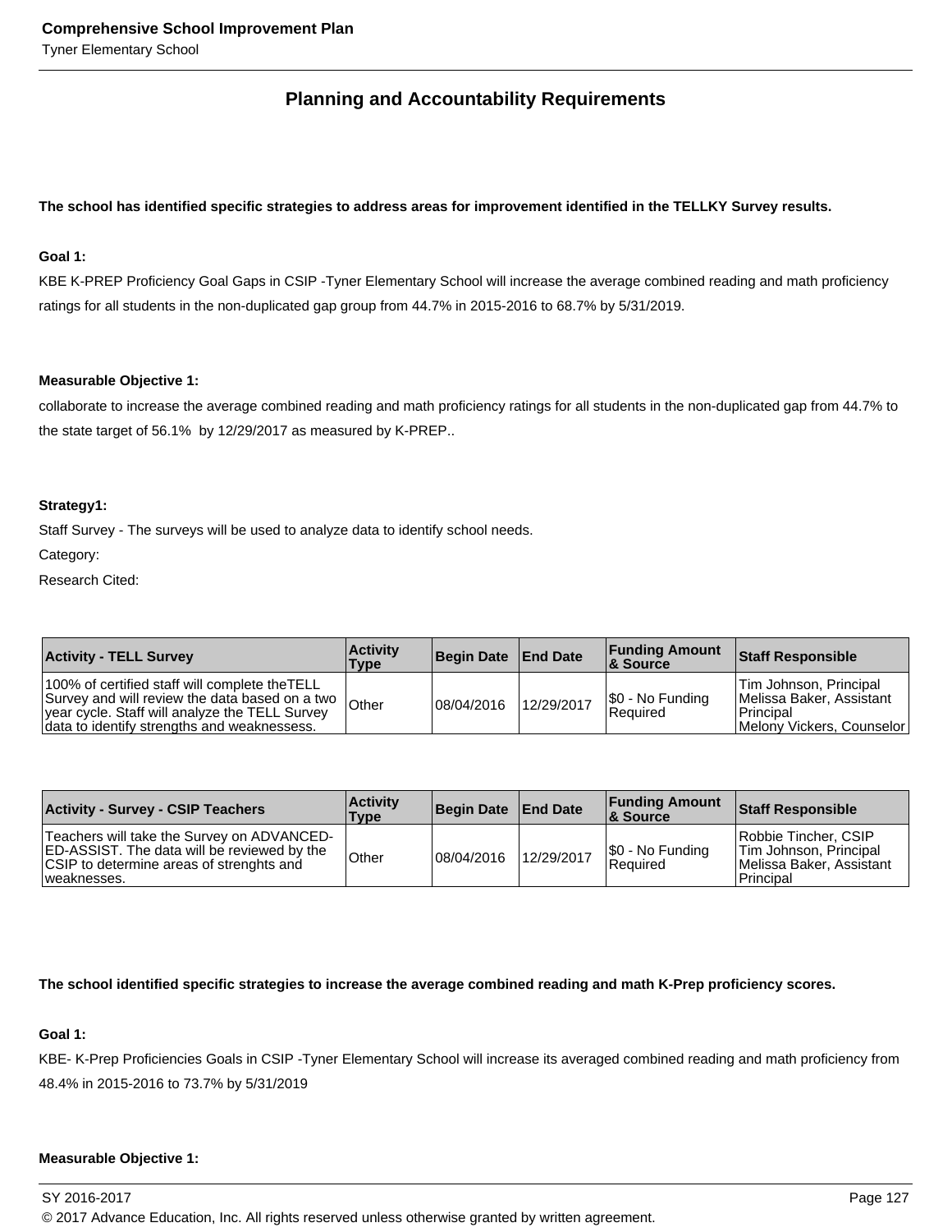## Planning and Accountability Requirements

**The school has identified specific strategies to address areas for improvement identified in the TELLKY Survey results.**

**Goal 1:**

KBE K-PREP Proficiency Goal Gaps in CSIP -Tyner Elementary School will increase the average combined reading and math proficiency ratings for all students in the non-duplicated gap group from 44.7% in 2015-2016 to 68.7% by 5/31/2019.

**Measurable Objective 1:**

collaborate to increase the average combined reading and math proficiency ratings for all students in the non-duplicated gap from 44.7% to the state target of 56.1% by 12/29/2017 as measured by K-PREP..

**Strategy1:**

Staff Survey - The surveys will be used to analyze data to identify school needs.

Category:

Research Cited:

| Activity - TELL Survey | Activity Type | Begin Date | End Date | Funding Amount & Source | Staff Responsible |
|---|---|---|---|---|---|
| 100% of certified staff will complete theTELL Survey and will review the data based on a two year cycle. Staff will analyze the TELL Survey data to identify strengths and weaknessess. | Other | 08/04/2016 | 12/29/2017 | $0 - No Funding Required | Tim Johnson, Principal Melissa Baker, Assistant Principal Melony Vickers, Counselor |

| Activity - Survey - CSIP Teachers | Activity Type | Begin Date | End Date | Funding Amount & Source | Staff Responsible |
|---|---|---|---|---|---|
| Teachers will take the Survey on ADVANCED-ED-ASSIST. The data will be reviewed by the CSIP to determine areas of strenghts and weaknesses. | Other | 08/04/2016 | 12/29/2017 | $0 - No Funding Required | Robbie Tincher, CSIP Tim Johnson, Principal Melissa Baker, Assistant Principal |

**The school identified specific strategies to increase the average combined reading and math K-Prep proficiency scores.**

**Goal 1:**

KBE- K-Prep Proficiencies Goals in CSIP -Tyner Elementary School will increase its averaged combined reading and math proficiency from 48.4% in 2015-2016 to 73.7% by 5/31/2019

**Measurable Objective 1:**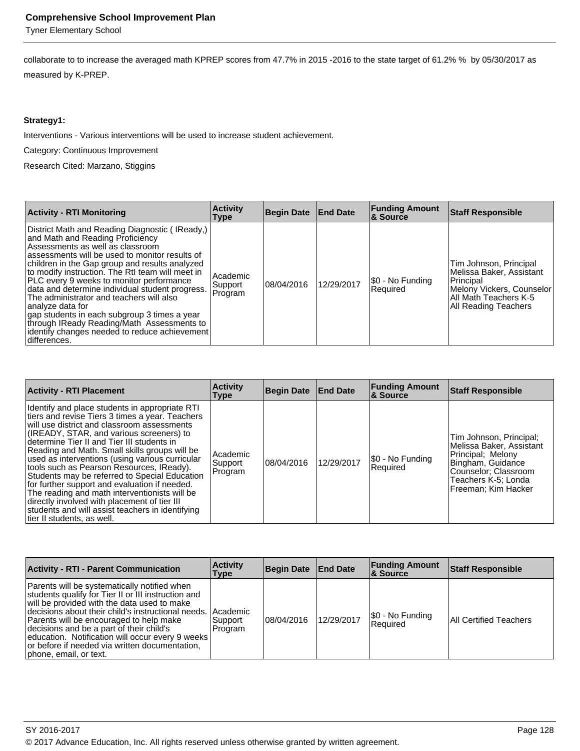collaborate to to increase the averaged math KPREP scores from 47.7% in 2015 -2016 to the state target of 61.2% % by 05/30/2017 as measured by K-PREP.

**Strategy1:**

Interventions - Various interventions will be used to increase student achievement.

Category: Continuous Improvement

Research Cited: Marzano, Stiggins

| Activity - RTI Monitoring | Activity Type | Begin Date | End Date | Funding Amount & Source | Staff Responsible |
|---|---|---|---|---|---|
| District Math and Reading Diagnostic ( IReady,) and Math and Reading Proficiency Assessments as well as classroom assessments will be used to monitor results of children in the Gap group and results analyzed to modify instruction. The RtI team will meet in PLC every 9 weeks to monitor performance data and determine individual student progress. The administrator and teachers will also analyze data for gap students in each subgroup 3 times a year through IReady Reading/Math Assessments to identify changes needed to reduce achievement differences. | Academic Support Program | 08/04/2016 | 12/29/2017 | $0 - No Funding Required | Tim Johnson, Principal Melissa Baker, Assistant Principal Melony Vickers, Counselor All Math Teachers K-5 All Reading Teachers |

| Activity - RTI Placement | Activity Type | Begin Date | End Date | Funding Amount & Source | Staff Responsible |
|---|---|---|---|---|---|
| Identify and place students in appropriate RTI tiers and revise Tiers 3 times a year. Teachers will use district and classroom assessments (IREADY, STAR, and various screeners) to determine Tier II and Tier III students in Reading and Math. Small skills groups will be used as interventions (using various curricular tools such as Pearson Resources, IReady). Students may be referred to Special Education for further support and evaluation if needed. The reading and math interventionists will be directly involved with placement of tier III students and will assist teachers in identifying tier II students, as well. | Academic Support Program | 08/04/2016 | 12/29/2017 | $0 - No Funding Required | Tim Johnson, Principal; Melissa Baker, Assistant Principal; Melony Bingham, Guidance Counselor; Classroom Teachers K-5; Londa Freeman; Kim Hacker |

| Activity - RTI - Parent Communication | Activity Type | Begin Date | End Date | Funding Amount & Source | Staff Responsible |
|---|---|---|---|---|---|
| Parents will be systematically notified when students qualify for Tier II or III instruction and will be provided with the data used to make decisions about their child's instructional needs. Parents will be encouraged to help make decisions and be a part of their child's education. Notification will occur every 9 weeks or before if needed via written documentation, phone, email, or text. | Academic Support Program | 08/04/2016 | 12/29/2017 | $0 - No Funding Required | All Certified Teachers |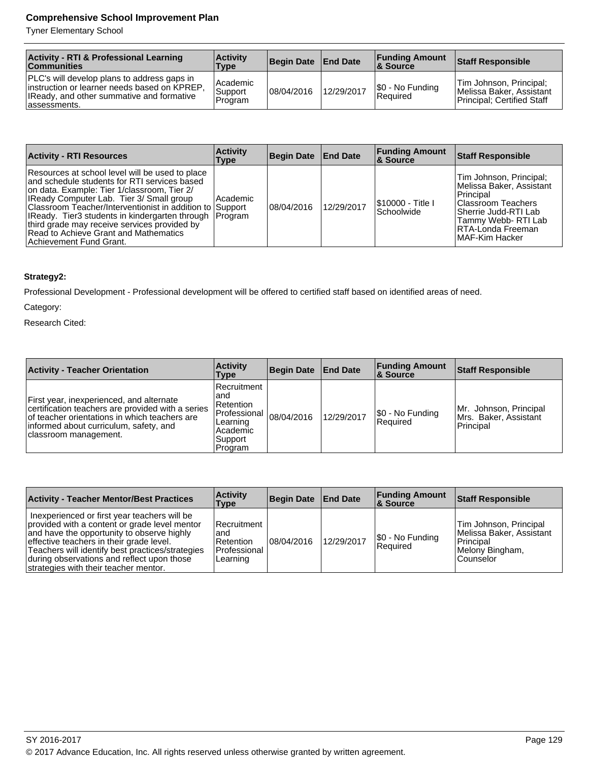| Activity - RTI & Professional Learning Communities | Activity Type | Begin Date | End Date | Funding Amount & Source | Staff Responsible |
|---|---|---|---|---|---|
| PLC's will develop plans to address gaps in instruction or learner needs based on KPREP, IReady, and other summative and formative assessments. | Academic Support Program | 08/04/2016 | 12/29/2017 | $0 - No Funding Required | Tim Johnson, Principal; Melissa Baker, Assistant Principal; Certified Staff |

| Activity - RTI Resources | Activity Type | Begin Date | End Date | Funding Amount & Source | Staff Responsible |
|---|---|---|---|---|---|
| Resources at school level will be used to place and schedule students for RTI services based on data. Example: Tier 1/classroom, Tier 2/ IReady Computer Lab. Tier 3/ Small group Classroom Teacher/Interventionist in addition to IReady. Tier3 students in kindergarten through third grade may receive services provided by Read to Achieve Grant and Mathematics Achievement Fund Grant. | Academic Support Program | 08/04/2016 | 12/29/2017 | $10000 - Title I Schoolwide | Tim Johnson, Principal; Melissa Baker, Assistant Principal Classroom Teachers Sherrie Judd-RTI Lab Tammy Webb- RTI Lab RTA-Londa Freeman MAF-Kim Hacker |

**Strategy2:**

Professional Development - Professional development will be offered to certified staff based on identified areas of need.

Category:

Research Cited:

| Activity - Teacher Orientation | Activity Type | Begin Date | End Date | Funding Amount & Source | Staff Responsible |
|---|---|---|---|---|---|
| First year, inexperienced, and alternate certification teachers are provided with a series of teacher orientations in which teachers are informed about curriculum, safety, and classroom management. | Recruitment and Retention Professional Learning Academic Support Program | 08/04/2016 | 12/29/2017 | $0 - No Funding Required | Mr. Johnson, Principal Mrs. Baker, Assistant Principal |

| Activity - Teacher Mentor/Best Practices | Activity Type | Begin Date | End Date | Funding Amount & Source | Staff Responsible |
|---|---|---|---|---|---|
| Inexperienced or first year teachers will be provided with a content or grade level mentor and have the opportunity to observe highly effective teachers in their grade level. Teachers will identify best practices/strategies during observations and reflect upon those strategies with their teacher mentor. | Recruitment and Retention Professional Learning | 08/04/2016 | 12/29/2017 | $0 - No Funding Required | Tim Johnson, Principal Melissa Baker, Assistant Principal Melony Bingham, Counselor |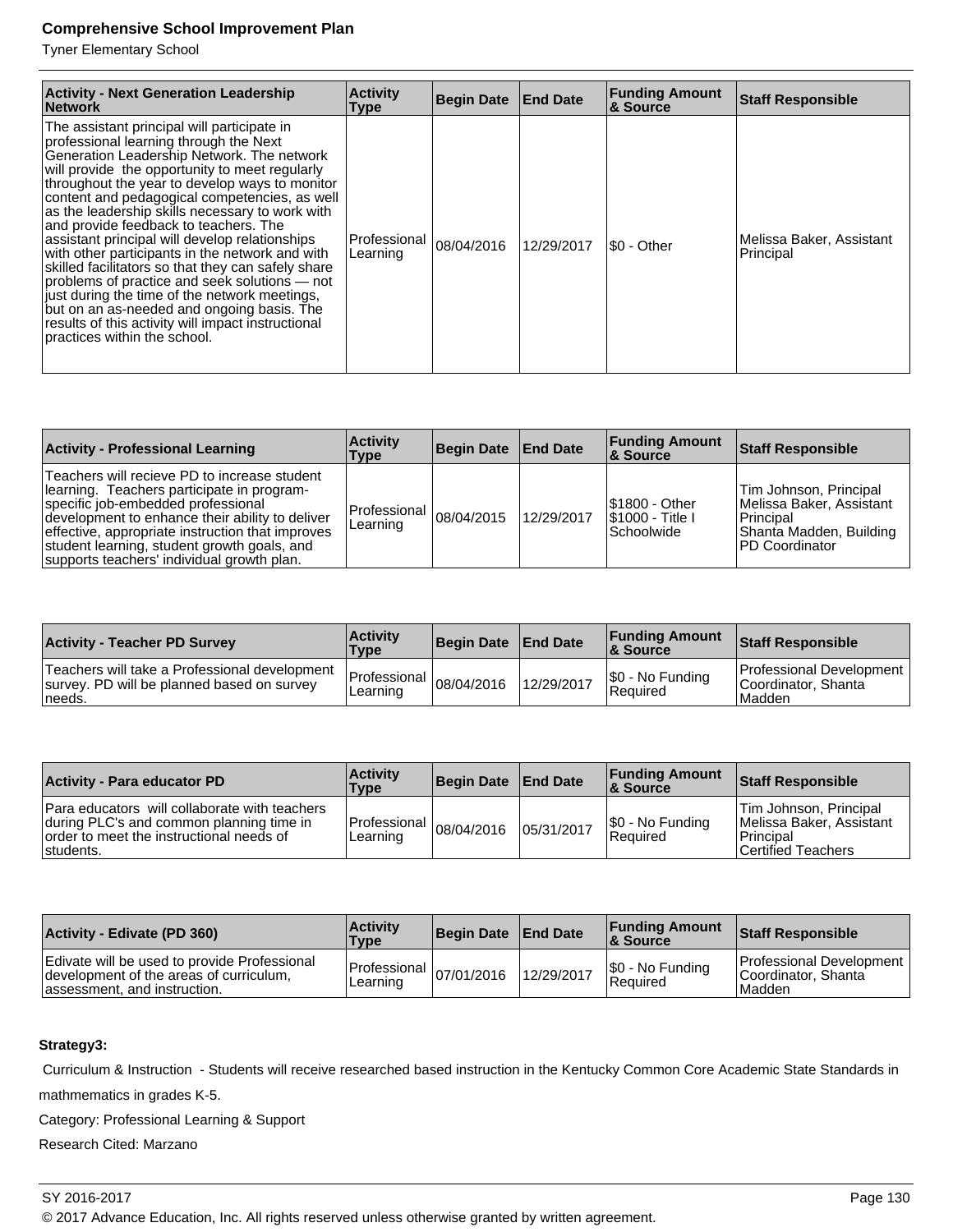| Activity - Next Generation Leadership Network | Activity Type | Begin Date | End Date | Funding Amount & Source | Staff Responsible |
|---|---|---|---|---|---|
| The assistant principal will participate in professional learning through the Next Generation Leadership Network. The network will provide the opportunity to meet regularly throughout the year to develop ways to monitor content and pedagogical competencies, as well as the leadership skills necessary to work with and provide feedback to teachers. The assistant principal will develop relationships with other participants in the network and with skilled facilitators so that they can safely share problems of practice and seek solutions — not just during the time of the network meetings, but on an as-needed and ongoing basis. The results of this activity will impact instructional practices within the school. | Professional Learning | 08/04/2016 | 12/29/2017 | $0 - Other | Melissa Baker, Assistant Principal |

| Activity - Professional Learning | Activity Type | Begin Date | End Date | Funding Amount & Source | Staff Responsible |
|---|---|---|---|---|---|
| Teachers will recieve PD to increase student learning. Teachers participate in program-specific job-embedded professional development to enhance their ability to deliver effective, appropriate instruction that improves student learning, student growth goals, and supports teachers' individual growth plan. | Professional Learning | 08/04/2015 | 12/29/2017 | $1800 - Other<br>$1000 - Title I Schoolwide | Tim Johnson, Principal<br>Melissa Baker, Assistant Principal<br>Shanta Madden, Building PD Coordinator |

| Activity - Teacher PD Survey | Activity Type | Begin Date | End Date | Funding Amount & Source | Staff Responsible |
|---|---|---|---|---|---|
| Teachers will take a Professional development survey. PD will be planned based on survey needs. | Professional Learning | 08/04/2016 | 12/29/2017 | $0 - No Funding Required | Professional Development Coordinator, Shanta Madden |

| Activity - Para educator PD | Activity Type | Begin Date | End Date | Funding Amount & Source | Staff Responsible |
|---|---|---|---|---|---|
| Para educators will collaborate with teachers during PLC's and common planning time in order to meet the instructional needs of students. | Professional Learning | 08/04/2016 | 05/31/2017 | $0 - No Funding Required | Tim Johnson, Principal<br>Melissa Baker, Assistant Principal<br>Certified Teachers |

| Activity - Edivate (PD 360) | Activity Type | Begin Date | End Date | Funding Amount & Source | Staff Responsible |
|---|---|---|---|---|---|
| Edivate will be used to provide Professional development of the areas of curriculum, assessment, and instruction. | Professional Learning | 07/01/2016 | 12/29/2017 | $0 - No Funding Required | Professional Development Coordinator, Shanta Madden |

**Strategy3:**

Curriculum & Instruction - Students will receive researched based instruction in the Kentucky Common Core Academic State Standards in mathmematics in grades K-5.

Category: Professional Learning & Support

Research Cited: Marzano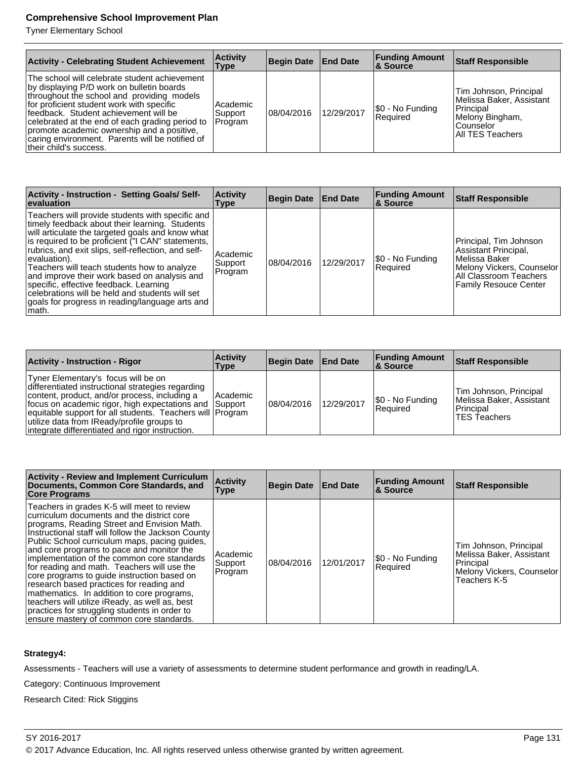| Activity - Celebrating Student Achievement | Activity Type | Begin Date | End Date | Funding Amount & Source | Staff Responsible |
|---|---|---|---|---|---|
| The school will celebrate student achievement by displaying P/D work on bulletin boards throughout the school and providing models for proficient student work with specific feedback. Student achievement will be celebrated at the end of each grading period to promote academic ownership and a positive, caring environment. Parents will be notified of their child's success. | Academic Support Program | 08/04/2016 | 12/29/2017 | $0 - No Funding Required | Tim Johnson, Principal<br>Melissa Baker, Assistant Principal<br>Melony Bingham, Counselor<br>All TES Teachers |

| Activity - Instruction - Setting Goals/ Self-evaluation | Activity Type | Begin Date | End Date | Funding Amount & Source | Staff Responsible |
|---|---|---|---|---|---|
| Teachers will provide students with specific and timely feedback about their learning. Students will articulate the targeted goals and know what is required to be proficient ("I CAN" statements, rubrics, and exit slips, self-reflection, and self-evaluation).<br>Teachers will teach students how to analyze and improve their work based on analysis and specific, effective feedback. Learning celebrations will be held and students will set goals for progress in reading/language arts and math. | Academic Support Program | 08/04/2016 | 12/29/2017 | $0 - No Funding Required | Principal, Tim Johnson<br>Assistant Principal, Melissa Baker<br>Melony Vickers, Counselor<br>All Classroom Teachers<br>Family Resouce Center |

| Activity - Instruction - Rigor | Activity Type | Begin Date | End Date | Funding Amount & Source | Staff Responsible |
|---|---|---|---|---|---|
| Tyner Elementary's focus will be on differentiated instructional strategies regarding content, product, and/or process, including a focus on academic rigor, high expectations and equitable support for all students. Teachers will utilize data from IReady/profile groups to integrate differentiated and rigor instruction. | Academic Support Program | 08/04/2016 | 12/29/2017 | $0 - No Funding Required | Tim Johnson, Principal<br>Melissa Baker, Assistant Principal<br>TES Teachers |

| Activity - Review and Implement Curriculum Documents, Common Core Standards, and Core Programs | Activity Type | Begin Date | End Date | Funding Amount & Source | Staff Responsible |
|---|---|---|---|---|---|
| Teachers in grades K-5 will meet to review curriculum documents and the district core programs, Reading Street and Envision Math. Instructional staff will follow the Jackson County Public School curriculum maps, pacing guides, and core programs to pace and monitor the implementation of the common core standards for reading and math. Teachers will use the core programs to guide instruction based on research based practices for reading and mathematics. In addition to core programs, teachers will utilize iReady, as well as, best practices for struggling students in order to ensure mastery of common core standards. | Academic Support Program | 08/04/2016 | 12/01/2017 | $0 - No Funding Required | Tim Johnson, Principal<br>Melissa Baker, Assistant Principal<br>Melony Vickers, Counselor<br>Teachers K-5 |

**Strategy4:**

Assessments - Teachers will use a variety of assessments to determine student performance and growth in reading/LA.

Category: Continuous Improvement

Research Cited: Rick Stiggins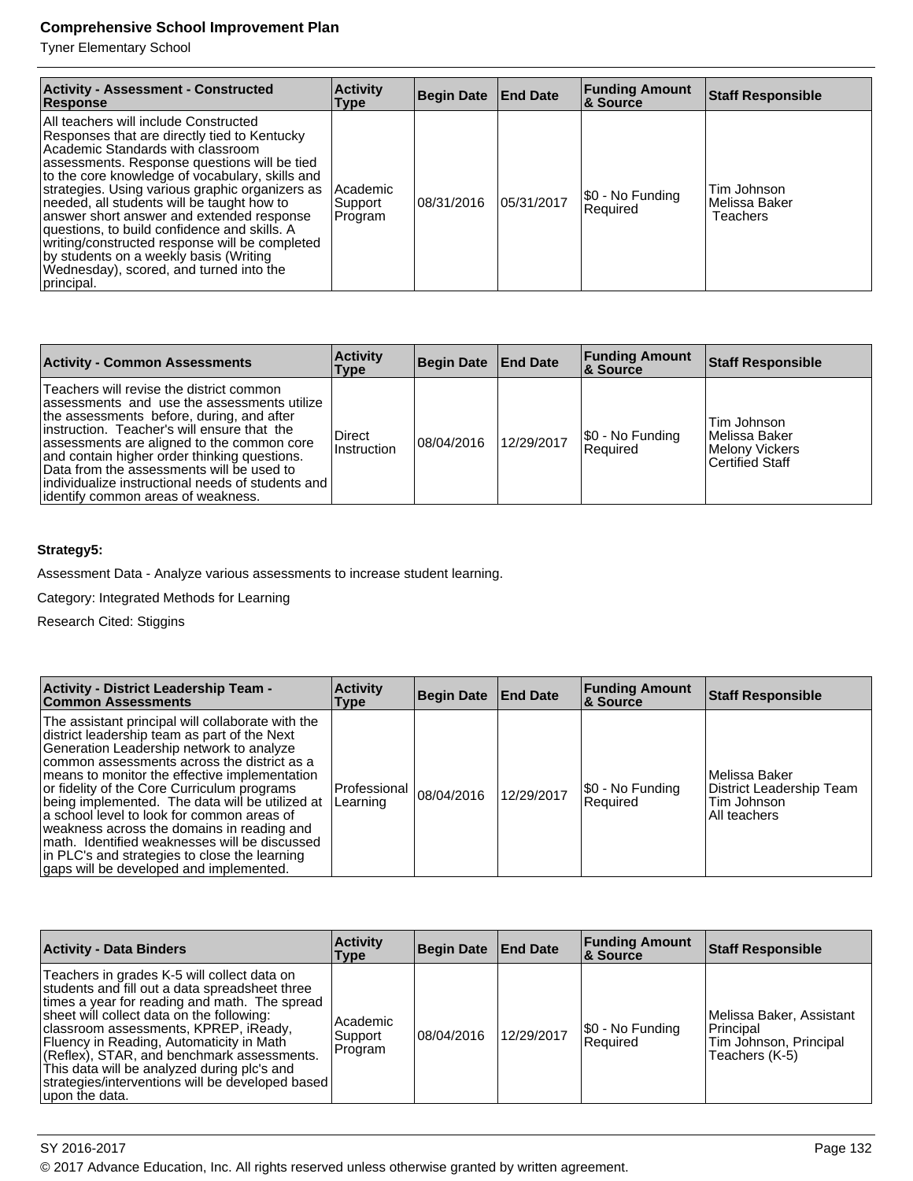| Activity - Assessment - Constructed Response | Activity Type | Begin Date | End Date | Funding Amount & Source | Staff Responsible |
|---|---|---|---|---|---|
| All teachers will include Constructed Responses that are directly tied to Kentucky Academic Standards with classroom assessments. Response questions will be tied to the core knowledge of vocabulary, skills and strategies. Using various graphic organizers as needed, all students will be taught how to answer short answer and extended response questions, to build confidence and skills. A writing/constructed response will be completed by students on a weekly basis (Writing Wednesday), scored, and turned into the principal. | Academic Support Program | 08/31/2016 | 05/31/2017 | $0 - No Funding Required | Tim Johnson<br>Melissa Baker<br>Teachers |

| Activity - Common Assessments | Activity Type | Begin Date | End Date | Funding Amount & Source | Staff Responsible |
|---|---|---|---|---|---|
| Teachers will revise the district common assessments and use the assessments utilize the assessments before, during, and after instruction. Teacher's will ensure that the assessments are aligned to the common core and contain higher order thinking questions. Data from the assessments will be used to individualize instructional needs of students and identify common areas of weakness. | Direct Instruction | 08/04/2016 | 12/29/2017 | $0 - No Funding Required | Tim Johnson<br>Melissa Baker<br>Melony Vickers<br>Certified Staff |

**Strategy5:**

Assessment Data - Analyze various assessments to increase student learning.

Category: Integrated Methods for Learning

Research Cited: Stiggins

| Activity - District Leadership Team - Common Assessments | Activity Type | Begin Date | End Date | Funding Amount & Source | Staff Responsible |
|---|---|---|---|---|---|
| The assistant principal will collaborate with the district leadership team as part of the Next Generation Leadership network to analyze common assessments across the district as a means to monitor the effective implementation or fidelity of the Core Curriculum programs being implemented. The data will be utilized at a school level to look for common areas of weakness across the domains in reading and math. Identified weaknesses will be discussed in PLC's and strategies to close the learning gaps will be developed and implemented. | Professional Learning | 08/04/2016 | 12/29/2017 | $0 - No Funding Required | Melissa Baker<br>District Leadership Team<br>Tim Johnson<br>All teachers |

| Activity - Data Binders | Activity Type | Begin Date | End Date | Funding Amount & Source | Staff Responsible |
|---|---|---|---|---|---|
| Teachers in grades K-5 will collect data on students and fill out a data spreadsheet three times a year for reading and math. The spread sheet will collect data on the following: classroom assessments, KPREP, iReady, Fluency in Reading, Automaticity in Math (Reflex), STAR, and benchmark assessments. This data will be analyzed during plc's and strategies/interventions will be developed based upon the data. | Academic Support Program | 08/04/2016 | 12/29/2017 | $0 - No Funding Required | Melissa Baker, Assistant Principal<br>Tim Johnson, Principal<br>Teachers (K-5) |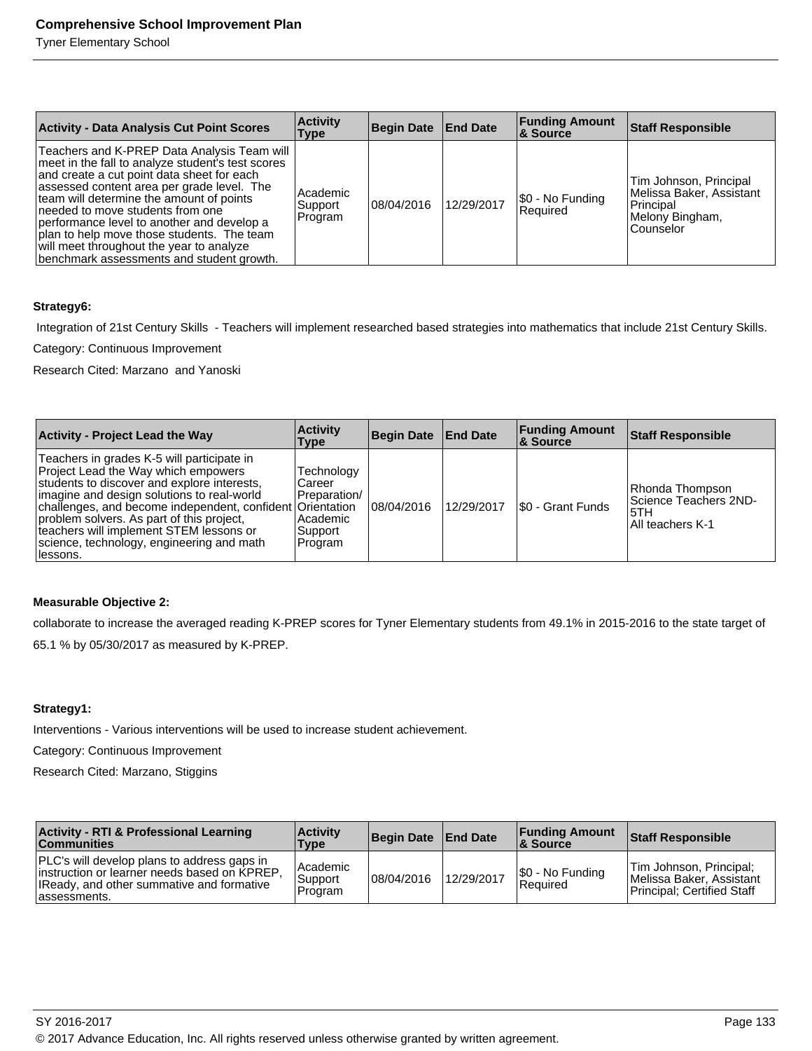| Activity - Data Analysis Cut Point Scores | Activity Type | Begin Date | End Date | Funding Amount & Source | Staff Responsible |
| --- | --- | --- | --- | --- | --- |
| Teachers and K-PREP Data Analysis Team will meet in the fall to analyze student's test scores and create a cut point data sheet for each assessed content area per grade level. The team will determine the amount of points needed to move students from one performance level to another and develop a plan to help move those students. The team will meet throughout the year to analyze benchmark assessments and student growth. | Academic Support Program | 08/04/2016 | 12/29/2017 | $0 - No Funding Required | Tim Johnson, Principal<br>Melissa Baker, Assistant Principal<br>Melony Bingham, Counselor |

**Strategy6:**

Integration of 21st Century Skills - Teachers will implement researched based strategies into mathematics that include 21st Century Skills.

Category: Continuous Improvement

Research Cited: Marzano and Yanoski

| Activity - Project Lead the Way | Activity Type | Begin Date | End Date | Funding Amount & Source | Staff Responsible |
| --- | --- | --- | --- | --- | --- |
| Teachers in grades K-5 will participate in Project Lead the Way which empowers students to discover and explore interests, imagine and design solutions to real-world challenges, and become independent, confident problem solvers. As part of this project, teachers will implement STEM lessons or science, technology, engineering and math lessons. | Technology<br>Career Preparation/ Orientation<br>Academic Support Program | 08/04/2016 | 12/29/2017 | $0 - Grant Funds | Rhonda Thompson<br>Science Teachers 2ND-5TH<br>All teachers K-1 |

**Measurable Objective 2:**

collaborate to increase the averaged reading K-PREP scores for Tyner Elementary students from 49.1% in 2015-2016 to the state target of 65.1 % by 05/30/2017 as measured by K-PREP.

**Strategy1:**

Interventions - Various interventions will be used to increase student achievement.

Category: Continuous Improvement

Research Cited: Marzano, Stiggins

| Activity - RTI & Professional Learning Communities | Activity Type | Begin Date | End Date | Funding Amount & Source | Staff Responsible |
| --- | --- | --- | --- | --- | --- |
| PLC's will develop plans to address gaps in instruction or learner needs based on KPREP, IReady, and other summative and formative assessments. | Academic Support Program | 08/04/2016 | 12/29/2017 | $0 - No Funding Required | Tim Johnson, Principal; Melissa Baker, Assistant Principal; Certified Staff |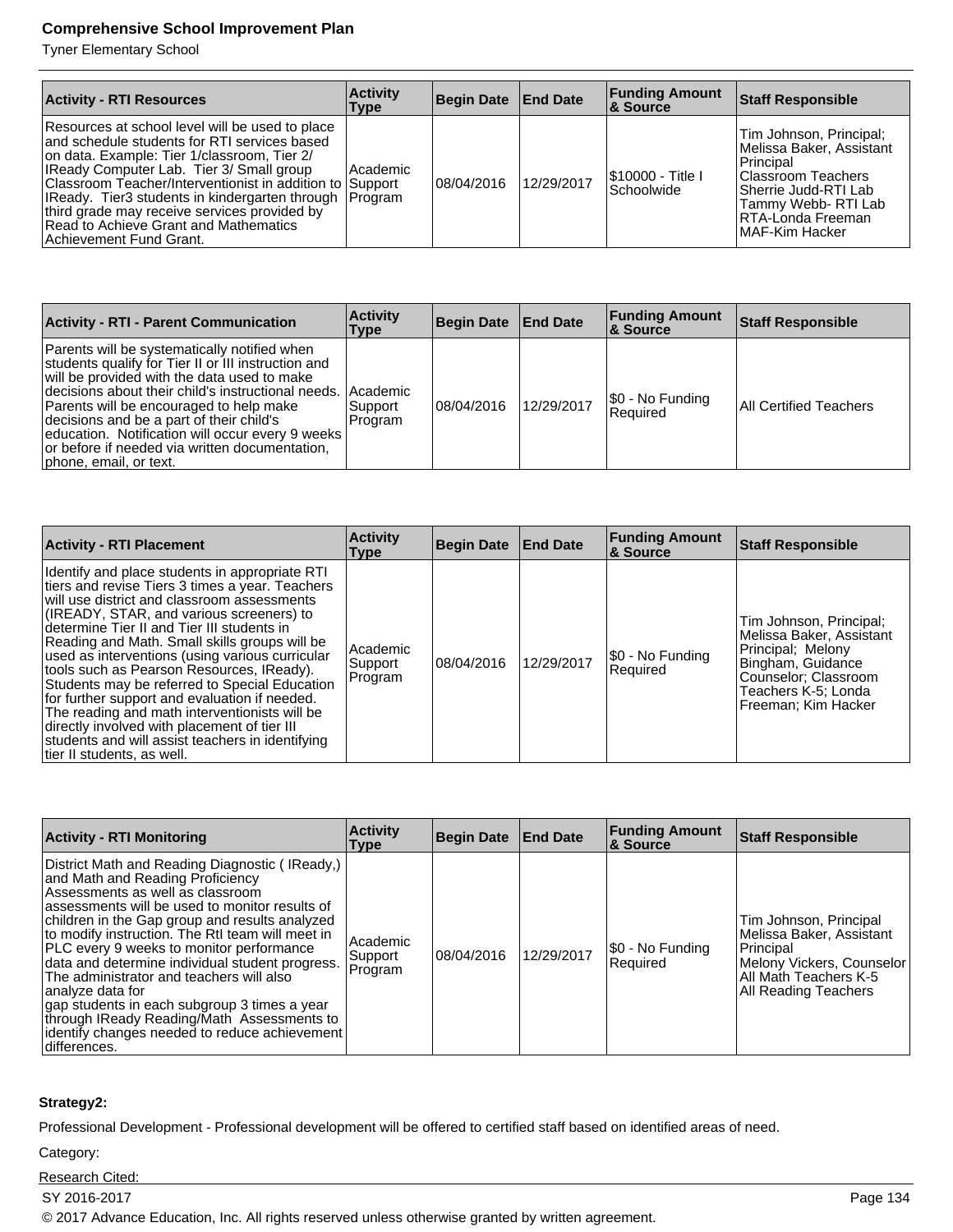| Activity - RTI Resources | Activity Type | Begin Date | End Date | Funding Amount & Source | Staff Responsible |
| --- | --- | --- | --- | --- | --- |
| Resources at school level will be used to place and schedule students for RTI services based on data. Example: Tier 1/classroom, Tier 2/ IReady Computer Lab. Tier 3/ Small group Classroom Teacher/Interventionist in addition to IReady. Tier3 students in kindergarten through third grade may receive services provided by Read to Achieve Grant and Mathematics Achievement Fund Grant. | Academic Support Program | 08/04/2016 | 12/29/2017 | $10000 - Title I Schoolwide | Tim Johnson, Principal; Melissa Baker, Assistant Principal<br>Classroom Teachers<br>Sherrie Judd-RTI Lab<br>Tammy Webb- RTI Lab<br>RTA-Londa Freeman<br>MAF-Kim Hacker |

| Activity - RTI - Parent Communication | Activity Type | Begin Date | End Date | Funding Amount & Source | Staff Responsible |
| --- | --- | --- | --- | --- | --- |
| Parents will be systematically notified when students qualify for Tier II or III instruction and will be provided with the data used to make decisions about their child's instructional needs. Parents will be encouraged to help make decisions and be a part of their child's education. Notification will occur every 9 weeks or before if needed via written documentation, phone, email, or text. | Academic Support Program | 08/04/2016 | 12/29/2017 | $0 - No Funding Required | All Certified Teachers |

| Activity - RTI Placement | Activity Type | Begin Date | End Date | Funding Amount & Source | Staff Responsible |
| --- | --- | --- | --- | --- | --- |
| Identify and place students in appropriate RTI tiers and revise Tiers 3 times a year. Teachers will use district and classroom assessments (IREADY, STAR, and various screeners) to determine Tier II and Tier III students in Reading and Math. Small skills groups will be used as interventions (using various curricular tools such as Pearson Resources, IReady). Students may be referred to Special Education for further support and evaluation if needed. The reading and math interventionists will be directly involved with placement of tier III students and will assist teachers in identifying tier II students, as well. | Academic Support Program | 08/04/2016 | 12/29/2017 | $0 - No Funding Required | Tim Johnson, Principal; Melissa Baker, Assistant Principal; Melony Bingham, Guidance Counselor; Classroom Teachers K-5; Londa Freeman; Kim Hacker |

| Activity - RTI Monitoring | Activity Type | Begin Date | End Date | Funding Amount & Source | Staff Responsible |
| --- | --- | --- | --- | --- | --- |
| District Math and Reading Diagnostic ( IReady,) and Math and Reading Proficiency Assessments as well as classroom assessments will be used to monitor results of children in the Gap group and results analyzed to modify instruction. The RtI team will meet in PLC every 9 weeks to monitor performance data and determine individual student progress. The administrator and teachers will also analyze data for<br>gap students in each subgroup 3 times a year through IReady Reading/Math Assessments to identify changes needed to reduce achievement differences. | Academic Support Program | 08/04/2016 | 12/29/2017 | $0 - No Funding Required | Tim Johnson, Principal<br>Melissa Baker, Assistant Principal<br>Melony Vickers, Counselor<br>All Math Teachers K-5<br>All Reading Teachers |

**Strategy2:**

Professional Development - Professional development will be offered to certified staff based on identified areas of need.

Category:

Research Cited: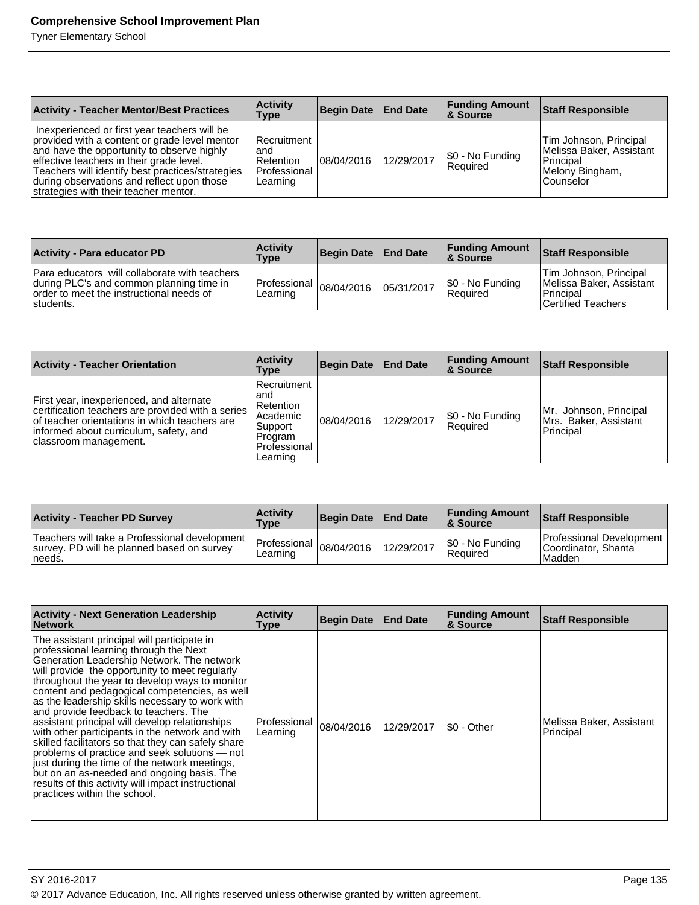| Activity - Teacher Mentor/Best Practices | Activity Type | Begin Date | End Date | Funding Amount & Source | Staff Responsible |
|---|---|---|---|---|---|
| Inexperienced or first year teachers will be provided with a content or grade level mentor and have the opportunity to observe highly effective teachers in their grade level. Teachers will identify best practices/strategies during observations and reflect upon those strategies with their teacher mentor. | Recruitment and Retention Professional Learning | 08/04/2016 | 12/29/2017 | $0 - No Funding Required | Tim Johnson, Principal Melissa Baker, Assistant Principal Melony Bingham, Counselor |

| Activity - Para educator PD | Activity Type | Begin Date | End Date | Funding Amount & Source | Staff Responsible |
|---|---|---|---|---|---|
| Para educators will collaborate with teachers during PLC's and common planning time in order to meet the instructional needs of students. | Professional Learning | 08/04/2016 | 05/31/2017 | $0 - No Funding Required | Tim Johnson, Principal Melissa Baker, Assistant Principal Certified Teachers |

| Activity - Teacher Orientation | Activity Type | Begin Date | End Date | Funding Amount & Source | Staff Responsible |
|---|---|---|---|---|---|
| First year, inexperienced, and alternate certification teachers are provided with a series of teacher orientations in which teachers are informed about curriculum, safety, and classroom management. | Recruitment and Retention Academic Support Program Professional Learning | 08/04/2016 | 12/29/2017 | $0 - No Funding Required | Mr. Johnson, Principal Mrs. Baker, Assistant Principal |

| Activity - Teacher PD Survey | Activity Type | Begin Date | End Date | Funding Amount & Source | Staff Responsible |
|---|---|---|---|---|---|
| Teachers will take a Professional development survey. PD will be planned based on survey needs. | Professional Learning | 08/04/2016 | 12/29/2017 | $0 - No Funding Required | Professional Development Coordinator, Shanta Madden |

| Activity - Next Generation Leadership Network | Activity Type | Begin Date | End Date | Funding Amount & Source | Staff Responsible |
|---|---|---|---|---|---|
| The assistant principal will participate in professional learning through the Next Generation Leadership Network. The network will provide the opportunity to meet regularly throughout the year to develop ways to monitor content and pedagogical competencies, as well as the leadership skills necessary to work with and provide feedback to teachers. The assistant principal will develop relationships with other participants in the network and with skilled facilitators so that they can safely share problems of practice and seek solutions — not just during the time of the network meetings, but on an as-needed and ongoing basis. The results of this activity will impact instructional practices within the school. | Professional Learning | 08/04/2016 | 12/29/2017 | $0 - Other | Melissa Baker, Assistant Principal |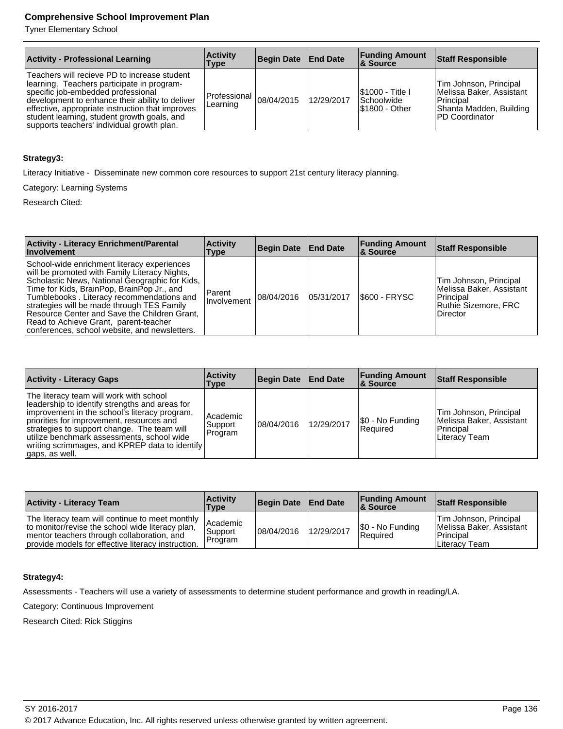| Activity - Professional Learning | Activity Type | Begin Date | End Date | Funding Amount & Source | Staff Responsible |
|---|---|---|---|---|---|
| Teachers will recieve PD to increase student learning. Teachers participate in program-specific job-embedded professional development to enhance their ability to deliver effective, appropriate instruction that improves student learning, student growth goals, and supports teachers' individual growth plan. | Professional Learning | 08/04/2015 | 12/29/2017 | $1000 - Title I Schoolwide<br>$1800 - Other | Tim Johnson, Principal<br>Melissa Baker, Assistant Principal<br>Shanta Madden, Building PD Coordinator |

**Strategy3:**

Literacy Initiative - Disseminate new common core resources to support 21st century literacy planning.

Category: Learning Systems

Research Cited:

| Activity - Literacy Enrichment/Parental Involvement | Activity Type | Begin Date | End Date | Funding Amount & Source | Staff Responsible |
|---|---|---|---|---|---|
| School-wide enrichment literacy experiences will be promoted with Family Literacy Nights, Scholastic News, National Geographic for Kids, Time for Kids, BrainPop, BrainPop Jr., and Tumblebooks . Literacy recommendations and strategies will be made through TES Family Resource Center and Save the Children Grant, Read to Achieve Grant, parent-teacher conferences, school website, and newsletters. | Parent Involvement | 08/04/2016 | 05/31/2017 | $600 - FRYSC | Tim Johnson, Principal<br>Melissa Baker, Assistant Principal<br>Ruthie Sizemore, FRC Director |

| Activity - Literacy Gaps | Activity Type | Begin Date | End Date | Funding Amount & Source | Staff Responsible |
|---|---|---|---|---|---|
| The literacy team will work with school leadership to identify strengths and areas for improvement in the school's literacy program, priorities for improvement, resources and strategies to support change. The team will utilize benchmark assessments, school wide writing scrimmages, and KPREP data to identify gaps, as well. | Academic Support Program | 08/04/2016 | 12/29/2017 | $0 - No Funding Required | Tim Johnson, Principal<br>Melissa Baker, Assistant Principal<br>Literacy Team |

| Activity - Literacy Team | Activity Type | Begin Date | End Date | Funding Amount & Source | Staff Responsible |
|---|---|---|---|---|---|
| The literacy team will continue to meet monthly to monitor/revise the school wide literacy plan, mentor teachers through collaboration, and provide models for effective literacy instruction. | Academic Support Program | 08/04/2016 | 12/29/2017 | $0 - No Funding Required | Tim Johnson, Principal<br>Melissa Baker, Assistant Principal<br>Literacy Team |

**Strategy4:**

Assessments - Teachers will use a variety of assessments to determine student performance and growth in reading/LA.

Category: Continuous Improvement

Research Cited: Rick Stiggins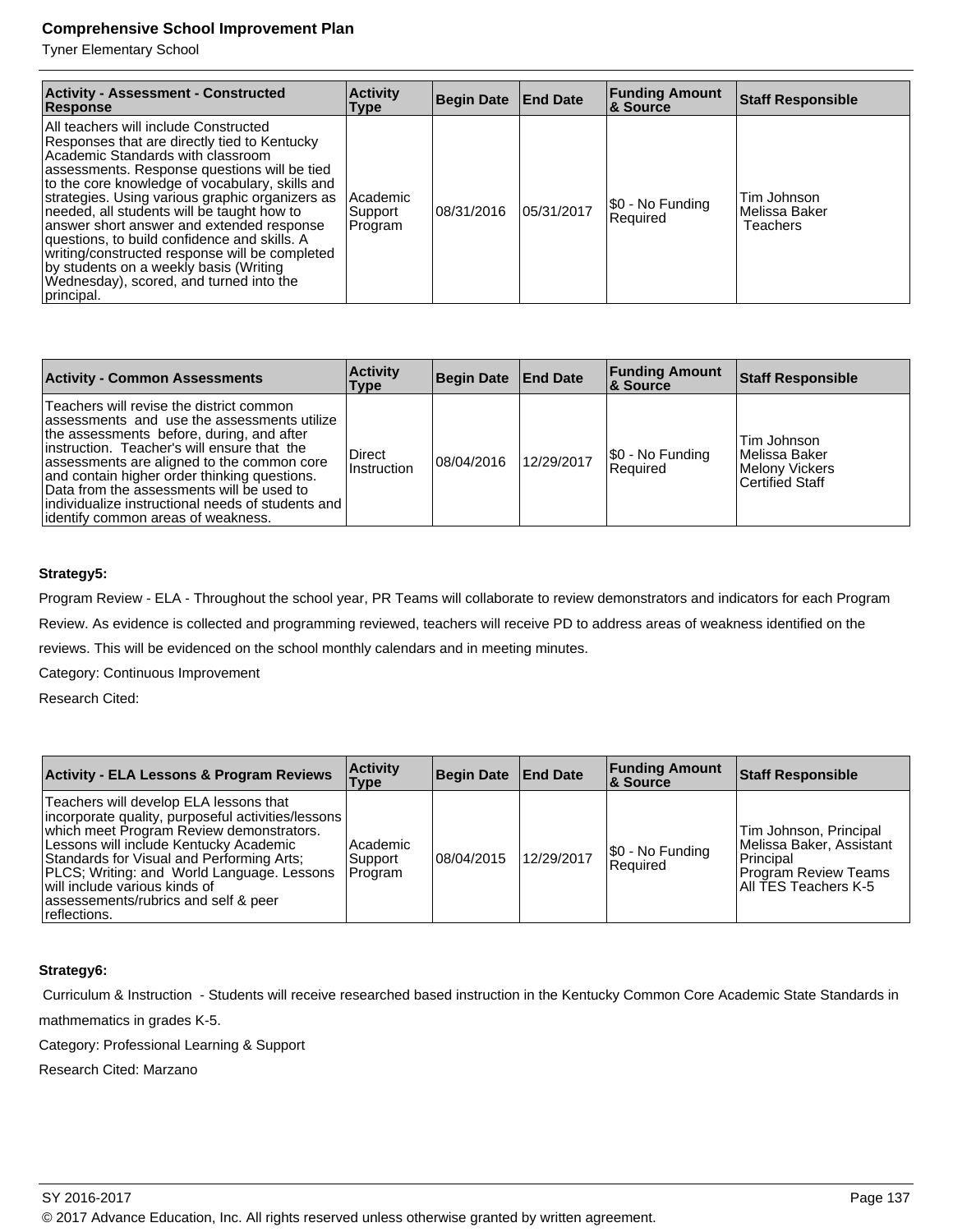| Activity - Assessment - Constructed Response | Activity Type | Begin Date | End Date | Funding Amount & Source | Staff Responsible |
|---|---|---|---|---|---|
| All teachers will include Constructed Responses that are directly tied to Kentucky Academic Standards with classroom assessments. Response questions will be tied to the core knowledge of vocabulary, skills and strategies. Using various graphic organizers as needed, all students will be taught how to answer short answer and extended response questions, to build confidence and skills. A writing/constructed response will be completed by students on a weekly basis (Writing Wednesday), scored, and turned into the principal. | Academic Support Program | 08/31/2016 | 05/31/2017 | $0 - No Funding Required | Tim Johnson<br>Melissa Baker<br>Teachers |

| Activity - Common Assessments | Activity Type | Begin Date | End Date | Funding Amount & Source | Staff Responsible |
|---|---|---|---|---|---|
| Teachers will revise the district common assessments and use the assessments utilize the assessments before, during, and after instruction. Teacher's will ensure that the assessments are aligned to the common core and contain higher order thinking questions. Data from the assessments will be used to individualize instructional needs of students and identify common areas of weakness. | Direct Instruction | 08/04/2016 | 12/29/2017 | $0 - No Funding Required | Tim Johnson<br>Melissa Baker<br>Melony Vickers<br>Certified Staff |

**Strategy5:**

Program Review - ELA - Throughout the school year, PR Teams will collaborate to review demonstrators and indicators for each Program Review. As evidence is collected and programming reviewed, teachers will receive PD to address areas of weakness identified on the reviews. This will be evidenced on the school monthly calendars and in meeting minutes.

Category: Continuous Improvement

Research Cited:

| Activity - ELA Lessons & Program Reviews | Activity Type | Begin Date | End Date | Funding Amount & Source | Staff Responsible |
|---|---|---|---|---|---|
| Teachers will develop ELA lessons that incorporate quality, purposeful activities/lessons which meet Program Review demonstrators. Lessons will include Kentucky Academic Standards for Visual and Performing Arts; PLCS; Writing: and World Language. Lessons will include various kinds of assessements/rubrics and self & peer reflections. | Academic Support Program | 08/04/2015 | 12/29/2017 | $0 - No Funding Required | Tim Johnson, Principal<br>Melissa Baker, Assistant Principal<br>Program Review Teams<br>All TES Teachers K-5 |

**Strategy6:**

Curriculum & Instruction - Students will receive researched based instruction in the Kentucky Common Core Academic State Standards in mathmematics in grades K-5.

Category: Professional Learning & Support

Research Cited: Marzano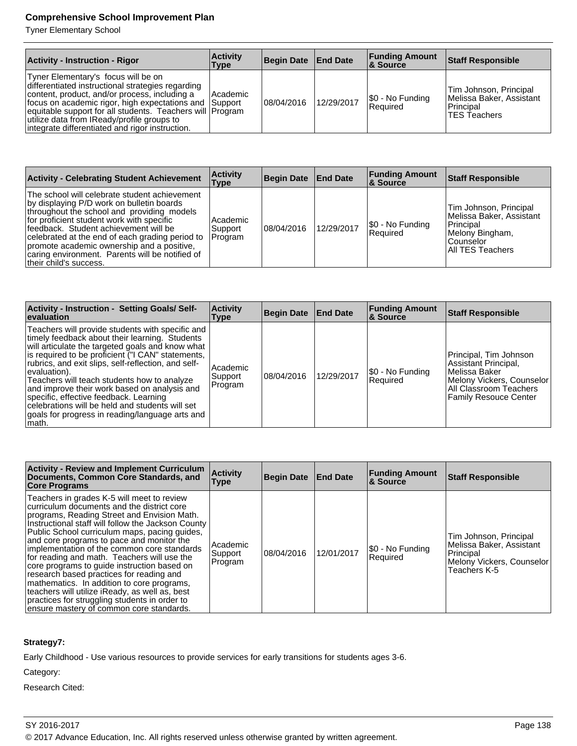| Activity - Instruction - Rigor | Activity Type | Begin Date | End Date | Funding Amount & Source | Staff Responsible |
|---|---|---|---|---|---|
| Tyner Elementary's focus will be on differentiated instructional strategies regarding content, product, and/or process, including a focus on academic rigor, high expectations and equitable support for all students. Teachers will utilize data from IReady/profile groups to integrate differentiated and rigor instruction. | Academic Support Program | 08/04/2016 | 12/29/2017 | $0 - No Funding Required | Tim Johnson, Principal<br>Melissa Baker, Assistant Principal<br>TES Teachers |

| Activity - Celebrating Student Achievement | Activity Type | Begin Date | End Date | Funding Amount & Source | Staff Responsible |
|---|---|---|---|---|---|
| The school will celebrate student achievement by displaying P/D work on bulletin boards throughout the school and providing models for proficient student work with specific feedback. Student achievement will be celebrated at the end of each grading period to promote academic ownership and a positive, caring environment. Parents will be notified of their child's success. | Academic Support Program | 08/04/2016 | 12/29/2017 | $0 - No Funding Required | Tim Johnson, Principal<br>Melissa Baker, Assistant Principal<br>Melony Bingham, Counselor<br>All TES Teachers |

| Activity - Instruction - Setting Goals/ Self-evaluation | Activity Type | Begin Date | End Date | Funding Amount & Source | Staff Responsible |
|---|---|---|---|---|---|
| Teachers will provide students with specific and timely feedback about their learning. Students will articulate the targeted goals and know what is required to be proficient ("I CAN" statements, rubrics, and exit slips, self-reflection, and self-evaluation).<br>Teachers will teach students how to analyze and improve their work based on analysis and specific, effective feedback. Learning celebrations will be held and students will set goals for progress in reading/language arts and math. | Academic Support Program | 08/04/2016 | 12/29/2017 | $0 - No Funding Required | Principal, Tim Johnson<br>Assistant Principal, Melissa Baker<br>Melony Vickers, Counselor<br>All Classroom Teachers<br>Family Resouce Center |

| Activity - Review and Implement Curriculum Documents, Common Core Standards, and Core Programs | Activity Type | Begin Date | End Date | Funding Amount & Source | Staff Responsible |
|---|---|---|---|---|---|
| Teachers in grades K-5 will meet to review curriculum documents and the district core programs, Reading Street and Envision Math. Instructional staff will follow the Jackson County Public School curriculum maps, pacing guides, and core programs to pace and monitor the implementation of the common core standards for reading and math. Teachers will use the core programs to guide instruction based on research based practices for reading and mathematics. In addition to core programs, teachers will utilize iReady, as well as, best practices for struggling students in order to ensure mastery of common core standards. | Academic Support Program | 08/04/2016 | 12/01/2017 | $0 - No Funding Required | Tim Johnson, Principal<br>Melissa Baker, Assistant Principal<br>Melony Vickers, Counselor<br>Teachers K-5 |

**Strategy7:**

Early Childhood - Use various resources to provide services for early transitions for students ages 3-6.

Category:

Research Cited: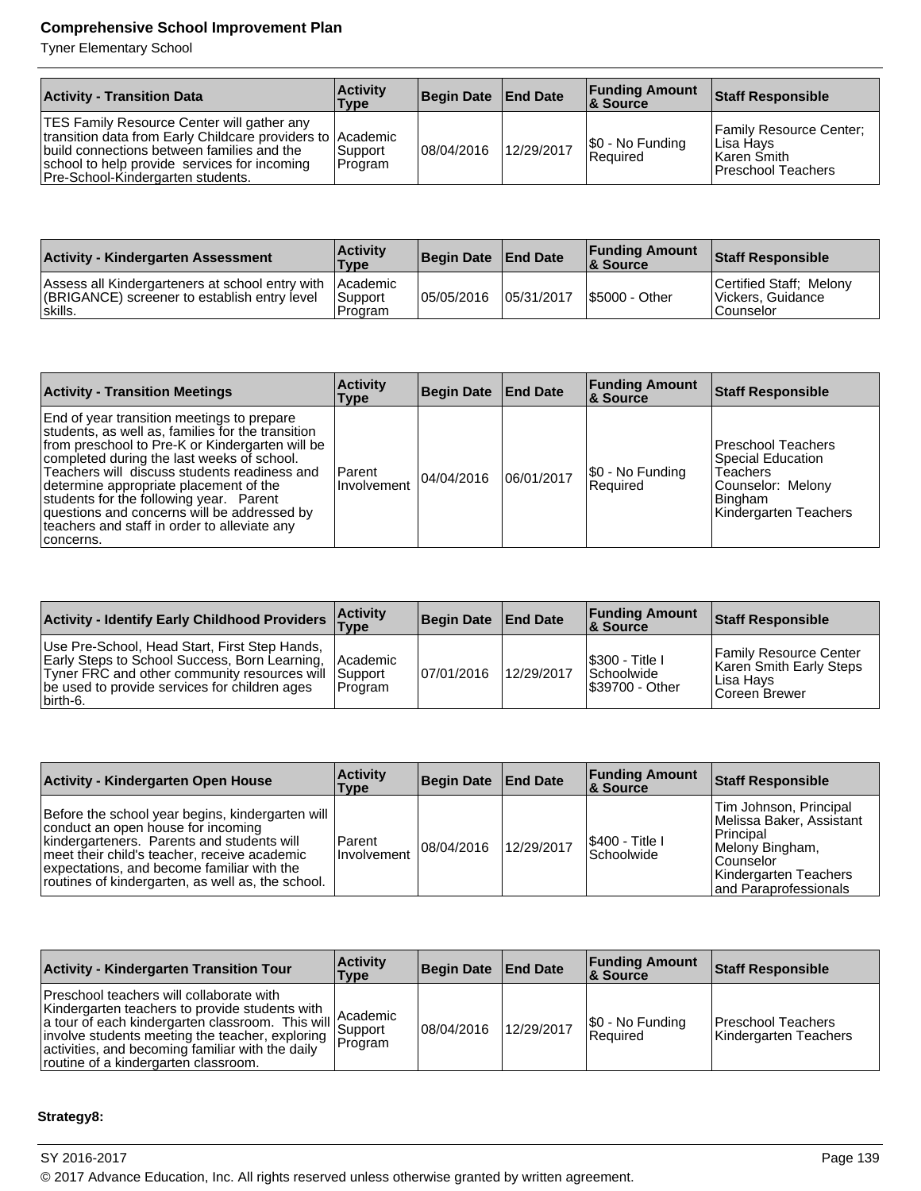| Activity - Transition Data | Activity Type | Begin Date | End Date | Funding Amount & Source | Staff Responsible |
|---|---|---|---|---|---|
| TES Family Resource Center will gather any transition data from Early Childcare providers to build connections between families and the school to help provide services for incoming Pre-School-Kindergarten students. | Academic Support Program | 08/04/2016 | 12/29/2017 | $0 - No Funding Required | Family Resource Center; Lisa Hays Karen Smith Preschool Teachers |

| Activity - Kindergarten Assessment | Activity Type | Begin Date | End Date | Funding Amount & Source | Staff Responsible |
|---|---|---|---|---|---|
| Assess all Kindergarteners at school entry with (BRIGANCE) screener to establish entry level skills. | Academic Support Program | 05/05/2016 | 05/31/2017 | $5000 - Other | Certified Staff; Melony Vickers, Guidance Counselor |

| Activity - Transition Meetings | Activity Type | Begin Date | End Date | Funding Amount & Source | Staff Responsible |
|---|---|---|---|---|---|
| End of year transition meetings to prepare students, as well as, families for the transition from preschool to Pre-K or Kindergarten will be completed during the last weeks of school. Teachers will discuss students readiness and determine appropriate placement of the students for the following year. Parent questions and concerns will be addressed by teachers and staff in order to alleviate any concerns. | Parent Involvement | 04/04/2016 | 06/01/2017 | $0 - No Funding Required | Preschool Teachers Special Education Teachers Counselor: Melony Bingham Kindergarten Teachers |

| Activity - Identify Early Childhood Providers | Activity Type | Begin Date | End Date | Funding Amount & Source | Staff Responsible |
|---|---|---|---|---|---|
| Use Pre-School, Head Start, First Step Hands, Early Steps to School Success, Born Learning, Tyner FRC and other community resources will be used to provide services for children ages birth-6. | Academic Support Program | 07/01/2016 | 12/29/2017 | $300 - Title I Schoolwide $39700 - Other | Family Resource Center Karen Smith Early Steps Lisa Hays Coreen Brewer |

| Activity - Kindergarten Open House | Activity Type | Begin Date | End Date | Funding Amount & Source | Staff Responsible |
|---|---|---|---|---|---|
| Before the school year begins, kindergarten will conduct an open house for incoming kindergarteners. Parents and students will meet their child's teacher, receive academic expectations, and become familiar with the routines of kindergarten, as well as, the school. | Parent Involvement | 08/04/2016 | 12/29/2017 | $400 - Title I Schoolwide | Tim Johnson, Principal Melissa Baker, Assistant Principal Melony Bingham, Counselor Kindergarten Teachers and Paraprofessionals |

| Activity - Kindergarten Transition Tour | Activity Type | Begin Date | End Date | Funding Amount & Source | Staff Responsible |
|---|---|---|---|---|---|
| Preschool teachers will collaborate with Kindergarten teachers to provide students with a tour of each kindergarten classroom. This will involve students meeting the teacher, exploring activities, and becoming familiar with the daily routine of a kindergarten classroom. | Academic Support Program | 08/04/2016 | 12/29/2017 | $0 - No Funding Required | Preschool Teachers Kindergarten Teachers |

**Strategy8:**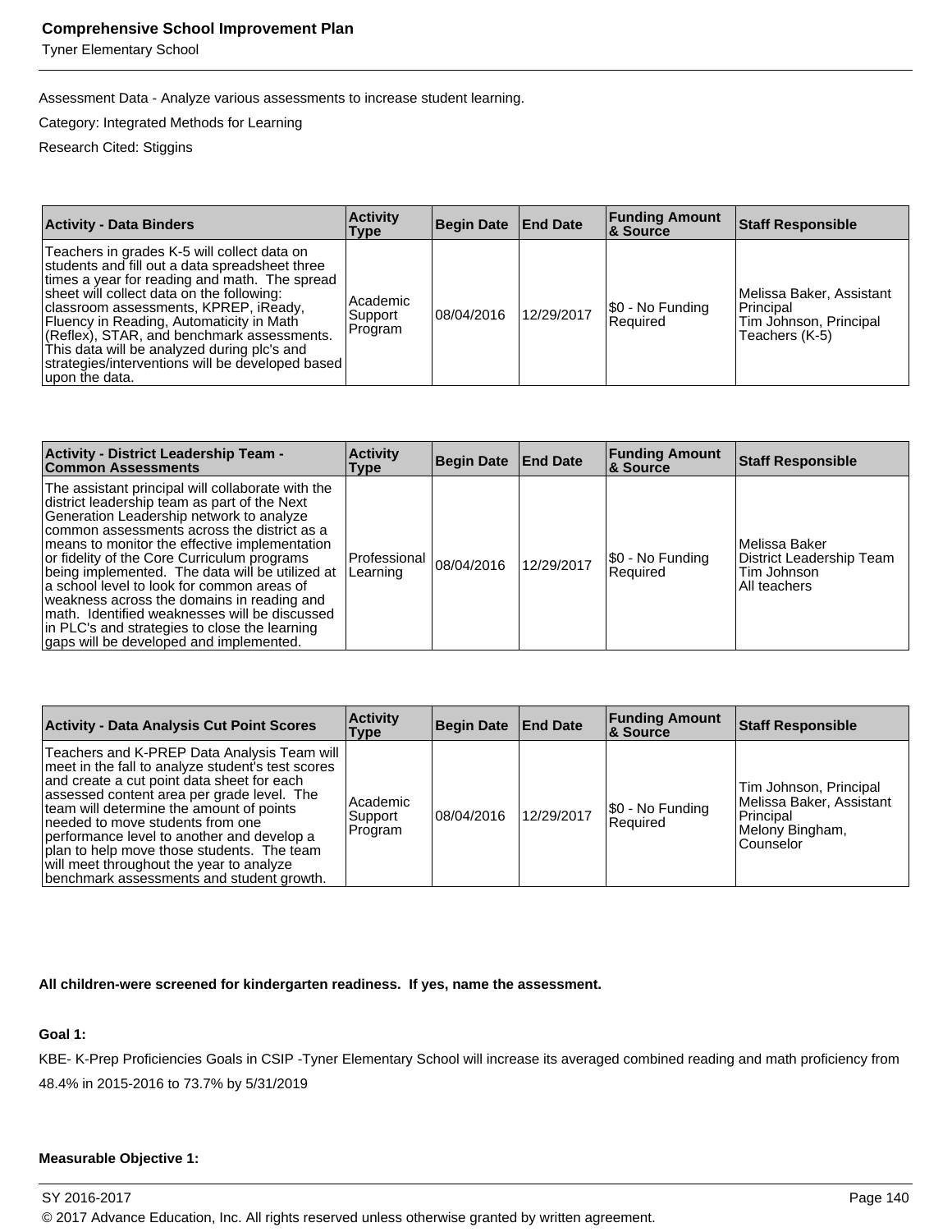Assessment Data - Analyze various assessments to increase student learning.

Category: Integrated Methods for Learning

Research Cited: Stiggins

| Activity - Data Binders | Activity Type | Begin Date | End Date | Funding Amount & Source | Staff Responsible |
|---|---|---|---|---|---|
| Teachers in grades K-5 will collect data on students and fill out a data spreadsheet three times a year for reading and math. The spread sheet will collect data on the following: classroom assessments, KPREP, iReady, Fluency in Reading, Automaticity in Math (Reflex), STAR, and benchmark assessments. This data will be analyzed during plc's and strategies/interventions will be developed based upon the data. | Academic Support Program | 08/04/2016 | 12/29/2017 | $0 - No Funding Required | Melissa Baker, Assistant Principal<br>Tim Johnson, Principal<br>Teachers (K-5) |

| Activity - District Leadership Team - Common Assessments | Activity Type | Begin Date | End Date | Funding Amount & Source | Staff Responsible |
|---|---|---|---|---|---|
| The assistant principal will collaborate with the district leadership team as part of the Next Generation Leadership network to analyze common assessments across the district as a means to monitor the effective implementation or fidelity of the Core Curriculum programs being implemented. The data will be utilized at a school level to look for common areas of weakness across the domains in reading and math. Identified weaknesses will be discussed in PLC's and strategies to close the learning gaps will be developed and implemented. | Professional Learning | 08/04/2016 | 12/29/2017 | $0 - No Funding Required | Melissa Baker<br>District Leadership Team<br>Tim Johnson<br>All teachers |

| Activity - Data Analysis Cut Point Scores | Activity Type | Begin Date | End Date | Funding Amount & Source | Staff Responsible |
|---|---|---|---|---|---|
| Teachers and K-PREP Data Analysis Team will meet in the fall to analyze student's test scores and create a cut point data sheet for each assessed content area per grade level. The team will determine the amount of points needed to move students from one performance level to another and develop a plan to help move those students. The team will meet throughout the year to analyze benchmark assessments and student growth. | Academic Support Program | 08/04/2016 | 12/29/2017 | $0 - No Funding Required | Tim Johnson, Principal<br>Melissa Baker, Assistant Principal<br>Melony Bingham, Counselor |

**All children-were screened for kindergarten readiness. If yes, name the assessment.**

**Goal 1:**

KBE- K-Prep Proficiencies Goals in CSIP -Tyner Elementary School will increase its averaged combined reading and math proficiency from 48.4% in 2015-2016 to 73.7% by 5/31/2019

**Measurable Objective 1:**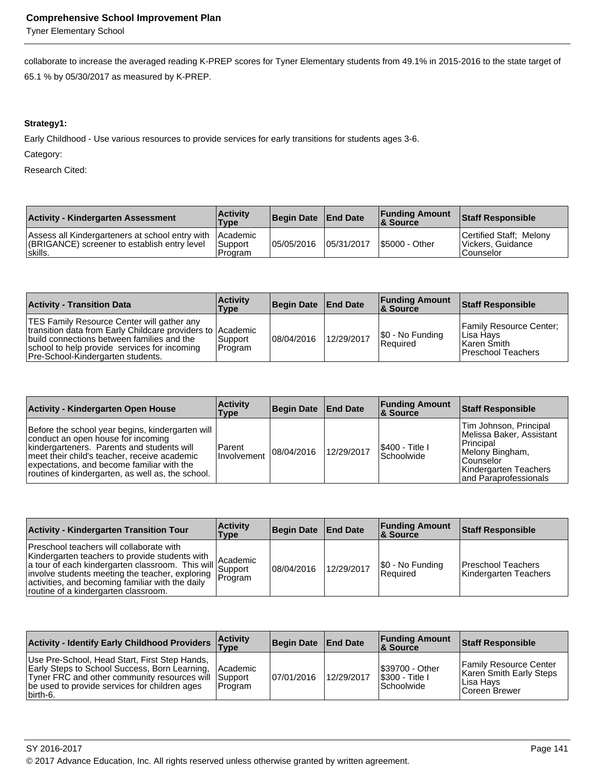collaborate to increase the averaged reading K-PREP scores for Tyner Elementary students from 49.1% in 2015-2016 to the state target of 65.1 % by 05/30/2017 as measured by K-PREP.

**Strategy1:**

Early Childhood - Use various resources to provide services for early transitions for students ages 3-6.

Category:

Research Cited:

| Activity - Kindergarten Assessment | Activity Type | Begin Date | End Date | Funding Amount & Source | Staff Responsible |
|---|---|---|---|---|---|
| Assess all Kindergarteners at school entry with (BRIGANCE) screener to establish entry level skills. | Academic Support Program | 05/05/2016 | 05/31/2017 | $5000 - Other | Certified Staff; Melony Vickers, Guidance Counselor |

| Activity - Transition Data | Activity Type | Begin Date | End Date | Funding Amount & Source | Staff Responsible |
|---|---|---|---|---|---|
| TES Family Resource Center will gather any transition data from Early Childcare providers to build connections between families and the school to help provide services for incoming Pre-School-Kindergarten students. | Academic Support Program | 08/04/2016 | 12/29/2017 | $0 - No Funding Required | Family Resource Center; Lisa Hays Karen Smith Preschool Teachers |

| Activity - Kindergarten Open House | Activity Type | Begin Date | End Date | Funding Amount & Source | Staff Responsible |
|---|---|---|---|---|---|
| Before the school year begins, kindergarten will conduct an open house for incoming kindergarteners. Parents and students will meet their child's teacher, receive academic expectations, and become familiar with the routines of kindergarten, as well as, the school. | Parent Involvement | 08/04/2016 | 12/29/2017 | $400 - Title I Schoolwide | Tim Johnson, Principal Melissa Baker, Assistant Principal Melony Bingham, Counselor Kindergarten Teachers and Paraprofessionals |

| Activity - Kindergarten Transition Tour | Activity Type | Begin Date | End Date | Funding Amount & Source | Staff Responsible |
|---|---|---|---|---|---|
| Preschool teachers will collaborate with Kindergarten teachers to provide students with a tour of each kindergarten classroom. This will involve students meeting the teacher, exploring activities, and becoming familiar with the daily routine of a kindergarten classroom. | Academic Support Program | 08/04/2016 | 12/29/2017 | $0 - No Funding Required | Preschool Teachers Kindergarten Teachers |

| Activity - Identify Early Childhood Providers | Activity Type | Begin Date | End Date | Funding Amount & Source | Staff Responsible |
|---|---|---|---|---|---|
| Use Pre-School, Head Start, First Step Hands, Early Steps to School Success, Born Learning, Tyner FRC and other community resources will be used to provide services for children ages birth-6. | Academic Support Program | 07/01/2016 | 12/29/2017 | $39700 - Other $300 - Title I Schoolwide | Family Resource Center Karen Smith Early Steps Lisa Hays Coreen Brewer |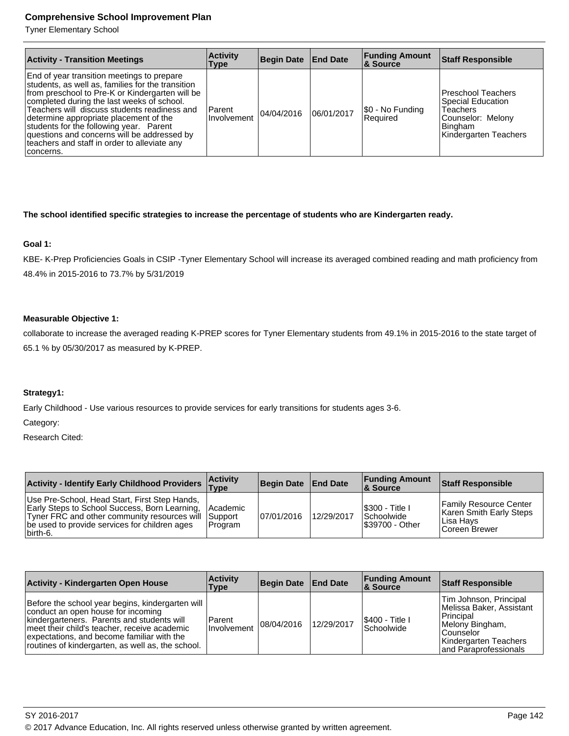| Activity - Transition Meetings | Activity Type | Begin Date | End Date | Funding Amount & Source | Staff Responsible |
|---|---|---|---|---|---|
| End of year transition meetings to prepare students, as well as, families for the transition from preschool to Pre-K or Kindergarten will be completed during the last weeks of school. Teachers will discuss students readiness and determine appropriate placement of the students for the following year. Parent questions and concerns will be addressed by teachers and staff in order to alleviate any concerns. | Parent Involvement | 04/04/2016 | 06/01/2017 | $0 - No Funding Required | Preschool Teachers<br>Special Education Teachers<br>Counselor: Melony Bingham<br>Kindergarten Teachers |

**The school identified specific strategies to increase the percentage of students who are Kindergarten ready.**

**Goal 1:**

KBE- K-Prep Proficiencies Goals in CSIP -Tyner Elementary School will increase its averaged combined reading and math proficiency from 48.4% in 2015-2016 to 73.7% by 5/31/2019

**Measurable Objective 1:**

collaborate to increase the averaged reading K-PREP scores for Tyner Elementary students from 49.1% in 2015-2016 to the state target of 65.1 % by 05/30/2017 as measured by K-PREP.

**Strategy1:**

Early Childhood - Use various resources to provide services for early transitions for students ages 3-6.

Category:

Research Cited:

| Activity - Identify Early Childhood Providers | Activity Type | Begin Date | End Date | Funding Amount & Source | Staff Responsible |
|---|---|---|---|---|---|
| Use Pre-School, Head Start, First Step Hands, Early Steps to School Success, Born Learning, Tyner FRC and other community resources will be used to provide services for children ages birth-6. | Academic Support Program | 07/01/2016 | 12/29/2017 | $300 - Title I Schoolwide<br>$39700 - Other | Family Resource Center<br>Karen Smith Early Steps<br>Lisa Hays<br>Coreen Brewer |

| Activity - Kindergarten Open House | Activity Type | Begin Date | End Date | Funding Amount & Source | Staff Responsible |
|---|---|---|---|---|---|
| Before the school year begins, kindergarten will conduct an open house for incoming kindergarteners. Parents and students will meet their child's teacher, receive academic expectations, and become familiar with the routines of kindergarten, as well as, the school. | Parent Involvement | 08/04/2016 | 12/29/2017 | $400 - Title I Schoolwide | Tim Johnson, Principal<br>Melissa Baker, Assistant Principal<br>Melony Bingham, Counselor<br>Kindergarten Teachers and Paraprofessionals |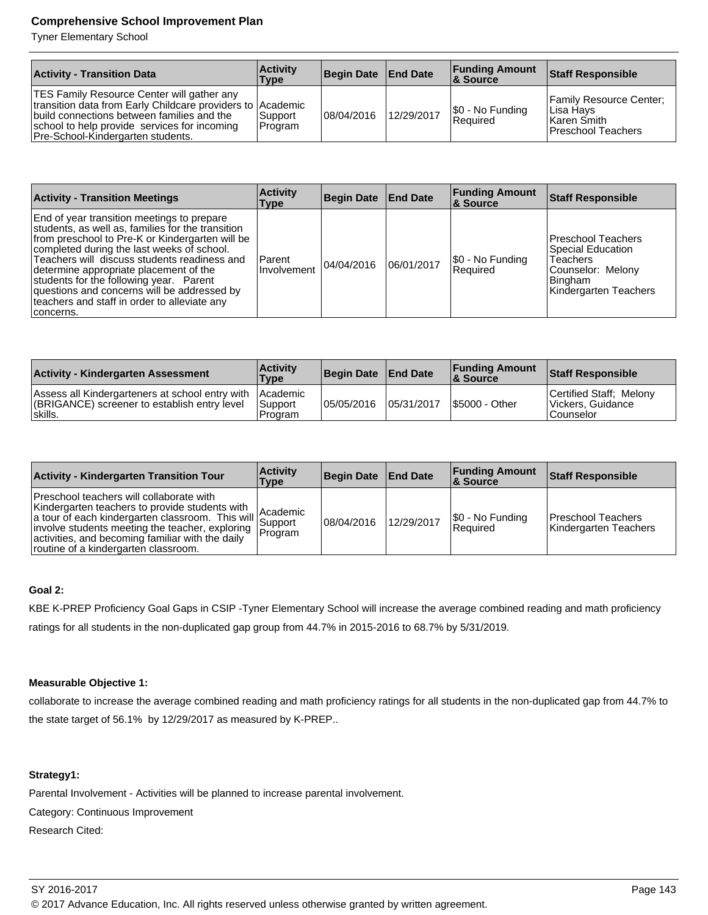| Activity - Transition Data | Activity Type | Begin Date | End Date | Funding Amount & Source | Staff Responsible |
|---|---|---|---|---|---|
| TES Family Resource Center will gather any transition data from Early Childcare providers to build connections between families and the school to help provide services for incoming Pre-School-Kindergarten students. | Academic Support Program | 08/04/2016 | 12/29/2017 | $0 - No Funding Required | Family Resource Center; Lisa Hays Karen Smith Preschool Teachers |

| Activity - Transition Meetings | Activity Type | Begin Date | End Date | Funding Amount & Source | Staff Responsible |
|---|---|---|---|---|---|
| End of year transition meetings to prepare students, as well as, families for the transition from preschool to Pre-K or Kindergarten will be completed during the last weeks of school. Teachers will discuss students readiness and determine appropriate placement of the students for the following year. Parent questions and concerns will be addressed by teachers and staff in order to alleviate any concerns. | Parent Involvement | 04/04/2016 | 06/01/2017 | $0 - No Funding Required | Preschool Teachers Special Education Teachers Counselor: Melony Bingham Kindergarten Teachers |

| Activity - Kindergarten Assessment | Activity Type | Begin Date | End Date | Funding Amount & Source | Staff Responsible |
|---|---|---|---|---|---|
| Assess all Kindergarteners at school entry with (BRIGANCE) screener to establish entry level skills. | Academic Support Program | 05/05/2016 | 05/31/2017 | $5000 - Other | Certified Staff; Melony Vickers, Guidance Counselor |

| Activity - Kindergarten Transition Tour | Activity Type | Begin Date | End Date | Funding Amount & Source | Staff Responsible |
|---|---|---|---|---|---|
| Preschool teachers will collaborate with Kindergarten teachers to provide students with a tour of each kindergarten classroom. This will involve students meeting the teacher, exploring activities, and becoming familiar with the daily routine of a kindergarten classroom. | Academic Support Program | 08/04/2016 | 12/29/2017 | $0 - No Funding Required | Preschool Teachers Kindergarten Teachers |

**Goal 2:**

KBE K-PREP Proficiency Goal Gaps in CSIP -Tyner Elementary School will increase the average combined reading and math proficiency ratings for all students in the non-duplicated gap group from 44.7% in 2015-2016 to 68.7% by 5/31/2019.

**Measurable Objective 1:**

collaborate to increase the average combined reading and math proficiency ratings for all students in the non-duplicated gap from 44.7% to the state target of 56.1% by 12/29/2017 as measured by K-PREP..

**Strategy1:**

Parental Involvement - Activities will be planned to increase parental involvement.

Category: Continuous Improvement

Research Cited: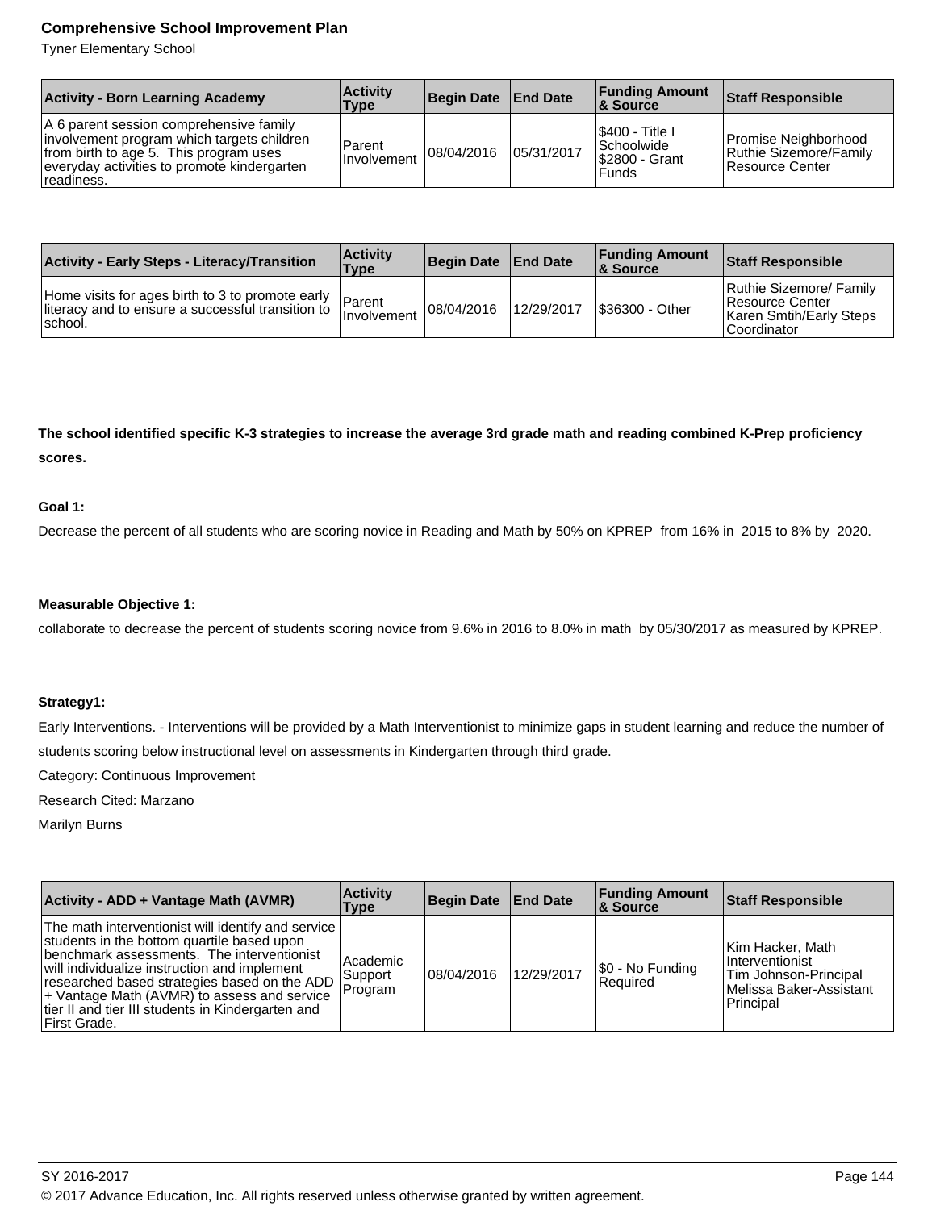| Activity - Born Learning Academy | Activity Type | Begin Date | End Date | Funding Amount & Source | Staff Responsible |
|---|---|---|---|---|---|
| A 6 parent session comprehensive family involvement program which targets children from birth to age 5. This program uses everyday activities to promote kindergarten readiness. | Parent Involvement | 08/04/2016 | 05/31/2017 | $400 - Title I Schoolwide<br>$2800 - Grant Funds | Promise Neighborhood<br>Ruthie Sizemore/Family Resource Center |

| Activity - Early Steps - Literacy/Transition | Activity Type | Begin Date | End Date | Funding Amount & Source | Staff Responsible |
|---|---|---|---|---|---|
| Home visits for ages birth to 3 to promote early literacy and to ensure a successful transition to school. | Parent Involvement | 08/04/2016 | 12/29/2017 | $36300 - Other | Ruthie Sizemore/ Family Resource Center<br>Karen Smtih/Early Steps Coordinator |

**The school identified specific K-3 strategies to increase the average 3rd grade math and reading combined K-Prep proficiency scores.**

**Goal 1:**

Decrease the percent of all students who are scoring novice in Reading and Math by 50% on KPREP from 16% in 2015 to 8% by 2020.

**Measurable Objective 1:**

collaborate to decrease the percent of students scoring novice from 9.6% in 2016 to 8.0% in math by 05/30/2017 as measured by KPREP.

**Strategy1:**

Early Interventions. - Interventions will be provided by a Math Interventionist to minimize gaps in student learning and reduce the number of students scoring below instructional level on assessments in Kindergarten through third grade.

Category: Continuous Improvement

Research Cited: Marzano

Marilyn Burns

| Activity - ADD + Vantage Math (AVMR) | Activity Type | Begin Date | End Date | Funding Amount & Source | Staff Responsible |
|---|---|---|---|---|---|
| The math interventionist will identify and service students in the bottom quartile based upon benchmark assessments. The interventionist will individualize instruction and implement researched based strategies based on the ADD + Vantage Math (AVMR) to assess and service tier II and tier III students in Kindergarten and First Grade. | Academic Support Program | 08/04/2016 | 12/29/2017 | $0 - No Funding Required | Kim Hacker, Math Interventionist<br>Tim Johnson-Principal<br>Melissa Baker-Assistant Principal |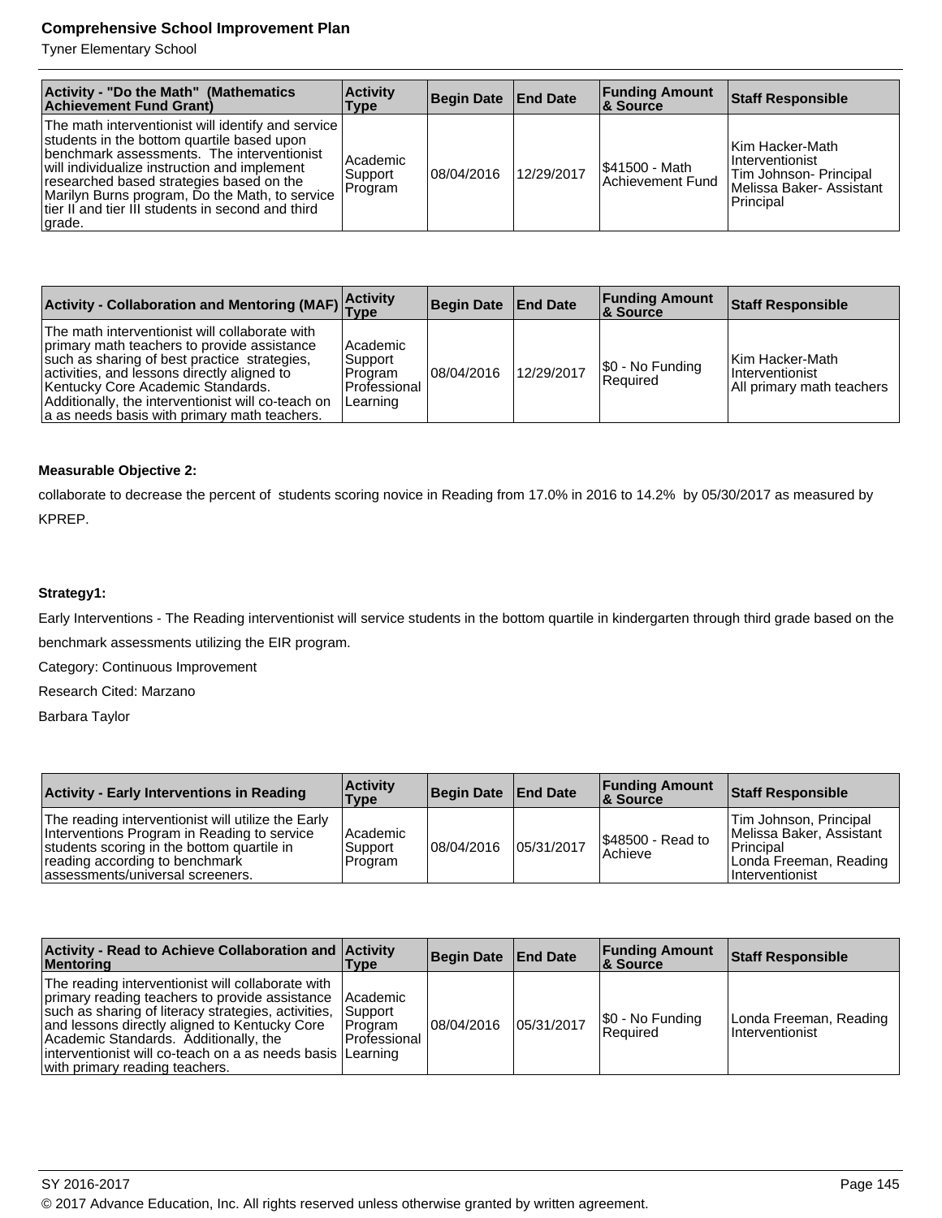| Activity - "Do the Math" (Mathematics Achievement Fund Grant) | Activity Type | Begin Date | End Date | Funding Amount & Source | Staff Responsible |
|---|---|---|---|---|---|
| The math interventionist will identify and service students in the bottom quartile based upon benchmark assessments. The interventionist will individualize instruction and implement researched based strategies based on the Marilyn Burns program, Do the Math, to service tier II and tier III students in second and third grade. | Academic Support Program | 08/04/2016 | 12/29/2017 | $41500 - Math Achievement Fund | Kim Hacker-Math Interventionist<br>Tim Johnson- Principal<br>Melissa Baker- Assistant Principal |

| Activity - Collaboration and Mentoring (MAF) | Activity Type | Begin Date | End Date | Funding Amount & Source | Staff Responsible |
|---|---|---|---|---|---|
| The math interventionist will collaborate with primary math teachers to provide assistance such as sharing of best practice strategies, activities, and lessons directly aligned to Kentucky Core Academic Standards. Additionally, the interventionist will co-teach on a as needs basis with primary math teachers. | Academic Support Program<br>Professional Learning | 08/04/2016 | 12/29/2017 | $0 - No Funding Required | Kim Hacker-Math Interventionist<br>All primary math teachers |

**Measurable Objective 2:**

collaborate to decrease the percent of students scoring novice in Reading from 17.0% in 2016 to 14.2% by 05/30/2017 as measured by KPREP.

**Strategy1:**

Early Interventions - The Reading interventionist will service students in the bottom quartile in kindergarten through third grade based on the benchmark assessments utilizing the EIR program.

Category: Continuous Improvement

Research Cited: Marzano

Barbara Taylor

| Activity - Early Interventions in Reading | Activity Type | Begin Date | End Date | Funding Amount & Source | Staff Responsible |
|---|---|---|---|---|---|
| The reading interventionist will utilize the Early Interventions Program in Reading to service students scoring in the bottom quartile in reading according to benchmark assessments/universal screeners. | Academic Support Program | 08/04/2016 | 05/31/2017 | $48500 - Read to Achieve | Tim Johnson, Principal<br>Melissa Baker, Assistant Principal<br>Londa Freeman, Reading Interventionist |

| Activity - Read to Achieve Collaboration and Mentoring | Activity Type | Begin Date | End Date | Funding Amount & Source | Staff Responsible |
|---|---|---|---|---|---|
| The reading interventionist will collaborate with primary reading teachers to provide assistance such as sharing of literacy strategies, activities, and lessons directly aligned to Kentucky Core Academic Standards. Additionally, the interventionist will co-teach on a as needs basis with primary reading teachers. | Academic Support Program<br>Professional Learning | 08/04/2016 | 05/31/2017 | $0 - No Funding Required | Londa Freeman, Reading Interventionist |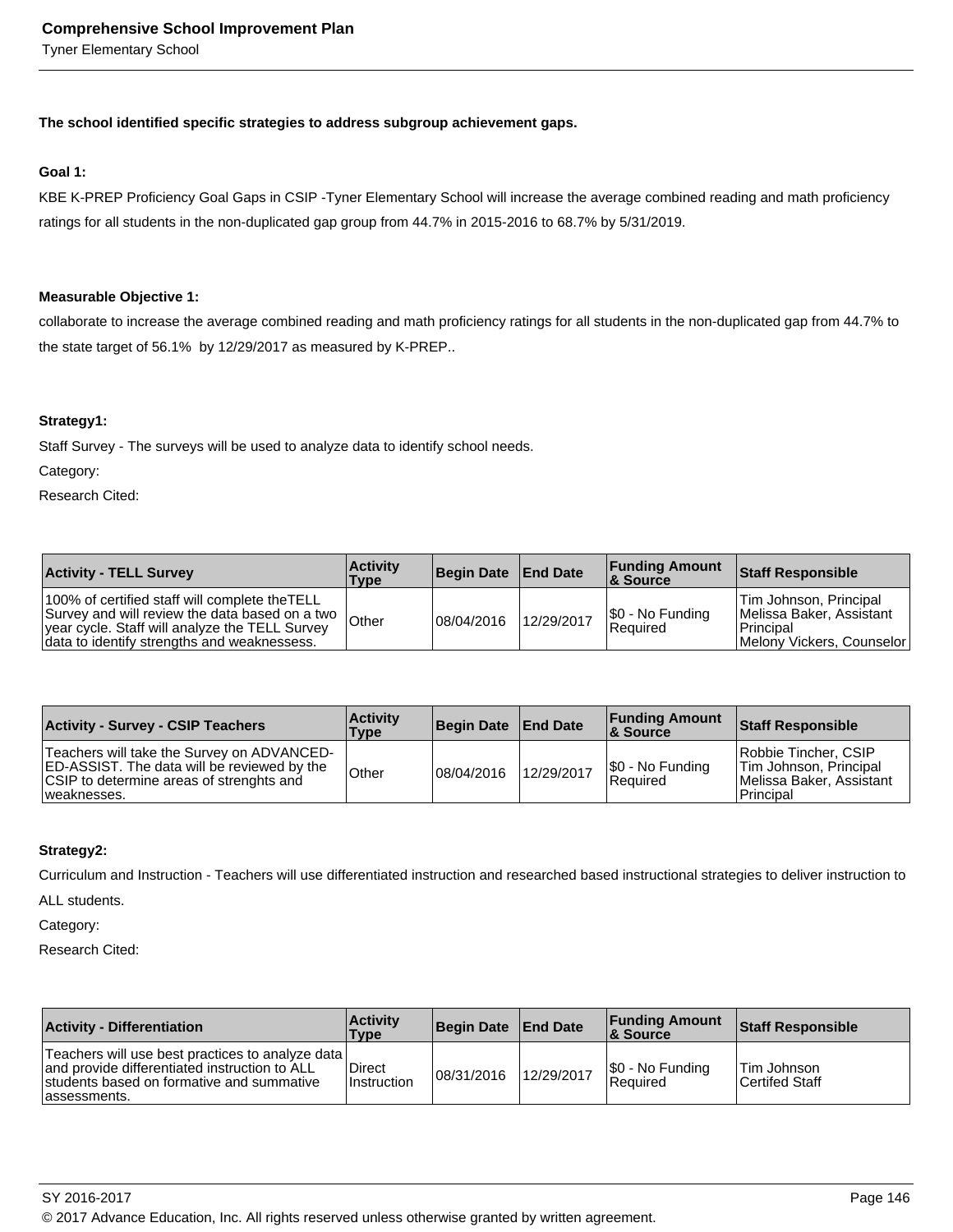**The school identified specific strategies to address subgroup achievement gaps.**

**Goal 1:**

KBE K-PREP Proficiency Goal Gaps in CSIP -Tyner Elementary School will increase the average combined reading and math proficiency ratings for all students in the non-duplicated gap group from 44.7% in 2015-2016 to 68.7% by 5/31/2019.

**Measurable Objective 1:**

collaborate to increase the average combined reading and math proficiency ratings for all students in the non-duplicated gap from 44.7% to the state target of 56.1% by 12/29/2017 as measured by K-PREP..

**Strategy1:**

Staff Survey - The surveys will be used to analyze data to identify school needs.

Category:

Research Cited:

| Activity - TELL Survey | Activity Type | Begin Date | End Date | Funding Amount & Source | Staff Responsible |
|---|---|---|---|---|---|
| 100% of certified staff will complete theTELL Survey and will review the data based on a two year cycle. Staff will analyze the TELL Survey data to identify strengths and weaknessess. | Other | 08/04/2016 | 12/29/2017 | $0 - No Funding Required | Tim Johnson, Principal<br>Melissa Baker, Assistant Principal<br>Melony Vickers, Counselor |

| Activity - Survey - CSIP Teachers | Activity Type | Begin Date | End Date | Funding Amount & Source | Staff Responsible |
|---|---|---|---|---|---|
| Teachers will take the Survey on ADVANCED-ED-ASSIST. The data will be reviewed by the CSIP to determine areas of strenghts and weaknesses. | Other | 08/04/2016 | 12/29/2017 | $0 - No Funding Required | Robbie Tincher, CSIP<br>Tim Johnson, Principal<br>Melissa Baker, Assistant Principal |

**Strategy2:**

Curriculum and Instruction - Teachers will use differentiated instruction and researched based instructional strategies to deliver instruction to ALL students.

Category:

Research Cited:

| Activity - Differentiation | Activity Type | Begin Date | End Date | Funding Amount & Source | Staff Responsible |
|---|---|---|---|---|---|
| Teachers will use best practices to analyze data and provide differentiated instruction to ALL students based on formative and summative assessments. | Direct Instruction | 08/31/2016 | 12/29/2017 | $0 - No Funding Required | Tim Johnson<br>Certifed Staff |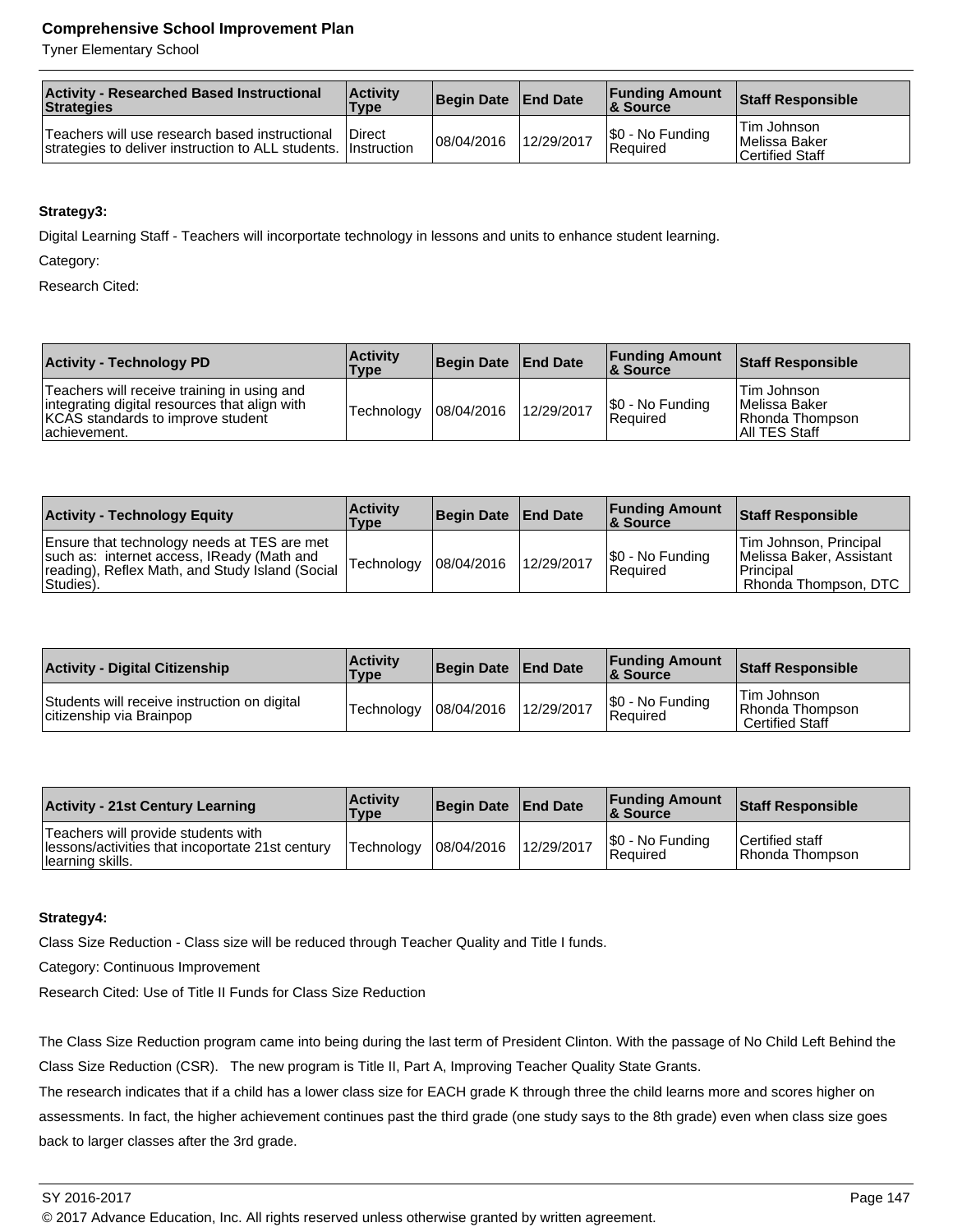| Activity - Researched Based Instructional Strategies | Activity Type | Begin Date | End Date | Funding Amount & Source | Staff Responsible |
|---|---|---|---|---|---|
| Teachers will use research based instructional strategies to deliver instruction to ALL students. | Direct Instruction | 08/04/2016 | 12/29/2017 | $0 - No Funding Required | Tim Johnson<br>Melissa Baker<br>Certified Staff |

**Strategy3:**

Digital Learning Staff - Teachers will incorportate technology in lessons and units to enhance student learning.

Category:

Research Cited:

| Activity - Technology PD | Activity Type | Begin Date | End Date | Funding Amount & Source | Staff Responsible |
|---|---|---|---|---|---|
| Teachers will receive training in using and integrating digital resources that align with KCAS standards to improve student achievement. | Technology | 08/04/2016 | 12/29/2017 | $0 - No Funding Required | Tim Johnson<br>Melissa Baker<br>Rhonda Thompson<br>All TES Staff |

| Activity - Technology Equity | Activity Type | Begin Date | End Date | Funding Amount & Source | Staff Responsible |
|---|---|---|---|---|---|
| Ensure that technology needs at TES are met such as: internet access, IReady (Math and reading), Reflex Math, and Study Island (Social Studies). | Technology | 08/04/2016 | 12/29/2017 | $0 - No Funding Required | Tim Johnson, Principal<br>Melissa Baker, Assistant Principal<br>Rhonda Thompson, DTC |

| Activity - Digital Citizenship | Activity Type | Begin Date | End Date | Funding Amount & Source | Staff Responsible |
|---|---|---|---|---|---|
| Students will receive instruction on digital citizenship via Brainpop | Technology | 08/04/2016 | 12/29/2017 | $0 - No Funding Required | Tim Johnson<br>Rhonda Thompson<br>Certified Staff |

| Activity - 21st Century Learning | Activity Type | Begin Date | End Date | Funding Amount & Source | Staff Responsible |
|---|---|---|---|---|---|
| Teachers will provide students with lessons/activities that incoportate 21st century learning skills. | Technology | 08/04/2016 | 12/29/2017 | $0 - No Funding Required | Certified staff<br>Rhonda Thompson |

**Strategy4:**

Class Size Reduction - Class size will be reduced through Teacher Quality and Title I funds.

Category: Continuous Improvement

Research Cited: Use of Title II Funds for Class Size Reduction

The Class Size Reduction program came into being during the last term of President Clinton. With the passage of No Child Left Behind the Class Size Reduction (CSR). The new program is Title II, Part A, Improving Teacher Quality State Grants.
The research indicates that if a child has a lower class size for EACH grade K through three the child learns more and scores higher on assessments. In fact, the higher achievement continues past the third grade (one study says to the 8th grade) even when class size goes back to larger classes after the 3rd grade.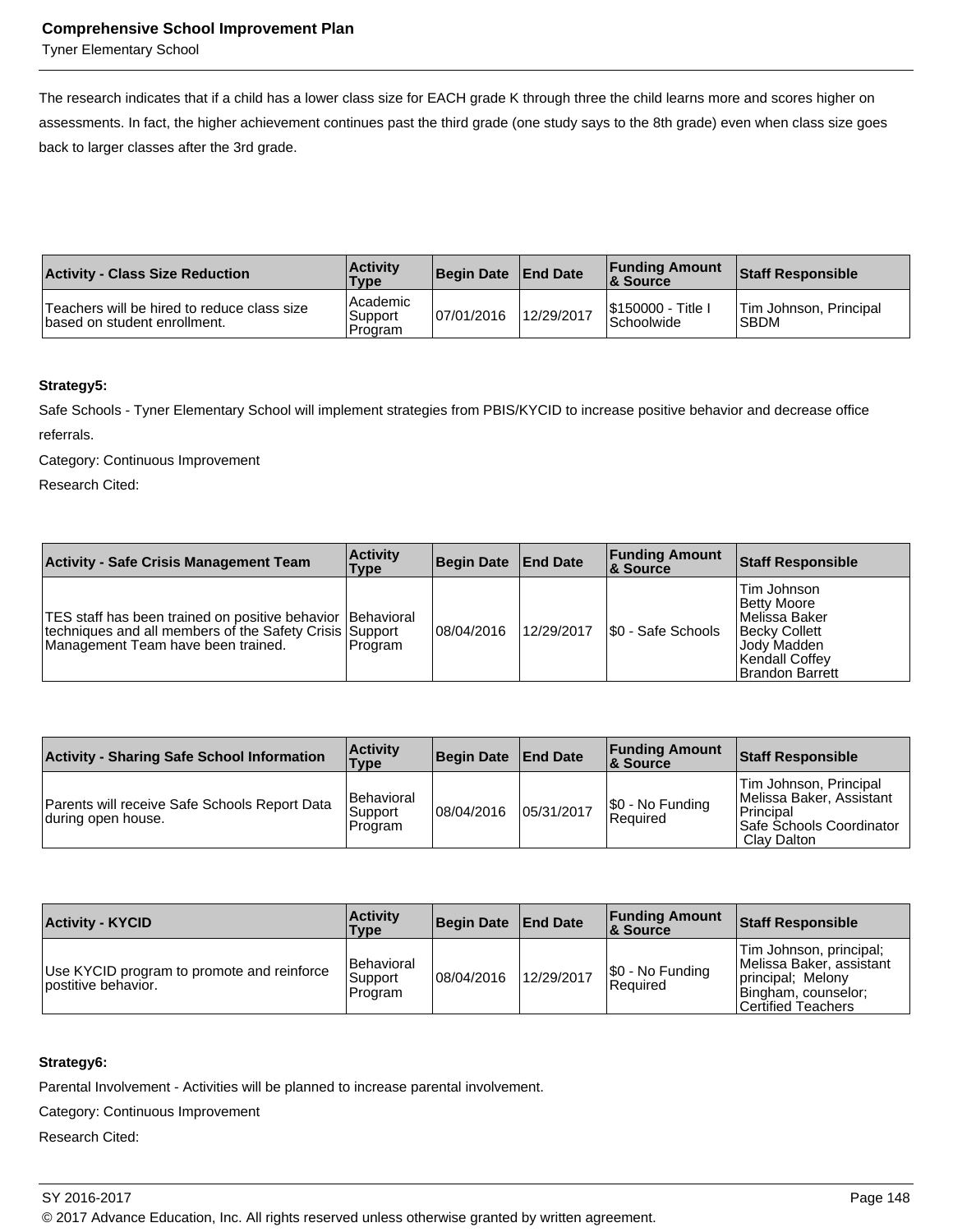The research indicates that if a child has a lower class size for EACH grade K through three the child learns more and scores higher on assessments. In fact, the higher achievement continues past the third grade (one study says to the 8th grade) even when class size goes back to larger classes after the 3rd grade.

| Activity - Class Size Reduction | Activity Type | Begin Date | End Date | Funding Amount & Source | Staff Responsible |
|---|---|---|---|---|---|
| Teachers will be hired to reduce class size based on student enrollment. | Academic Support Program | 07/01/2016 | 12/29/2017 | $150000 - Title I Schoolwide | Tim Johnson, Principal SBDM |

**Strategy5:**

Safe Schools - Tyner Elementary School will implement strategies from PBIS/KYCID to increase positive behavior and decrease office referrals.

Category: Continuous Improvement

Research Cited:

| Activity - Safe Crisis Management Team | Activity Type | Begin Date | End Date | Funding Amount & Source | Staff Responsible |
|---|---|---|---|---|---|
| TES staff has been trained on positive behavior techniques and all members of the Safety Crisis Management Team have been trained. | Behavioral Support Program | 08/04/2016 | 12/29/2017 | $0 - Safe Schools | Tim Johnson<br>Betty Moore<br>Melissa Baker<br>Becky Collett<br>Jody Madden<br>Kendall Coffey<br>Brandon Barrett |

| Activity - Sharing Safe School Information | Activity Type | Begin Date | End Date | Funding Amount & Source | Staff Responsible |
|---|---|---|---|---|---|
| Parents will receive Safe Schools Report Data during open house. | Behavioral Support Program | 08/04/2016 | 05/31/2017 | $0 - No Funding Required | Tim Johnson, Principal<br>Melissa Baker, Assistant Principal<br>Safe Schools Coordinator Clay Dalton |

| Activity - KYCID | Activity Type | Begin Date | End Date | Funding Amount & Source | Staff Responsible |
|---|---|---|---|---|---|
| Use KYCID program to promote and reinforce postitive behavior. | Behavioral Support Program | 08/04/2016 | 12/29/2017 | $0 - No Funding Required | Tim Johnson, principal; Melissa Baker, assistant principal; Melony Bingham, counselor; Certified Teachers |

**Strategy6:**

Parental Involvement - Activities will be planned to increase parental involvement.

Category: Continuous Improvement

Research Cited: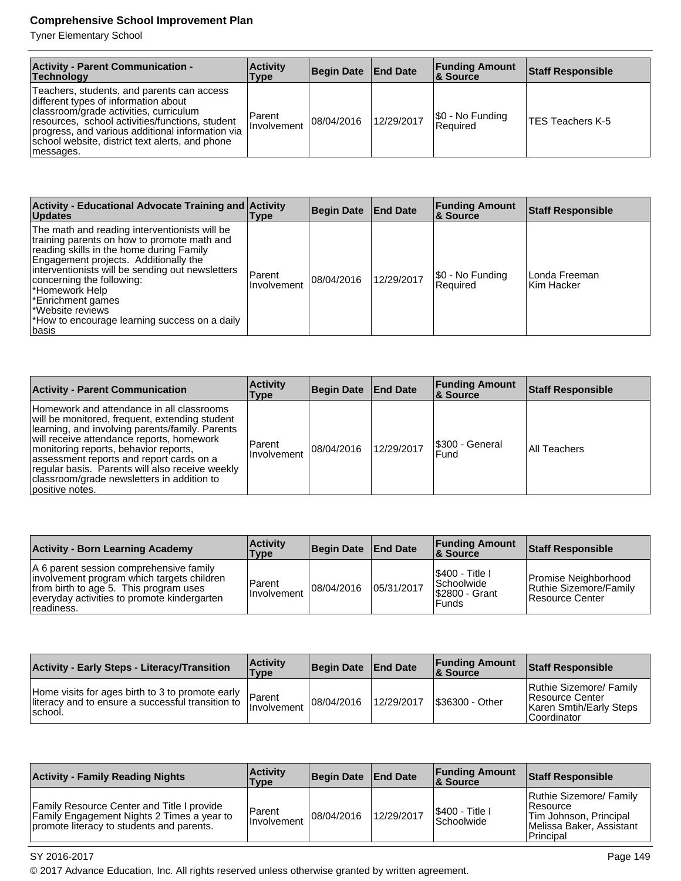| Activity - Parent Communication - Technology | Activity Type | Begin Date | End Date | Funding Amount & Source | Staff Responsible |
|---|---|---|---|---|---|
| Teachers, students, and parents can access different types of information about classroom/grade activities, curriculum resources, school activities/functions, student progress, and various additional information via school website, district text alerts, and phone messages. | Parent Involvement | 08/04/2016 | 12/29/2017 | $0 - No Funding Required | TES Teachers K-5 |

| Activity - Educational Advocate Training and Updates | Activity Type | Begin Date | End Date | Funding Amount & Source | Staff Responsible |
|---|---|---|---|---|---|
| The math and reading interventionists will be training parents on how to promote math and reading skills in the home during Family Engagement projects. Additionally the interventionists will be sending out newsletters concerning the following:<br>*Homework Help<br>*Enrichment games<br>*Website reviews<br>*How to encourage learning success on a daily basis | Parent Involvement | 08/04/2016 | 12/29/2017 | $0 - No Funding Required | Londa Freeman<br>Kim Hacker |

| Activity - Parent Communication | Activity Type | Begin Date | End Date | Funding Amount & Source | Staff Responsible |
|---|---|---|---|---|---|
| Homework and attendance in all classrooms will be monitored, frequent, extending student learning, and involving parents/family. Parents will receive attendance reports, homework monitoring reports, behavior reports, assessment reports and report cards on a regular basis. Parents will also receive weekly classroom/grade newsletters in addition to positive notes. | Parent Involvement | 08/04/2016 | 12/29/2017 | $300 - General Fund | All Teachers |

| Activity - Born Learning Academy | Activity Type | Begin Date | End Date | Funding Amount & Source | Staff Responsible |
|---|---|---|---|---|---|
| A 6 parent session comprehensive family involvement program which targets children from birth to age 5. This program uses everyday activities to promote kindergarten readiness. | Parent Involvement | 08/04/2016 | 05/31/2017 | $400 - Title I Schoolwide<br>$2800 - Grant Funds | Promise Neighborhood<br>Ruthie Sizemore/Family Resource Center |

| Activity - Early Steps - Literacy/Transition | Activity Type | Begin Date | End Date | Funding Amount & Source | Staff Responsible |
|---|---|---|---|---|---|
| Home visits for ages birth to 3 to promote early literacy and to ensure a successful transition to school. | Parent Involvement | 08/04/2016 | 12/29/2017 | $36300 - Other | Ruthie Sizemore/ Family Resource Center<br>Karen Smtih/Early Steps Coordinator |

| Activity - Family Reading Nights | Activity Type | Begin Date | End Date | Funding Amount & Source | Staff Responsible |
|---|---|---|---|---|---|
| Family Resource Center and Title I provide Family Engagement Nights 2 Times a year to promote literacy to students and parents. | Parent Involvement | 08/04/2016 | 12/29/2017 | $400 - Title I Schoolwide | Ruthie Sizemore/ Family Resource<br>Tim Johnson, Principal<br>Melissa Baker, Assistant Principal |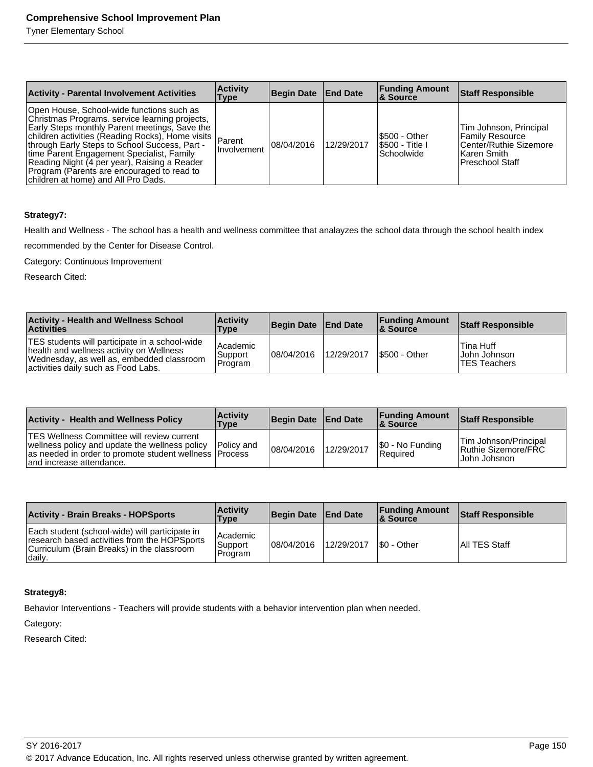| Activity - Parental Involvement Activities | Activity Type | Begin Date | End Date | Funding Amount & Source | Staff Responsible |
|---|---|---|---|---|---|
| Open House, School-wide functions such as Christmas Programs. service learning projects, Early Steps monthly Parent meetings, Save the children activities (Reading Rocks), Home visits through Early Steps to School Success, Part -time Parent Engagement Specialist, Family Reading Night (4 per year), Raising a Reader Program (Parents are encouraged to read to children at home) and All Pro Dads. | Parent Involvement | 08/04/2016 | 12/29/2017 | $500 - Other<br>$500 - Title I Schoolwide | Tim Johnson, Principal<br>Family Resource Center/Ruthie Sizemore<br>Karen Smith<br>Preschool Staff |

**Strategy7:**

Health and Wellness - The school has a health and wellness committee that analayzes the school data through the school health index recommended by the Center for Disease Control.

Category: Continuous Improvement

Research Cited:

| Activity - Health and Wellness School Activities | Activity Type | Begin Date | End Date | Funding Amount & Source | Staff Responsible |
|---|---|---|---|---|---|
| TES students will participate in a school-wide health and wellness activity on Wellness Wednesday, as well as, embedded classroom activities daily such as Food Labs. | Academic Support Program | 08/04/2016 | 12/29/2017 | $500 - Other | Tina Huff<br>John Johnson<br>TES Teachers |

| Activity - Health and Wellness Policy | Activity Type | Begin Date | End Date | Funding Amount & Source | Staff Responsible |
|---|---|---|---|---|---|
| TES Wellness Committee will review current wellness policy and update the wellness policy as needed in order to promote student wellness and increase attendance. | Policy and Process | 08/04/2016 | 12/29/2017 | $0 - No Funding Required | Tim Johnson/Principal<br>Ruthie Sizemore/FRC<br>John Johsnon |

| Activity - Brain Breaks - HOPSports | Activity Type | Begin Date | End Date | Funding Amount & Source | Staff Responsible |
|---|---|---|---|---|---|
| Each student (school-wide) will participate in research based activities from the HOPSports Curriculum (Brain Breaks) in the classroom daily. | Academic Support Program | 08/04/2016 | 12/29/2017 | $0 - Other | All TES Staff |

**Strategy8:**

Behavior Interventions - Teachers will provide students with a behavior intervention plan when needed.

Category:

Research Cited: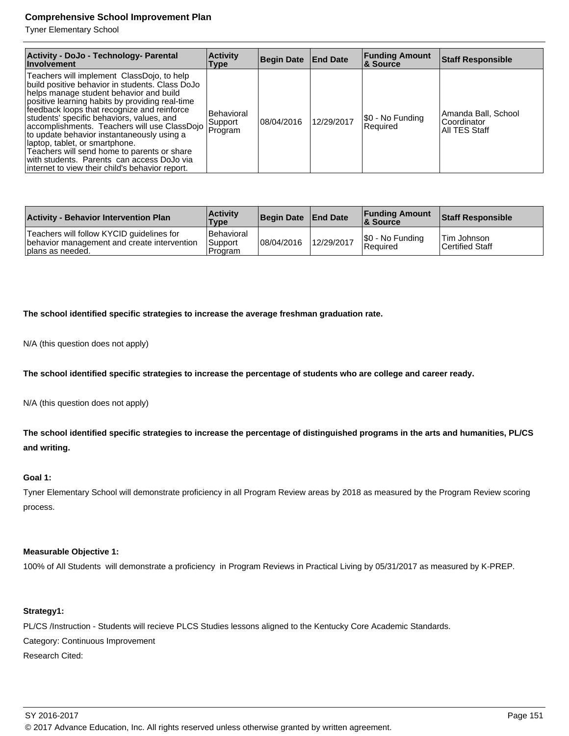| Activity - DoJo - Technology- Parental Involvement | Activity Type | Begin Date | End Date | Funding Amount & Source | Staff Responsible |
|---|---|---|---|---|---|
| Teachers will implement ClassDojo, to help build positive behavior in students. Class DoJo helps manage student behavior and build positive learning habits by providing real-time feedback loops that recognize and reinforce students' specific behaviors, values, and accomplishments. Teachers will use ClassDojo to update behavior instantaneously using a laptop, tablet, or smartphone. Teachers will send home to parents or share with students. Parents can access DoJo via internet to view their child's behavior report. | Behavioral Support Program | 08/04/2016 | 12/29/2017 | $0 - No Funding Required | Amanda Ball, School Coordinator All TES Staff |

| Activity - Behavior Intervention Plan | Activity Type | Begin Date | End Date | Funding Amount & Source | Staff Responsible |
|---|---|---|---|---|---|
| Teachers will follow KYCID guidelines for behavior management and create intervention plans as needed. | Behavioral Support Program | 08/04/2016 | 12/29/2017 | $0 - No Funding Required | Tim Johnson Certified Staff |

**The school identified specific strategies to increase the average freshman graduation rate.**

N/A (this question does not apply)

**The school identified specific strategies to increase the percentage of students who are college and career ready.**

N/A (this question does not apply)

**The school identified specific strategies to increase the percentage of distinguished programs in the arts and humanities, PL/CS and writing.**

**Goal 1:**

Tyner Elementary School will demonstrate proficiency in all Program Review areas by 2018 as measured by the Program Review scoring process.

**Measurable Objective 1:**

100% of All Students will demonstrate a proficiency in Program Reviews in Practical Living by 05/31/2017 as measured by K-PREP.

**Strategy1:**

PL/CS /Instruction - Students will recieve PLCS Studies lessons aligned to the Kentucky Core Academic Standards.

Category: Continuous Improvement

Research Cited: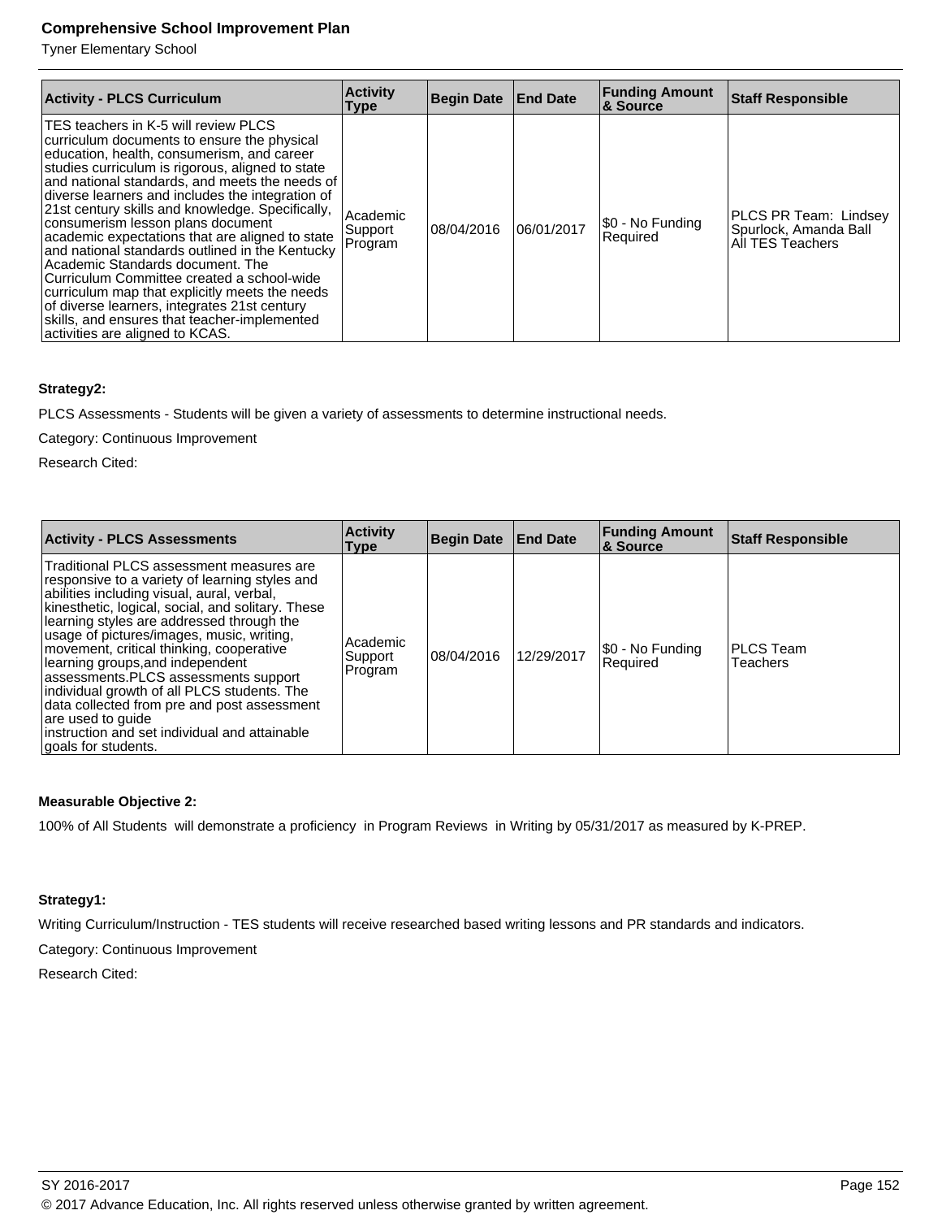| Activity - PLCS Curriculum | Activity Type | Begin Date | End Date | Funding Amount & Source | Staff Responsible |
|---|---|---|---|---|---|
| TES teachers in K-5 will review PLCS curriculum documents to ensure the physical education, health, consumerism, and career studies curriculum is rigorous, aligned to state and national standards, and meets the needs of diverse learners and includes the integration of 21st century skills and knowledge. Specifically, consumerism lesson plans document academic expectations that are aligned to state and national standards outlined in the Kentucky Academic Standards document. The Curriculum Committee created a school-wide curriculum map that explicitly meets the needs of diverse learners, integrates 21st century skills, and ensures that teacher-implemented activities are aligned to KCAS. | Academic Support Program | 08/04/2016 | 06/01/2017 | $0 - No Funding Required | PLCS PR Team: Lindsey Spurlock, Amanda Ball All TES Teachers |

**Strategy2:**

PLCS Assessments - Students will be given a variety of assessments to determine instructional needs.

Category: Continuous Improvement

Research Cited:

| Activity - PLCS Assessments | Activity Type | Begin Date | End Date | Funding Amount & Source | Staff Responsible |
|---|---|---|---|---|---|
| Traditional PLCS assessment measures are responsive to a variety of learning styles and abilities including visual, aural, verbal, kinesthetic, logical, social, and solitary. These learning styles are addressed through the usage of pictures/images, music, writing, movement, critical thinking, cooperative learning groups,and independent assessments.PLCS assessments support individual growth of all PLCS students. The data collected from pre and post assessment are used to guide instruction and set individual and attainable goals for students. | Academic Support Program | 08/04/2016 | 12/29/2017 | $0 - No Funding Required | PLCS Team Teachers |

**Measurable Objective 2:**

100% of All Students will demonstrate a proficiency in Program Reviews in Writing by 05/31/2017 as measured by K-PREP.

**Strategy1:**

Writing Curriculum/Instruction - TES students will receive researched based writing lessons and PR standards and indicators.

Category: Continuous Improvement

Research Cited: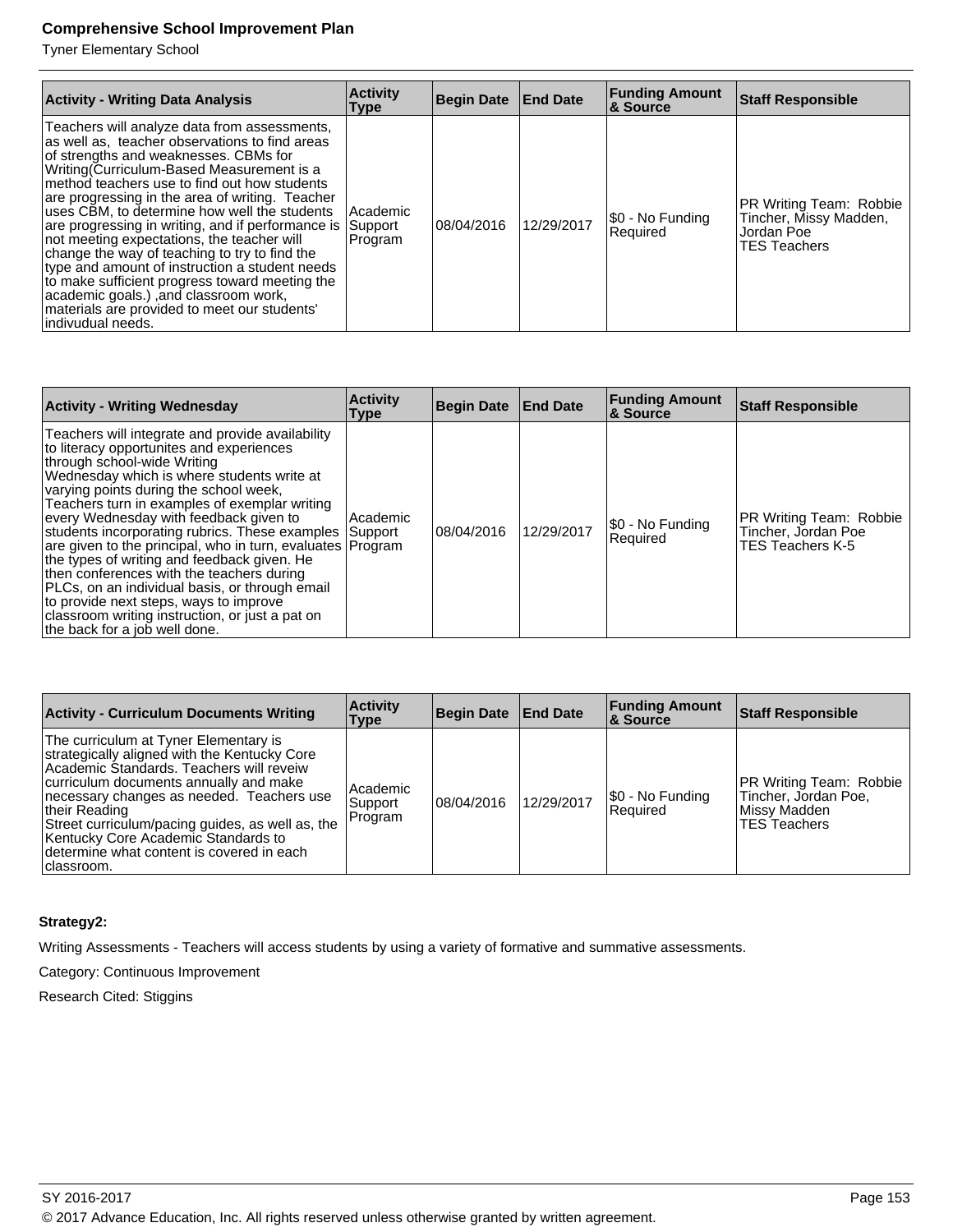| Activity - Writing Data Analysis | Activity Type | Begin Date | End Date | Funding Amount & Source | Staff Responsible |
|---|---|---|---|---|---|
| Teachers will analyze data from assessments, as well as, teacher observations to find areas of strengths and weaknesses. CBMs for Writing(Curriculum-Based Measurement is a method teachers use to find out how students are progressing in the area of writing. Teacher uses CBM, to determine how well the students are progressing in writing, and if performance is not meeting expectations, the teacher will change the way of teaching to try to find the type and amount of instruction a student needs to make sufficient progress toward meeting the academic goals.) ,and classroom work, materials are provided to meet our students' indivudual needs. | Academic Support Program | 08/04/2016 | 12/29/2017 | $0 - No Funding Required | PR Writing Team: Robbie Tincher, Missy Madden, Jordan Poe TES Teachers |

| Activity - Writing Wednesday | Activity Type | Begin Date | End Date | Funding Amount & Source | Staff Responsible |
|---|---|---|---|---|---|
| Teachers will integrate and provide availability to literacy opportunites and experiences through school-wide Writing Wednesday which is where students write at varying points during the school week, Teachers turn in examples of exemplar writing every Wednesday with feedback given to students incorporating rubrics. These examples are given to the principal, who in turn, evaluates the types of writing and feedback given. He then conferences with the teachers during PLCs, on an individual basis, or through email to provide next steps, ways to improve classroom writing instruction, or just a pat on the back for a job well done. | Academic Support Program | 08/04/2016 | 12/29/2017 | $0 - No Funding Required | PR Writing Team: Robbie Tincher, Jordan Poe TES Teachers K-5 |

| Activity - Curriculum Documents Writing | Activity Type | Begin Date | End Date | Funding Amount & Source | Staff Responsible |
|---|---|---|---|---|---|
| The curriculum at Tyner Elementary is strategically aligned with the Kentucky Core Academic Standards. Teachers will reveiw curriculum documents annually and make necessary changes as needed. Teachers use their Reading Street curriculum/pacing guides, as well as, the Kentucky Core Academic Standards to determine what content is covered in each classroom. | Academic Support Program | 08/04/2016 | 12/29/2017 | $0 - No Funding Required | PR Writing Team: Robbie Tincher, Jordan Poe, Missy Madden TES Teachers |

**Strategy2:**

Writing Assessments - Teachers will access students by using a variety of formative and summative assessments.

Category: Continuous Improvement

Research Cited: Stiggins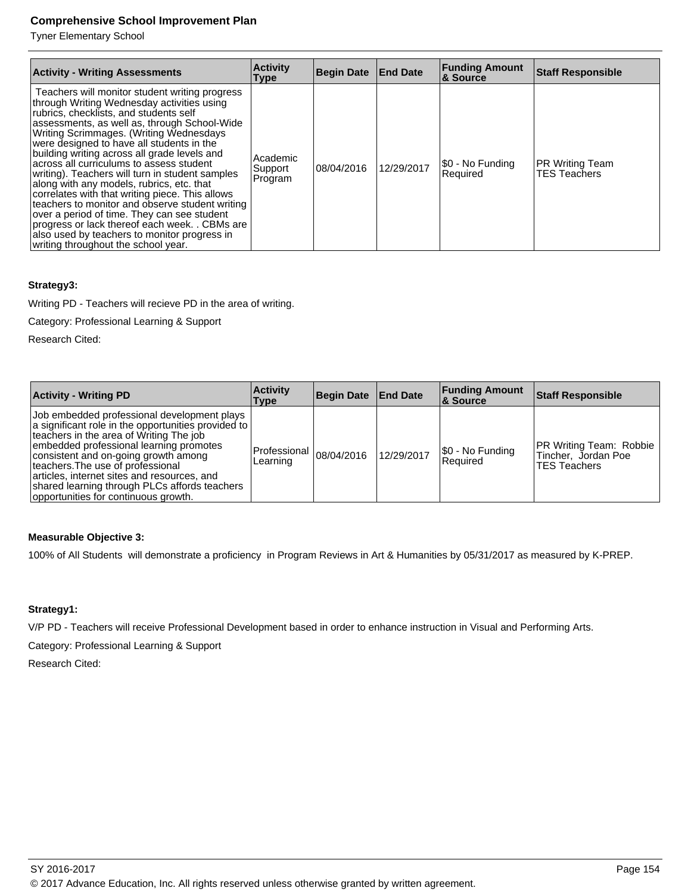| Activity - Writing Assessments | Activity Type | Begin Date | End Date | Funding Amount & Source | Staff Responsible |
|---|---|---|---|---|---|
| Teachers will monitor student writing progress through Writing Wednesday activities using rubrics, checklists, and students self assessments, as well as, through School-Wide Writing Scrimmages. (Writing Wednesdays were designed to have all students in the building writing across all grade levels and across all curriculums to assess student writing). Teachers will turn in student samples along with any models, rubrics, etc. that correlates with that writing piece. This allows teachers to monitor and observe student writing over a period of time. They can see student progress or lack thereof each week. . CBMs are also used by teachers to monitor progress in writing throughout the school year. | Academic Support Program | 08/04/2016 | 12/29/2017 | $0 - No Funding Required | PR Writing Team<br>TES Teachers |

**Strategy3:**

Writing PD - Teachers will recieve PD in the area of writing.

Category: Professional Learning & Support

Research Cited:

| Activity - Writing PD | Activity Type | Begin Date | End Date | Funding Amount & Source | Staff Responsible |
|---|---|---|---|---|---|
| Job embedded professional development plays a significant role in the opportunities provided to teachers in the area of Writing The job embedded professional learning promotes consistent and on-going growth among teachers.The use of professional articles, internet sites and resources, and shared learning through PLCs affords teachers opportunities for continuous growth. | Professional Learning | 08/04/2016 | 12/29/2017 | $0 - No Funding Required | PR Writing Team: Robbie Tincher, Jordan Poe<br>TES Teachers |

**Measurable Objective 3:**

100% of All Students will demonstrate a proficiency in Program Reviews in Art & Humanities by 05/31/2017 as measured by K-PREP.

**Strategy1:**

V/P PD - Teachers will receive Professional Development based in order to enhance instruction in Visual and Performing Arts.

Category: Professional Learning & Support

Research Cited: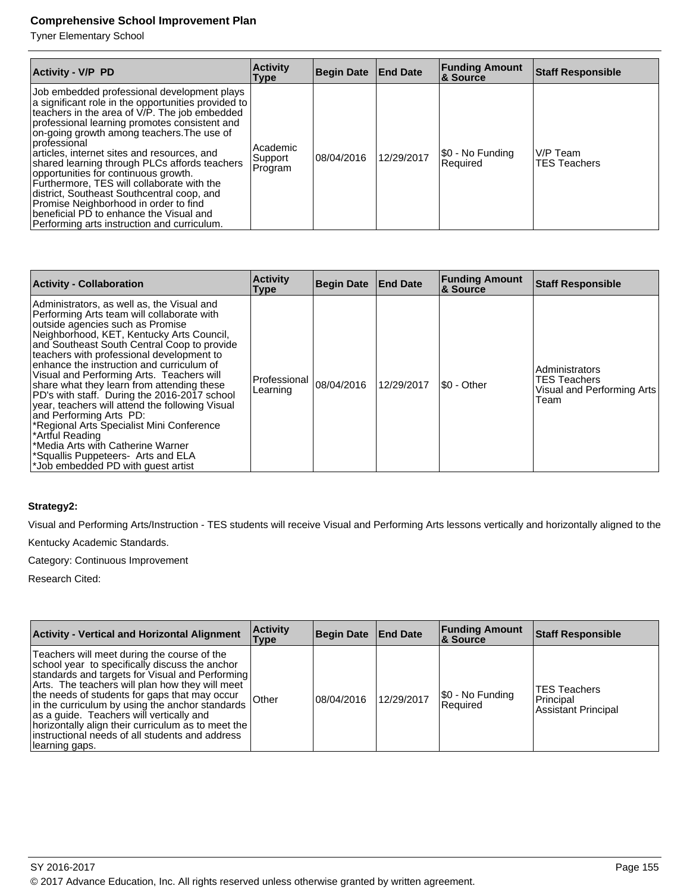| Activity - V/P PD | Activity Type | Begin Date | End Date | Funding Amount & Source | Staff Responsible |
|---|---|---|---|---|---|
| Job embedded professional development plays a significant role in the opportunities provided to teachers in the area of V/P. The job embedded professional learning promotes consistent and on-going growth among teachers.The use of professional articles, internet sites and resources, and shared learning through PLCs affords teachers opportunities for continuous growth. Furthermore, TES will collaborate with the district, Southeast Southcentral coop, and Promise Neighborhood in order to find beneficial PD to enhance the Visual and Performing arts instruction and curriculum. | Academic Support Program | 08/04/2016 | 12/29/2017 | $0 - No Funding Required | V/P Team<br>TES Teachers |

| Activity - Collaboration | Activity Type | Begin Date | End Date | Funding Amount & Source | Staff Responsible |
|---|---|---|---|---|---|
| Administrators, as well as, the Visual and Performing Arts team will collaborate with outside agencies such as Promise Neighborhood, KET, Kentucky Arts Council, and Southeast South Central Coop to provide teachers with professional development to enhance the instruction and curriculum of Visual and Performing Arts. Teachers will share what they learn from attending these PD's with staff. During the 2016-2017 school year, teachers will attend the following Visual and Performing Arts PD:<br>*Regional Arts Specialist Mini Conference<br>*Artful Reading<br>*Media Arts with Catherine Warner<br>*Squallis Puppeteers- Arts and ELA<br>*Job embedded PD with guest artist | Professional Learning | 08/04/2016 | 12/29/2017 | $0 - Other | Administrators<br>TES Teachers<br>Visual and Performing Arts Team |

**Strategy2:**

Visual and Performing Arts/Instruction - TES students will receive Visual and Performing Arts lessons vertically and horizontally aligned to the Kentucky Academic Standards.

Category: Continuous Improvement

Research Cited:

| Activity - Vertical and Horizontal Alignment | Activity Type | Begin Date | End Date | Funding Amount & Source | Staff Responsible |
|---|---|---|---|---|---|
| Teachers will meet during the course of the school year to specifically discuss the anchor standards and targets for Visual and Performing Arts. The teachers will plan how they will meet the needs of students for gaps that may occur in the curriculum by using the anchor standards as a guide. Teachers will vertically and horizontally align their curriculum as to meet the instructional needs of all students and address learning gaps. | Other | 08/04/2016 | 12/29/2017 | $0 - No Funding Required | TES Teachers<br>Principal<br>Assistant Principal |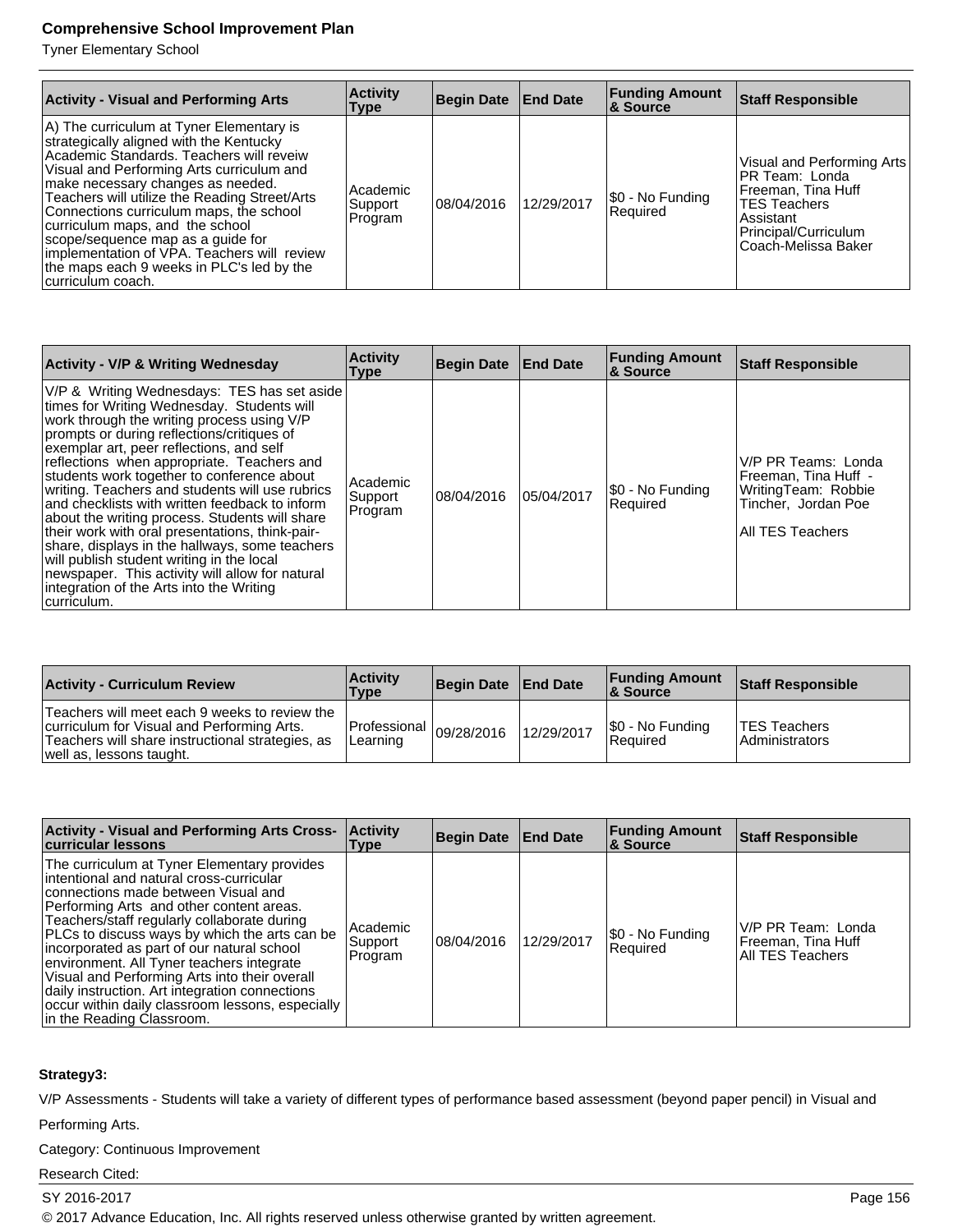| Activity - Visual and Performing Arts | Activity Type | Begin Date | End Date | Funding Amount & Source | Staff Responsible |
|---|---|---|---|---|---|
| A) The curriculum at Tyner Elementary is strategically aligned with the Kentucky Academic Standards. Teachers will reveiw Visual and Performing Arts curriculum and make necessary changes as needed. Teachers will utilize the Reading Street/Arts Connections curriculum maps, the school curriculum maps, and the school scope/sequence map as a guide for implementation of VPA. Teachers will review the maps each 9 weeks in PLC's led by the curriculum coach. | Academic Support Program | 08/04/2016 | 12/29/2017 | $0 - No Funding Required | Visual and Performing Arts PR Team: Londa Freeman, Tina Huff<br>TES Teachers<br>Assistant Principal/Curriculum Coach-Melissa Baker |

| Activity - V/P & Writing Wednesday | Activity Type | Begin Date | End Date | Funding Amount & Source | Staff Responsible |
|---|---|---|---|---|---|
| V/P & Writing Wednesdays: TES has set aside times for Writing Wednesday. Students will work through the writing process using V/P prompts or during reflections/critiques of exemplar art, peer reflections, and self reflections when appropriate. Teachers and students work together to conference about writing. Teachers and students will use rubrics and checklists with written feedback to inform about the writing process. Students will share their work with oral presentations, think-pair-share, displays in the hallways, some teachers will publish student writing in the local newspaper. This activity will allow for natural integration of the Arts into the Writing curriculum. | Academic Support Program | 08/04/2016 | 05/04/2017 | $0 - No Funding Required | V/P PR Teams: Londa Freeman, Tina Huff - WritingTeam: Robbie Tincher, Jordan Poe<br><br>All TES Teachers |

| Activity - Curriculum Review | Activity Type | Begin Date | End Date | Funding Amount & Source | Staff Responsible |
|---|---|---|---|---|---|
| Teachers will meet each 9 weeks to review the curriculum for Visual and Performing Arts. Teachers will share instructional strategies, as well as, lessons taught. | Professional Learning | 09/28/2016 | 12/29/2017 | $0 - No Funding Required | TES Teachers<br>Administrators |

| Activity - Visual and Performing Arts Cross-curricular lessons | Activity Type | Begin Date | End Date | Funding Amount & Source | Staff Responsible |
|---|---|---|---|---|---|
| The curriculum at Tyner Elementary provides intentional and natural cross-curricular connections made between Visual and Performing Arts and other content areas. Teachers/staff regularly collaborate during PLCs to discuss ways by which the arts can be incorporated as part of our natural school environment. All Tyner teachers integrate Visual and Performing Arts into their overall daily instruction. Art integration connections occur within daily classroom lessons, especially in the Reading Classroom. | Academic Support Program | 08/04/2016 | 12/29/2017 | $0 - No Funding Required | V/P PR Team: Londa Freeman, Tina Huff<br>All TES Teachers |

**Strategy3:**

V/P Assessments - Students will take a variety of different types of performance based assessment (beyond paper pencil) in Visual and Performing Arts.

Category: Continuous Improvement

Research Cited: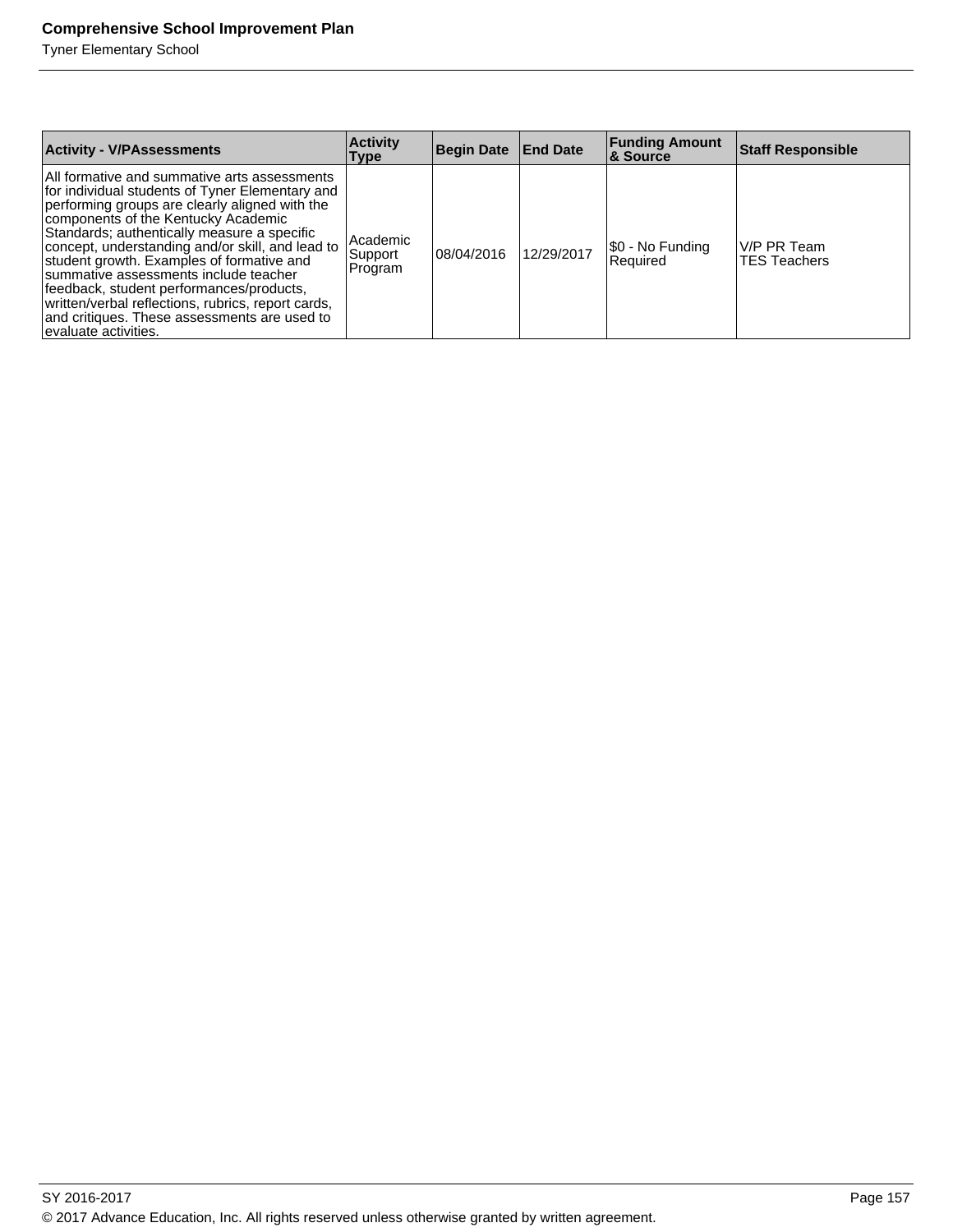| Activity - V/PAssessments | Activity Type | Begin Date | End Date | Funding Amount & Source | Staff Responsible |
|---|---|---|---|---|---|
| All formative and summative arts assessments for individual students of Tyner Elementary and performing groups are clearly aligned with the components of the Kentucky Academic Standards; authentically measure a specific concept, understanding and/or skill, and lead to student growth. Examples of formative and summative assessments include teacher feedback, student performances/products, written/verbal reflections, rubrics, report cards, and critiques. These assessments are used to evaluate activities. | Academic Support Program | 08/04/2016 | 12/29/2017 | $0 - No Funding Required | V/P PR Team<br>TES Teachers |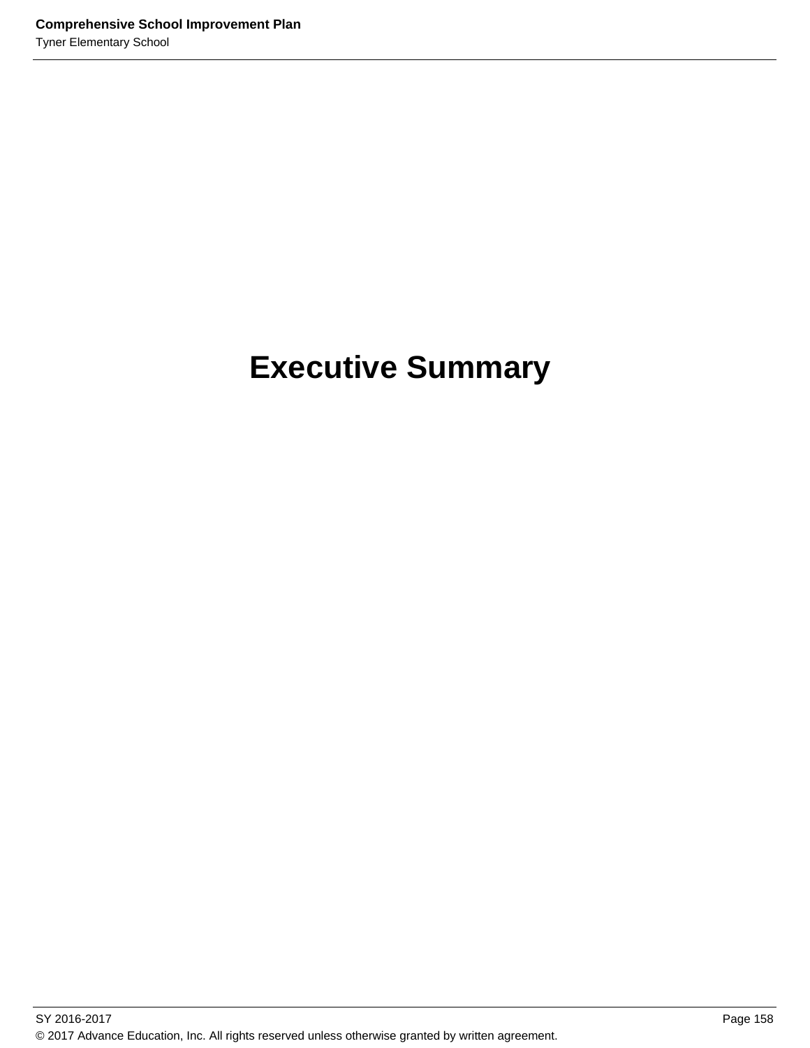# Executive Summary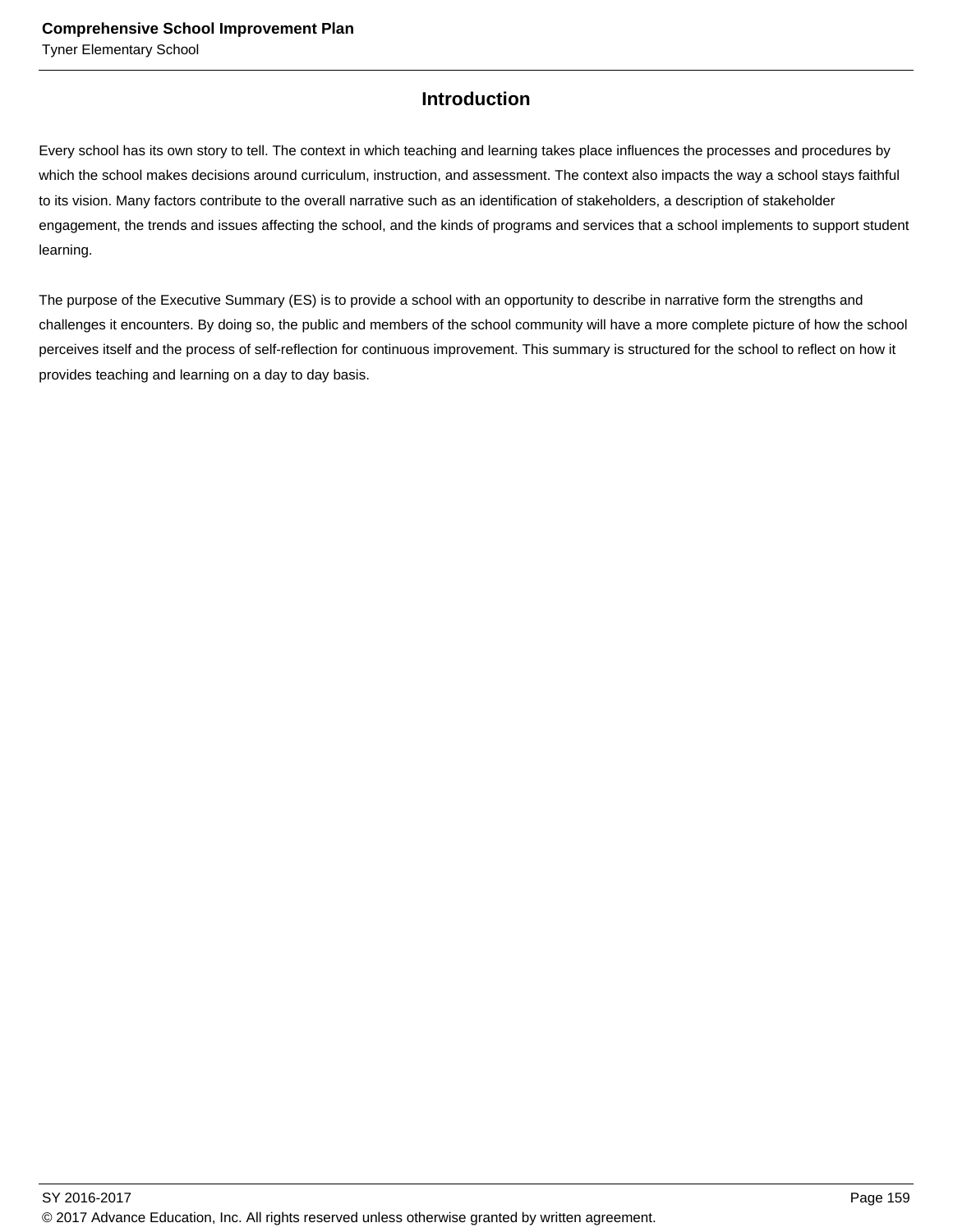## Introduction

Every school has its own story to tell. The context in which teaching and learning takes place influences the processes and procedures by which the school makes decisions around curriculum, instruction, and assessment. The context also impacts the way a school stays faithful to its vision. Many factors contribute to the overall narrative such as an identification of stakeholders, a description of stakeholder engagement, the trends and issues affecting the school, and the kinds of programs and services that a school implements to support student learning.

The purpose of the Executive Summary (ES) is to provide a school with an opportunity to describe in narrative form the strengths and challenges it encounters. By doing so, the public and members of the school community will have a more complete picture of how the school perceives itself and the process of self-reflection for continuous improvement. This summary is structured for the school to reflect on how it provides teaching and learning on a day to day basis.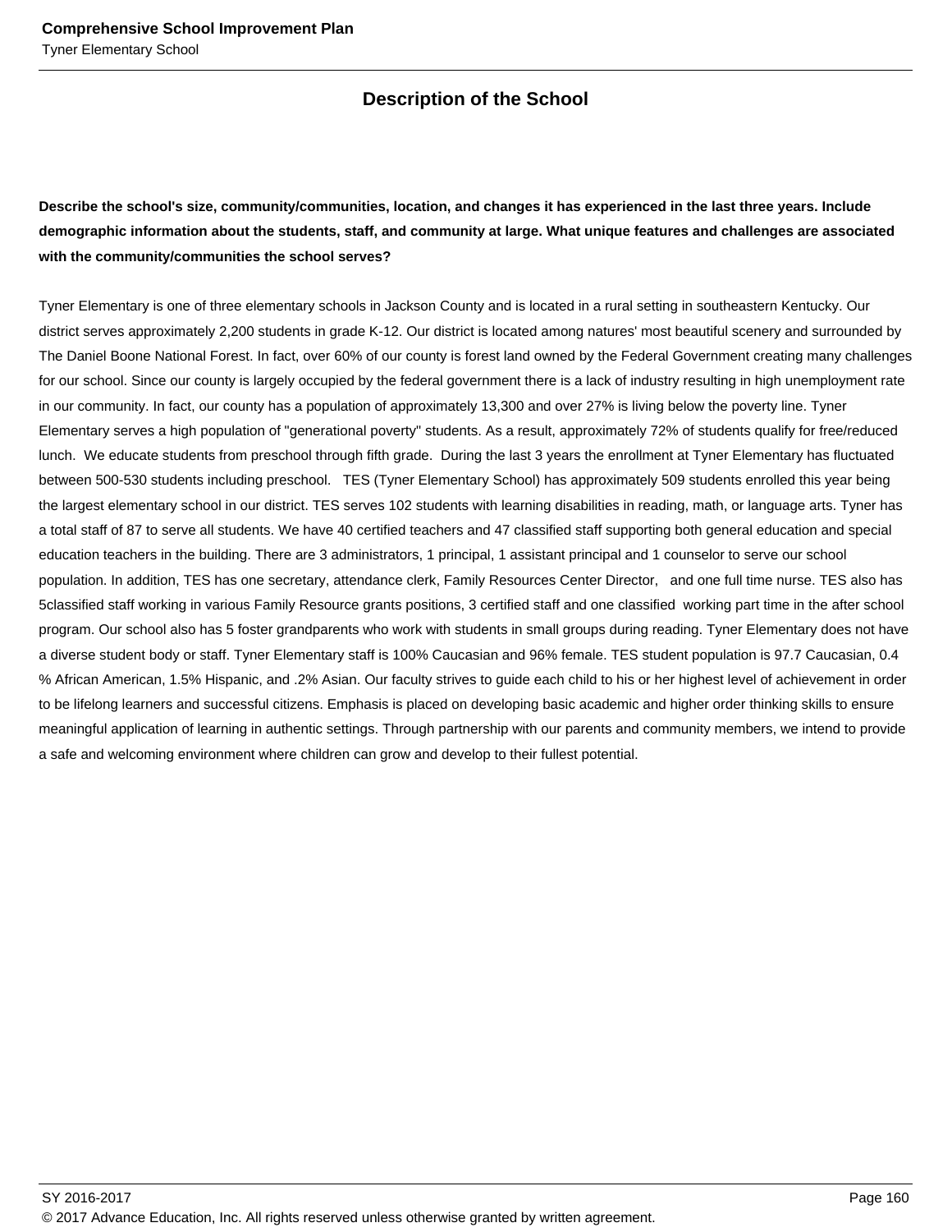## Description of the School

**Describe the school's size, community/communities, location, and changes it has experienced in the last three years. Include demographic information about the students, staff, and community at large. What unique features and challenges are associated with the community/communities the school serves?**

Tyner Elementary is one of three elementary schools in Jackson County and is located in a rural setting in southeastern Kentucky. Our district serves approximately 2,200 students in grade K-12. Our district is located among natures' most beautiful scenery and surrounded by The Daniel Boone National Forest. In fact, over 60% of our county is forest land owned by the Federal Government creating many challenges for our school. Since our county is largely occupied by the federal government there is a lack of industry resulting in high unemployment rate in our community. In fact, our county has a population of approximately 13,300 and over 27% is living below the poverty line. Tyner Elementary serves a high population of "generational poverty" students. As a result, approximately 72% of students qualify for free/reduced lunch. We educate students from preschool through fifth grade. During the last 3 years the enrollment at Tyner Elementary has fluctuated between 500-530 students including preschool. TES (Tyner Elementary School) has approximately 509 students enrolled this year being the largest elementary school in our district. TES serves 102 students with learning disabilities in reading, math, or language arts. Tyner has a total staff of 87 to serve all students. We have 40 certified teachers and 47 classified staff supporting both general education and special education teachers in the building. There are 3 administrators, 1 principal, 1 assistant principal and 1 counselor to serve our school population. In addition, TES has one secretary, attendance clerk, Family Resources Center Director, and one full time nurse. TES also has 5classified staff working in various Family Resource grants positions, 3 certified staff and one classified working part time in the after school program. Our school also has 5 foster grandparents who work with students in small groups during reading. Tyner Elementary does not have a diverse student body or staff. Tyner Elementary staff is 100% Caucasian and 96% female. TES student population is 97.7 Caucasian, 0.4 % African American, 1.5% Hispanic, and .2% Asian. Our faculty strives to guide each child to his or her highest level of achievement in order to be lifelong learners and successful citizens. Emphasis is placed on developing basic academic and higher order thinking skills to ensure meaningful application of learning in authentic settings. Through partnership with our parents and community members, we intend to provide a safe and welcoming environment where children can grow and develop to their fullest potential.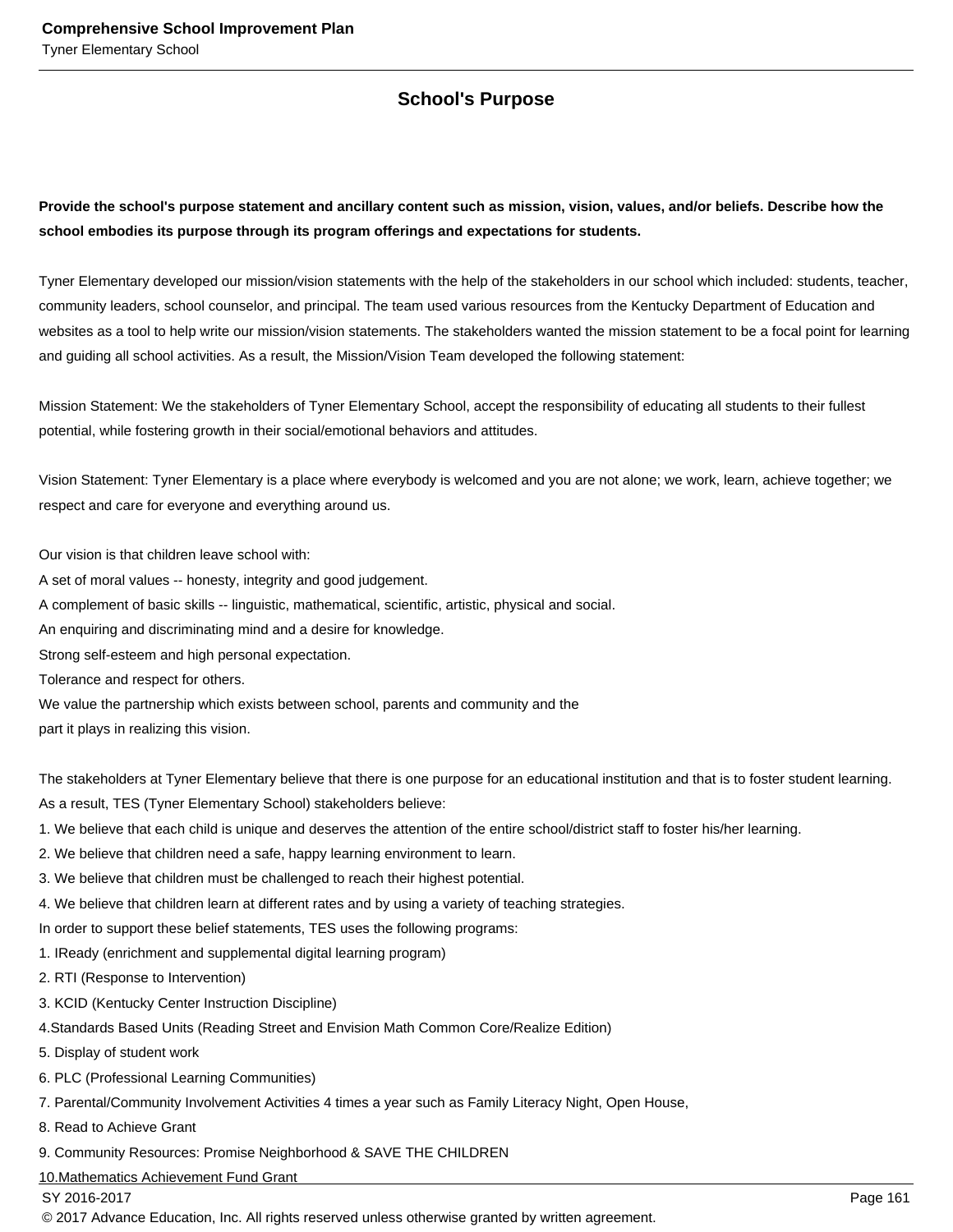## School's Purpose

**Provide the school's purpose statement and ancillary content such as mission, vision, values, and/or beliefs. Describe how the school embodies its purpose through its program offerings and expectations for students.**

Tyner Elementary developed our mission/vision statements with the help of the stakeholders in our school which included: students, teacher, community leaders, school counselor, and principal. The team used various resources from the Kentucky Department of Education and websites as a tool to help write our mission/vision statements. The stakeholders wanted the mission statement to be a focal point for learning and guiding all school activities. As a result, the Mission/Vision Team developed the following statement:

Mission Statement: We the stakeholders of Tyner Elementary School, accept the responsibility of educating all students to their fullest potential, while fostering growth in their social/emotional behaviors and attitudes.

Vision Statement: Tyner Elementary is a place where everybody is welcomed and you are not alone; we work, learn, achieve together; we respect and care for everyone and everything around us.

Our vision is that children leave school with:
A set of moral values -- honesty, integrity and good judgement.
A complement of basic skills -- linguistic, mathematical, scientific, artistic, physical and social.
An enquiring and discriminating mind and a desire for knowledge.
Strong self-esteem and high personal expectation.
Tolerance and respect for others.
We value the partnership which exists between school, parents and community and the
part it plays in realizing this vision.

The stakeholders at Tyner Elementary believe that there is one purpose for an educational institution and that is to foster student learning. As a result, TES (Tyner Elementary School) stakeholders believe:
1. We believe that each child is unique and deserves the attention of the entire school/district staff to foster his/her learning.
2. We believe that children need a safe, happy learning environment to learn.
3. We believe that children must be challenged to reach their highest potential.
4. We believe that children learn at different rates and by using a variety of teaching strategies.
In order to support these belief statements, TES uses the following programs:
1. IReady (enrichment and supplemental digital learning program)
2. RTI (Response to Intervention)
3. KCID (Kentucky Center Instruction Discipline)
4.Standards Based Units (Reading Street and Envision Math Common Core/Realize Edition)
5. Display of student work
6. PLC (Professional Learning Communities)
7. Parental/Community Involvement Activities 4 times a year such as Family Literacy Night, Open House,
8. Read to Achieve Grant
9. Community Resources: Promise Neighborhood & SAVE THE CHILDREN
10.Mathematics Achievement Fund Grant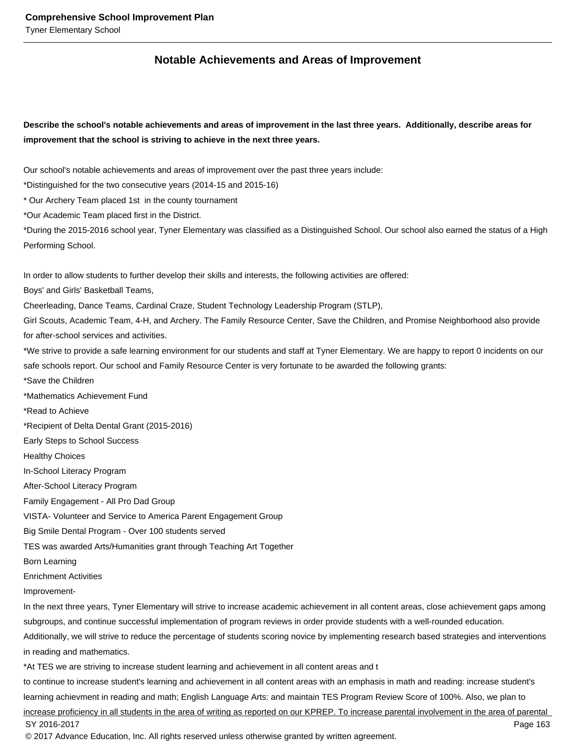## Notable Achievements and Areas of Improvement

**Describe the school's notable achievements and areas of improvement in the last three years. Additionally, describe areas for improvement that the school is striving to achieve in the next three years.**

Our school's notable achievements and areas of improvement over the past three years include:
*Distinguished for the two consecutive years (2014-15 and 2015-16)
* Our Archery Team placed 1st in the county tournament
*Our Academic Team placed first in the District.
*During the 2015-2016 school year, Tyner Elementary was classified as a Distinguished School. Our school also earned the status of a High Performing School.

In order to allow students to further develop their skills and interests, the following activities are offered:
Boys' and Girls' Basketball Teams,
Cheerleading, Dance Teams, Cardinal Craze, Student Technology Leadership Program (STLP),
Girl Scouts, Academic Team, 4-H, and Archery. The Family Resource Center, Save the Children, and Promise Neighborhood also provide for after-school services and activities.
*We strive to provide a safe learning environment for our students and staff at Tyner Elementary. We are happy to report 0 incidents on our safe schools report. Our school and Family Resource Center is very fortunate to be awarded the following grants:
*Save the Children
*Mathematics Achievement Fund
*Read to Achieve
*Recipient of Delta Dental Grant (2015-2016)
Early Steps to School Success
Healthy Choices
In-School Literacy Program
After-School Literacy Program
Family Engagement - All Pro Dad Group
VISTA- Volunteer and Service to America Parent Engagement Group
Big Smile Dental Program - Over 100 students served
TES was awarded Arts/Humanities grant through Teaching Art Together
Born Learning
Enrichment Activities
Improvement-
In the next three years, Tyner Elementary will strive to increase academic achievement in all content areas, close achievement gaps among subgroups, and continue successful implementation of program reviews in order provide students with a well-rounded education.
Additionally, we will strive to reduce the percentage of students scoring novice by implementing research based strategies and interventions in reading and mathematics.
*At TES we are striving to increase student learning and achievement in all content areas and t
to continue to increase student's learning and achievement in all content areas with an emphasis in math and reading: increase student's learning achievment in reading and math; English Language Arts: and maintain TES Program Review Score of 100%. Also, we plan to increase proficiency in all students in the area of writing as reported on our KPREP. To increase parental involvement in the area of parental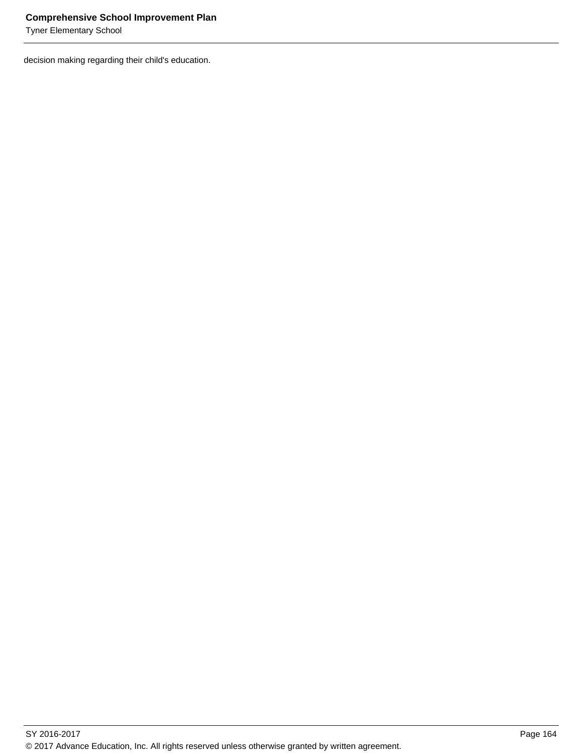decision making regarding their child's education.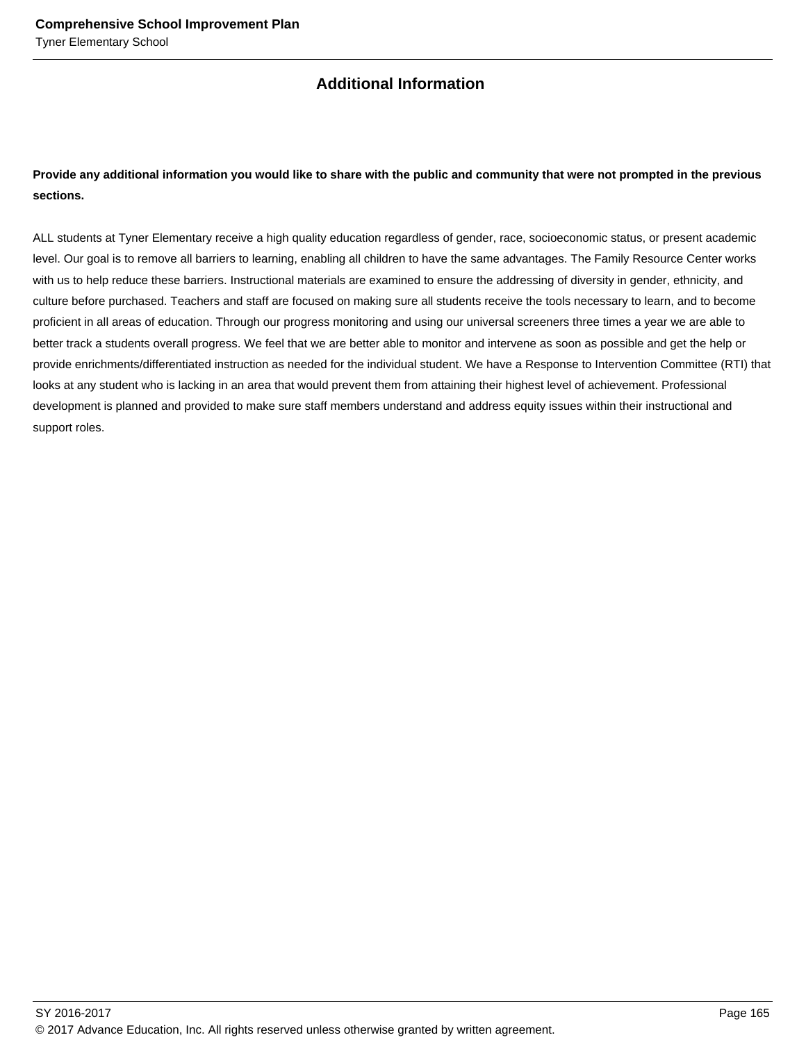## Additional Information

**Provide any additional information you would like to share with the public and community that were not prompted in the previous sections.**

ALL students at Tyner Elementary receive a high quality education regardless of gender, race, socioeconomic status, or present academic level. Our goal is to remove all barriers to learning, enabling all children to have the same advantages. The Family Resource Center works with us to help reduce these barriers. Instructional materials are examined to ensure the addressing of diversity in gender, ethnicity, and culture before purchased. Teachers and staff are focused on making sure all students receive the tools necessary to learn, and to become proficient in all areas of education. Through our progress monitoring and using our universal screeners three times a year we are able to better track a students overall progress. We feel that we are better able to monitor and intervene as soon as possible and get the help or provide enrichments/differentiated instruction as needed for the individual student. We have a Response to Intervention Committee (RTI) that looks at any student who is lacking in an area that would prevent them from attaining their highest level of achievement. Professional development is planned and provided to make sure staff members understand and address equity issues within their instructional and support roles.